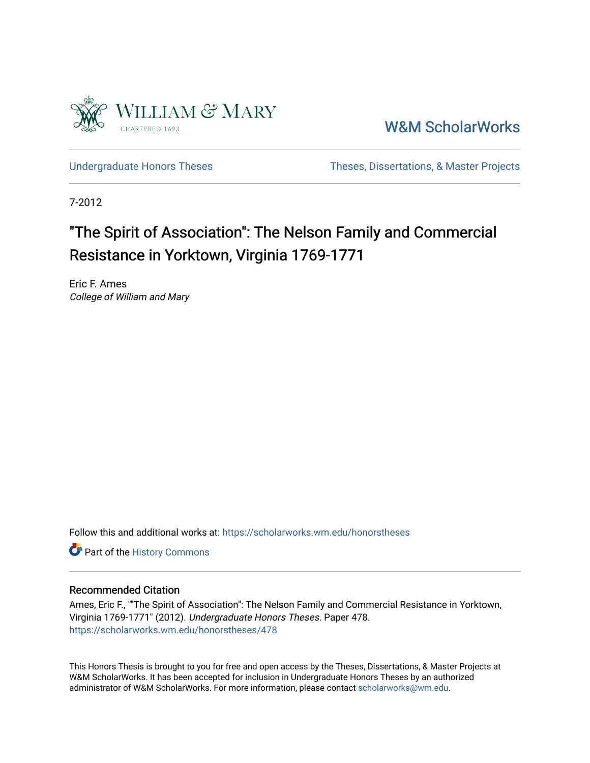William & Mary

CHARTERED 1693

W&M ScholarWorks

Undergraduate Honors Theses

Theses, Dissertations, & Master Projects

7-2012

# "The Spirit of Association": The Nelson Family and Commercial Resistance in Yorktown, Virginia 1769-1771

Eric F. Ames
*College of William and Mary*

Follow this and additional works at: https://scholarworks.wm.edu/honorstheses

Part of the History Commons

## Recommended Citation

Ames, Eric F., ""The Spirit of Association": The Nelson Family and Commercial Resistance in Yorktown, Virginia 1769-1771" (2012). *Undergraduate Honors Theses.* Paper 478.
https://scholarworks.wm.edu/honorstheses/478

This Honors Thesis is brought to you for free and open access by the Theses, Dissertations, & Master Projects at W&M ScholarWorks. It has been accepted for inclusion in Undergraduate Honors Theses by an authorized administrator of W&M ScholarWorks. For more information, please contact scholarworks@wm.edu.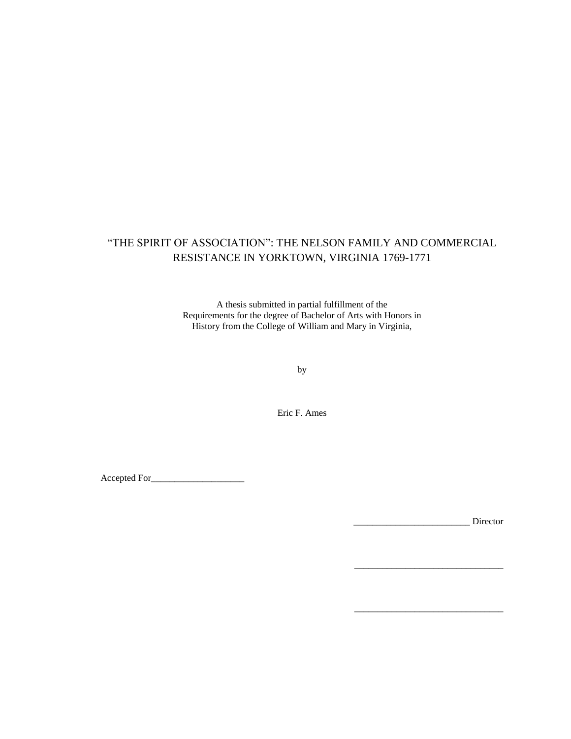# "THE SPIRIT OF ASSOCIATION": THE NELSON FAMILY AND COMMERCIAL RESISTANCE IN YORKTOWN, VIRGINIA 1769-1771

A thesis submitted in partial fulfillment of the
Requirements for the degree of Bachelor of Arts with Honors in
History from the College of William and Mary in Virginia,

by

Eric F. Ames

Accepted For____________________

_________________________ Director

________________________________

________________________________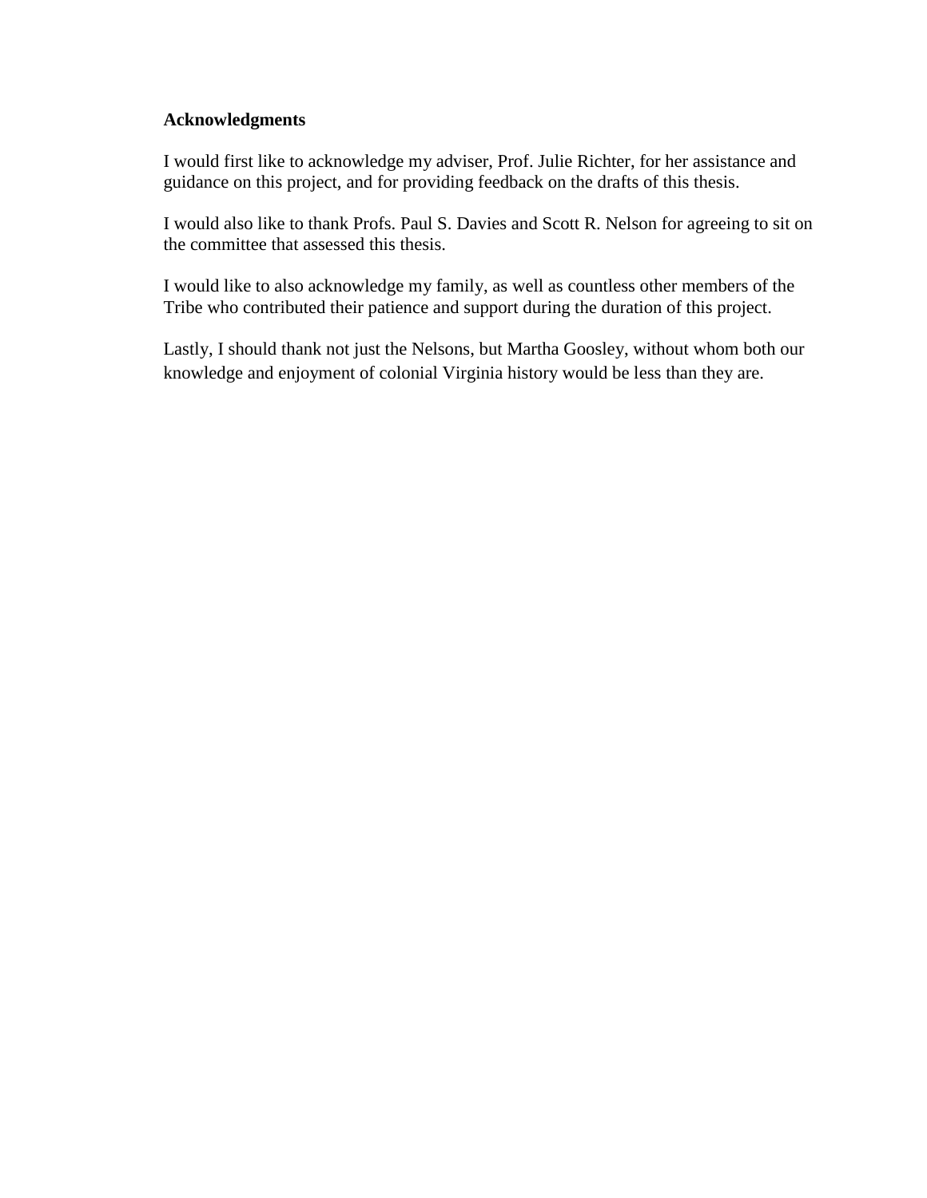**Acknowledgments**

I would first like to acknowledge my adviser, Prof. Julie Richter, for her assistance and guidance on this project, and for providing feedback on the drafts of this thesis.

I would also like to thank Profs. Paul S. Davies and Scott R. Nelson for agreeing to sit on the committee that assessed this thesis.

I would like to also acknowledge my family, as well as countless other members of the Tribe who contributed their patience and support during the duration of this project.

Lastly, I should thank not just the Nelsons, but Martha Goosley, without whom both our knowledge and enjoyment of colonial Virginia history would be less than they are.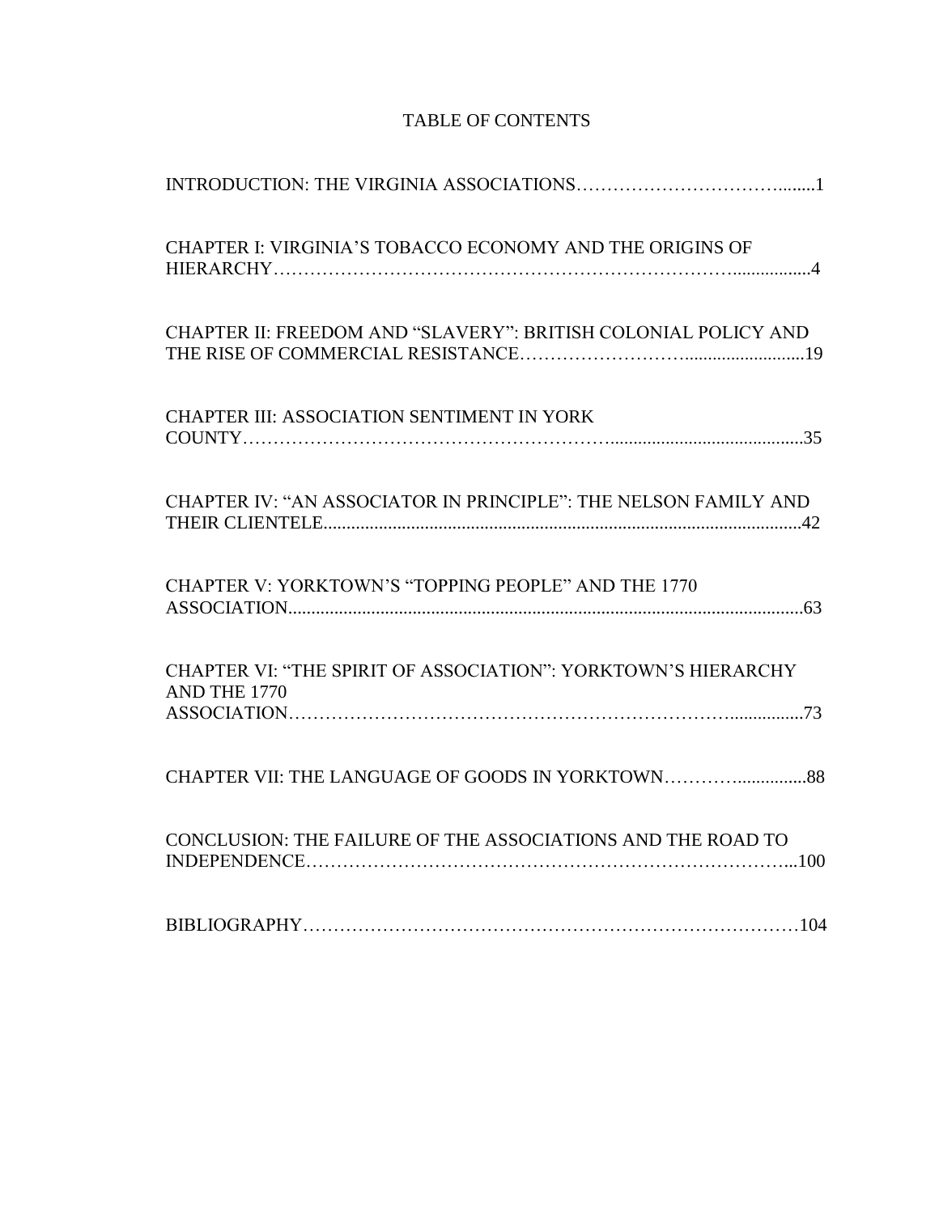# TABLE OF CONTENTS

INTRODUCTION: THE VIRGINIA ASSOCIATIONS……………………………........1

CHAPTER I: VIRGINIA'S TOBACCO ECONOMY AND THE ORIGINS OF HIERARCHY………………………………………………………………….................4

CHAPTER II: FREEDOM AND "SLAVERY": BRITISH COLONIAL POLICY AND THE RISE OF COMMERCIAL RESISTANCE……………………..........................19

CHAPTER III: ASSOCIATION SENTIMENT IN YORK COUNTY…………………………………………………….........................................35

CHAPTER IV: "AN ASSOCIATOR IN PRINCIPLE": THE NELSON FAMILY AND THEIR CLIENTELE.......................................................................................................42

CHAPTER V: YORKTOWN'S "TOPPING PEOPLE" AND THE 1770 ASSOCIATION...............................................................................................................63

CHAPTER VI: "THE SPIRIT OF ASSOCIATION": YORKTOWN'S HIERARCHY AND THE 1770 ASSOCIATION………………………………………………………………................73

CHAPTER VII: THE LANGUAGE OF GOODS IN YORKTOWN…………...............88

CONCLUSION: THE FAILURE OF THE ASSOCIATIONS AND THE ROAD TO INDEPENDENCE…………………………………………………………………...100

BIBLIOGRAPHY………………………………………………………………………104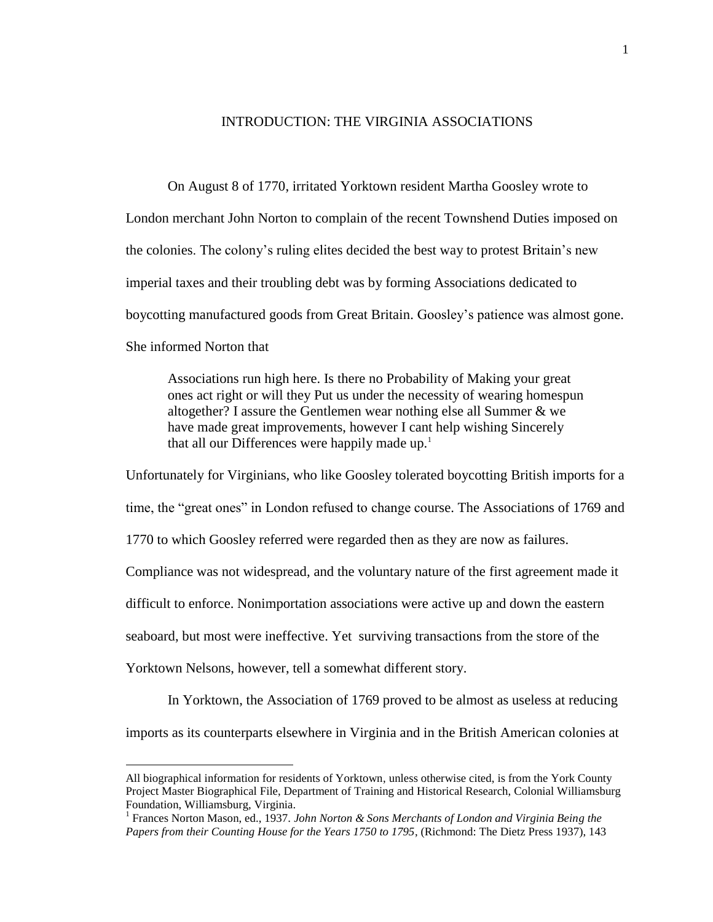## INTRODUCTION: THE VIRGINIA ASSOCIATIONS

On August 8 of 1770, irritated Yorktown resident Martha Goosley wrote to London merchant John Norton to complain of the recent Townshend Duties imposed on the colonies. The colony's ruling elites decided the best way to protest Britain's new imperial taxes and their troubling debt was by forming Associations dedicated to boycotting manufactured goods from Great Britain. Goosley's patience was almost gone. She informed Norton that

> Associations run high here. Is there no Probability of Making your great ones act right or will they Put us under the necessity of wearing homespun altogether? I assure the Gentlemen wear nothing else all Summer & we have made great improvements, however I cant help wishing Sincerely that all our Differences were happily made up.[1]

Unfortunately for Virginians, who like Goosley tolerated boycotting British imports for a time, the "great ones" in London refused to change course. The Associations of 1769 and 1770 to which Goosley referred were regarded then as they are now as failures. Compliance was not widespread, and the voluntary nature of the first agreement made it difficult to enforce. Nonimportation associations were active up and down the eastern seaboard, but most were ineffective. Yet surviving transactions from the store of the Yorktown Nelsons, however, tell a somewhat different story.

In Yorktown, the Association of 1769 proved to be almost as useless at reducing imports as its counterparts elsewhere in Virginia and in the British American colonies at

---

All biographical information for residents of Yorktown, unless otherwise cited, is from the York County Project Master Biographical File, Department of Training and Historical Research, Colonial Williamsburg Foundation, Williamsburg, Virginia.

[1] Frances Norton Mason, ed., 1937. *John Norton & Sons Merchants of London and Virginia Being the Papers from their Counting House for the Years 1750 to 1795*, (Richmond: The Dietz Press 1937), 143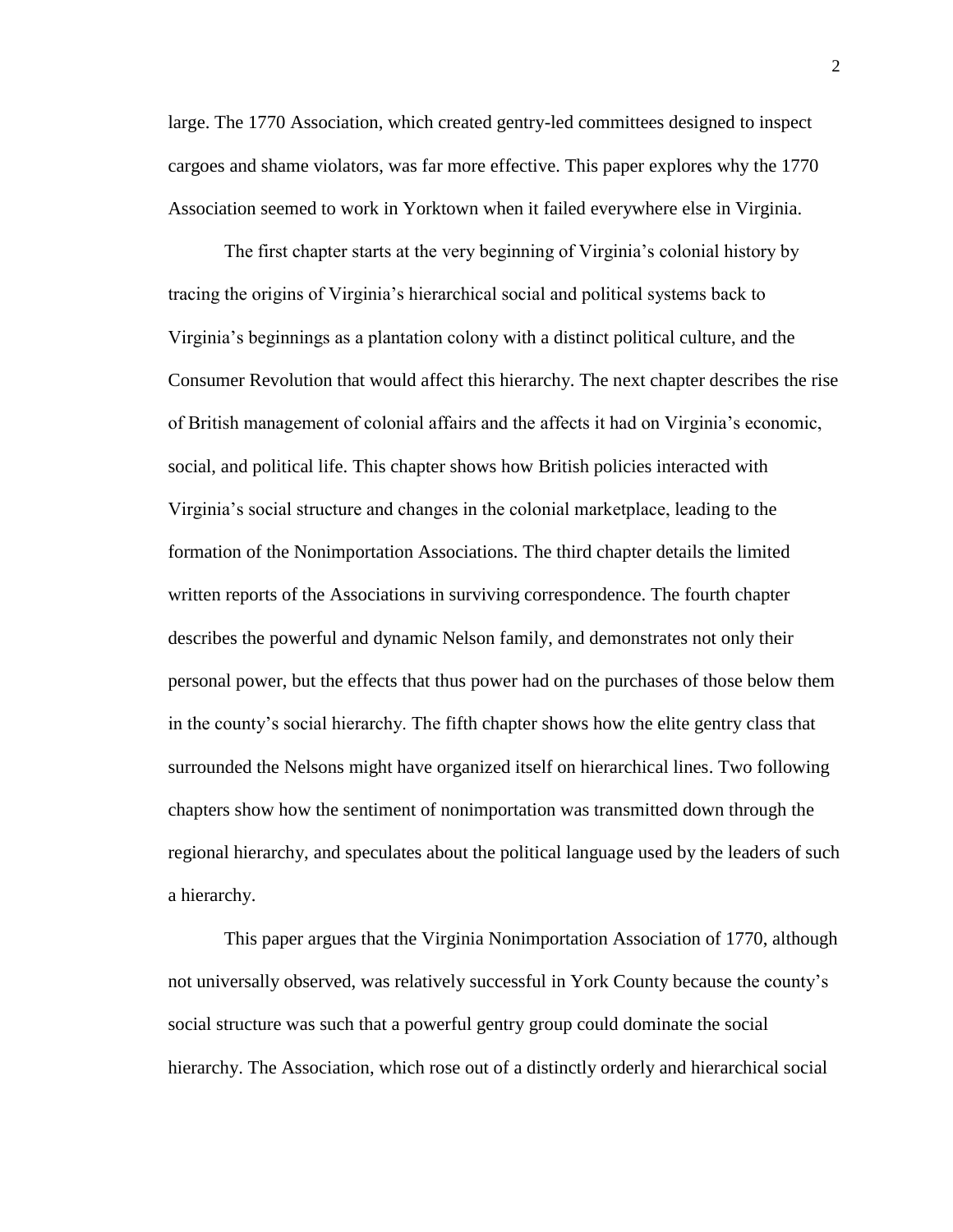large. The 1770 Association, which created gentry-led committees designed to inspect cargoes and shame violators, was far more effective. This paper explores why the 1770 Association seemed to work in Yorktown when it failed everywhere else in Virginia.

The first chapter starts at the very beginning of Virginia's colonial history by tracing the origins of Virginia's hierarchical social and political systems back to Virginia's beginnings as a plantation colony with a distinct political culture, and the Consumer Revolution that would affect this hierarchy. The next chapter describes the rise of British management of colonial affairs and the affects it had on Virginia's economic, social, and political life. This chapter shows how British policies interacted with Virginia's social structure and changes in the colonial marketplace, leading to the formation of the Nonimportation Associations. The third chapter details the limited written reports of the Associations in surviving correspondence. The fourth chapter describes the powerful and dynamic Nelson family, and demonstrates not only their personal power, but the effects that thus power had on the purchases of those below them in the county's social hierarchy. The fifth chapter shows how the elite gentry class that surrounded the Nelsons might have organized itself on hierarchical lines. Two following chapters show how the sentiment of nonimportation was transmitted down through the regional hierarchy, and speculates about the political language used by the leaders of such a hierarchy.

This paper argues that the Virginia Nonimportation Association of 1770, although not universally observed, was relatively successful in York County because the county's social structure was such that a powerful gentry group could dominate the social hierarchy. The Association, which rose out of a distinctly orderly and hierarchical social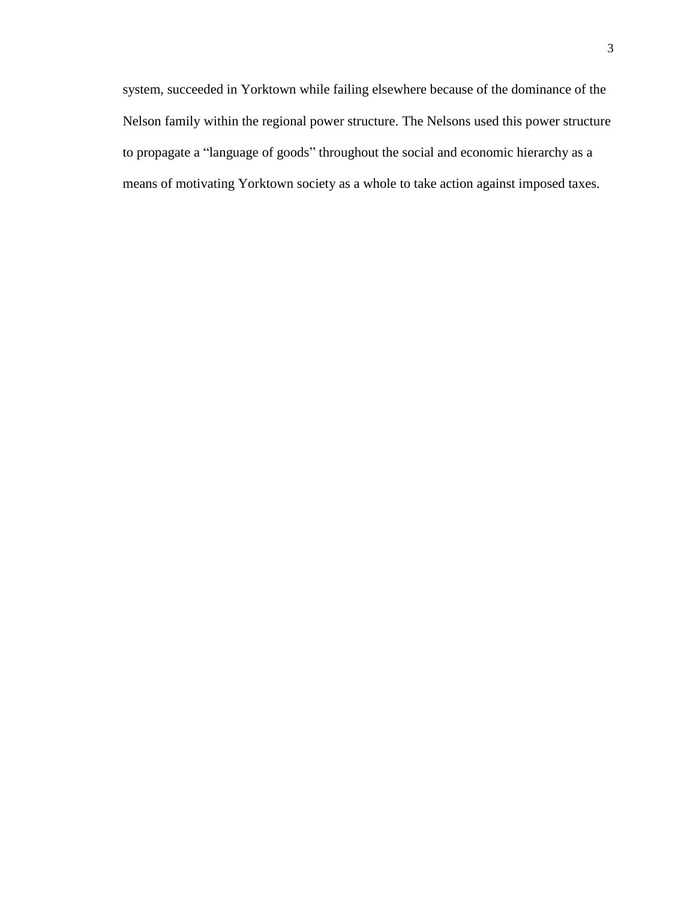system, succeeded in Yorktown while failing elsewhere because of the dominance of the Nelson family within the regional power structure. The Nelsons used this power structure to propagate a "language of goods" throughout the social and economic hierarchy as a means of motivating Yorktown society as a whole to take action against imposed taxes.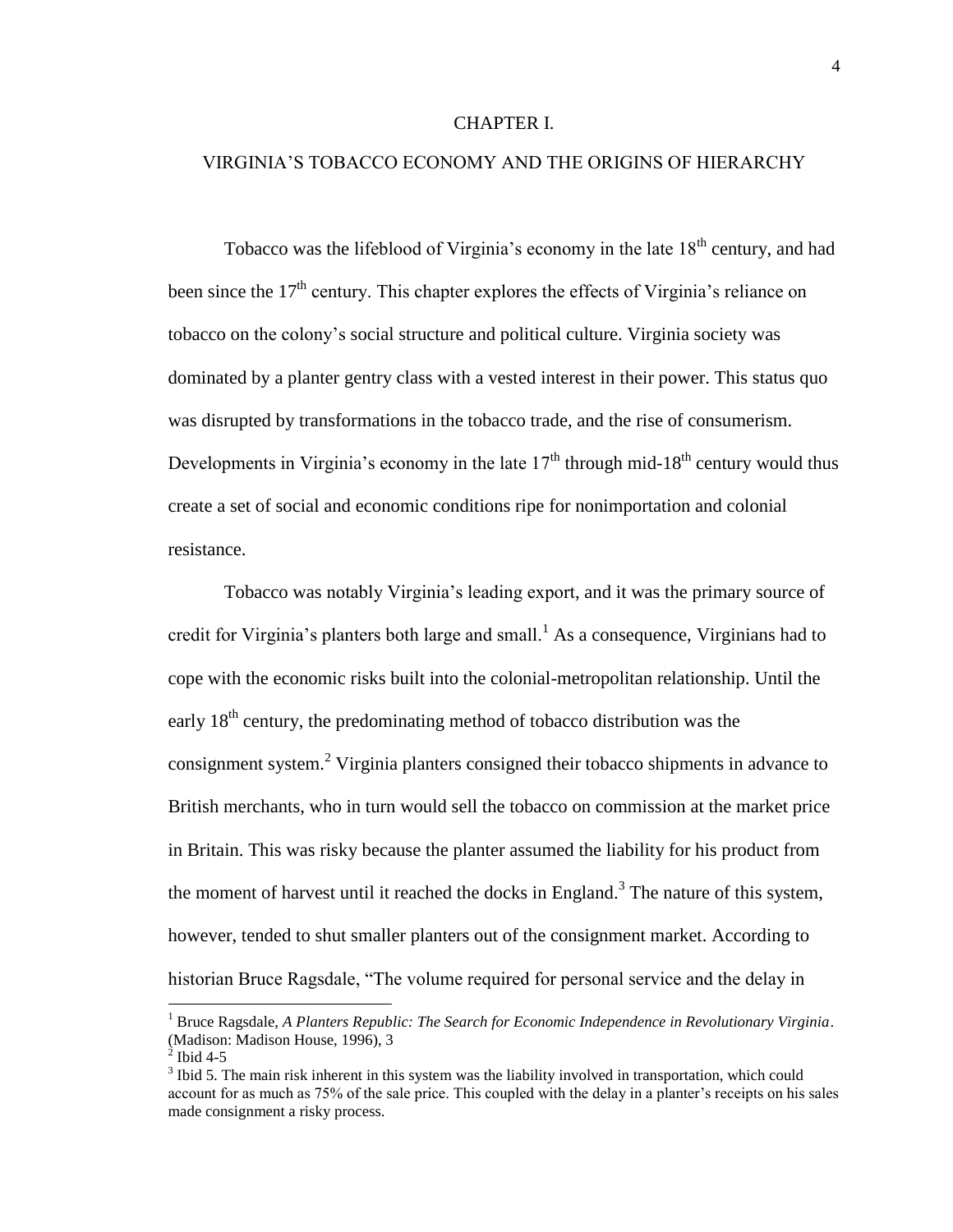# CHAPTER I.

## VIRGINIA'S TOBACCO ECONOMY AND THE ORIGINS OF HIERARCHY

Tobacco was the lifeblood of Virginia's economy in the late 18th century, and had been since the 17th century. This chapter explores the effects of Virginia's reliance on tobacco on the colony's social structure and political culture. Virginia society was dominated by a planter gentry class with a vested interest in their power. This status quo was disrupted by transformations in the tobacco trade, and the rise of consumerism. Developments in Virginia's economy in the late 17th through mid-18th century would thus create a set of social and economic conditions ripe for nonimportation and colonial resistance.

Tobacco was notably Virginia's leading export, and it was the primary source of credit for Virginia's planters both large and small.[1] As a consequence, Virginians had to cope with the economic risks built into the colonial-metropolitan relationship. Until the early 18th century, the predominating method of tobacco distribution was the consignment system.[2] Virginia planters consigned their tobacco shipments in advance to British merchants, who in turn would sell the tobacco on commission at the market price in Britain. This was risky because the planter assumed the liability for his product from the moment of harvest until it reached the docks in England.[3] The nature of this system, however, tended to shut smaller planters out of the consignment market. According to historian Bruce Ragsdale, "The volume required for personal service and the delay in

---

[1] Bruce Ragsdale, *A Planters Republic: The Search for Economic Independence in Revolutionary Virginia*. (Madison: Madison House, 1996), 3

[2] Ibid 4-5

[3] Ibid 5. The main risk inherent in this system was the liability involved in transportation, which could account for as much as 75% of the sale price. This coupled with the delay in a planter's receipts on his sales made consignment a risky process.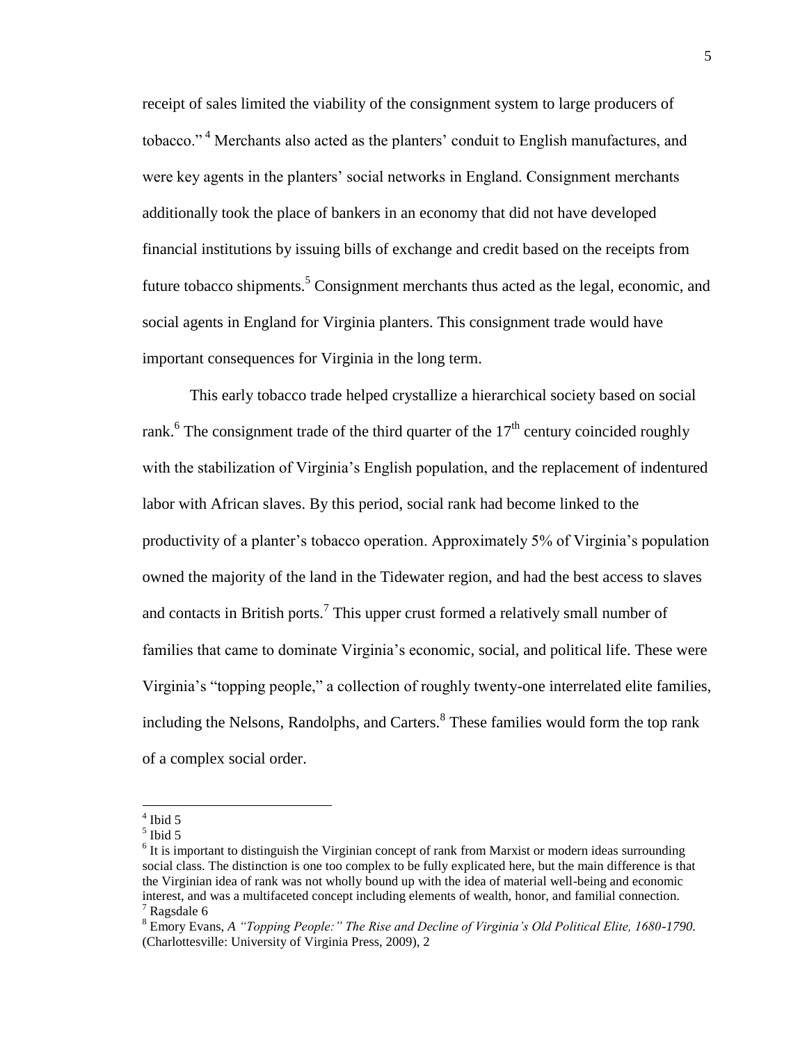receipt of sales limited the viability of the consignment system to large producers of tobacco." [4] Merchants also acted as the planters' conduit to English manufactures, and were key agents in the planters' social networks in England. Consignment merchants additionally took the place of bankers in an economy that did not have developed financial institutions by issuing bills of exchange and credit based on the receipts from future tobacco shipments.[5] Consignment merchants thus acted as the legal, economic, and social agents in England for Virginia planters. This consignment trade would have important consequences for Virginia in the long term.

This early tobacco trade helped crystallize a hierarchical society based on social rank.[6] The consignment trade of the third quarter of the 17th century coincided roughly with the stabilization of Virginia's English population, and the replacement of indentured labor with African slaves. By this period, social rank had become linked to the productivity of a planter's tobacco operation. Approximately 5% of Virginia's population owned the majority of the land in the Tidewater region, and had the best access to slaves and contacts in British ports.[7] This upper crust formed a relatively small number of families that came to dominate Virginia's economic, social, and political life. These were Virginia's "topping people," a collection of roughly twenty-one interrelated elite families, including the Nelsons, Randolphs, and Carters.[8] These families would form the top rank of a complex social order.

---

[4] Ibid 5

[5] Ibid 5

[6] It is important to distinguish the Virginian concept of rank from Marxist or modern ideas surrounding social class. The distinction is one too complex to be fully explicated here, but the main difference is that the Virginian idea of rank was not wholly bound up with the idea of material well-being and economic interest, and was a multifaceted concept including elements of wealth, honor, and familial connection.

[7] Ragsdale 6

[8] Emory Evans, *A "Topping People:" The Rise and Decline of Virginia's Old Political Elite, 1680-1790.* (Charlottesville: University of Virginia Press, 2009), 2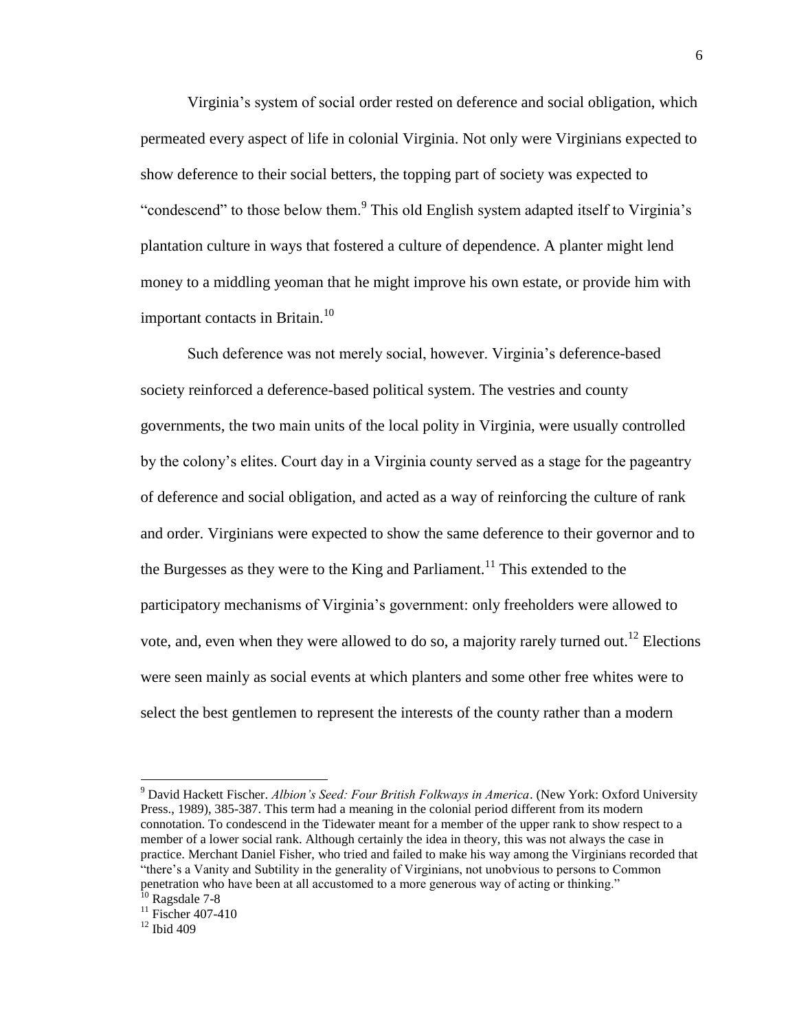Virginia's system of social order rested on deference and social obligation, which permeated every aspect of life in colonial Virginia. Not only were Virginians expected to show deference to their social betters, the topping part of society was expected to "condescend" to those below them.[9] This old English system adapted itself to Virginia's plantation culture in ways that fostered a culture of dependence. A planter might lend money to a middling yeoman that he might improve his own estate, or provide him with important contacts in Britain.[10]

Such deference was not merely social, however. Virginia's deference-based society reinforced a deference-based political system. The vestries and county governments, the two main units of the local polity in Virginia, were usually controlled by the colony's elites. Court day in a Virginia county served as a stage for the pageantry of deference and social obligation, and acted as a way of reinforcing the culture of rank and order. Virginians were expected to show the same deference to their governor and to the Burgesses as they were to the King and Parliament.[11] This extended to the participatory mechanisms of Virginia's government: only freeholders were allowed to vote, and, even when they were allowed to do so, a majority rarely turned out.[12] Elections were seen mainly as social events at which planters and some other free whites were to select the best gentlemen to represent the interests of the county rather than a modern

---

[9] David Hackett Fischer. *Albion's Seed: Four British Folkways in America*. (New York: Oxford University Press., 1989), 385-387. This term had a meaning in the colonial period different from its modern connotation. To condescend in the Tidewater meant for a member of the upper rank to show respect to a member of a lower social rank. Although certainly the idea in theory, this was not always the case in practice. Merchant Daniel Fisher, who tried and failed to make his way among the Virginians recorded that "there's a Vanity and Subtility in the generality of Virginians, not unobvious to persons to Common penetration who have been at all accustomed to a more generous way of acting or thinking."

[10] Ragsdale 7-8

[11] Fischer 407-410

[12] Ibid 409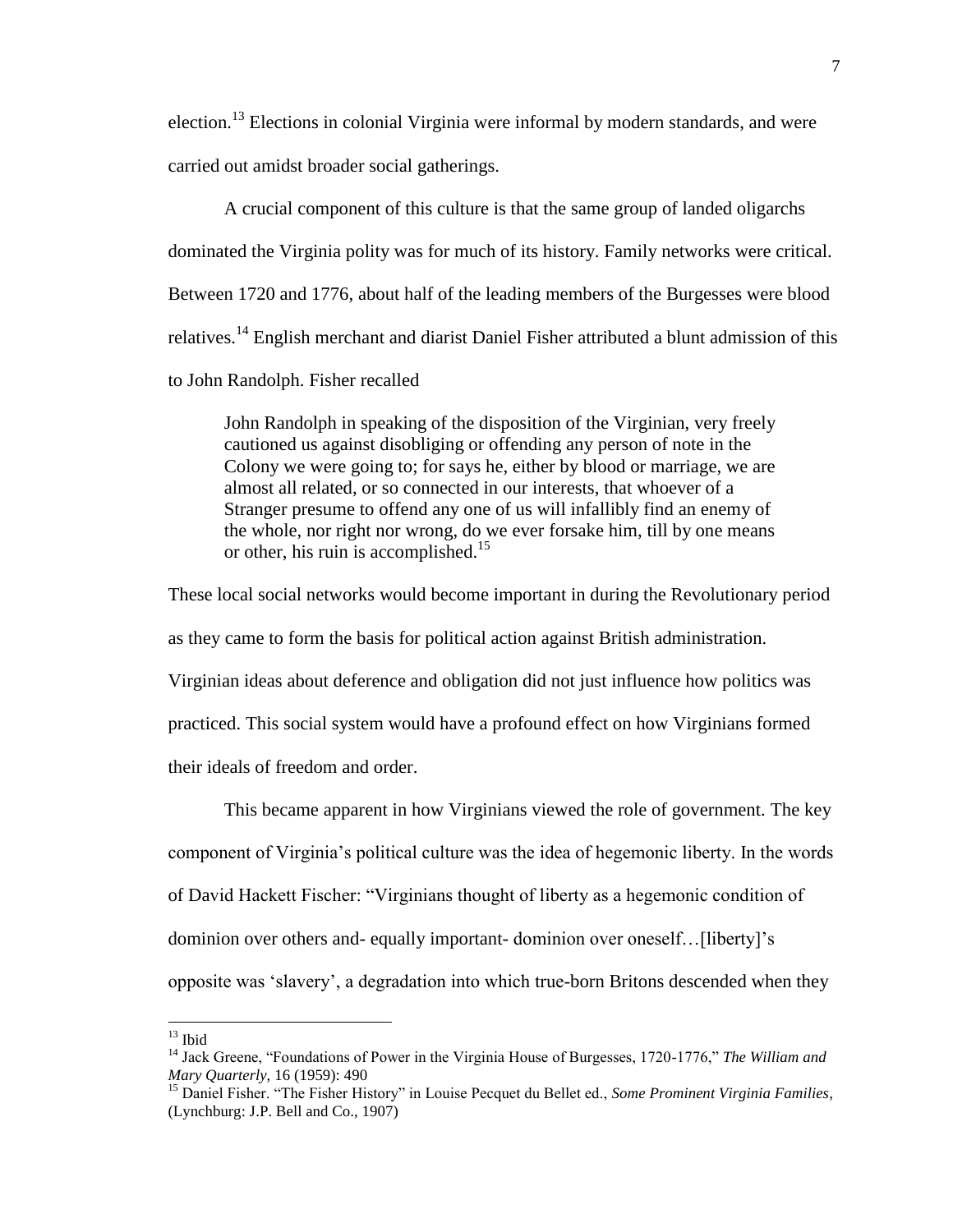election.[13] Elections in colonial Virginia were informal by modern standards, and were carried out amidst broader social gatherings.

A crucial component of this culture is that the same group of landed oligarchs dominated the Virginia polity was for much of its history. Family networks were critical. Between 1720 and 1776, about half of the leading members of the Burgesses were blood relatives.[14] English merchant and diarist Daniel Fisher attributed a blunt admission of this to John Randolph. Fisher recalled

> John Randolph in speaking of the disposition of the Virginian, very freely cautioned us against disobliging or offending any person of note in the Colony we were going to; for says he, either by blood or marriage, we are almost all related, or so connected in our interests, that whoever of a Stranger presume to offend any one of us will infallibly find an enemy of the whole, nor right nor wrong, do we ever forsake him, till by one means or other, his ruin is accomplished.[15]

These local social networks would become important in during the Revolutionary period as they came to form the basis for political action against British administration. Virginian ideas about deference and obligation did not just influence how politics was practiced. This social system would have a profound effect on how Virginians formed their ideals of freedom and order.

This became apparent in how Virginians viewed the role of government. The key component of Virginia's political culture was the idea of hegemonic liberty. In the words of David Hackett Fischer: "Virginians thought of liberty as a hegemonic condition of dominion over others and- equally important- dominion over oneself…[liberty]'s opposite was 'slavery', a degradation into which true-born Britons descended when they

---

[13] Ibid

[14] Jack Greene, "Foundations of Power in the Virginia House of Burgesses, 1720-1776," *The William and Mary Quarterly,* 16 (1959): 490

[15] Daniel Fisher. "The Fisher History" in Louise Pecquet du Bellet ed., *Some Prominent Virginia Families*, (Lynchburg: J.P. Bell and Co., 1907)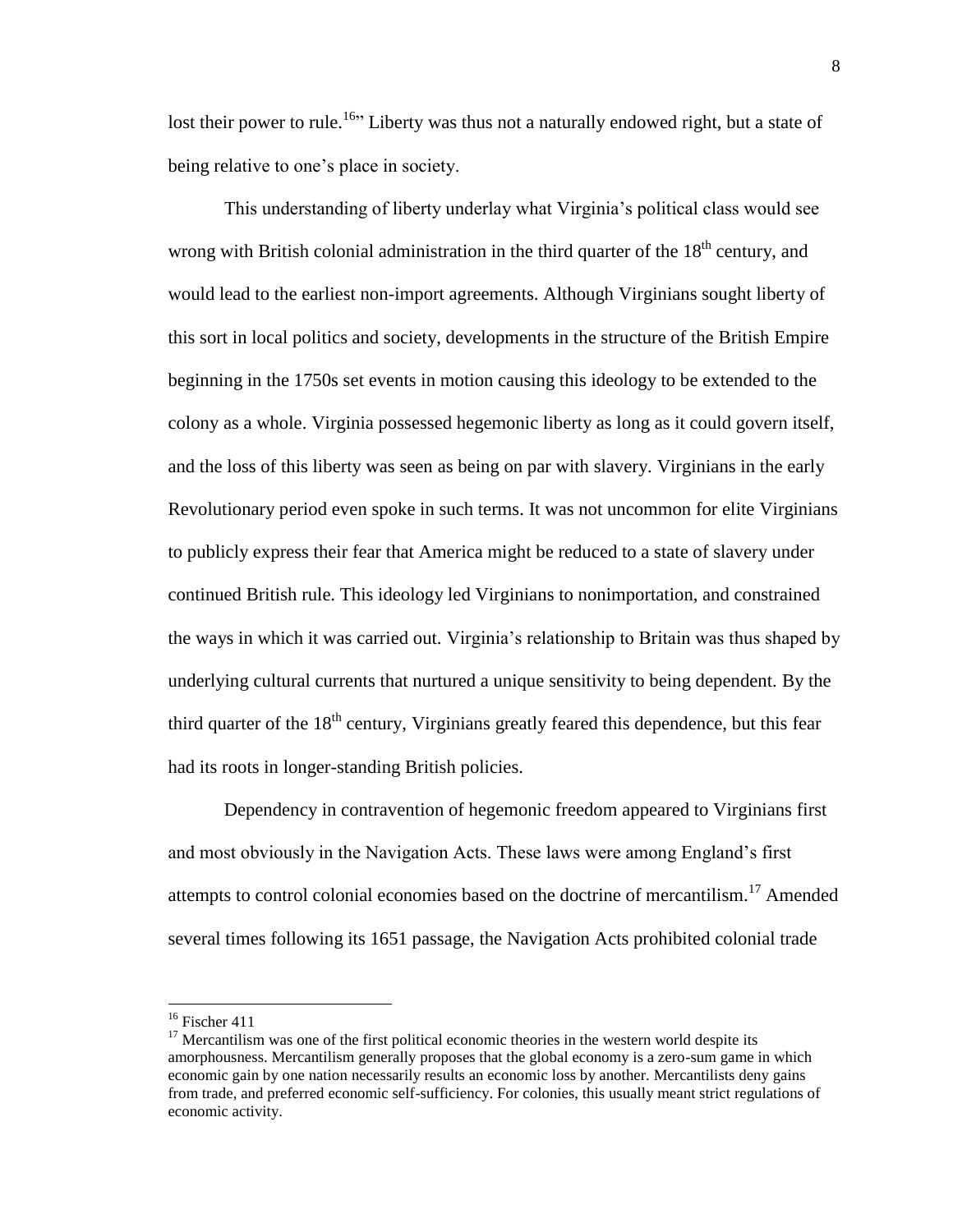lost their power to rule.[16]" Liberty was thus not a naturally endowed right, but a state of being relative to one's place in society.

This understanding of liberty underlay what Virginia's political class would see wrong with British colonial administration in the third quarter of the 18th century, and would lead to the earliest non-import agreements. Although Virginians sought liberty of this sort in local politics and society, developments in the structure of the British Empire beginning in the 1750s set events in motion causing this ideology to be extended to the colony as a whole. Virginia possessed hegemonic liberty as long as it could govern itself, and the loss of this liberty was seen as being on par with slavery. Virginians in the early Revolutionary period even spoke in such terms. It was not uncommon for elite Virginians to publicly express their fear that America might be reduced to a state of slavery under continued British rule. This ideology led Virginians to nonimportation, and constrained the ways in which it was carried out. Virginia's relationship to Britain was thus shaped by underlying cultural currents that nurtured a unique sensitivity to being dependent. By the third quarter of the 18th century, Virginians greatly feared this dependence, but this fear had its roots in longer-standing British policies.

Dependency in contravention of hegemonic freedom appeared to Virginians first and most obviously in the Navigation Acts. These laws were among England's first attempts to control colonial economies based on the doctrine of mercantilism.[17] Amended several times following its 1651 passage, the Navigation Acts prohibited colonial trade

---

[16] Fischer 411

[17] Mercantilism was one of the first political economic theories in the western world despite its amorphousness. Mercantilism generally proposes that the global economy is a zero-sum game in which economic gain by one nation necessarily results an economic loss by another. Mercantilists deny gains from trade, and preferred economic self-sufficiency. For colonies, this usually meant strict regulations of economic activity.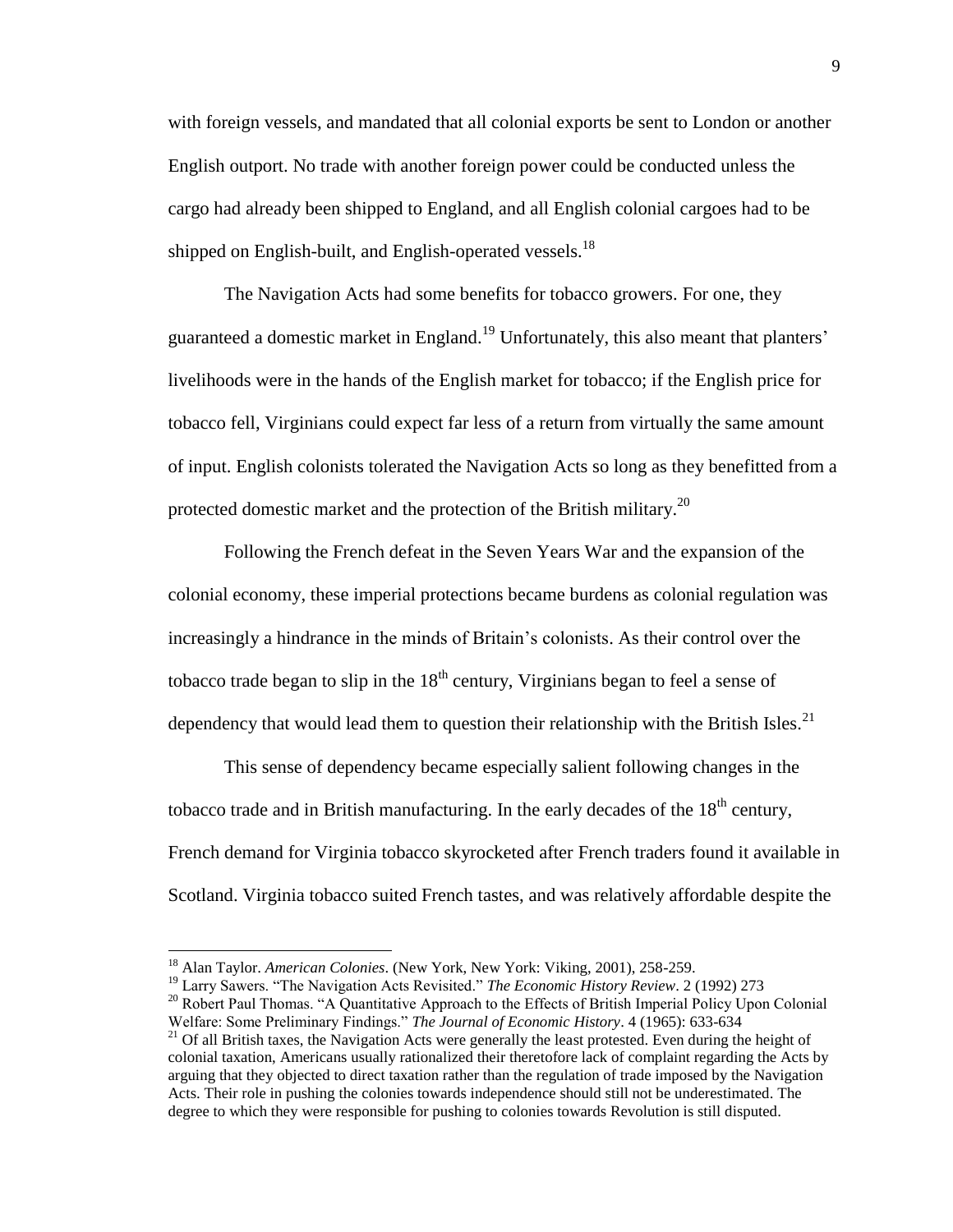with foreign vessels, and mandated that all colonial exports be sent to London or another English outport. No trade with another foreign power could be conducted unless the cargo had already been shipped to England, and all English colonial cargoes had to be shipped on English-built, and English-operated vessels.[18]

The Navigation Acts had some benefits for tobacco growers. For one, they guaranteed a domestic market in England.[19] Unfortunately, this also meant that planters' livelihoods were in the hands of the English market for tobacco; if the English price for tobacco fell, Virginians could expect far less of a return from virtually the same amount of input. English colonists tolerated the Navigation Acts so long as they benefitted from a protected domestic market and the protection of the British military.[20]

Following the French defeat in the Seven Years War and the expansion of the colonial economy, these imperial protections became burdens as colonial regulation was increasingly a hindrance in the minds of Britain's colonists. As their control over the tobacco trade began to slip in the 18th century, Virginians began to feel a sense of dependency that would lead them to question their relationship with the British Isles.[21]

This sense of dependency became especially salient following changes in the tobacco trade and in British manufacturing. In the early decades of the 18th century, French demand for Virginia tobacco skyrocketed after French traders found it available in Scotland. Virginia tobacco suited French tastes, and was relatively affordable despite the

---

[18] Alan Taylor. *American Colonies*. (New York, New York: Viking, 2001), 258-259.

[19] Larry Sawers. "The Navigation Acts Revisited." *The Economic History Review*. 2 (1992) 273

[20] Robert Paul Thomas. "A Quantitative Approach to the Effects of British Imperial Policy Upon Colonial Welfare: Some Preliminary Findings." *The Journal of Economic History*. 4 (1965): 633-634

[21] Of all British taxes, the Navigation Acts were generally the least protested. Even during the height of colonial taxation, Americans usually rationalized their theretofore lack of complaint regarding the Acts by arguing that they objected to direct taxation rather than the regulation of trade imposed by the Navigation Acts. Their role in pushing the colonies towards independence should still not be underestimated. The degree to which they were responsible for pushing to colonies towards Revolution is still disputed.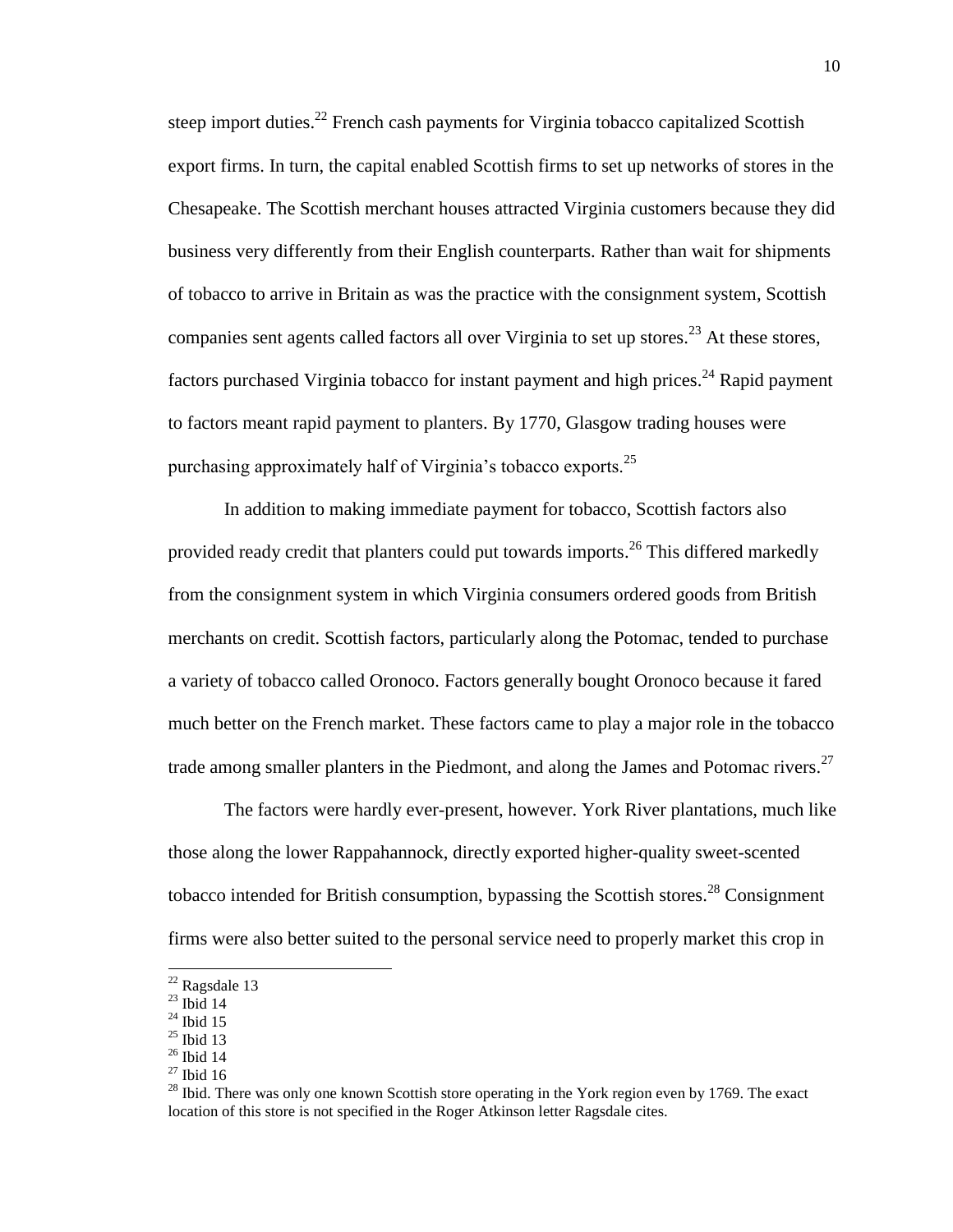steep import duties.[22] French cash payments for Virginia tobacco capitalized Scottish export firms. In turn, the capital enabled Scottish firms to set up networks of stores in the Chesapeake. The Scottish merchant houses attracted Virginia customers because they did business very differently from their English counterparts. Rather than wait for shipments of tobacco to arrive in Britain as was the practice with the consignment system, Scottish companies sent agents called factors all over Virginia to set up stores.[23] At these stores, factors purchased Virginia tobacco for instant payment and high prices.[24] Rapid payment to factors meant rapid payment to planters. By 1770, Glasgow trading houses were purchasing approximately half of Virginia's tobacco exports.[25]

In addition to making immediate payment for tobacco, Scottish factors also provided ready credit that planters could put towards imports.[26] This differed markedly from the consignment system in which Virginia consumers ordered goods from British merchants on credit. Scottish factors, particularly along the Potomac, tended to purchase a variety of tobacco called Oronoco. Factors generally bought Oronoco because it fared much better on the French market. These factors came to play a major role in the tobacco trade among smaller planters in the Piedmont, and along the James and Potomac rivers.[27]

The factors were hardly ever-present, however. York River plantations, much like those along the lower Rappahannock, directly exported higher-quality sweet-scented tobacco intended for British consumption, bypassing the Scottish stores.[28] Consignment firms were also better suited to the personal service need to properly market this crop in

---

[22] Ragsdale 13
[23] Ibid 14
[24] Ibid 15
[25] Ibid 13
[26] Ibid 14
[27] Ibid 16
[28] Ibid. There was only one known Scottish store operating in the York region even by 1769. The exact location of this store is not specified in the Roger Atkinson letter Ragsdale cites.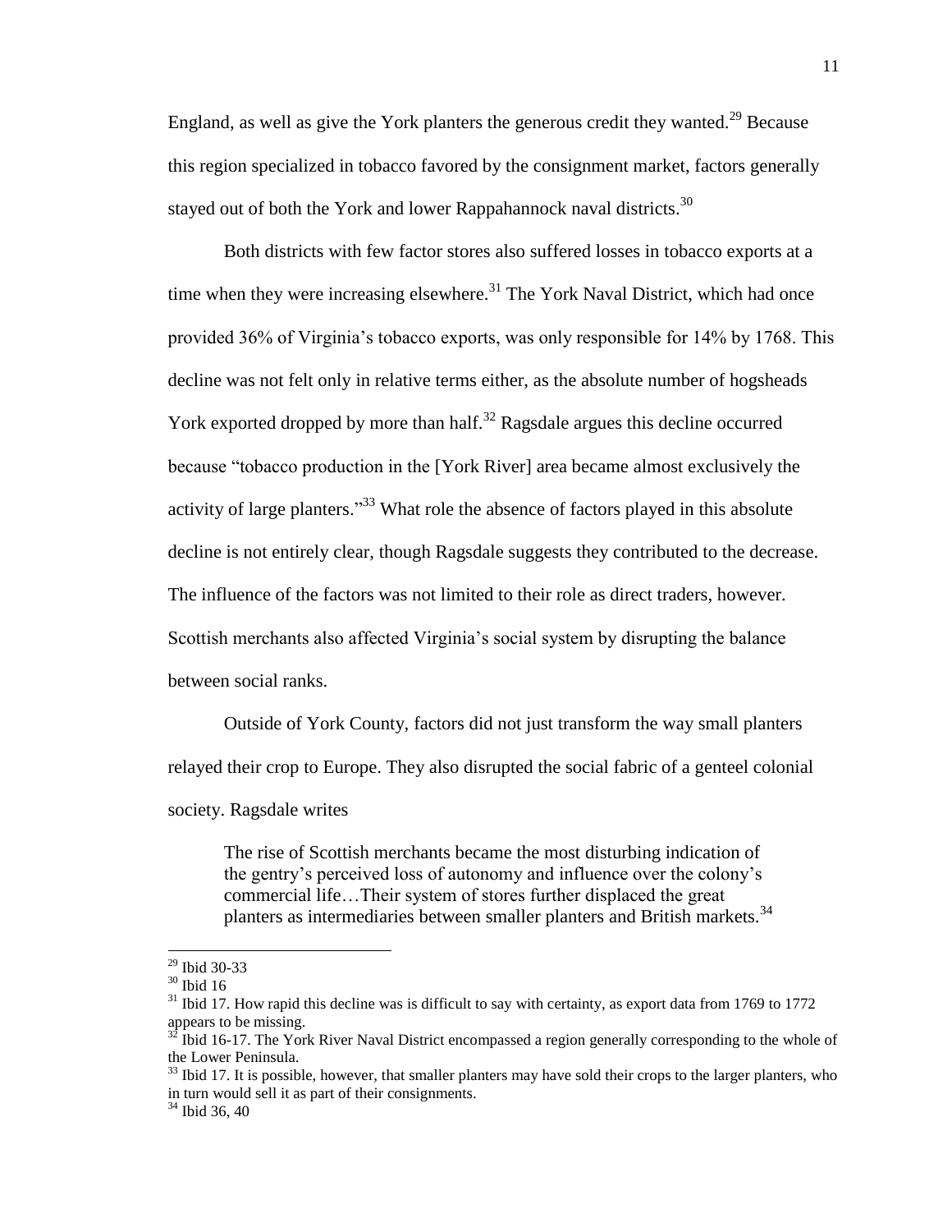England, as well as give the York planters the generous credit they wanted.[29] Because this region specialized in tobacco favored by the consignment market, factors generally stayed out of both the York and lower Rappahannock naval districts.[30]

Both districts with few factor stores also suffered losses in tobacco exports at a time when they were increasing elsewhere.[31] The York Naval District, which had once provided 36% of Virginia's tobacco exports, was only responsible for 14% by 1768. This decline was not felt only in relative terms either, as the absolute number of hogsheads York exported dropped by more than half.[32] Ragsdale argues this decline occurred because "tobacco production in the [York River] area became almost exclusively the activity of large planters."[33] What role the absence of factors played in this absolute decline is not entirely clear, though Ragsdale suggests they contributed to the decrease. The influence of the factors was not limited to their role as direct traders, however. Scottish merchants also affected Virginia's social system by disrupting the balance between social ranks.

Outside of York County, factors did not just transform the way small planters relayed their crop to Europe. They also disrupted the social fabric of a genteel colonial society. Ragsdale writes

> The rise of Scottish merchants became the most disturbing indication of the gentry's perceived loss of autonomy and influence over the colony's commercial life…Their system of stores further displaced the great planters as intermediaries between smaller planters and British markets.[34]

---

[29] Ibid 30-33

[30] Ibid 16

[31] Ibid 17. How rapid this decline was is difficult to say with certainty, as export data from 1769 to 1772 appears to be missing.

[32] Ibid 16-17. The York River Naval District encompassed a region generally corresponding to the whole of the Lower Peninsula.

[33] Ibid 17. It is possible, however, that smaller planters may have sold their crops to the larger planters, who in turn would sell it as part of their consignments.

[34] Ibid 36, 40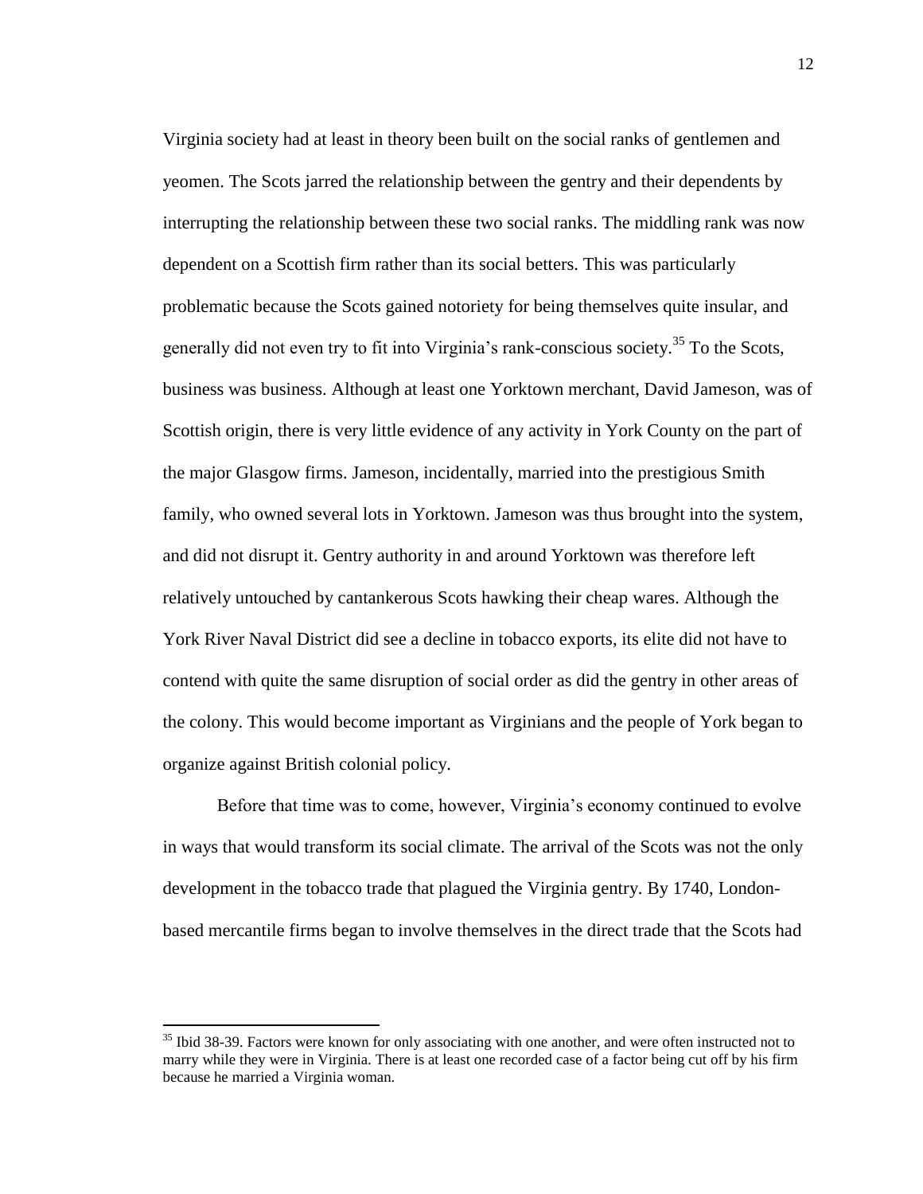Virginia society had at least in theory been built on the social ranks of gentlemen and yeomen. The Scots jarred the relationship between the gentry and their dependents by interrupting the relationship between these two social ranks. The middling rank was now dependent on a Scottish firm rather than its social betters. This was particularly problematic because the Scots gained notoriety for being themselves quite insular, and generally did not even try to fit into Virginia's rank-conscious society.[35] To the Scots, business was business. Although at least one Yorktown merchant, David Jameson, was of Scottish origin, there is very little evidence of any activity in York County on the part of the major Glasgow firms. Jameson, incidentally, married into the prestigious Smith family, who owned several lots in Yorktown. Jameson was thus brought into the system, and did not disrupt it. Gentry authority in and around Yorktown was therefore left relatively untouched by cantankerous Scots hawking their cheap wares. Although the York River Naval District did see a decline in tobacco exports, its elite did not have to contend with quite the same disruption of social order as did the gentry in other areas of the colony. This would become important as Virginians and the people of York began to organize against British colonial policy.

Before that time was to come, however, Virginia's economy continued to evolve in ways that would transform its social climate. The arrival of the Scots was not the only development in the tobacco trade that plagued the Virginia gentry. By 1740, London-based mercantile firms began to involve themselves in the direct trade that the Scots had

---

[35] Ibid 38-39. Factors were known for only associating with one another, and were often instructed not to marry while they were in Virginia. There is at least one recorded case of a factor being cut off by his firm because he married a Virginia woman.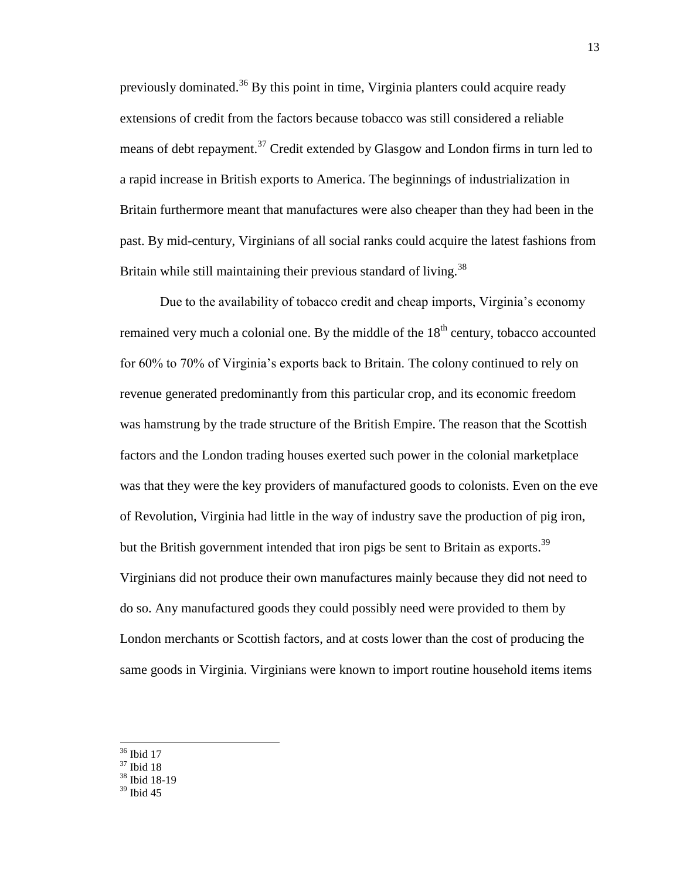previously dominated.[36] By this point in time, Virginia planters could acquire ready extensions of credit from the factors because tobacco was still considered a reliable means of debt repayment.[37] Credit extended by Glasgow and London firms in turn led to a rapid increase in British exports to America. The beginnings of industrialization in Britain furthermore meant that manufactures were also cheaper than they had been in the past. By mid-century, Virginians of all social ranks could acquire the latest fashions from Britain while still maintaining their previous standard of living.[38]

Due to the availability of tobacco credit and cheap imports, Virginia's economy remained very much a colonial one. By the middle of the 18th century, tobacco accounted for 60% to 70% of Virginia's exports back to Britain. The colony continued to rely on revenue generated predominantly from this particular crop, and its economic freedom was hamstrung by the trade structure of the British Empire. The reason that the Scottish factors and the London trading houses exerted such power in the colonial marketplace was that they were the key providers of manufactured goods to colonists. Even on the eve of Revolution, Virginia had little in the way of industry save the production of pig iron, but the British government intended that iron pigs be sent to Britain as exports.[39] Virginians did not produce their own manufactures mainly because they did not need to do so. Any manufactured goods they could possibly need were provided to them by London merchants or Scottish factors, and at costs lower than the cost of producing the same goods in Virginia. Virginians were known to import routine household items items

[36] Ibid 17
[37] Ibid 18
[38] Ibid 18-19
[39] Ibid 45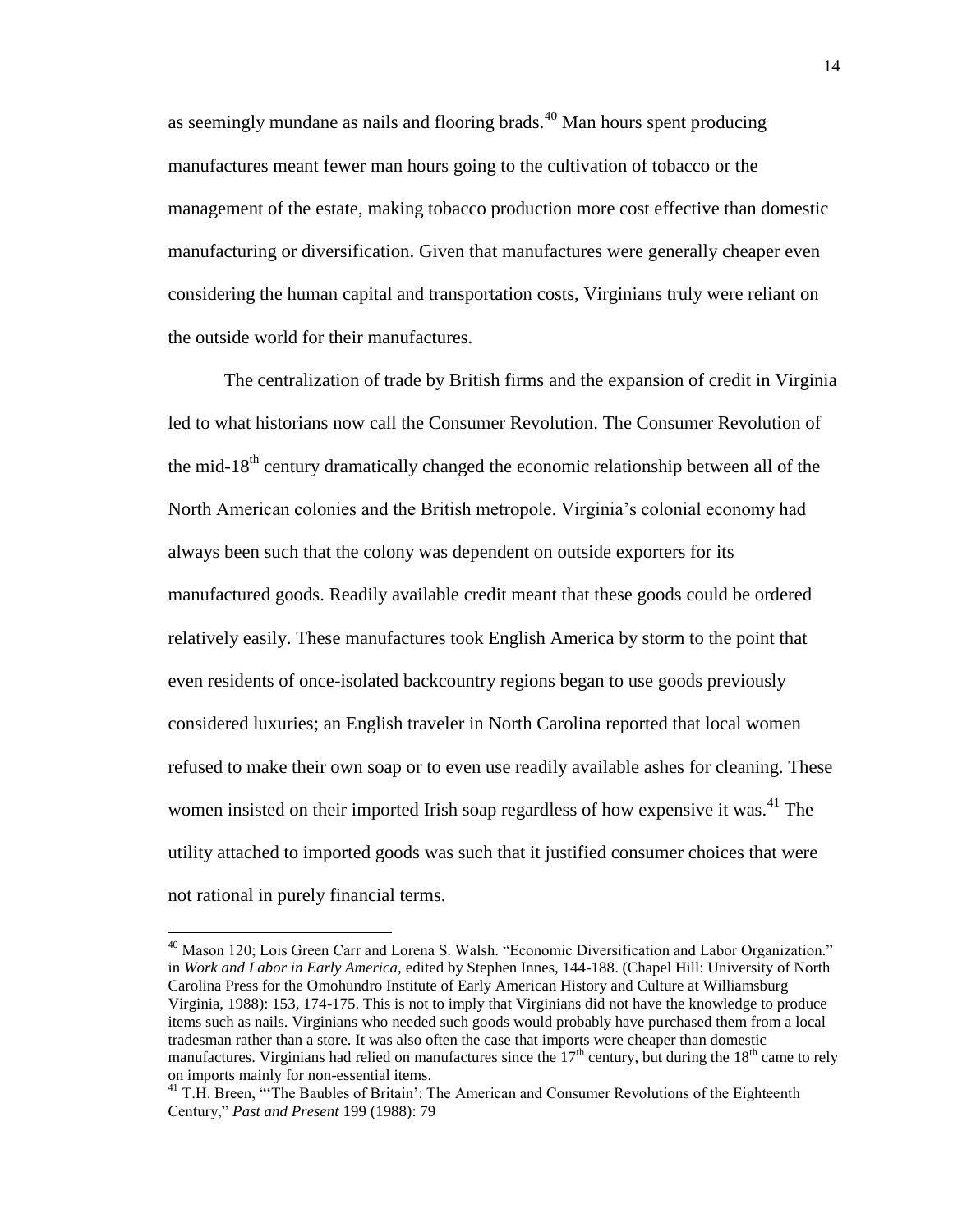as seemingly mundane as nails and flooring brads.[40] Man hours spent producing manufactures meant fewer man hours going to the cultivation of tobacco or the management of the estate, making tobacco production more cost effective than domestic manufacturing or diversification. Given that manufactures were generally cheaper even considering the human capital and transportation costs, Virginians truly were reliant on the outside world for their manufactures.

The centralization of trade by British firms and the expansion of credit in Virginia led to what historians now call the Consumer Revolution. The Consumer Revolution of the mid-18th century dramatically changed the economic relationship between all of the North American colonies and the British metropole. Virginia's colonial economy had always been such that the colony was dependent on outside exporters for its manufactured goods. Readily available credit meant that these goods could be ordered relatively easily. These manufactures took English America by storm to the point that even residents of once-isolated backcountry regions began to use goods previously considered luxuries; an English traveler in North Carolina reported that local women refused to make their own soap or to even use readily available ashes for cleaning. These women insisted on their imported Irish soap regardless of how expensive it was.[41] The utility attached to imported goods was such that it justified consumer choices that were not rational in purely financial terms.

---

[40] Mason 120; Lois Green Carr and Lorena S. Walsh. "Economic Diversification and Labor Organization." in *Work and Labor in Early America,* edited by Stephen Innes, 144-188. (Chapel Hill: University of North Carolina Press for the Omohundro Institute of Early American History and Culture at Williamsburg Virginia, 1988): 153, 174-175. This is not to imply that Virginians did not have the knowledge to produce items such as nails. Virginians who needed such goods would probably have purchased them from a local tradesman rather than a store. It was also often the case that imports were cheaper than domestic manufactures. Virginians had relied on manufactures since the 17th century, but during the 18th came to rely on imports mainly for non-essential items.

[41] T.H. Breen, "'The Baubles of Britain': The American and Consumer Revolutions of the Eighteenth Century," *Past and Present* 199 (1988): 79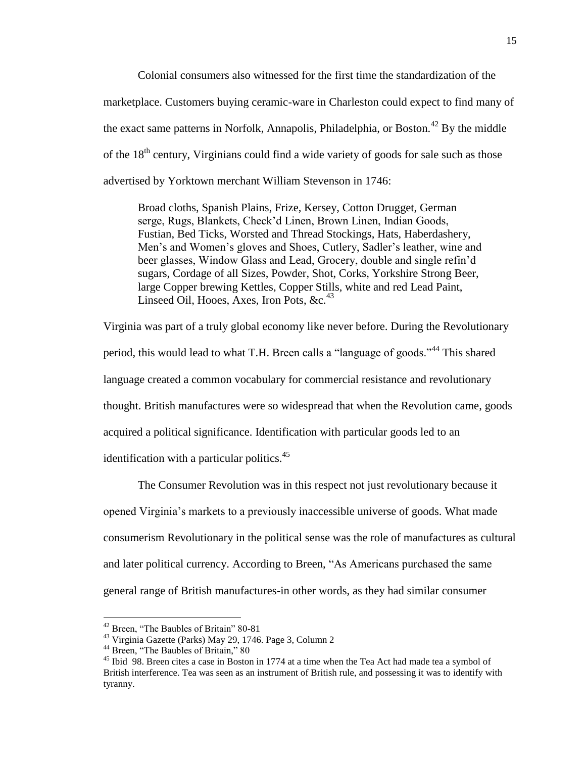Colonial consumers also witnessed for the first time the standardization of the marketplace. Customers buying ceramic-ware in Charleston could expect to find many of the exact same patterns in Norfolk, Annapolis, Philadelphia, or Boston.[42] By the middle of the 18th century, Virginians could find a wide variety of goods for sale such as those advertised by Yorktown merchant William Stevenson in 1746:

> Broad cloths, Spanish Plains, Frize, Kersey, Cotton Drugget, German serge, Rugs, Blankets, Check'd Linen, Brown Linen, Indian Goods, Fustian, Bed Ticks, Worsted and Thread Stockings, Hats, Haberdashery, Men's and Women's gloves and Shoes, Cutlery, Sadler's leather, wine and beer glasses, Window Glass and Lead, Grocery, double and single refin'd sugars, Cordage of all Sizes, Powder, Shot, Corks, Yorkshire Strong Beer, large Copper brewing Kettles, Copper Stills, white and red Lead Paint, Linseed Oil, Hooes, Axes, Iron Pots, &c.[43]

Virginia was part of a truly global economy like never before. During the Revolutionary period, this would lead to what T.H. Breen calls a "language of goods."[44] This shared language created a common vocabulary for commercial resistance and revolutionary thought. British manufactures were so widespread that when the Revolution came, goods acquired a political significance. Identification with particular goods led to an identification with a particular politics.[45]

The Consumer Revolution was in this respect not just revolutionary because it opened Virginia's markets to a previously inaccessible universe of goods. What made consumerism Revolutionary in the political sense was the role of manufactures as cultural and later political currency. According to Breen, "As Americans purchased the same general range of British manufactures-in other words, as they had similar consumer

---

[42] Breen, "The Baubles of Britain" 80-81

[43] Virginia Gazette (Parks) May 29, 1746. Page 3, Column 2

[44] Breen, "The Baubles of Britain," 80

[45] Ibid 98. Breen cites a case in Boston in 1774 at a time when the Tea Act had made tea a symbol of British interference. Tea was seen as an instrument of British rule, and possessing it was to identify with tyranny.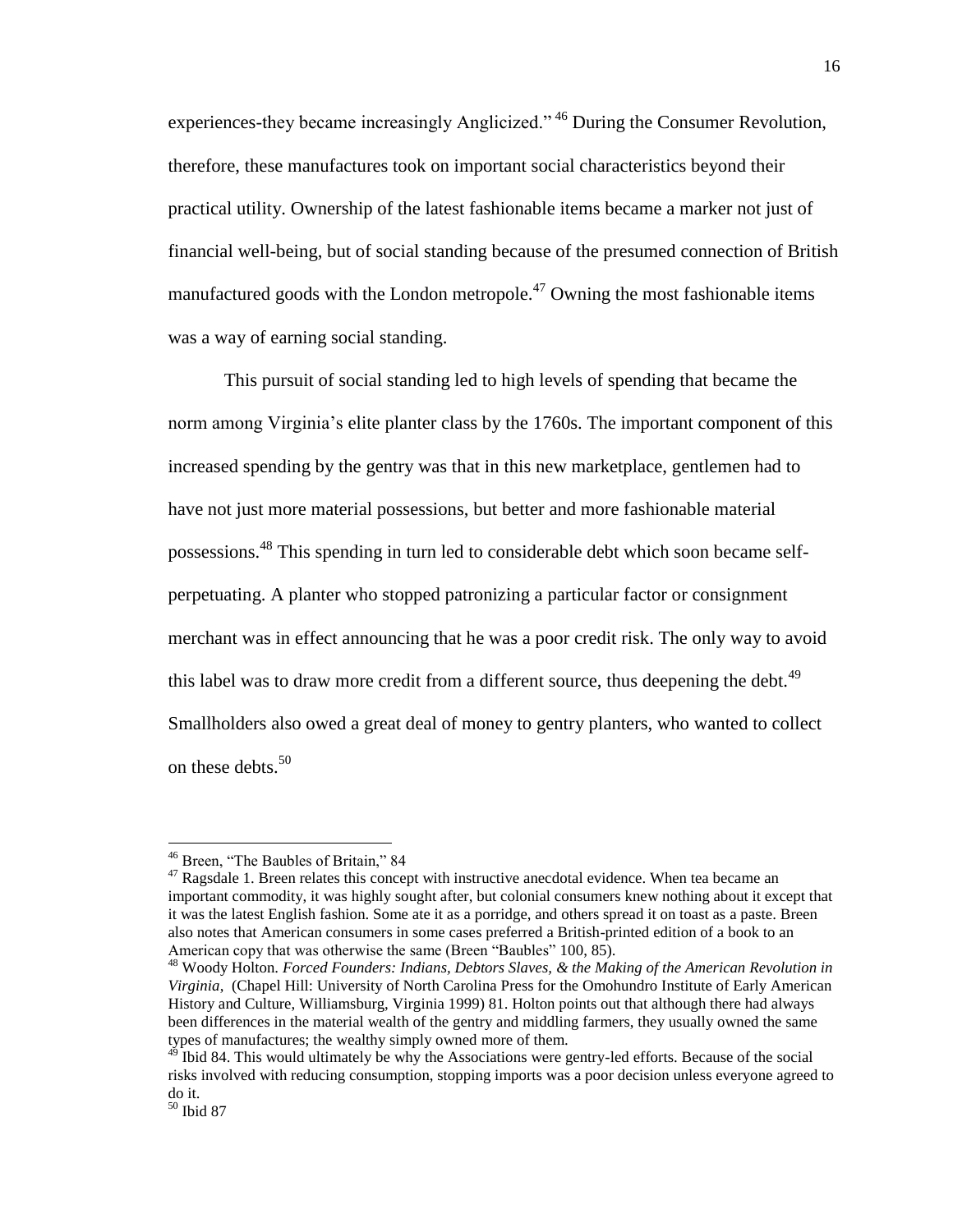experiences-they became increasingly Anglicized."[46] During the Consumer Revolution, therefore, these manufactures took on important social characteristics beyond their practical utility. Ownership of the latest fashionable items became a marker not just of financial well-being, but of social standing because of the presumed connection of British manufactured goods with the London metropole.[47] Owning the most fashionable items was a way of earning social standing.

This pursuit of social standing led to high levels of spending that became the norm among Virginia's elite planter class by the 1760s. The important component of this increased spending by the gentry was that in this new marketplace, gentlemen had to have not just more material possessions, but better and more fashionable material possessions.[48] This spending in turn led to considerable debt which soon became self-perpetuating. A planter who stopped patronizing a particular factor or consignment merchant was in effect announcing that he was a poor credit risk. The only way to avoid this label was to draw more credit from a different source, thus deepening the debt.[49] Smallholders also owed a great deal of money to gentry planters, who wanted to collect on these debts.[50]

---

[46] Breen, "The Baubles of Britain," 84

[47] Ragsdale 1. Breen relates this concept with instructive anecdotal evidence. When tea became an important commodity, it was highly sought after, but colonial consumers knew nothing about it except that it was the latest English fashion. Some ate it as a porridge, and others spread it on toast as a paste. Breen also notes that American consumers in some cases preferred a British-printed edition of a book to an American copy that was otherwise the same (Breen "Baubles" 100, 85).

[48] Woody Holton. *Forced Founders: Indians, Debtors Slaves, & the Making of the American Revolution in Virginia*, (Chapel Hill: University of North Carolina Press for the Omohundro Institute of Early American History and Culture, Williamsburg, Virginia 1999) 81. Holton points out that although there had always been differences in the material wealth of the gentry and middling farmers, they usually owned the same types of manufactures; the wealthy simply owned more of them.

[49] Ibid 84. This would ultimately be why the Associations were gentry-led efforts. Because of the social risks involved with reducing consumption, stopping imports was a poor decision unless everyone agreed to do it.

[50] Ibid 87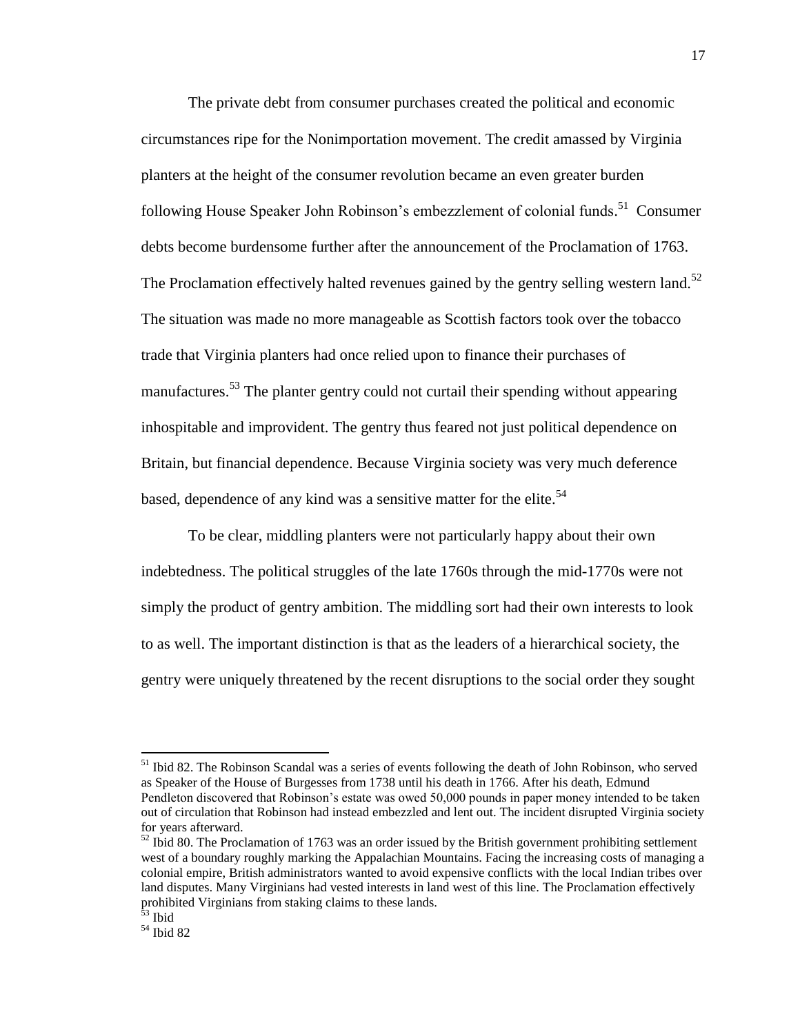The private debt from consumer purchases created the political and economic circumstances ripe for the Nonimportation movement. The credit amassed by Virginia planters at the height of the consumer revolution became an even greater burden following House Speaker John Robinson's embezzlement of colonial funds.[51] Consumer debts become burdensome further after the announcement of the Proclamation of 1763. The Proclamation effectively halted revenues gained by the gentry selling western land.[52] The situation was made no more manageable as Scottish factors took over the tobacco trade that Virginia planters had once relied upon to finance their purchases of manufactures.[53] The planter gentry could not curtail their spending without appearing inhospitable and improvident. The gentry thus feared not just political dependence on Britain, but financial dependence. Because Virginia society was very much deference based, dependence of any kind was a sensitive matter for the elite.[54]

To be clear, middling planters were not particularly happy about their own indebtedness. The political struggles of the late 1760s through the mid-1770s were not simply the product of gentry ambition. The middling sort had their own interests to look to as well. The important distinction is that as the leaders of a hierarchical society, the gentry were uniquely threatened by the recent disruptions to the social order they sought

---

[51] Ibid 82. The Robinson Scandal was a series of events following the death of John Robinson, who served as Speaker of the House of Burgesses from 1738 until his death in 1766. After his death, Edmund Pendleton discovered that Robinson's estate was owed 50,000 pounds in paper money intended to be taken out of circulation that Robinson had instead embezzled and lent out. The incident disrupted Virginia society for years afterward.

[52] Ibid 80. The Proclamation of 1763 was an order issued by the British government prohibiting settlement west of a boundary roughly marking the Appalachian Mountains. Facing the increasing costs of managing a colonial empire, British administrators wanted to avoid expensive conflicts with the local Indian tribes over land disputes. Many Virginians had vested interests in land west of this line. The Proclamation effectively prohibited Virginians from staking claims to these lands.

[53] Ibid

[54] Ibid 82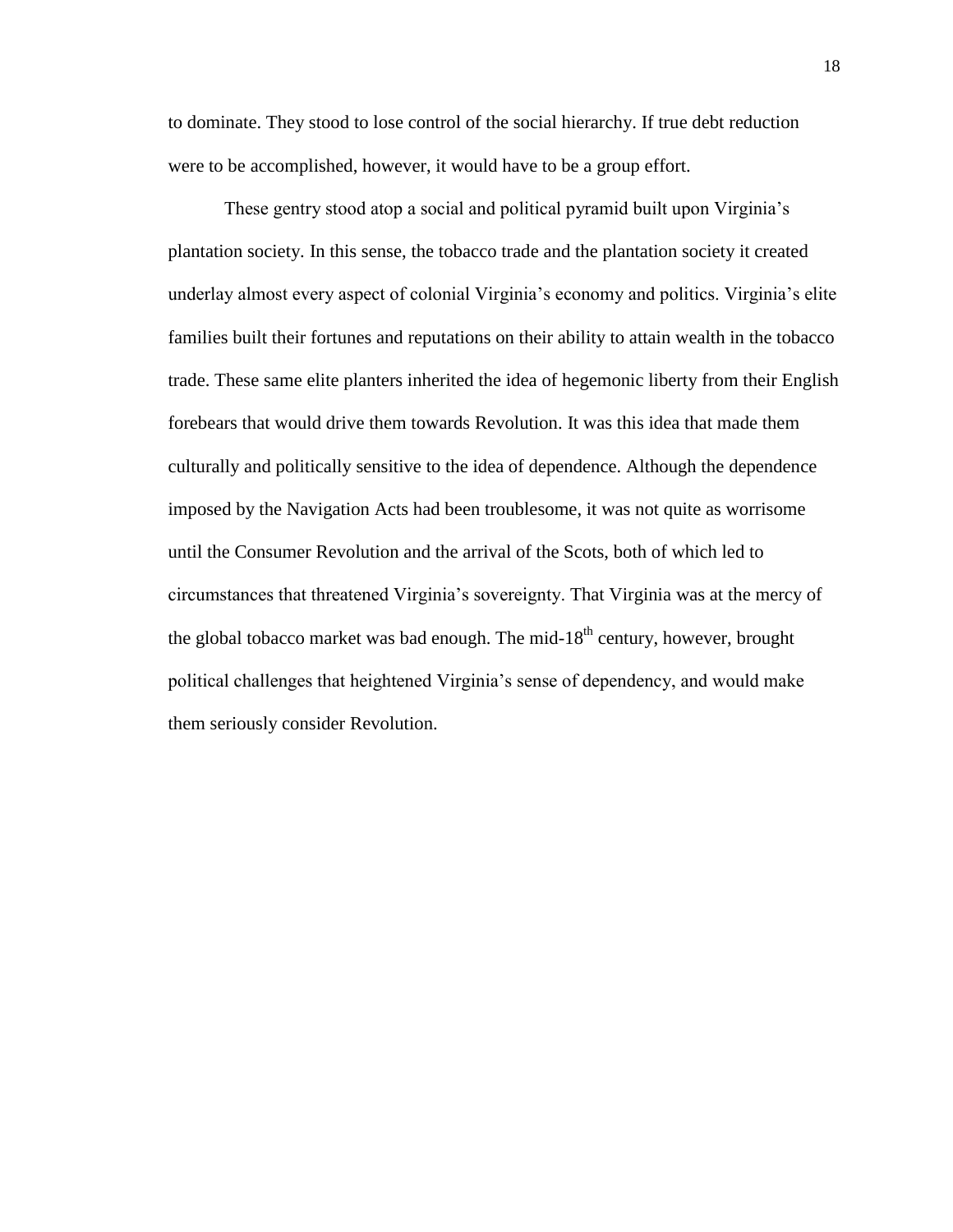to dominate. They stood to lose control of the social hierarchy. If true debt reduction were to be accomplished, however, it would have to be a group effort.

These gentry stood atop a social and political pyramid built upon Virginia's plantation society. In this sense, the tobacco trade and the plantation society it created underlay almost every aspect of colonial Virginia's economy and politics. Virginia's elite families built their fortunes and reputations on their ability to attain wealth in the tobacco trade. These same elite planters inherited the idea of hegemonic liberty from their English forebears that would drive them towards Revolution. It was this idea that made them culturally and politically sensitive to the idea of dependence. Although the dependence imposed by the Navigation Acts had been troublesome, it was not quite as worrisome until the Consumer Revolution and the arrival of the Scots, both of which led to circumstances that threatened Virginia's sovereignty. That Virginia was at the mercy of the global tobacco market was bad enough. The mid-18th century, however, brought political challenges that heightened Virginia's sense of dependency, and would make them seriously consider Revolution.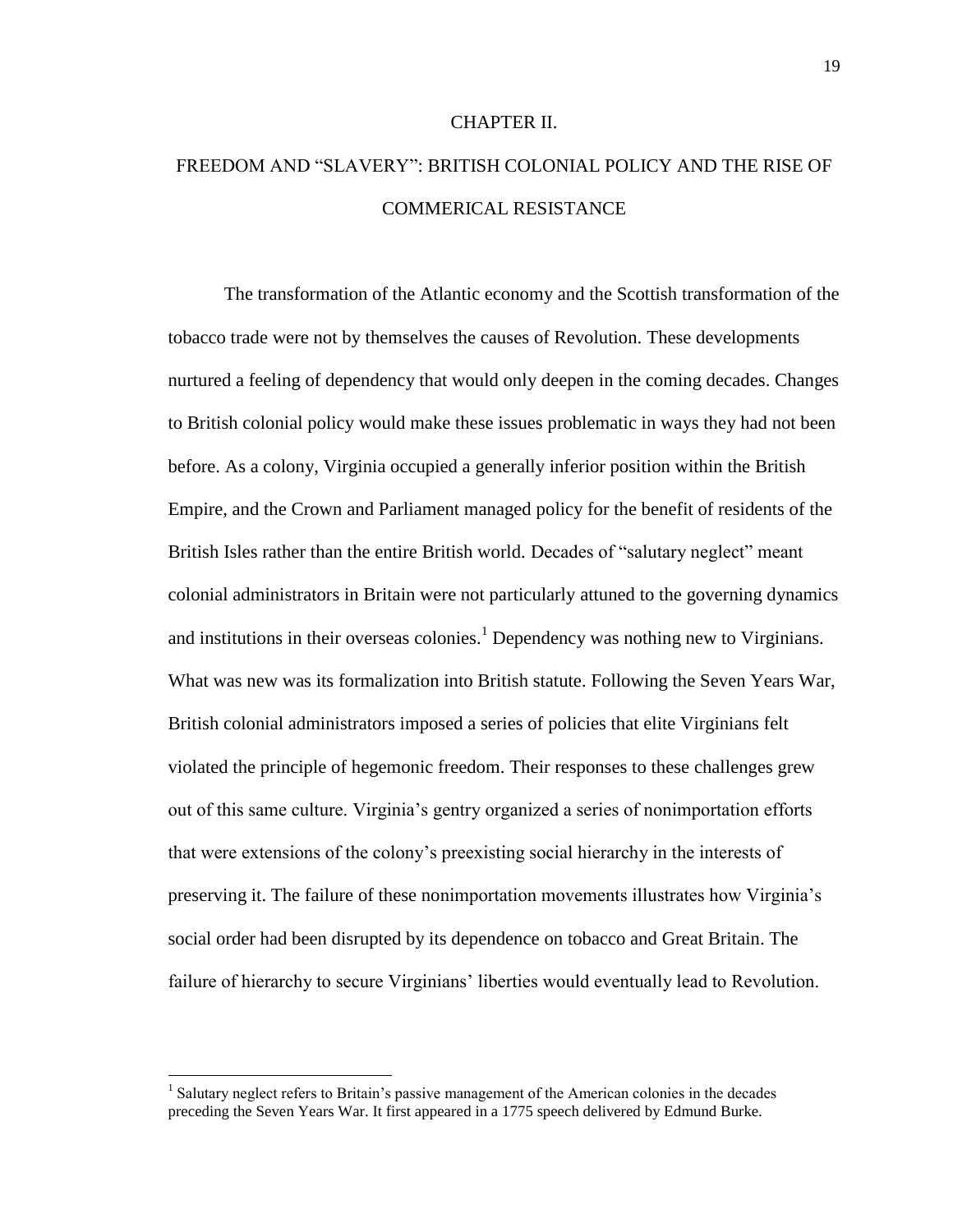# CHAPTER II.

# FREEDOM AND "SLAVERY": BRITISH COLONIAL POLICY AND THE RISE OF COMMERICAL RESISTANCE

The transformation of the Atlantic economy and the Scottish transformation of the tobacco trade were not by themselves the causes of Revolution. These developments nurtured a feeling of dependency that would only deepen in the coming decades. Changes to British colonial policy would make these issues problematic in ways they had not been before. As a colony, Virginia occupied a generally inferior position within the British Empire, and the Crown and Parliament managed policy for the benefit of residents of the British Isles rather than the entire British world. Decades of "salutary neglect" meant colonial administrators in Britain were not particularly attuned to the governing dynamics and institutions in their overseas colonies.[1] Dependency was nothing new to Virginians. What was new was its formalization into British statute. Following the Seven Years War, British colonial administrators imposed a series of policies that elite Virginians felt violated the principle of hegemonic freedom. Their responses to these challenges grew out of this same culture. Virginia's gentry organized a series of nonimportation efforts that were extensions of the colony's preexisting social hierarchy in the interests of preserving it. The failure of these nonimportation movements illustrates how Virginia's social order had been disrupted by its dependence on tobacco and Great Britain. The failure of hierarchy to secure Virginians' liberties would eventually lead to Revolution.

[1] Salutary neglect refers to Britain's passive management of the American colonies in the decades preceding the Seven Years War. It first appeared in a 1775 speech delivered by Edmund Burke.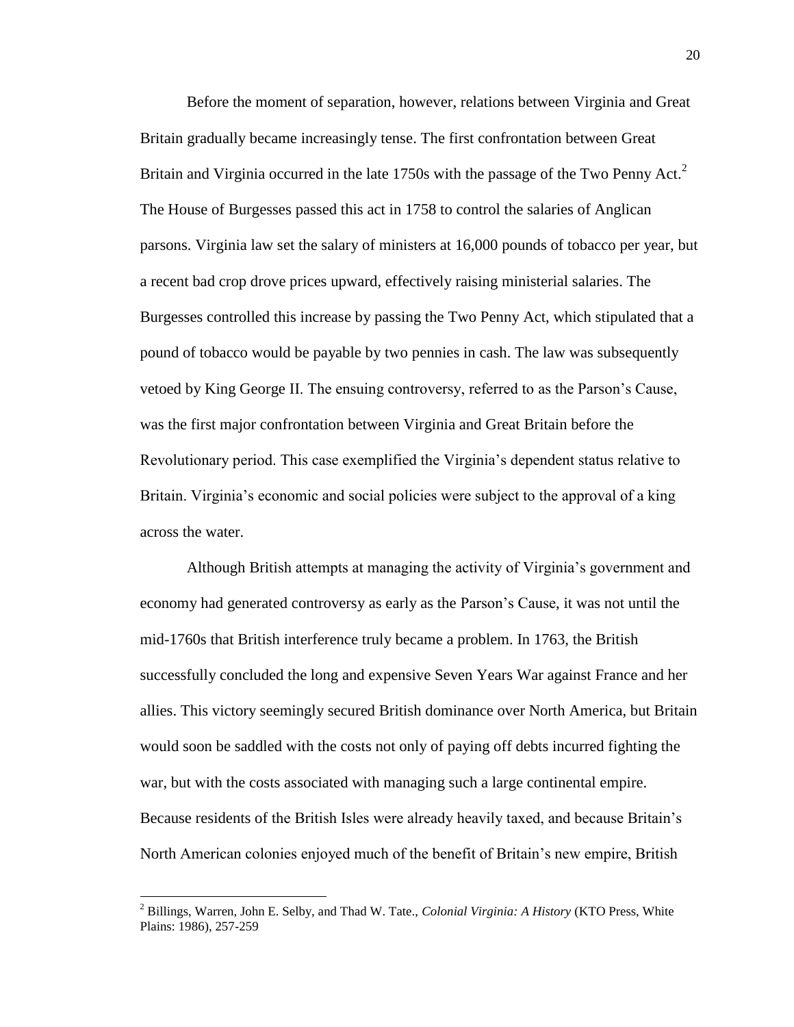Before the moment of separation, however, relations between Virginia and Great Britain gradually became increasingly tense. The first confrontation between Great Britain and Virginia occurred in the late 1750s with the passage of the Two Penny Act.[2] The House of Burgesses passed this act in 1758 to control the salaries of Anglican parsons. Virginia law set the salary of ministers at 16,000 pounds of tobacco per year, but a recent bad crop drove prices upward, effectively raising ministerial salaries. The Burgesses controlled this increase by passing the Two Penny Act, which stipulated that a pound of tobacco would be payable by two pennies in cash. The law was subsequently vetoed by King George II. The ensuing controversy, referred to as the Parson's Cause, was the first major confrontation between Virginia and Great Britain before the Revolutionary period. This case exemplified the Virginia's dependent status relative to Britain. Virginia's economic and social policies were subject to the approval of a king across the water.

Although British attempts at managing the activity of Virginia's government and economy had generated controversy as early as the Parson's Cause, it was not until the mid-1760s that British interference truly became a problem. In 1763, the British successfully concluded the long and expensive Seven Years War against France and her allies. This victory seemingly secured British dominance over North America, but Britain would soon be saddled with the costs not only of paying off debts incurred fighting the war, but with the costs associated with managing such a large continental empire. Because residents of the British Isles were already heavily taxed, and because Britain's North American colonies enjoyed much of the benefit of Britain's new empire, British

---

[2] Billings, Warren, John E. Selby, and Thad W. Tate., *Colonial Virginia: A History* (KTO Press, White Plains: 1986), 257-259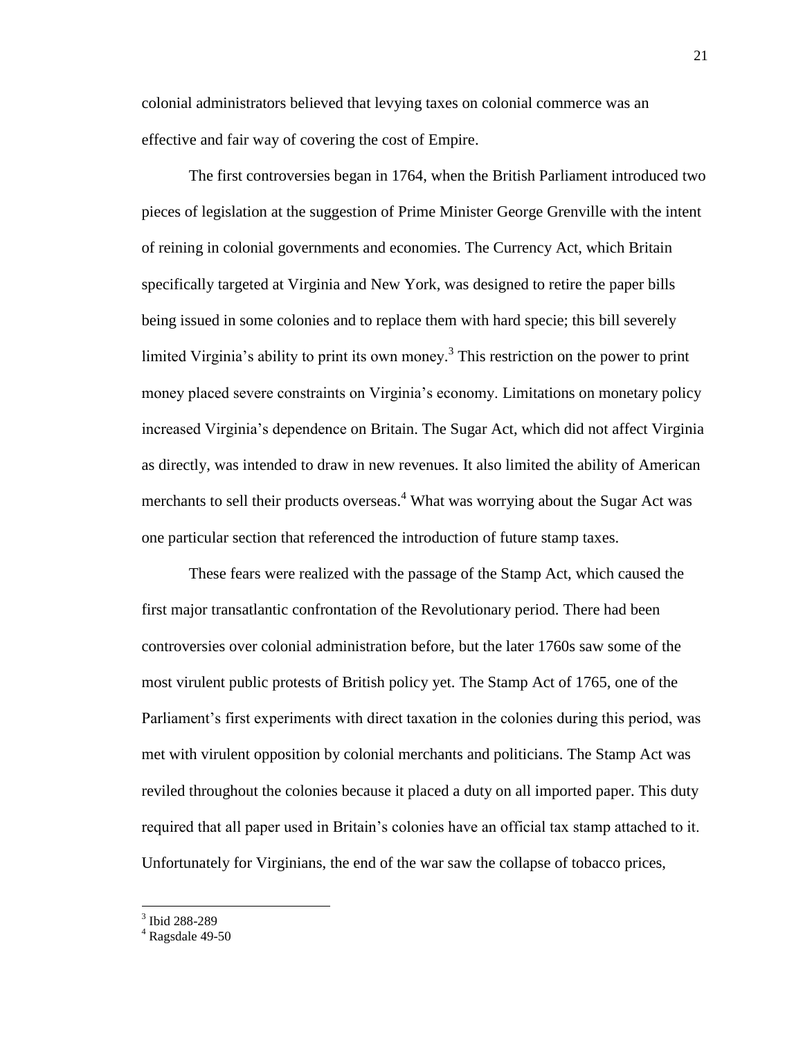colonial administrators believed that levying taxes on colonial commerce was an effective and fair way of covering the cost of Empire.

The first controversies began in 1764, when the British Parliament introduced two pieces of legislation at the suggestion of Prime Minister George Grenville with the intent of reining in colonial governments and economies. The Currency Act, which Britain specifically targeted at Virginia and New York, was designed to retire the paper bills being issued in some colonies and to replace them with hard specie; this bill severely limited Virginia's ability to print its own money.[3] This restriction on the power to print money placed severe constraints on Virginia's economy. Limitations on monetary policy increased Virginia's dependence on Britain. The Sugar Act, which did not affect Virginia as directly, was intended to draw in new revenues. It also limited the ability of American merchants to sell their products overseas.[4] What was worrying about the Sugar Act was one particular section that referenced the introduction of future stamp taxes.

These fears were realized with the passage of the Stamp Act, which caused the first major transatlantic confrontation of the Revolutionary period. There had been controversies over colonial administration before, but the later 1760s saw some of the most virulent public protests of British policy yet. The Stamp Act of 1765, one of the Parliament's first experiments with direct taxation in the colonies during this period, was met with virulent opposition by colonial merchants and politicians. The Stamp Act was reviled throughout the colonies because it placed a duty on all imported paper. This duty required that all paper used in Britain's colonies have an official tax stamp attached to it. Unfortunately for Virginians, the end of the war saw the collapse of tobacco prices,

---

[3] Ibid 288-289

[4] Ragsdale 49-50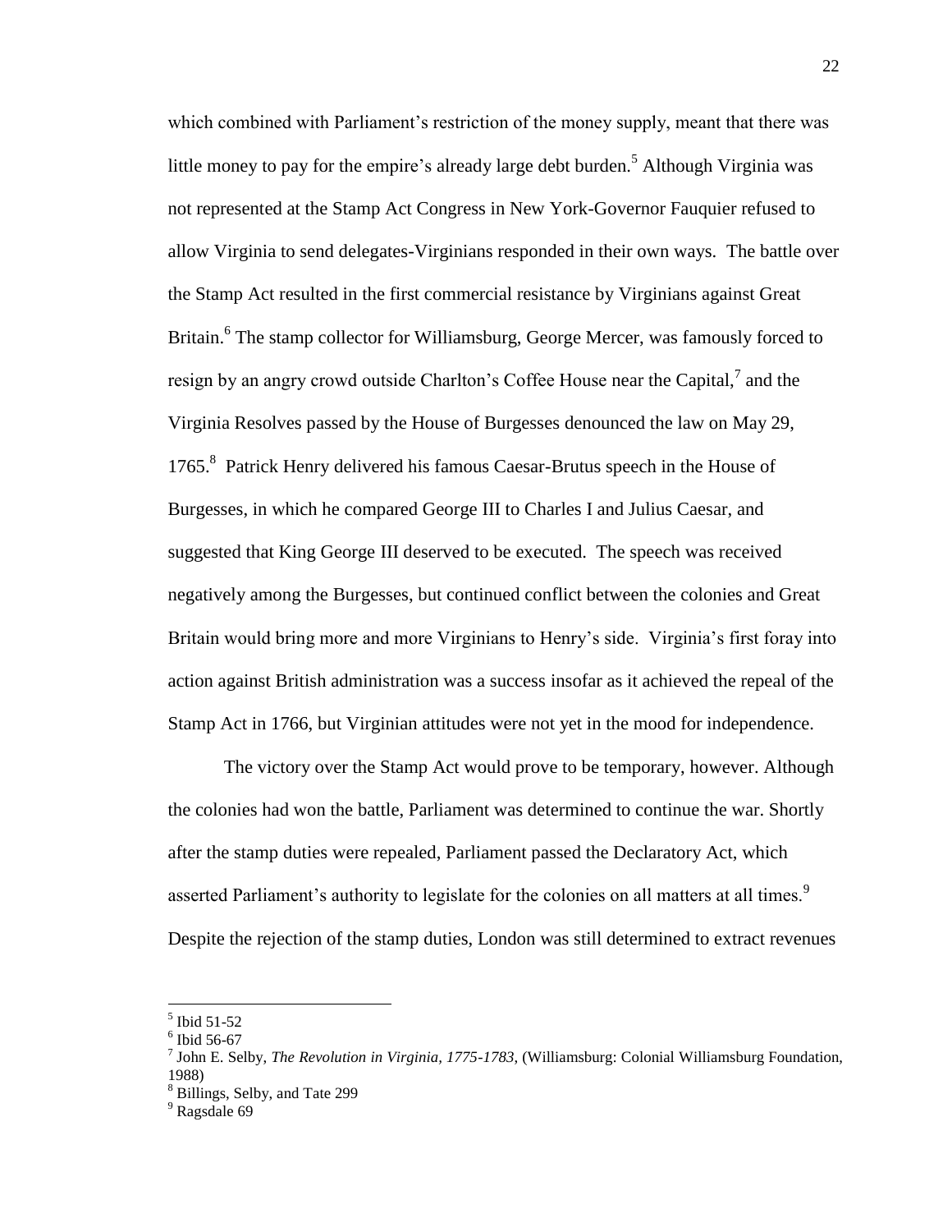which combined with Parliament's restriction of the money supply, meant that there was little money to pay for the empire's already large debt burden.[5] Although Virginia was not represented at the Stamp Act Congress in New York-Governor Fauquier refused to allow Virginia to send delegates-Virginians responded in their own ways. The battle over the Stamp Act resulted in the first commercial resistance by Virginians against Great Britain.[6] The stamp collector for Williamsburg, George Mercer, was famously forced to resign by an angry crowd outside Charlton's Coffee House near the Capital,[7] and the Virginia Resolves passed by the House of Burgesses denounced the law on May 29, 1765.[8] Patrick Henry delivered his famous Caesar-Brutus speech in the House of Burgesses, in which he compared George III to Charles I and Julius Caesar, and suggested that King George III deserved to be executed. The speech was received negatively among the Burgesses, but continued conflict between the colonies and Great Britain would bring more and more Virginians to Henry's side. Virginia's first foray into action against British administration was a success insofar as it achieved the repeal of the Stamp Act in 1766, but Virginian attitudes were not yet in the mood for independence.

The victory over the Stamp Act would prove to be temporary, however. Although the colonies had won the battle, Parliament was determined to continue the war. Shortly after the stamp duties were repealed, Parliament passed the Declaratory Act, which asserted Parliament's authority to legislate for the colonies on all matters at all times.[9] Despite the rejection of the stamp duties, London was still determined to extract revenues

---

[5] Ibid 51-52

[6] Ibid 56-67

[7] John E. Selby, *The Revolution in Virginia, 1775-1783,* (Williamsburg: Colonial Williamsburg Foundation, 1988)

[8] Billings, Selby, and Tate 299

[9] Ragsdale 69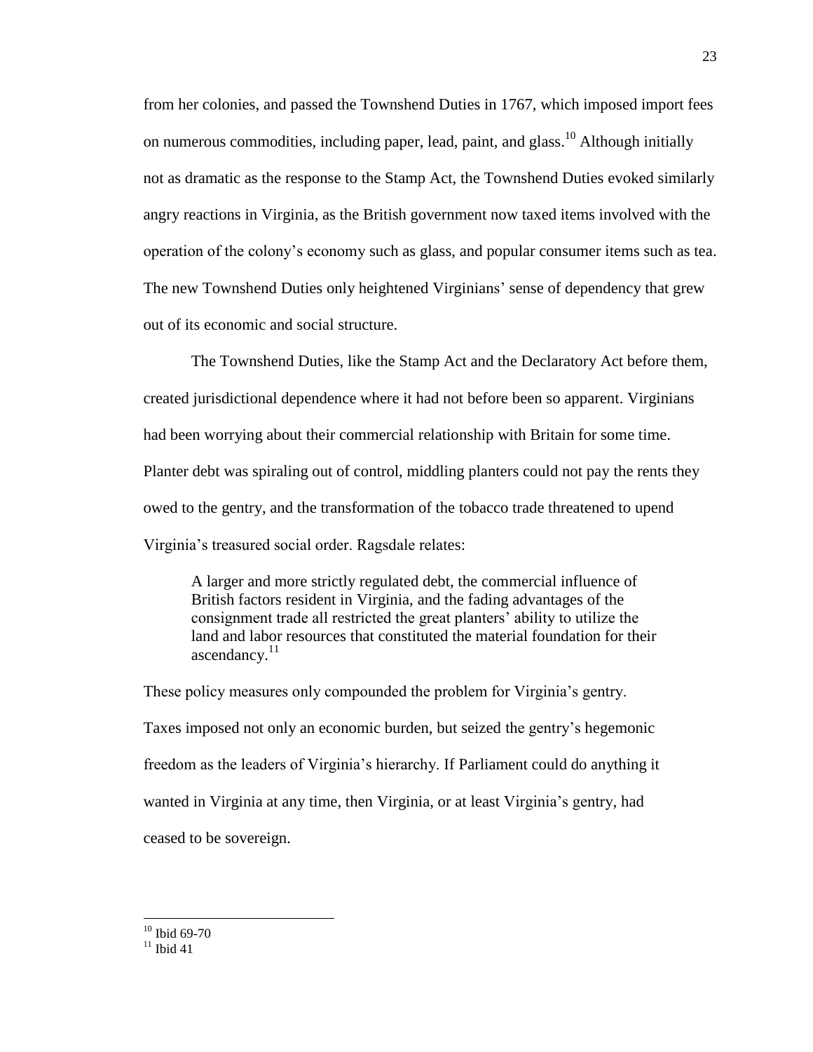from her colonies, and passed the Townshend Duties in 1767, which imposed import fees on numerous commodities, including paper, lead, paint, and glass.[10] Although initially not as dramatic as the response to the Stamp Act, the Townshend Duties evoked similarly angry reactions in Virginia, as the British government now taxed items involved with the operation of the colony's economy such as glass, and popular consumer items such as tea. The new Townshend Duties only heightened Virginians' sense of dependency that grew out of its economic and social structure.

The Townshend Duties, like the Stamp Act and the Declaratory Act before them, created jurisdictional dependence where it had not before been so apparent. Virginians had been worrying about their commercial relationship with Britain for some time. Planter debt was spiraling out of control, middling planters could not pay the rents they owed to the gentry, and the transformation of the tobacco trade threatened to upend Virginia's treasured social order. Ragsdale relates:

> A larger and more strictly regulated debt, the commercial influence of British factors resident in Virginia, and the fading advantages of the consignment trade all restricted the great planters' ability to utilize the land and labor resources that constituted the material foundation for their ascendancy.[11]

These policy measures only compounded the problem for Virginia's gentry. Taxes imposed not only an economic burden, but seized the gentry's hegemonic freedom as the leaders of Virginia's hierarchy. If Parliament could do anything it wanted in Virginia at any time, then Virginia, or at least Virginia's gentry, had ceased to be sovereign.

---

[10] Ibid 69-70

[11] Ibid 41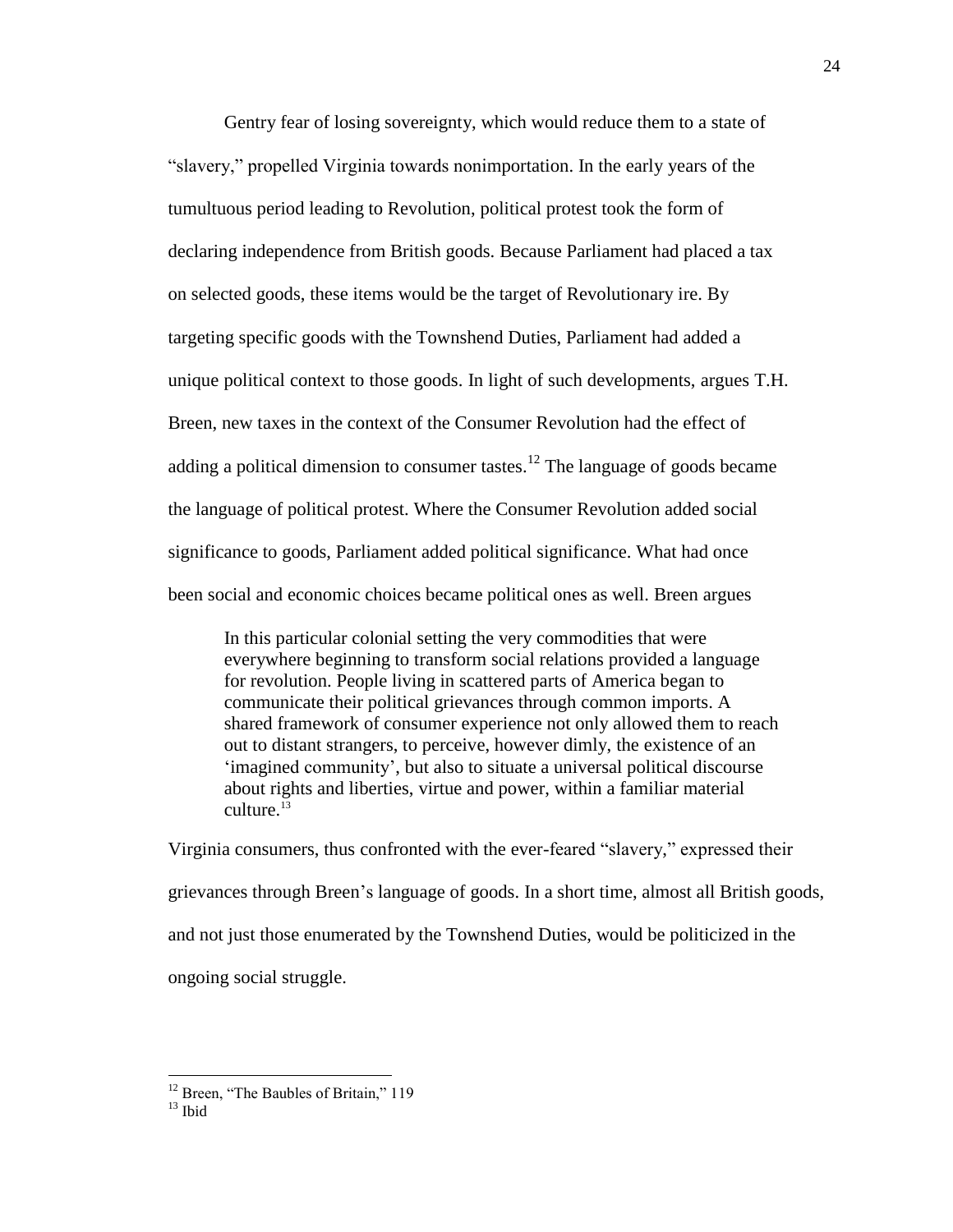Gentry fear of losing sovereignty, which would reduce them to a state of "slavery," propelled Virginia towards nonimportation. In the early years of the tumultuous period leading to Revolution, political protest took the form of declaring independence from British goods. Because Parliament had placed a tax on selected goods, these items would be the target of Revolutionary ire. By targeting specific goods with the Townshend Duties, Parliament had added a unique political context to those goods. In light of such developments, argues T.H. Breen, new taxes in the context of the Consumer Revolution had the effect of adding a political dimension to consumer tastes.[12] The language of goods became the language of political protest. Where the Consumer Revolution added social significance to goods, Parliament added political significance. What had once been social and economic choices became political ones as well. Breen argues

> In this particular colonial setting the very commodities that were everywhere beginning to transform social relations provided a language for revolution. People living in scattered parts of America began to communicate their political grievances through common imports. A shared framework of consumer experience not only allowed them to reach out to distant strangers, to perceive, however dimly, the existence of an 'imagined community', but also to situate a universal political discourse about rights and liberties, virtue and power, within a familiar material culture.[13]

Virginia consumers, thus confronted with the ever-feared "slavery," expressed their grievances through Breen's language of goods. In a short time, almost all British goods, and not just those enumerated by the Townshend Duties, would be politicized in the ongoing social struggle.

---

[12] Breen, "The Baubles of Britain," 119

[13] Ibid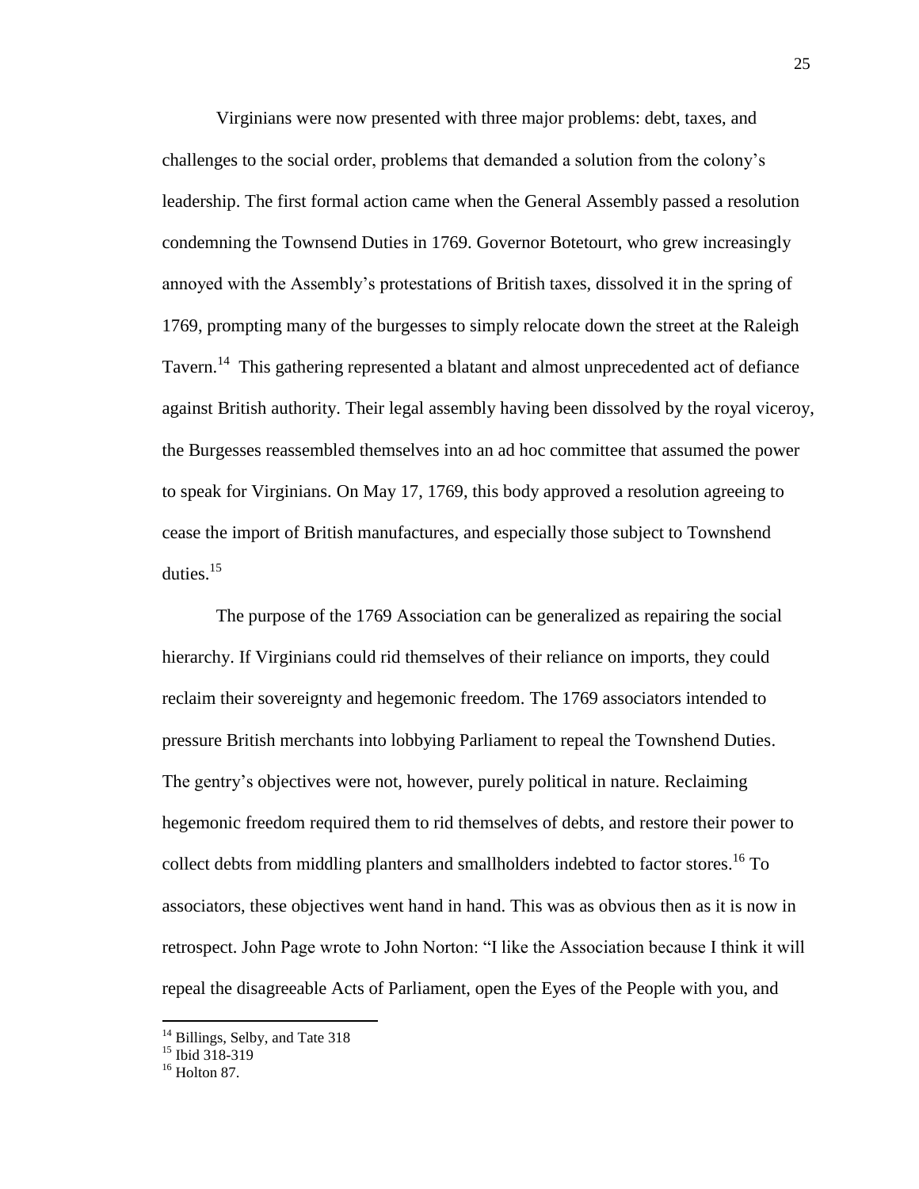Virginians were now presented with three major problems: debt, taxes, and challenges to the social order, problems that demanded a solution from the colony's leadership. The first formal action came when the General Assembly passed a resolution condemning the Townsend Duties in 1769. Governor Botetourt, who grew increasingly annoyed with the Assembly's protestations of British taxes, dissolved it in the spring of 1769, prompting many of the burgesses to simply relocate down the street at the Raleigh Tavern.[14] This gathering represented a blatant and almost unprecedented act of defiance against British authority. Their legal assembly having been dissolved by the royal viceroy, the Burgesses reassembled themselves into an ad hoc committee that assumed the power to speak for Virginians. On May 17, 1769, this body approved a resolution agreeing to cease the import of British manufactures, and especially those subject to Townshend duties.[15]

The purpose of the 1769 Association can be generalized as repairing the social hierarchy. If Virginians could rid themselves of their reliance on imports, they could reclaim their sovereignty and hegemonic freedom. The 1769 associators intended to pressure British merchants into lobbying Parliament to repeal the Townshend Duties. The gentry's objectives were not, however, purely political in nature. Reclaiming hegemonic freedom required them to rid themselves of debts, and restore their power to collect debts from middling planters and smallholders indebted to factor stores.[16] To associators, these objectives went hand in hand. This was as obvious then as it is now in retrospect. John Page wrote to John Norton: "I like the Association because I think it will repeal the disagreeable Acts of Parliament, open the Eyes of the People with you, and

---

[14] Billings, Selby, and Tate 318

[15] Ibid 318-319

[16] Holton 87.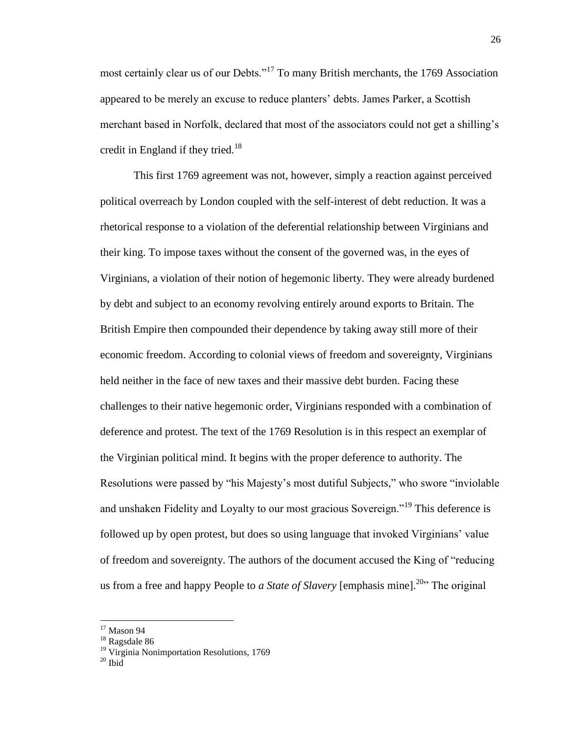most certainly clear us of our Debts."[17] To many British merchants, the 1769 Association appeared to be merely an excuse to reduce planters' debts. James Parker, a Scottish merchant based in Norfolk, declared that most of the associators could not get a shilling's credit in England if they tried.[18]

This first 1769 agreement was not, however, simply a reaction against perceived political overreach by London coupled with the self-interest of debt reduction. It was a rhetorical response to a violation of the deferential relationship between Virginians and their king. To impose taxes without the consent of the governed was, in the eyes of Virginians, a violation of their notion of hegemonic liberty. They were already burdened by debt and subject to an economy revolving entirely around exports to Britain. The British Empire then compounded their dependence by taking away still more of their economic freedom. According to colonial views of freedom and sovereignty, Virginians held neither in the face of new taxes and their massive debt burden. Facing these challenges to their native hegemonic order, Virginians responded with a combination of deference and protest. The text of the 1769 Resolution is in this respect an exemplar of the Virginian political mind. It begins with the proper deference to authority. The Resolutions were passed by "his Majesty's most dutiful Subjects," who swore "inviolable and unshaken Fidelity and Loyalty to our most gracious Sovereign."[19] This deference is followed up by open protest, but does so using language that invoked Virginians' value of freedom and sovereignty. The authors of the document accused the King of "reducing us from a free and happy People to *a State of Slavery* [emphasis mine].[20]" The original

[17] Mason 94
[18] Ragsdale 86
[19] Virginia Nonimportation Resolutions, 1769
[20] Ibid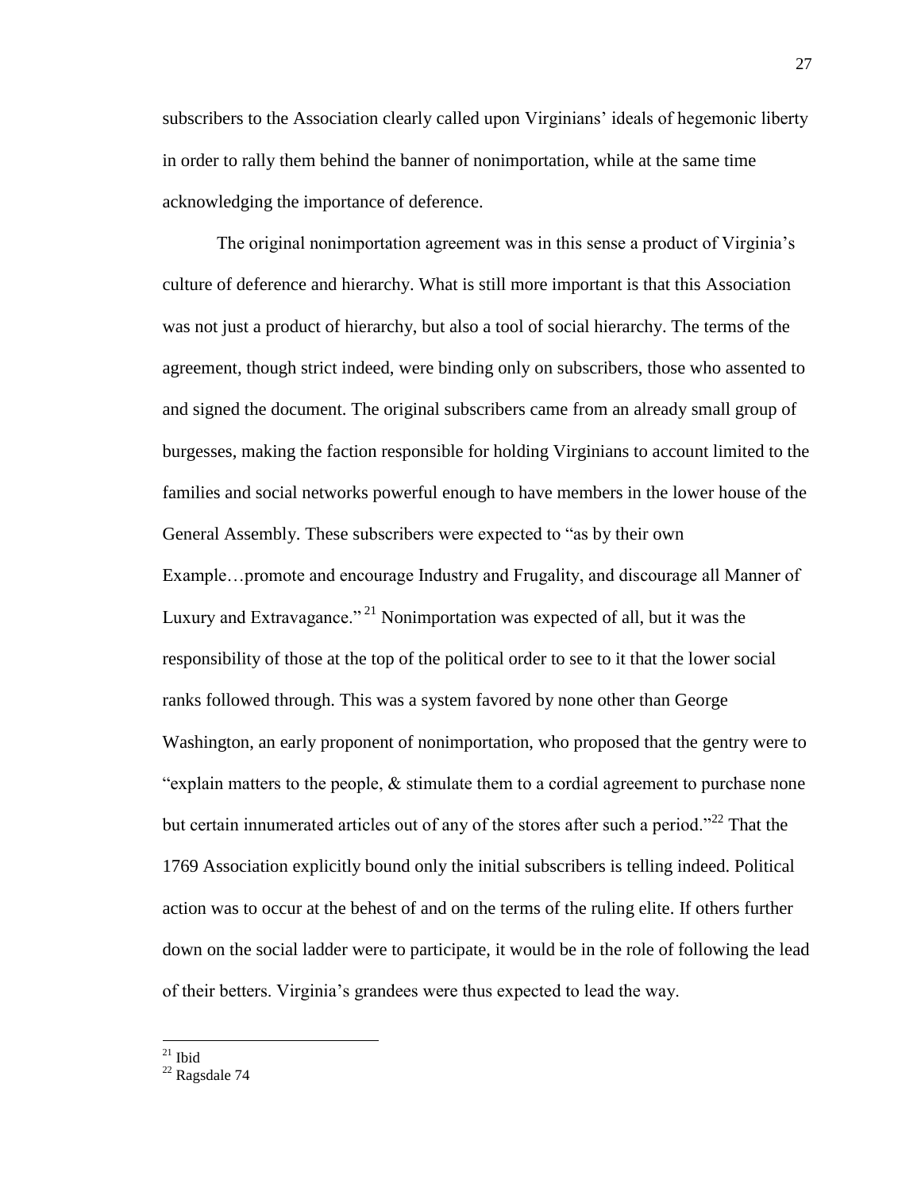subscribers to the Association clearly called upon Virginians' ideals of hegemonic liberty in order to rally them behind the banner of nonimportation, while at the same time acknowledging the importance of deference.

The original nonimportation agreement was in this sense a product of Virginia's culture of deference and hierarchy. What is still more important is that this Association was not just a product of hierarchy, but also a tool of social hierarchy. The terms of the agreement, though strict indeed, were binding only on subscribers, those who assented to and signed the document. The original subscribers came from an already small group of burgesses, making the faction responsible for holding Virginians to account limited to the families and social networks powerful enough to have members in the lower house of the General Assembly. These subscribers were expected to "as by their own Example…promote and encourage Industry and Frugality, and discourage all Manner of Luxury and Extravagance." [21] Nonimportation was expected of all, but it was the responsibility of those at the top of the political order to see to it that the lower social ranks followed through. This was a system favored by none other than George Washington, an early proponent of nonimportation, who proposed that the gentry were to "explain matters to the people, & stimulate them to a cordial agreement to purchase none but certain innumerated articles out of any of the stores after such a period."[22] That the 1769 Association explicitly bound only the initial subscribers is telling indeed. Political action was to occur at the behest of and on the terms of the ruling elite. If others further down on the social ladder were to participate, it would be in the role of following the lead of their betters. Virginia's grandees were thus expected to lead the way.

---

[21] Ibid

[22] Ragsdale 74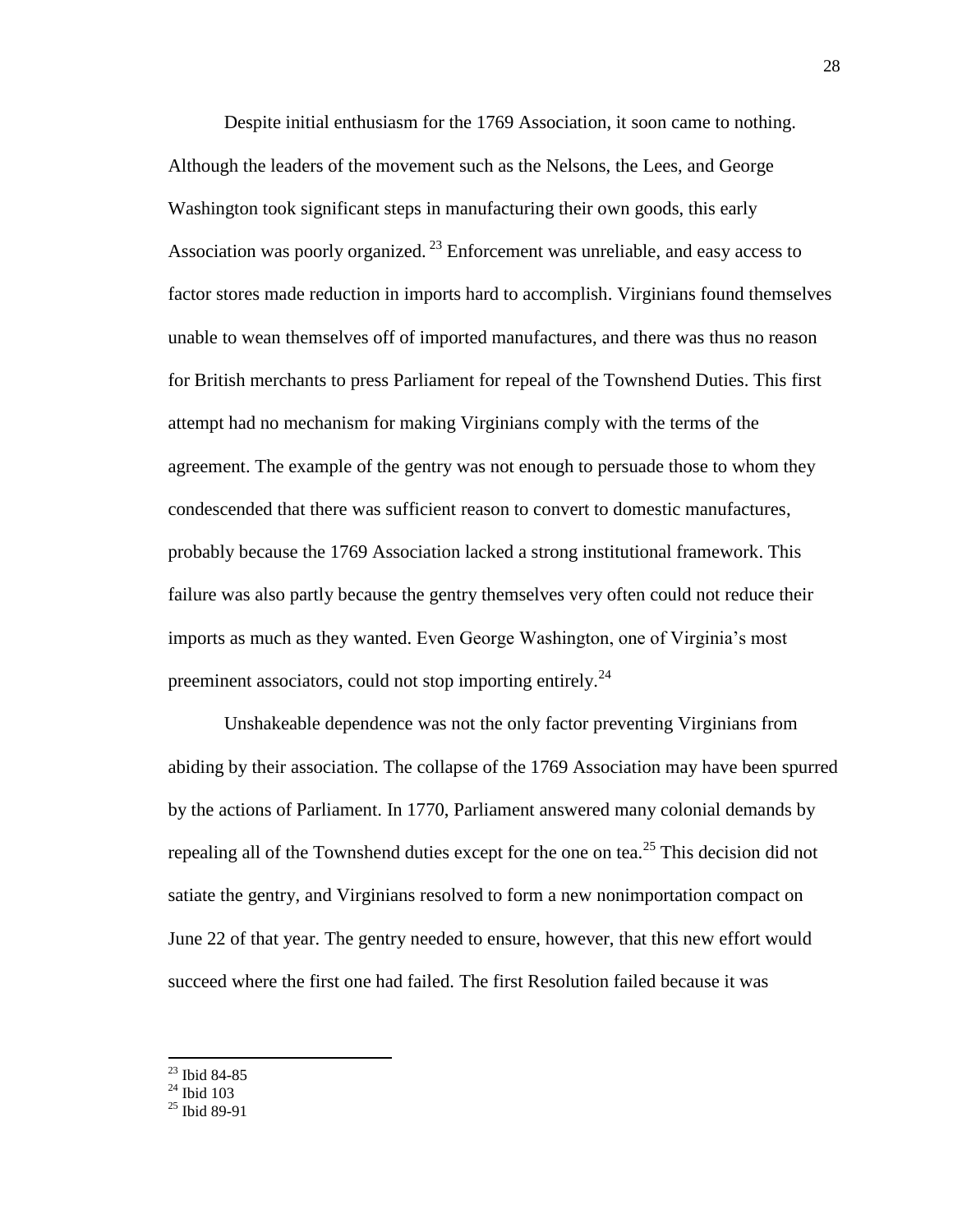Despite initial enthusiasm for the 1769 Association, it soon came to nothing. Although the leaders of the movement such as the Nelsons, the Lees, and George Washington took significant steps in manufacturing their own goods, this early Association was poorly organized.[23] Enforcement was unreliable, and easy access to factor stores made reduction in imports hard to accomplish. Virginians found themselves unable to wean themselves off of imported manufactures, and there was thus no reason for British merchants to press Parliament for repeal of the Townshend Duties. This first attempt had no mechanism for making Virginians comply with the terms of the agreement. The example of the gentry was not enough to persuade those to whom they condescended that there was sufficient reason to convert to domestic manufactures, probably because the 1769 Association lacked a strong institutional framework. This failure was also partly because the gentry themselves very often could not reduce their imports as much as they wanted. Even George Washington, one of Virginia's most preeminent associators, could not stop importing entirely.[24]

Unshakeable dependence was not the only factor preventing Virginians from abiding by their association. The collapse of the 1769 Association may have been spurred by the actions of Parliament. In 1770, Parliament answered many colonial demands by repealing all of the Townshend duties except for the one on tea.[25] This decision did not satiate the gentry, and Virginians resolved to form a new nonimportation compact on June 22 of that year. The gentry needed to ensure, however, that this new effort would succeed where the first one had failed. The first Resolution failed because it was

[23] Ibid 84-85
[24] Ibid 103
[25] Ibid 89-91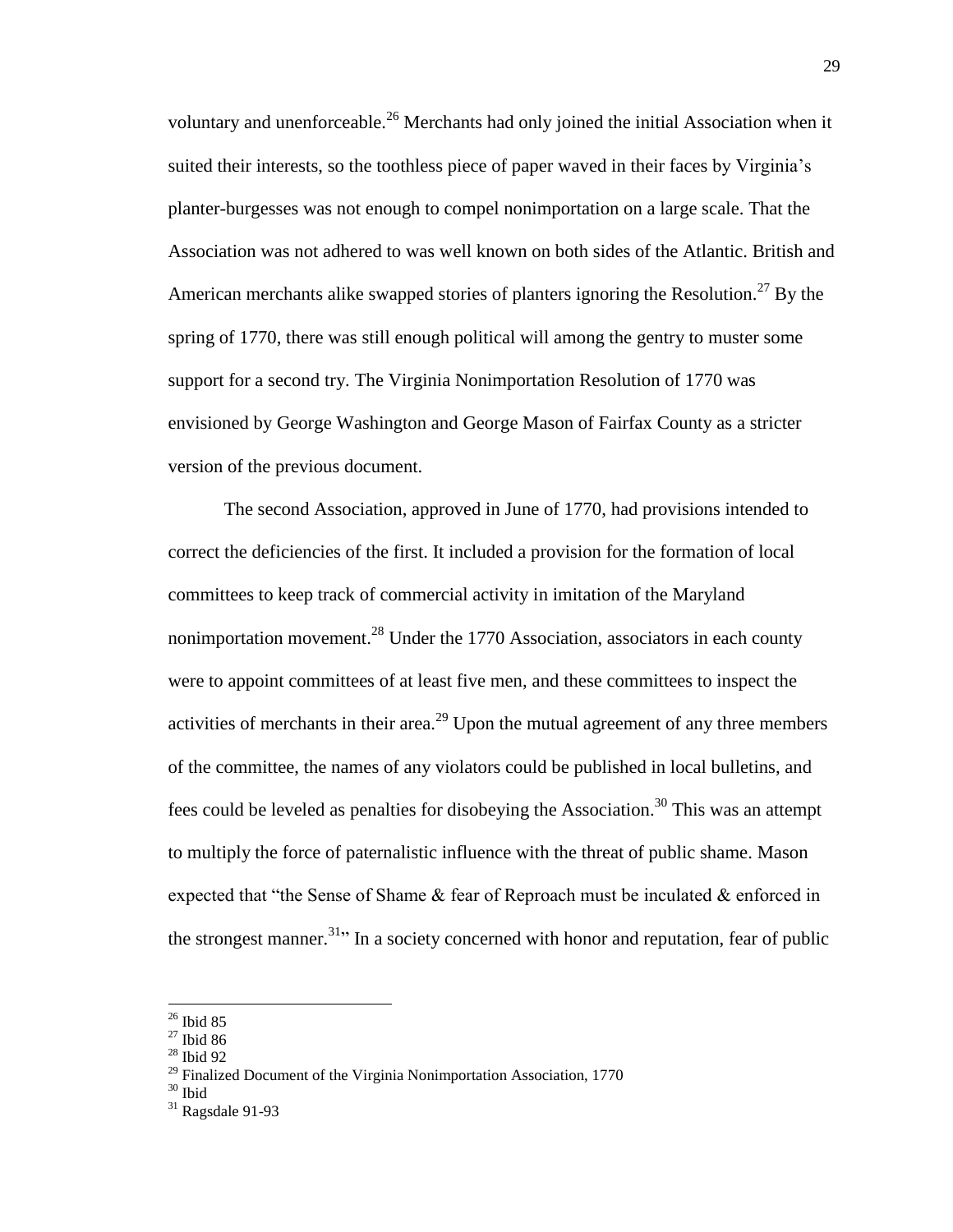voluntary and unenforceable.[26] Merchants had only joined the initial Association when it suited their interests, so the toothless piece of paper waved in their faces by Virginia's planter-burgesses was not enough to compel nonimportation on a large scale. That the Association was not adhered to was well known on both sides of the Atlantic. British and American merchants alike swapped stories of planters ignoring the Resolution.[27] By the spring of 1770, there was still enough political will among the gentry to muster some support for a second try. The Virginia Nonimportation Resolution of 1770 was envisioned by George Washington and George Mason of Fairfax County as a stricter version of the previous document.

The second Association, approved in June of 1770, had provisions intended to correct the deficiencies of the first. It included a provision for the formation of local committees to keep track of commercial activity in imitation of the Maryland nonimportation movement.[28] Under the 1770 Association, associators in each county were to appoint committees of at least five men, and these committees to inspect the activities of merchants in their area.[29] Upon the mutual agreement of any three members of the committee, the names of any violators could be published in local bulletins, and fees could be leveled as penalties for disobeying the Association.[30] This was an attempt to multiply the force of paternalistic influence with the threat of public shame. Mason expected that "the Sense of Shame & fear of Reproach must be inculated & enforced in the strongest manner.[31]" In a society concerned with honor and reputation, fear of public

---

[26] Ibid 85

[27] Ibid 86

[28] Ibid 92

[29] Finalized Document of the Virginia Nonimportation Association, 1770

[30] Ibid

[31] Ragsdale 91-93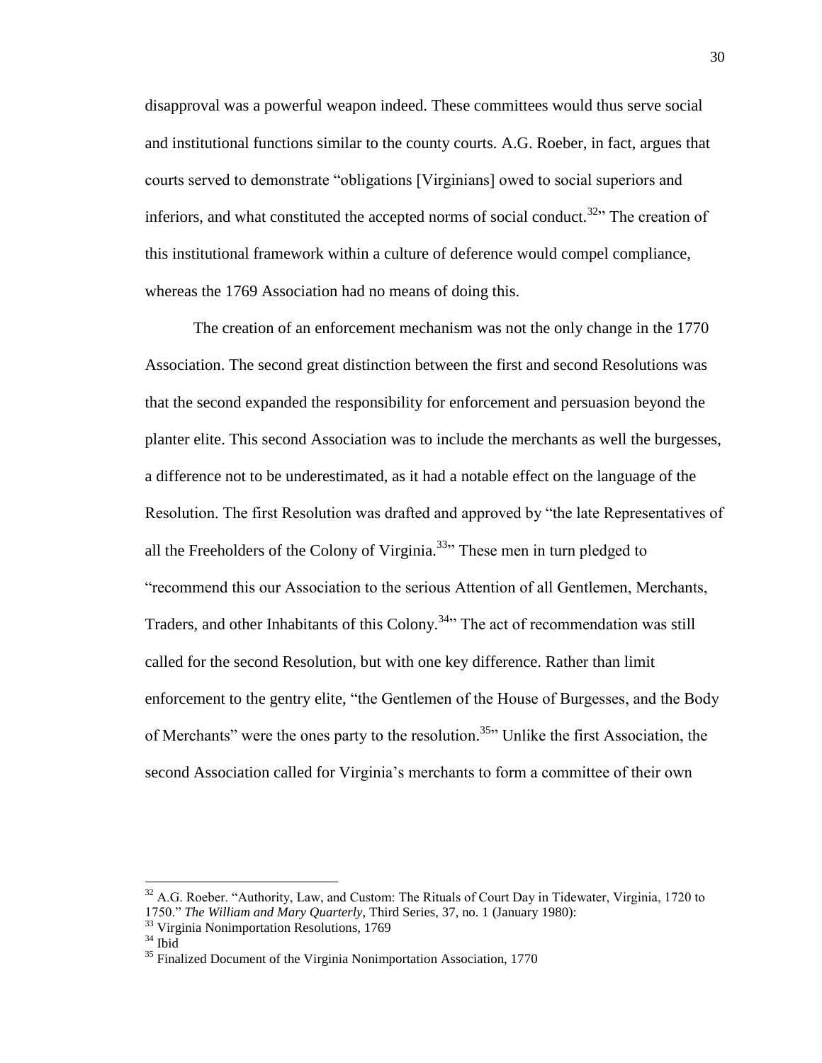disapproval was a powerful weapon indeed. These committees would thus serve social and institutional functions similar to the county courts. A.G. Roeber, in fact, argues that courts served to demonstrate "obligations [Virginians] owed to social superiors and inferiors, and what constituted the accepted norms of social conduct.[32]" The creation of this institutional framework within a culture of deference would compel compliance, whereas the 1769 Association had no means of doing this.

The creation of an enforcement mechanism was not the only change in the 1770 Association. The second great distinction between the first and second Resolutions was that the second expanded the responsibility for enforcement and persuasion beyond the planter elite. This second Association was to include the merchants as well the burgesses, a difference not to be underestimated, as it had a notable effect on the language of the Resolution. The first Resolution was drafted and approved by "the late Representatives of all the Freeholders of the Colony of Virginia.[33]" These men in turn pledged to "recommend this our Association to the serious Attention of all Gentlemen, Merchants, Traders, and other Inhabitants of this Colony.[34]" The act of recommendation was still called for the second Resolution, but with one key difference. Rather than limit enforcement to the gentry elite, "the Gentlemen of the House of Burgesses, and the Body of Merchants" were the ones party to the resolution.[35]" Unlike the first Association, the second Association called for Virginia's merchants to form a committee of their own

---

[32] A.G. Roeber. "Authority, Law, and Custom: The Rituals of Court Day in Tidewater, Virginia, 1720 to 1750." *The William and Mary Quarterly*, Third Series, 37, no. 1 (January 1980):

[33] Virginia Nonimportation Resolutions, 1769

[34] Ibid

[35] Finalized Document of the Virginia Nonimportation Association, 1770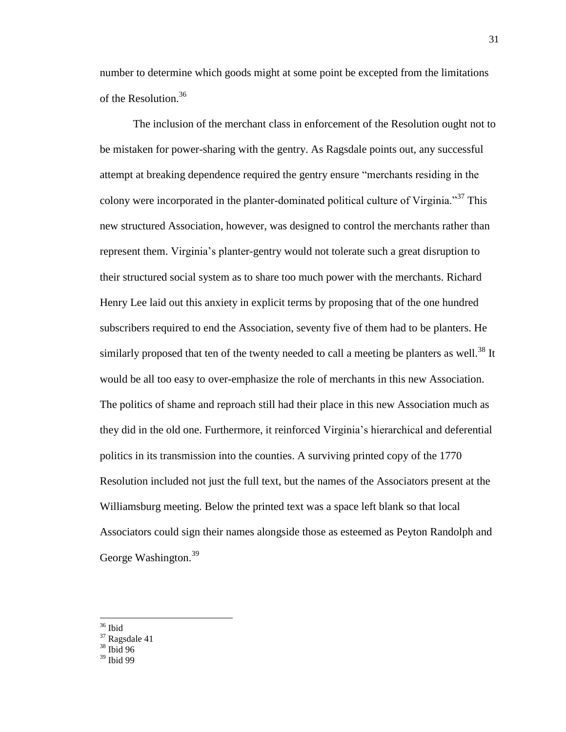number to determine which goods might at some point be excepted from the limitations of the Resolution.[36]

The inclusion of the merchant class in enforcement of the Resolution ought not to be mistaken for power-sharing with the gentry. As Ragsdale points out, any successful attempt at breaking dependence required the gentry ensure "merchants residing in the colony were incorporated in the planter-dominated political culture of Virginia."[37] This new structured Association, however, was designed to control the merchants rather than represent them. Virginia's planter-gentry would not tolerate such a great disruption to their structured social system as to share too much power with the merchants. Richard Henry Lee laid out this anxiety in explicit terms by proposing that of the one hundred subscribers required to end the Association, seventy five of them had to be planters. He similarly proposed that ten of the twenty needed to call a meeting be planters as well.[38] It would be all too easy to over-emphasize the role of merchants in this new Association. The politics of shame and reproach still had their place in this new Association much as they did in the old one. Furthermore, it reinforced Virginia's hierarchical and deferential politics in its transmission into the counties. A surviving printed copy of the 1770 Resolution included not just the full text, but the names of the Associators present at the Williamsburg meeting. Below the printed text was a space left blank so that local Associators could sign their names alongside those as esteemed as Peyton Randolph and George Washington.[39]

---

[36] Ibid

[37] Ragsdale 41

[38] Ibid 96

[39] Ibid 99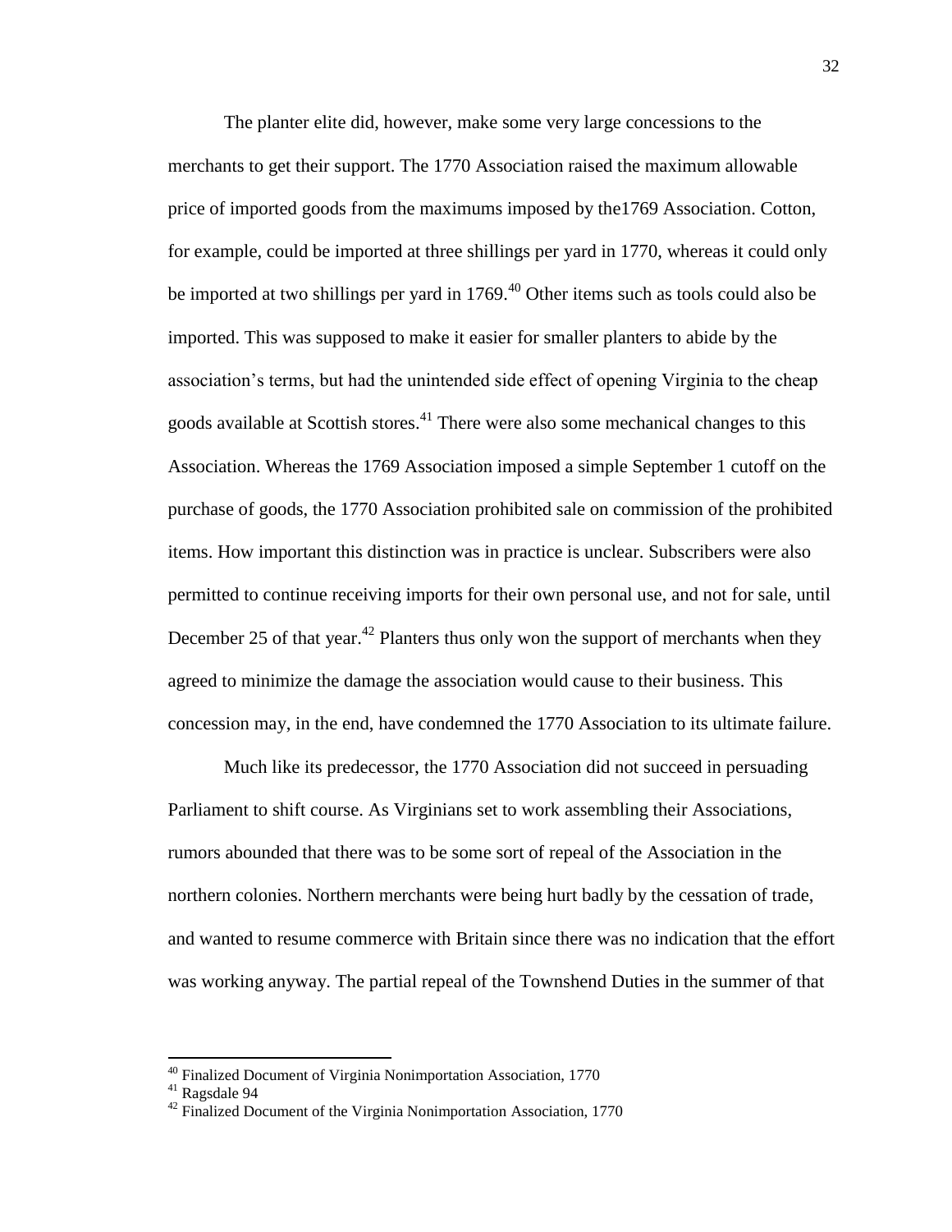The planter elite did, however, make some very large concessions to the merchants to get their support. The 1770 Association raised the maximum allowable price of imported goods from the maximums imposed by the1769 Association. Cotton, for example, could be imported at three shillings per yard in 1770, whereas it could only be imported at two shillings per yard in 1769.[40] Other items such as tools could also be imported. This was supposed to make it easier for smaller planters to abide by the association's terms, but had the unintended side effect of opening Virginia to the cheap goods available at Scottish stores.[41] There were also some mechanical changes to this Association. Whereas the 1769 Association imposed a simple September 1 cutoff on the purchase of goods, the 1770 Association prohibited sale on commission of the prohibited items. How important this distinction was in practice is unclear. Subscribers were also permitted to continue receiving imports for their own personal use, and not for sale, until December 25 of that year.[42] Planters thus only won the support of merchants when they agreed to minimize the damage the association would cause to their business. This concession may, in the end, have condemned the 1770 Association to its ultimate failure.

Much like its predecessor, the 1770 Association did not succeed in persuading Parliament to shift course. As Virginians set to work assembling their Associations, rumors abounded that there was to be some sort of repeal of the Association in the northern colonies. Northern merchants were being hurt badly by the cessation of trade, and wanted to resume commerce with Britain since there was no indication that the effort was working anyway. The partial repeal of the Townshend Duties in the summer of that

---

[40] Finalized Document of Virginia Nonimportation Association, 1770

[41] Ragsdale 94

[42] Finalized Document of the Virginia Nonimportation Association, 1770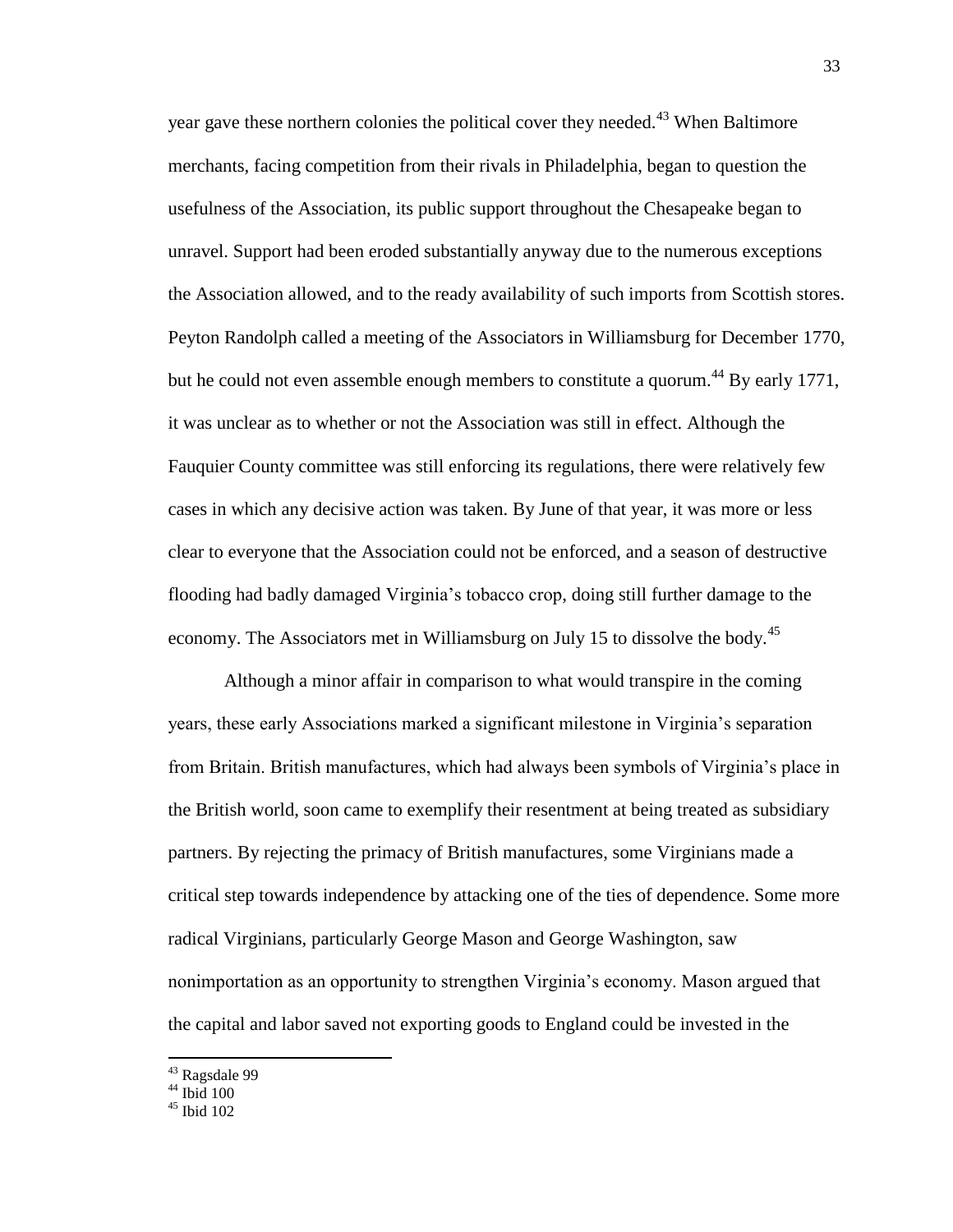year gave these northern colonies the political cover they needed.[43] When Baltimore merchants, facing competition from their rivals in Philadelphia, began to question the usefulness of the Association, its public support throughout the Chesapeake began to unravel. Support had been eroded substantially anyway due to the numerous exceptions the Association allowed, and to the ready availability of such imports from Scottish stores. Peyton Randolph called a meeting of the Associators in Williamsburg for December 1770, but he could not even assemble enough members to constitute a quorum.[44] By early 1771, it was unclear as to whether or not the Association was still in effect. Although the Fauquier County committee was still enforcing its regulations, there were relatively few cases in which any decisive action was taken. By June of that year, it was more or less clear to everyone that the Association could not be enforced, and a season of destructive flooding had badly damaged Virginia's tobacco crop, doing still further damage to the economy. The Associators met in Williamsburg on July 15 to dissolve the body.[45]

Although a minor affair in comparison to what would transpire in the coming years, these early Associations marked a significant milestone in Virginia's separation from Britain. British manufactures, which had always been symbols of Virginia's place in the British world, soon came to exemplify their resentment at being treated as subsidiary partners. By rejecting the primacy of British manufactures, some Virginians made a critical step towards independence by attacking one of the ties of dependence. Some more radical Virginians, particularly George Mason and George Washington, saw nonimportation as an opportunity to strengthen Virginia's economy. Mason argued that the capital and labor saved not exporting goods to England could be invested in the

---

[43] Ragsdale 99

[44] Ibid 100

[45] Ibid 102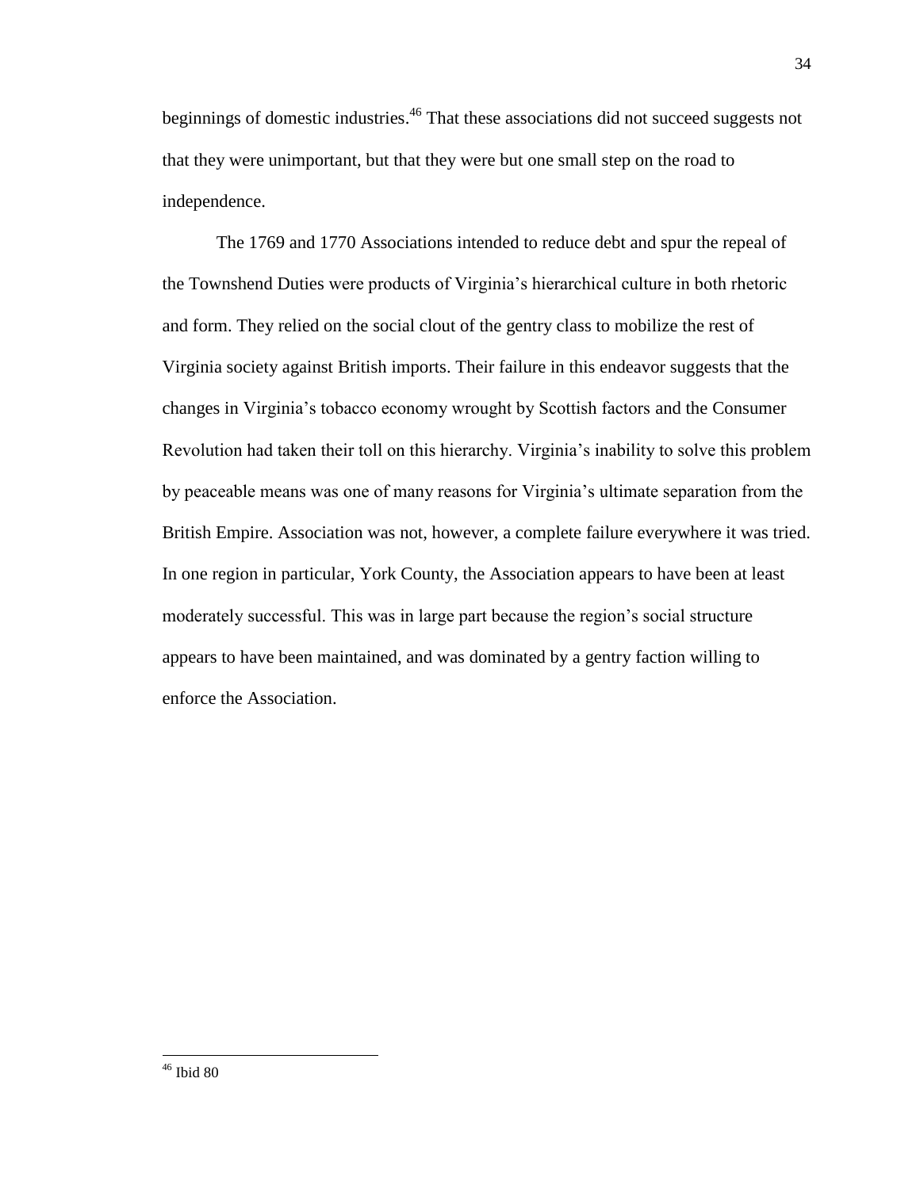beginnings of domestic industries.[46] That these associations did not succeed suggests not that they were unimportant, but that they were but one small step on the road to independence.

The 1769 and 1770 Associations intended to reduce debt and spur the repeal of the Townshend Duties were products of Virginia's hierarchical culture in both rhetoric and form. They relied on the social clout of the gentry class to mobilize the rest of Virginia society against British imports. Their failure in this endeavor suggests that the changes in Virginia's tobacco economy wrought by Scottish factors and the Consumer Revolution had taken their toll on this hierarchy. Virginia's inability to solve this problem by peaceable means was one of many reasons for Virginia's ultimate separation from the British Empire. Association was not, however, a complete failure everywhere it was tried. In one region in particular, York County, the Association appears to have been at least moderately successful. This was in large part because the region's social structure appears to have been maintained, and was dominated by a gentry faction willing to enforce the Association.

---

[46] Ibid 80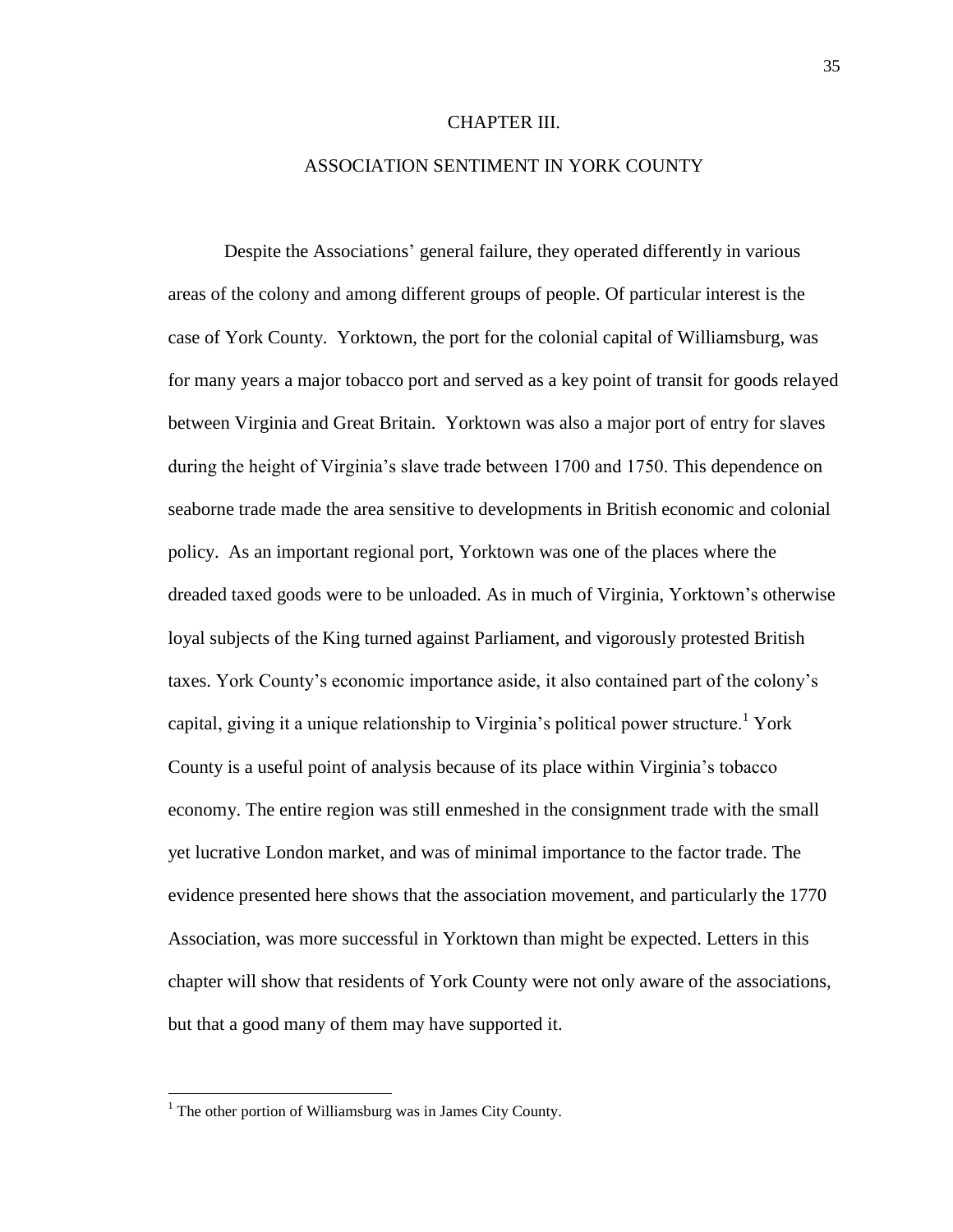# CHAPTER III.

## ASSOCIATION SENTIMENT IN YORK COUNTY

Despite the Associations' general failure, they operated differently in various areas of the colony and among different groups of people. Of particular interest is the case of York County. Yorktown, the port for the colonial capital of Williamsburg, was for many years a major tobacco port and served as a key point of transit for goods relayed between Virginia and Great Britain. Yorktown was also a major port of entry for slaves during the height of Virginia's slave trade between 1700 and 1750. This dependence on seaborne trade made the area sensitive to developments in British economic and colonial policy. As an important regional port, Yorktown was one of the places where the dreaded taxed goods were to be unloaded. As in much of Virginia, Yorktown's otherwise loyal subjects of the King turned against Parliament, and vigorously protested British taxes. York County's economic importance aside, it also contained part of the colony's capital, giving it a unique relationship to Virginia's political power structure.[1] York County is a useful point of analysis because of its place within Virginia's tobacco economy. The entire region was still enmeshed in the consignment trade with the small yet lucrative London market, and was of minimal importance to the factor trade. The evidence presented here shows that the association movement, and particularly the 1770 Association, was more successful in Yorktown than might be expected. Letters in this chapter will show that residents of York County were not only aware of the associations, but that a good many of them may have supported it.

---

[1] The other portion of Williamsburg was in James City County.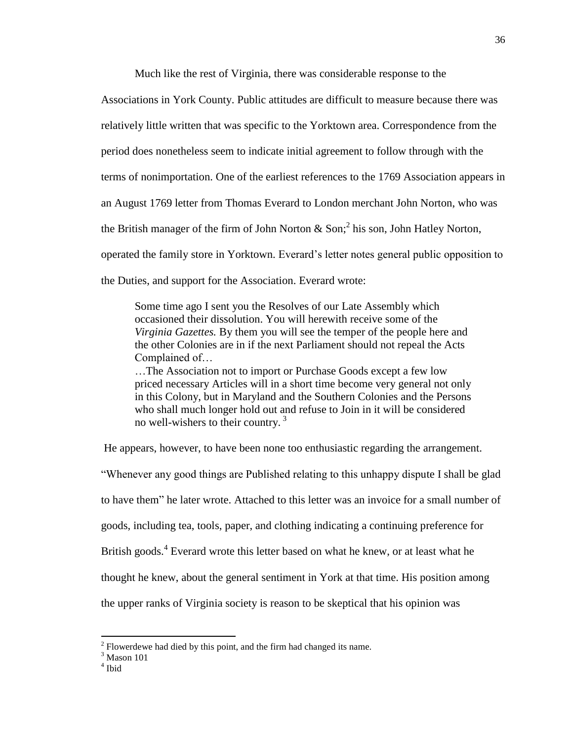Much like the rest of Virginia, there was considerable response to the Associations in York County. Public attitudes are difficult to measure because there was relatively little written that was specific to the Yorktown area. Correspondence from the period does nonetheless seem to indicate initial agreement to follow through with the terms of nonimportation. One of the earliest references to the 1769 Association appears in an August 1769 letter from Thomas Everard to London merchant John Norton, who was the British manager of the firm of John Norton & Son;[2] his son, John Hatley Norton, operated the family store in Yorktown. Everard's letter notes general public opposition to the Duties, and support for the Association. Everard wrote:

> Some time ago I sent you the Resolves of our Late Assembly which occasioned their dissolution. You will herewith receive some of the *Virginia Gazettes.* By them you will see the temper of the people here and the other Colonies are in if the next Parliament should not repeal the Acts Complained of…
>
> …The Association not to import or Purchase Goods except a few low priced necessary Articles will in a short time become very general not only in this Colony, but in Maryland and the Southern Colonies and the Persons who shall much longer hold out and refuse to Join in it will be considered no well-wishers to their country. [3]

He appears, however, to have been none too enthusiastic regarding the arrangement. "Whenever any good things are Published relating to this unhappy dispute I shall be glad to have them" he later wrote. Attached to this letter was an invoice for a small number of goods, including tea, tools, paper, and clothing indicating a continuing preference for British goods.[4] Everard wrote this letter based on what he knew, or at least what he thought he knew, about the general sentiment in York at that time. His position among the upper ranks of Virginia society is reason to be skeptical that his opinion was

---

[2] Flowerdewe had died by this point, and the firm had changed its name.

[3] Mason 101

[4] Ibid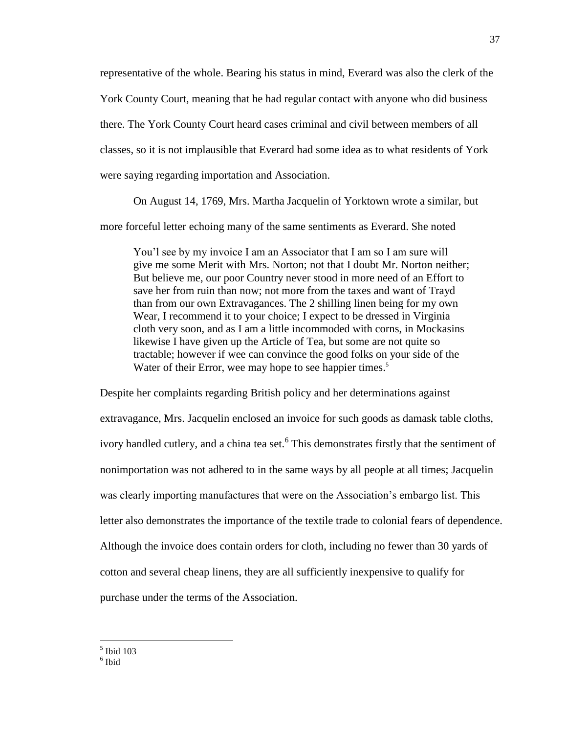representative of the whole. Bearing his status in mind, Everard was also the clerk of the York County Court, meaning that he had regular contact with anyone who did business there. The York County Court heard cases criminal and civil between members of all classes, so it is not implausible that Everard had some idea as to what residents of York were saying regarding importation and Association.

On August 14, 1769, Mrs. Martha Jacquelin of Yorktown wrote a similar, but more forceful letter echoing many of the same sentiments as Everard. She noted

> You'l see by my invoice I am an Associator that I am so I am sure will give me some Merit with Mrs. Norton; not that I doubt Mr. Norton neither; But believe me, our poor Country never stood in more need of an Effort to save her from ruin than now; not more from the taxes and want of Trayd than from our own Extravagances. The 2 shilling linen being for my own Wear, I recommend it to your choice; I expect to be dressed in Virginia cloth very soon, and as I am a little incommoded with corns, in Mockasins likewise I have given up the Article of Tea, but some are not quite so tractable; however if wee can convince the good folks on your side of the Water of their Error, wee may hope to see happier times.[5]

Despite her complaints regarding British policy and her determinations against extravagance, Mrs. Jacquelin enclosed an invoice for such goods as damask table cloths, ivory handled cutlery, and a china tea set.[6] This demonstrates firstly that the sentiment of nonimportation was not adhered to in the same ways by all people at all times; Jacquelin was clearly importing manufactures that were on the Association's embargo list. This letter also demonstrates the importance of the textile trade to colonial fears of dependence. Although the invoice does contain orders for cloth, including no fewer than 30 yards of cotton and several cheap linens, they are all sufficiently inexpensive to qualify for purchase under the terms of the Association.

---

[5] Ibid 103

[6] Ibid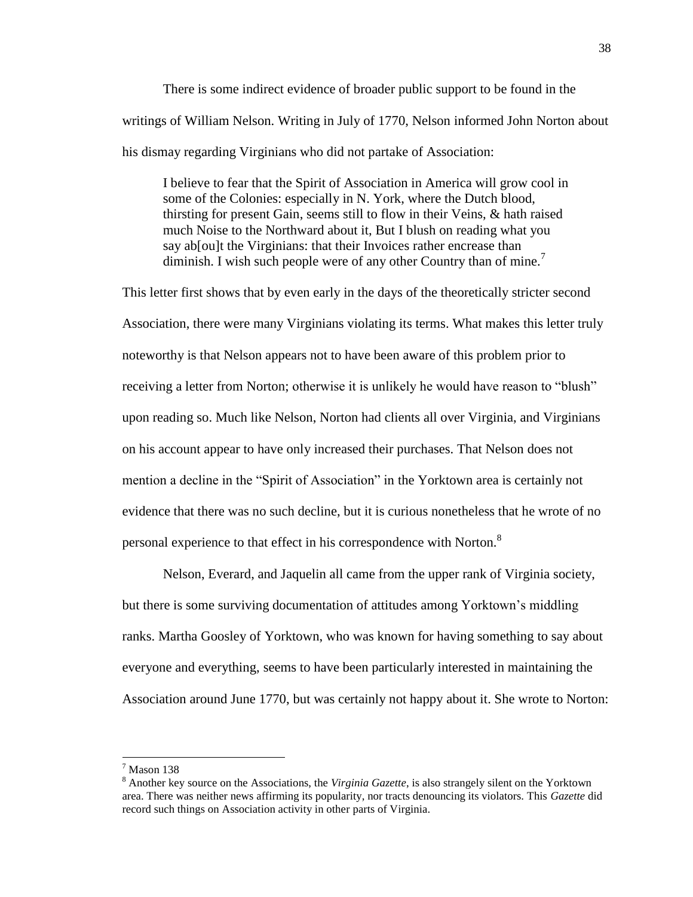There is some indirect evidence of broader public support to be found in the writings of William Nelson. Writing in July of 1770, Nelson informed John Norton about his dismay regarding Virginians who did not partake of Association:

> I believe to fear that the Spirit of Association in America will grow cool in some of the Colonies: especially in N. York, where the Dutch blood, thirsting for present Gain, seems still to flow in their Veins, & hath raised much Noise to the Northward about it, But I blush on reading what you say ab[ou]t the Virginians: that their Invoices rather encrease than diminish. I wish such people were of any other Country than of mine.[7]

This letter first shows that by even early in the days of the theoretically stricter second Association, there were many Virginians violating its terms. What makes this letter truly noteworthy is that Nelson appears not to have been aware of this problem prior to receiving a letter from Norton; otherwise it is unlikely he would have reason to "blush" upon reading so. Much like Nelson, Norton had clients all over Virginia, and Virginians on his account appear to have only increased their purchases. That Nelson does not mention a decline in the "Spirit of Association" in the Yorktown area is certainly not evidence that there was no such decline, but it is curious nonetheless that he wrote of no personal experience to that effect in his correspondence with Norton.[8]

Nelson, Everard, and Jaquelin all came from the upper rank of Virginia society, but there is some surviving documentation of attitudes among Yorktown's middling ranks. Martha Goosley of Yorktown, who was known for having something to say about everyone and everything, seems to have been particularly interested in maintaining the Association around June 1770, but was certainly not happy about it. She wrote to Norton:

---

[7] Mason 138

[8] Another key source on the Associations, the *Virginia Gazette*, is also strangely silent on the Yorktown area. There was neither news affirming its popularity, nor tracts denouncing its violators. This *Gazette* did record such things on Association activity in other parts of Virginia.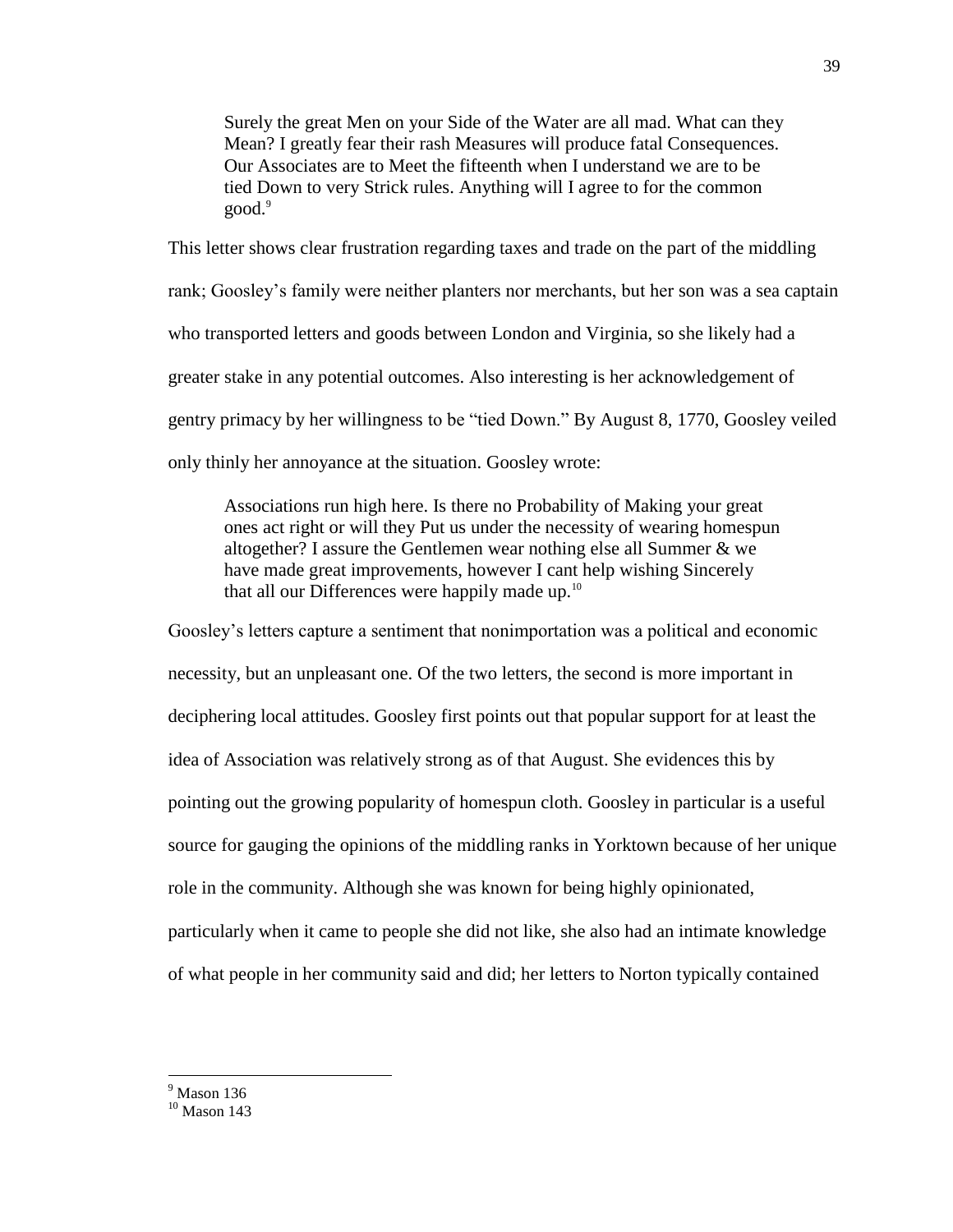> Surely the great Men on your Side of the Water are all mad. What can they Mean? I greatly fear their rash Measures will produce fatal Consequences. Our Associates are to Meet the fifteenth when I understand we are to be tied Down to very Strick rules. Anything will I agree to for the common good.[9]

This letter shows clear frustration regarding taxes and trade on the part of the middling rank; Goosley's family were neither planters nor merchants, but her son was a sea captain who transported letters and goods between London and Virginia, so she likely had a greater stake in any potential outcomes. Also interesting is her acknowledgement of gentry primacy by her willingness to be "tied Down." By August 8, 1770, Goosley veiled only thinly her annoyance at the situation. Goosley wrote:

> Associations run high here. Is there no Probability of Making your great ones act right or will they Put us under the necessity of wearing homespun altogether? I assure the Gentlemen wear nothing else all Summer & we have made great improvements, however I cant help wishing Sincerely that all our Differences were happily made up.[10]

Goosley's letters capture a sentiment that nonimportation was a political and economic necessity, but an unpleasant one. Of the two letters, the second is more important in deciphering local attitudes. Goosley first points out that popular support for at least the idea of Association was relatively strong as of that August. She evidences this by pointing out the growing popularity of homespun cloth. Goosley in particular is a useful source for gauging the opinions of the middling ranks in Yorktown because of her unique role in the community. Although she was known for being highly opinionated, particularly when it came to people she did not like, she also had an intimate knowledge of what people in her community said and did; her letters to Norton typically contained

---

[9] Mason 136

[10] Mason 143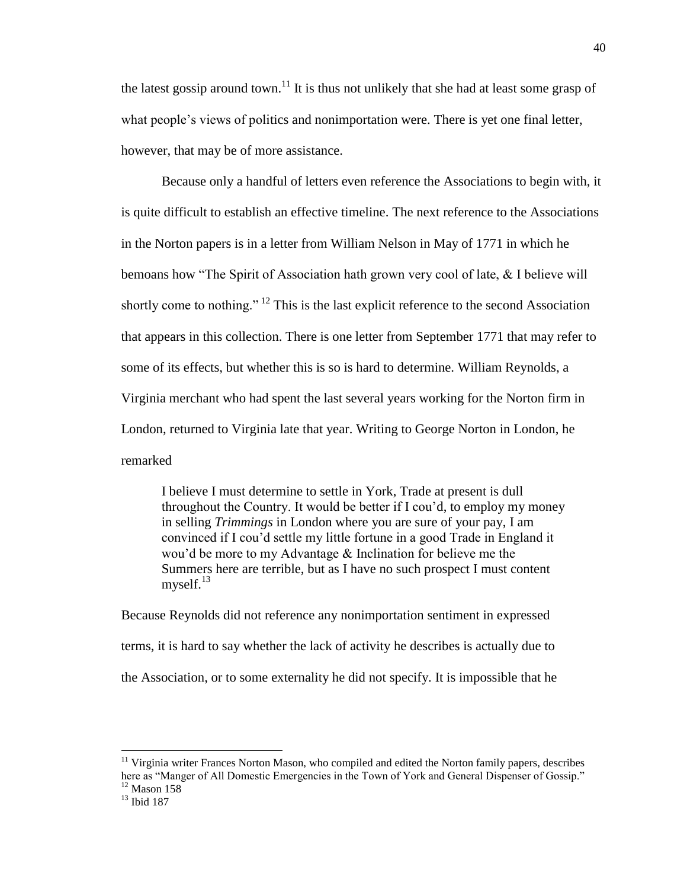the latest gossip around town.[11] It is thus not unlikely that she had at least some grasp of what people's views of politics and nonimportation were. There is yet one final letter, however, that may be of more assistance.

Because only a handful of letters even reference the Associations to begin with, it is quite difficult to establish an effective timeline. The next reference to the Associations in the Norton papers is in a letter from William Nelson in May of 1771 in which he bemoans how "The Spirit of Association hath grown very cool of late, & I believe will shortly come to nothing."[12] This is the last explicit reference to the second Association that appears in this collection. There is one letter from September 1771 that may refer to some of its effects, but whether this is so is hard to determine. William Reynolds, a Virginia merchant who had spent the last several years working for the Norton firm in London, returned to Virginia late that year. Writing to George Norton in London, he remarked

> I believe I must determine to settle in York, Trade at present is dull throughout the Country. It would be better if I cou'd, to employ my money in selling *Trimmings* in London where you are sure of your pay, I am convinced if I cou'd settle my little fortune in a good Trade in England it wou'd be more to my Advantage & Inclination for believe me the Summers here are terrible, but as I have no such prospect I must content myself.[13]

Because Reynolds did not reference any nonimportation sentiment in expressed terms, it is hard to say whether the lack of activity he describes is actually due to the Association, or to some externality he did not specify. It is impossible that he

---

[11] Virginia writer Frances Norton Mason, who compiled and edited the Norton family papers, describes here as "Manger of All Domestic Emergencies in the Town of York and General Dispenser of Gossip."

[12] Mason 158

[13] Ibid 187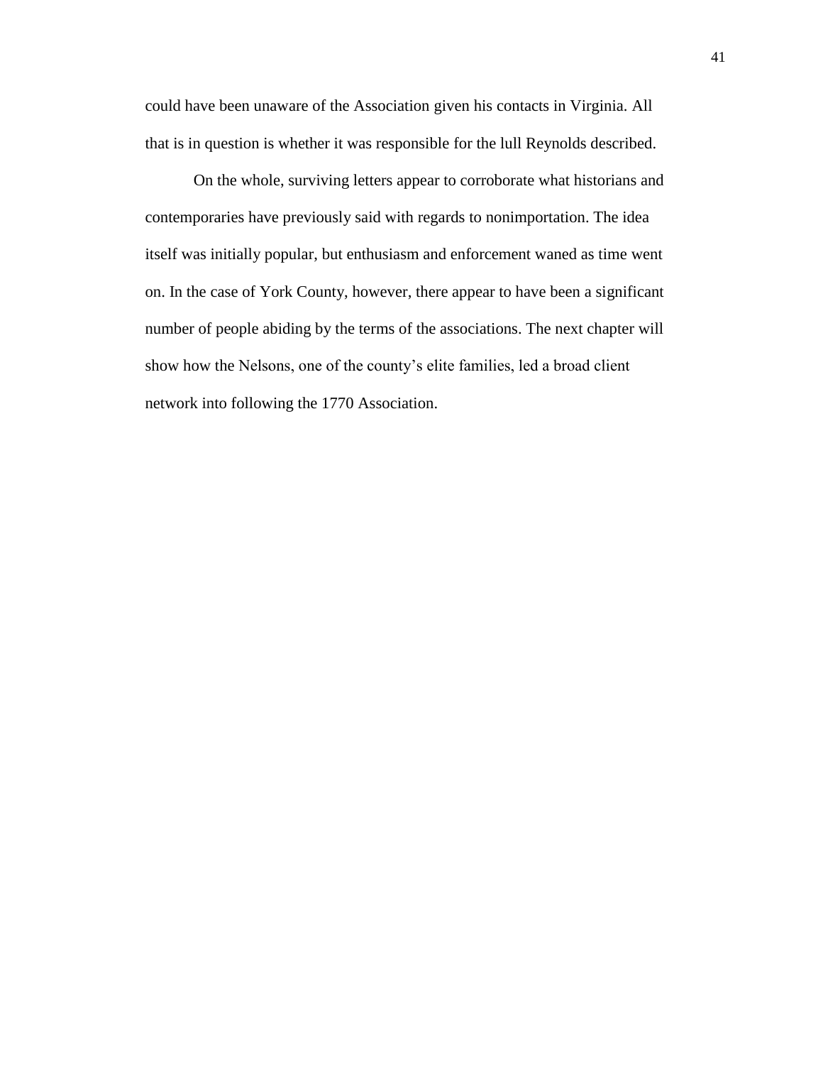could have been unaware of the Association given his contacts in Virginia. All that is in question is whether it was responsible for the lull Reynolds described.

On the whole, surviving letters appear to corroborate what historians and contemporaries have previously said with regards to nonimportation. The idea itself was initially popular, but enthusiasm and enforcement waned as time went on. In the case of York County, however, there appear to have been a significant number of people abiding by the terms of the associations. The next chapter will show how the Nelsons, one of the county's elite families, led a broad client network into following the 1770 Association.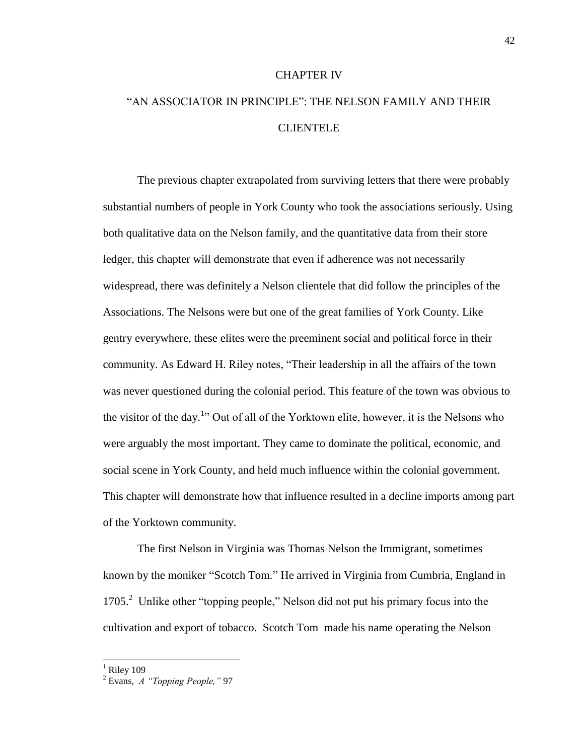# CHAPTER IV

# "AN ASSOCIATOR IN PRINCIPLE": THE NELSON FAMILY AND THEIR CLIENTELE

The previous chapter extrapolated from surviving letters that there were probably substantial numbers of people in York County who took the associations seriously. Using both qualitative data on the Nelson family, and the quantitative data from their store ledger, this chapter will demonstrate that even if adherence was not necessarily widespread, there was definitely a Nelson clientele that did follow the principles of the Associations. The Nelsons were but one of the great families of York County. Like gentry everywhere, these elites were the preeminent social and political force in their community. As Edward H. Riley notes, "Their leadership in all the affairs of the town was never questioned during the colonial period. This feature of the town was obvious to the visitor of the day.[1]" Out of all of the Yorktown elite, however, it is the Nelsons who were arguably the most important. They came to dominate the political, economic, and social scene in York County, and held much influence within the colonial government. This chapter will demonstrate how that influence resulted in a decline imports among part of the Yorktown community.

The first Nelson in Virginia was Thomas Nelson the Immigrant, sometimes known by the moniker "Scotch Tom." He arrived in Virginia from Cumbria, England in 1705.[2] Unlike other "topping people," Nelson did not put his primary focus into the cultivation and export of tobacco. Scotch Tom made his name operating the Nelson

---

[1] Riley 109

[2] Evans, *A "Topping People,"* 97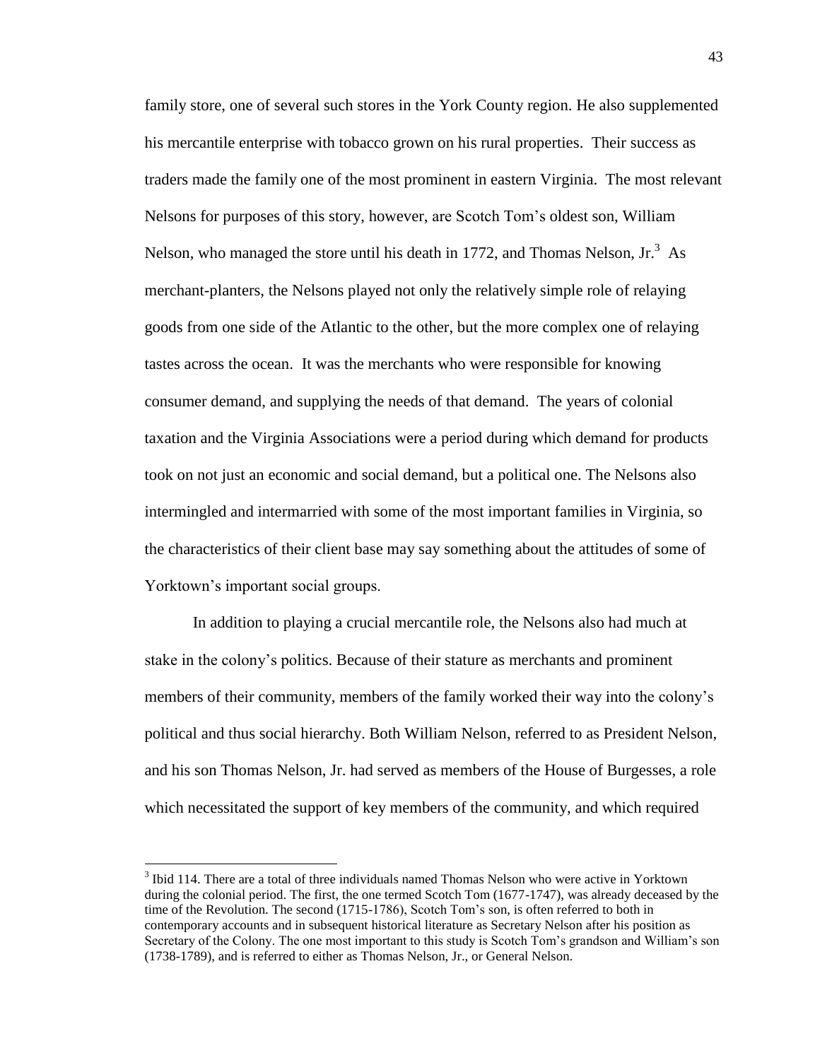family store, one of several such stores in the York County region. He also supplemented his mercantile enterprise with tobacco grown on his rural properties. Their success as traders made the family one of the most prominent in eastern Virginia. The most relevant Nelsons for purposes of this story, however, are Scotch Tom's oldest son, William Nelson, who managed the store until his death in 1772, and Thomas Nelson, Jr.[3] As merchant-planters, the Nelsons played not only the relatively simple role of relaying goods from one side of the Atlantic to the other, but the more complex one of relaying tastes across the ocean. It was the merchants who were responsible for knowing consumer demand, and supplying the needs of that demand. The years of colonial taxation and the Virginia Associations were a period during which demand for products took on not just an economic and social demand, but a political one. The Nelsons also intermingled and intermarried with some of the most important families in Virginia, so the characteristics of their client base may say something about the attitudes of some of Yorktown's important social groups.

In addition to playing a crucial mercantile role, the Nelsons also had much at stake in the colony's politics. Because of their stature as merchants and prominent members of their community, members of the family worked their way into the colony's political and thus social hierarchy. Both William Nelson, referred to as President Nelson, and his son Thomas Nelson, Jr. had served as members of the House of Burgesses, a role which necessitated the support of key members of the community, and which required

---

[3] Ibid 114. There are a total of three individuals named Thomas Nelson who were active in Yorktown during the colonial period. The first, the one termed Scotch Tom (1677-1747), was already deceased by the time of the Revolution. The second (1715-1786), Scotch Tom's son, is often referred to both in contemporary accounts and in subsequent historical literature as Secretary Nelson after his position as Secretary of the Colony. The one most important to this study is Scotch Tom's grandson and William's son (1738-1789), and is referred to either as Thomas Nelson, Jr., or General Nelson.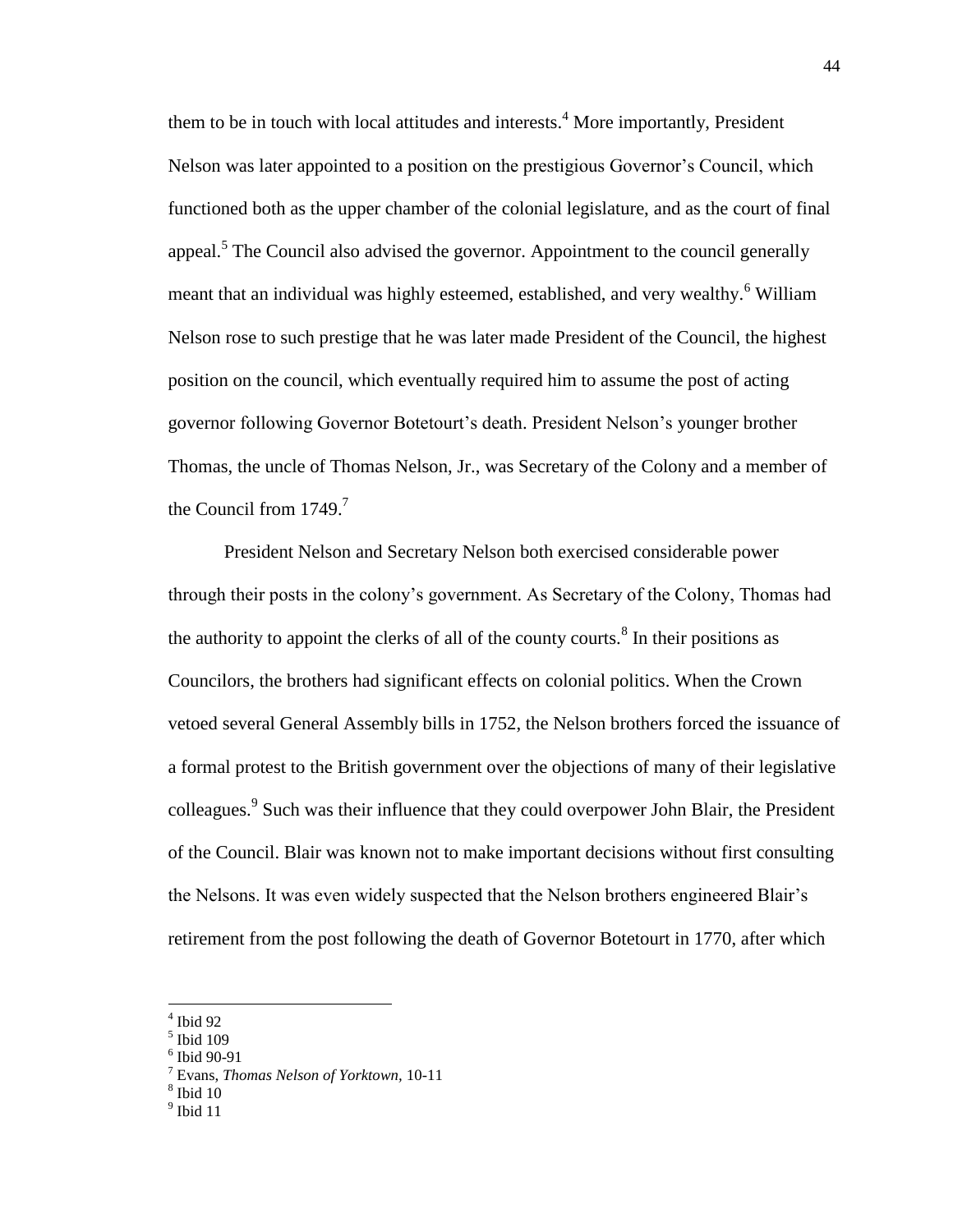them to be in touch with local attitudes and interests.[4] More importantly, President Nelson was later appointed to a position on the prestigious Governor's Council, which functioned both as the upper chamber of the colonial legislature, and as the court of final appeal.[5] The Council also advised the governor. Appointment to the council generally meant that an individual was highly esteemed, established, and very wealthy.[6] William Nelson rose to such prestige that he was later made President of the Council, the highest position on the council, which eventually required him to assume the post of acting governor following Governor Botetourt's death. President Nelson's younger brother Thomas, the uncle of Thomas Nelson, Jr., was Secretary of the Colony and a member of the Council from 1749.[7]

President Nelson and Secretary Nelson both exercised considerable power through their posts in the colony's government. As Secretary of the Colony, Thomas had the authority to appoint the clerks of all of the county courts.[8] In their positions as Councilors, the brothers had significant effects on colonial politics. When the Crown vetoed several General Assembly bills in 1752, the Nelson brothers forced the issuance of a formal protest to the British government over the objections of many of their legislative colleagues.[9] Such was their influence that they could overpower John Blair, the President of the Council. Blair was known not to make important decisions without first consulting the Nelsons. It was even widely suspected that the Nelson brothers engineered Blair's retirement from the post following the death of Governor Botetourt in 1770, after which

---

[4] Ibid 92

[5] Ibid 109

[6] Ibid 90-91

[7] Evans, *Thomas Nelson of Yorktown*, 10-11

[8] Ibid 10

[9] Ibid 11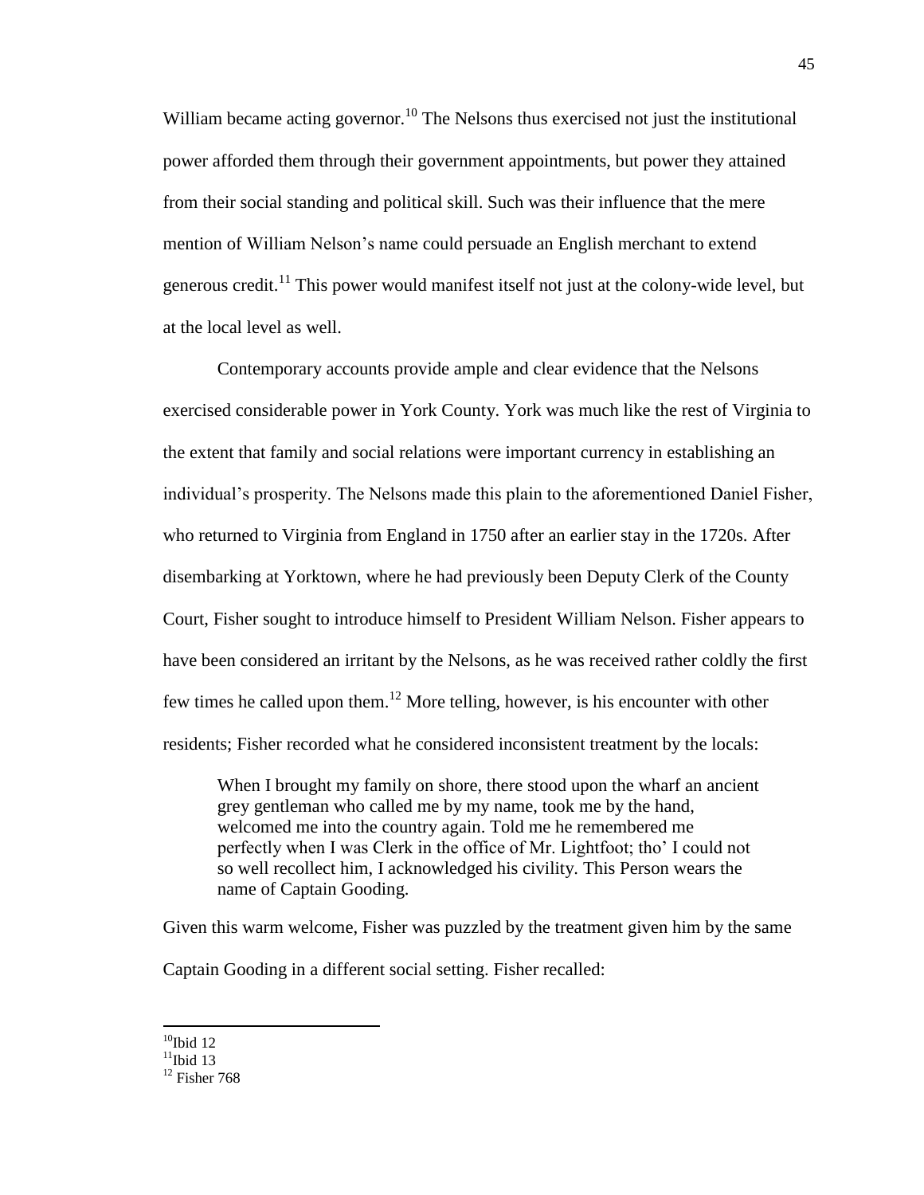William became acting governor.[10] The Nelsons thus exercised not just the institutional power afforded them through their government appointments, but power they attained from their social standing and political skill. Such was their influence that the mere mention of William Nelson's name could persuade an English merchant to extend generous credit.[11] This power would manifest itself not just at the colony-wide level, but at the local level as well.

Contemporary accounts provide ample and clear evidence that the Nelsons exercised considerable power in York County. York was much like the rest of Virginia to the extent that family and social relations were important currency in establishing an individual's prosperity. The Nelsons made this plain to the aforementioned Daniel Fisher, who returned to Virginia from England in 1750 after an earlier stay in the 1720s. After disembarking at Yorktown, where he had previously been Deputy Clerk of the County Court, Fisher sought to introduce himself to President William Nelson. Fisher appears to have been considered an irritant by the Nelsons, as he was received rather coldly the first few times he called upon them.[12] More telling, however, is his encounter with other residents; Fisher recorded what he considered inconsistent treatment by the locals:

> When I brought my family on shore, there stood upon the wharf an ancient grey gentleman who called me by my name, took me by the hand, welcomed me into the country again. Told me he remembered me perfectly when I was Clerk in the office of Mr. Lightfoot; tho' I could not so well recollect him, I acknowledged his civility. This Person wears the name of Captain Gooding.

Given this warm welcome, Fisher was puzzled by the treatment given him by the same Captain Gooding in a different social setting. Fisher recalled:

---

[10] Ibid 12

[11] Ibid 13

[12] Fisher 768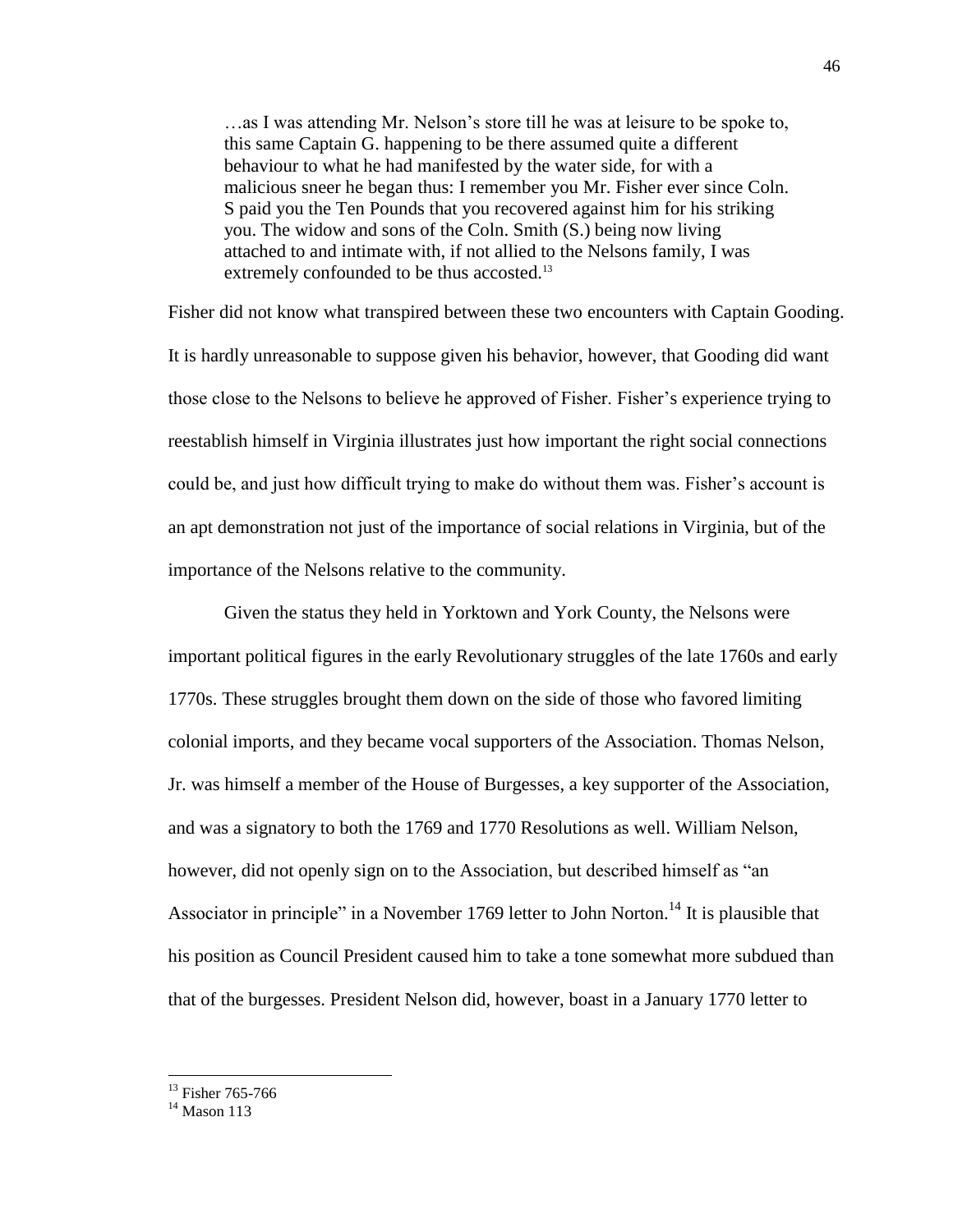> …as I was attending Mr. Nelson's store till he was at leisure to be spoke to, this same Captain G. happening to be there assumed quite a different behaviour to what he had manifested by the water side, for with a malicious sneer he began thus: I remember you Mr. Fisher ever since Coln. S paid you the Ten Pounds that you recovered against him for his striking you. The widow and sons of the Coln. Smith (S.) being now living attached to and intimate with, if not allied to the Nelsons family, I was extremely confounded to be thus accosted.[13]

Fisher did not know what transpired between these two encounters with Captain Gooding. It is hardly unreasonable to suppose given his behavior, however, that Gooding did want those close to the Nelsons to believe he approved of Fisher. Fisher's experience trying to reestablish himself in Virginia illustrates just how important the right social connections could be, and just how difficult trying to make do without them was. Fisher's account is an apt demonstration not just of the importance of social relations in Virginia, but of the importance of the Nelsons relative to the community.

Given the status they held in Yorktown and York County, the Nelsons were important political figures in the early Revolutionary struggles of the late 1760s and early 1770s. These struggles brought them down on the side of those who favored limiting colonial imports, and they became vocal supporters of the Association. Thomas Nelson, Jr. was himself a member of the House of Burgesses, a key supporter of the Association, and was a signatory to both the 1769 and 1770 Resolutions as well. William Nelson, however, did not openly sign on to the Association, but described himself as "an Associator in principle" in a November 1769 letter to John Norton.[14] It is plausible that his position as Council President caused him to take a tone somewhat more subdued than that of the burgesses. President Nelson did, however, boast in a January 1770 letter to

---

[13] Fisher 765-766

[14] Mason 113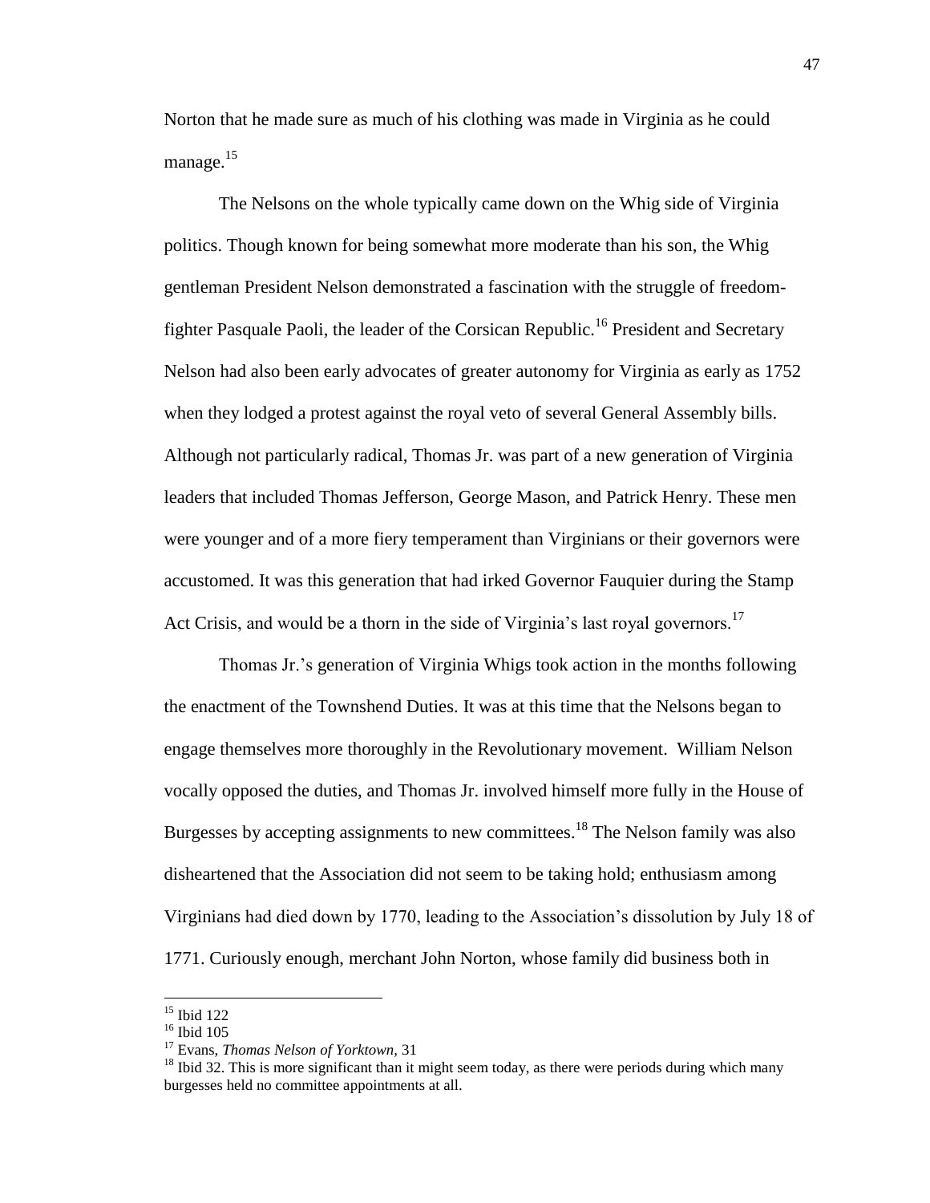Norton that he made sure as much of his clothing was made in Virginia as he could manage.[15]

The Nelsons on the whole typically came down on the Whig side of Virginia politics. Though known for being somewhat more moderate than his son, the Whig gentleman President Nelson demonstrated a fascination with the struggle of freedom-fighter Pasquale Paoli, the leader of the Corsican Republic.[16] President and Secretary Nelson had also been early advocates of greater autonomy for Virginia as early as 1752 when they lodged a protest against the royal veto of several General Assembly bills. Although not particularly radical, Thomas Jr. was part of a new generation of Virginia leaders that included Thomas Jefferson, George Mason, and Patrick Henry. These men were younger and of a more fiery temperament than Virginians or their governors were accustomed. It was this generation that had irked Governor Fauquier during the Stamp Act Crisis, and would be a thorn in the side of Virginia's last royal governors.[17]

Thomas Jr.'s generation of Virginia Whigs took action in the months following the enactment of the Townshend Duties. It was at this time that the Nelsons began to engage themselves more thoroughly in the Revolutionary movement. William Nelson vocally opposed the duties, and Thomas Jr. involved himself more fully in the House of Burgesses by accepting assignments to new committees.[18] The Nelson family was also disheartened that the Association did not seem to be taking hold; enthusiasm among Virginians had died down by 1770, leading to the Association's dissolution by July 18 of 1771. Curiously enough, merchant John Norton, whose family did business both in

---

[15] Ibid 122

[16] Ibid 105

[17] Evans, *Thomas Nelson of Yorktown*, 31

[18] Ibid 32. This is more significant than it might seem today, as there were periods during which many burgesses held no committee appointments at all.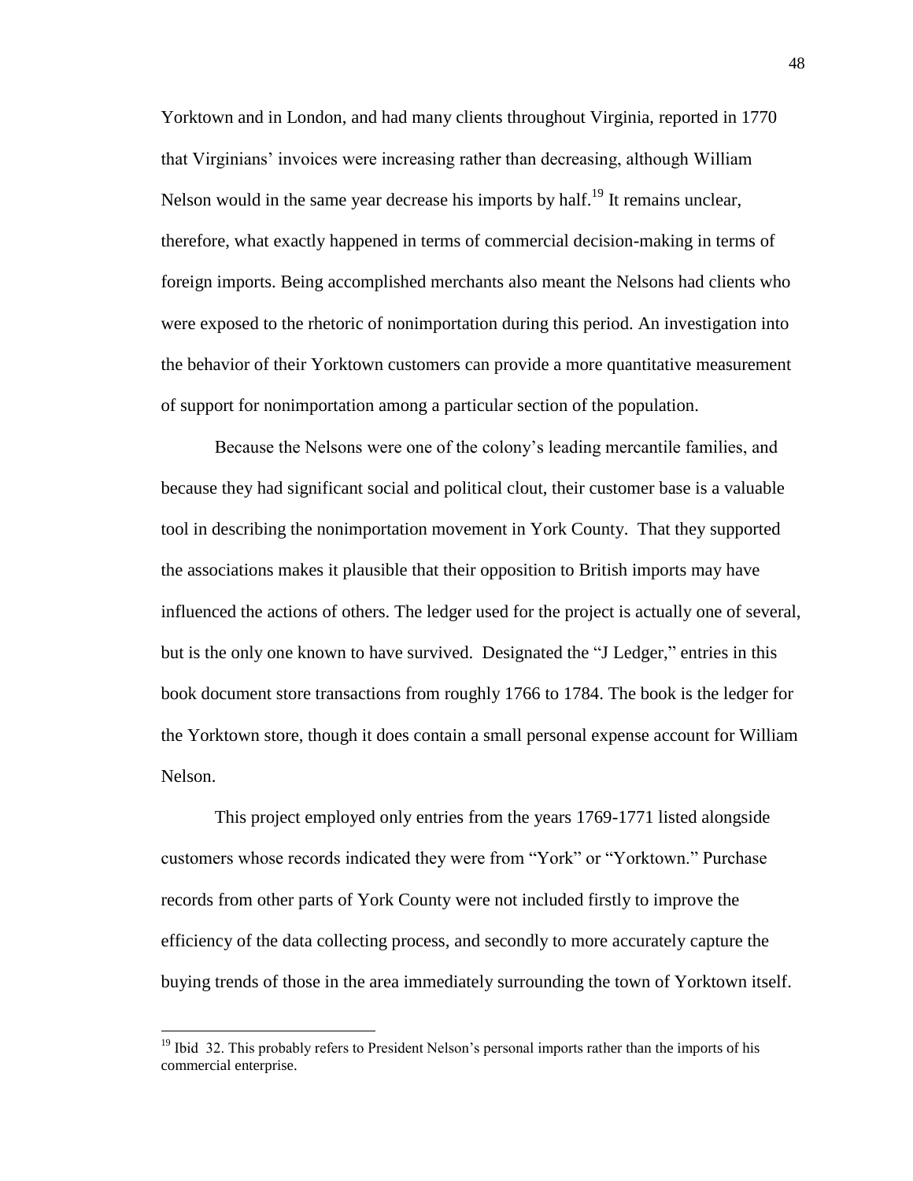Yorktown and in London, and had many clients throughout Virginia, reported in 1770 that Virginians' invoices were increasing rather than decreasing, although William Nelson would in the same year decrease his imports by half.[19] It remains unclear, therefore, what exactly happened in terms of commercial decision-making in terms of foreign imports. Being accomplished merchants also meant the Nelsons had clients who were exposed to the rhetoric of nonimportation during this period. An investigation into the behavior of their Yorktown customers can provide a more quantitative measurement of support for nonimportation among a particular section of the population.

Because the Nelsons were one of the colony's leading mercantile families, and because they had significant social and political clout, their customer base is a valuable tool in describing the nonimportation movement in York County. That they supported the associations makes it plausible that their opposition to British imports may have influenced the actions of others. The ledger used for the project is actually one of several, but is the only one known to have survived. Designated the "J Ledger," entries in this book document store transactions from roughly 1766 to 1784. The book is the ledger for the Yorktown store, though it does contain a small personal expense account for William Nelson.

This project employed only entries from the years 1769-1771 listed alongside customers whose records indicated they were from "York" or "Yorktown." Purchase records from other parts of York County were not included firstly to improve the efficiency of the data collecting process, and secondly to more accurately capture the buying trends of those in the area immediately surrounding the town of Yorktown itself.

[19] Ibid 32. This probably refers to President Nelson's personal imports rather than the imports of his commercial enterprise.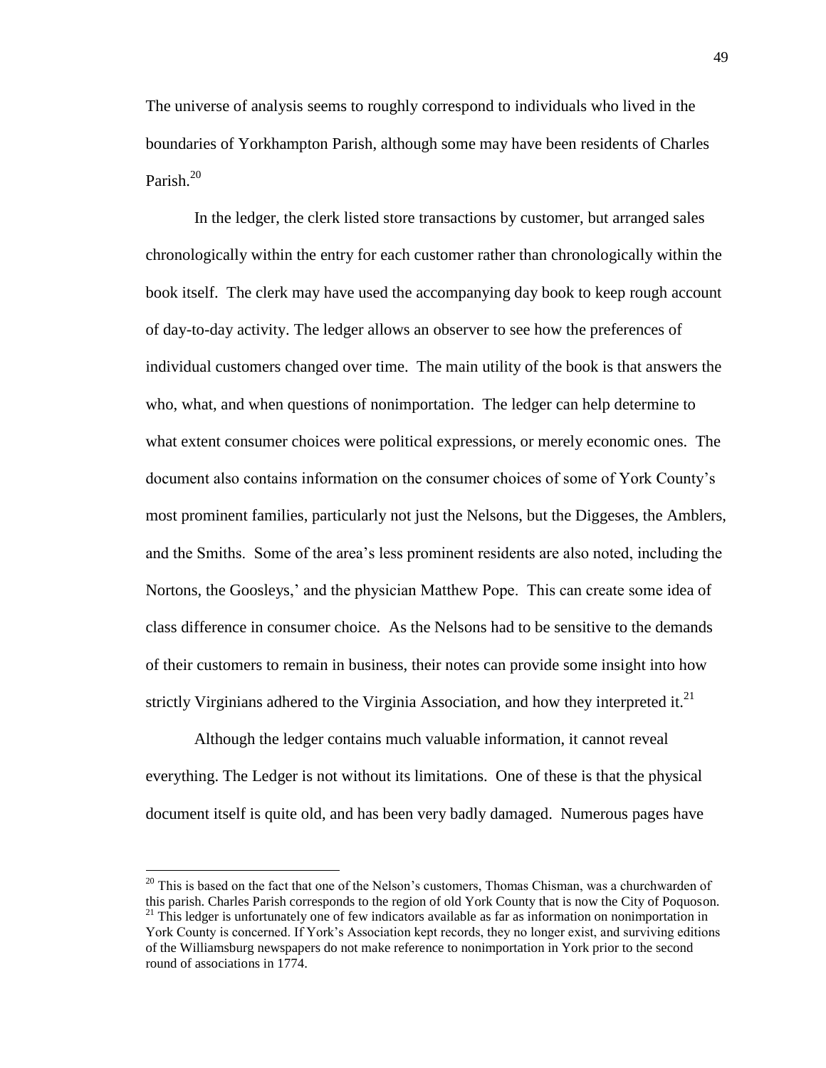The universe of analysis seems to roughly correspond to individuals who lived in the boundaries of Yorkhampton Parish, although some may have been residents of Charles Parish.[20]

In the ledger, the clerk listed store transactions by customer, but arranged sales chronologically within the entry for each customer rather than chronologically within the book itself. The clerk may have used the accompanying day book to keep rough account of day-to-day activity. The ledger allows an observer to see how the preferences of individual customers changed over time. The main utility of the book is that answers the who, what, and when questions of nonimportation. The ledger can help determine to what extent consumer choices were political expressions, or merely economic ones. The document also contains information on the consumer choices of some of York County's most prominent families, particularly not just the Nelsons, but the Diggeses, the Amblers, and the Smiths. Some of the area's less prominent residents are also noted, including the Nortons, the Goosleys,' and the physician Matthew Pope. This can create some idea of class difference in consumer choice. As the Nelsons had to be sensitive to the demands of their customers to remain in business, their notes can provide some insight into how strictly Virginians adhered to the Virginia Association, and how they interpreted it.[21]

Although the ledger contains much valuable information, it cannot reveal everything. The Ledger is not without its limitations. One of these is that the physical document itself is quite old, and has been very badly damaged. Numerous pages have

---

[20] This is based on the fact that one of the Nelson's customers, Thomas Chisman, was a churchwarden of this parish. Charles Parish corresponds to the region of old York County that is now the City of Poquoson.

[21] This ledger is unfortunately one of few indicators available as far as information on nonimportation in York County is concerned. If York's Association kept records, they no longer exist, and surviving editions of the Williamsburg newspapers do not make reference to nonimportation in York prior to the second round of associations in 1774.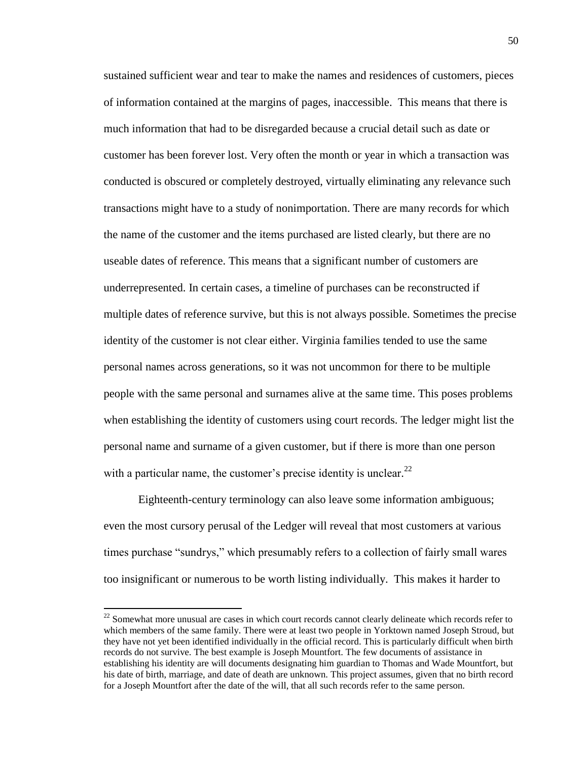sustained sufficient wear and tear to make the names and residences of customers, pieces of information contained at the margins of pages, inaccessible. This means that there is much information that had to be disregarded because a crucial detail such as date or customer has been forever lost. Very often the month or year in which a transaction was conducted is obscured or completely destroyed, virtually eliminating any relevance such transactions might have to a study of nonimportation. There are many records for which the name of the customer and the items purchased are listed clearly, but there are no useable dates of reference. This means that a significant number of customers are underrepresented. In certain cases, a timeline of purchases can be reconstructed if multiple dates of reference survive, but this is not always possible. Sometimes the precise identity of the customer is not clear either. Virginia families tended to use the same personal names across generations, so it was not uncommon for there to be multiple people with the same personal and surnames alive at the same time. This poses problems when establishing the identity of customers using court records. The ledger might list the personal name and surname of a given customer, but if there is more than one person with a particular name, the customer's precise identity is unclear.[22]

Eighteenth-century terminology can also leave some information ambiguous; even the most cursory perusal of the Ledger will reveal that most customers at various times purchase "sundrys," which presumably refers to a collection of fairly small wares too insignificant or numerous to be worth listing individually. This makes it harder to

---

[22] Somewhat more unusual are cases in which court records cannot clearly delineate which records refer to which members of the same family. There were at least two people in Yorktown named Joseph Stroud, but they have not yet been identified individually in the official record. This is particularly difficult when birth records do not survive. The best example is Joseph Mountfort. The few documents of assistance in establishing his identity are will documents designating him guardian to Thomas and Wade Mountfort, but his date of birth, marriage, and date of death are unknown. This project assumes, given that no birth record for a Joseph Mountfort after the date of the will, that all such records refer to the same person.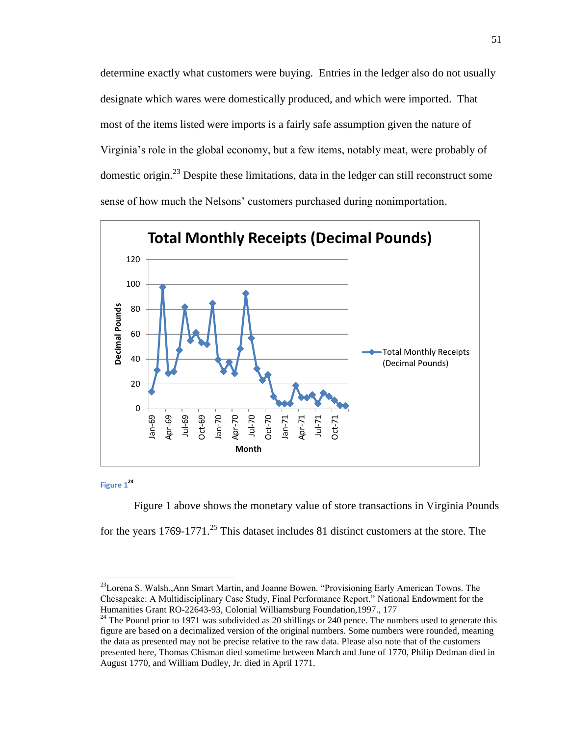determine exactly what customers were buying. Entries in the ledger also do not usually designate which wares were domestically produced, and which were imported. That most of the items listed were imports is a fairly safe assumption given the nature of Virginia's role in the global economy, but a few items, notably meat, were probably of domestic origin.[23] Despite these limitations, data in the ledger can still reconstruct some sense of how much the Nelsons' customers purchased during nonimportation.

Figure 1[24]

Figure 1 above shows the monetary value of store transactions in Virginia Pounds for the years 1769-1771.[25] This dataset includes 81 distinct customers at the store. The

---

[23] Lorena S. Walsh.,Ann Smart Martin, and Joanne Bowen. "Provisioning Early American Towns. The Chesapeake: A Multidisciplinary Case Study, Final Performance Report." National Endowment for the Humanities Grant RO-22643-93, Colonial Williamsburg Foundation,1997., 177

[24] The Pound prior to 1971 was subdivided as 20 shillings or 240 pence. The numbers used to generate this figure are based on a decimalized version of the original numbers. Some numbers were rounded, meaning the data as presented may not be precise relative to the raw data. Please also note that of the customers presented here, Thomas Chisman died sometime between March and June of 1770, Philip Dedman died in August 1770, and William Dudley, Jr. died in April 1771.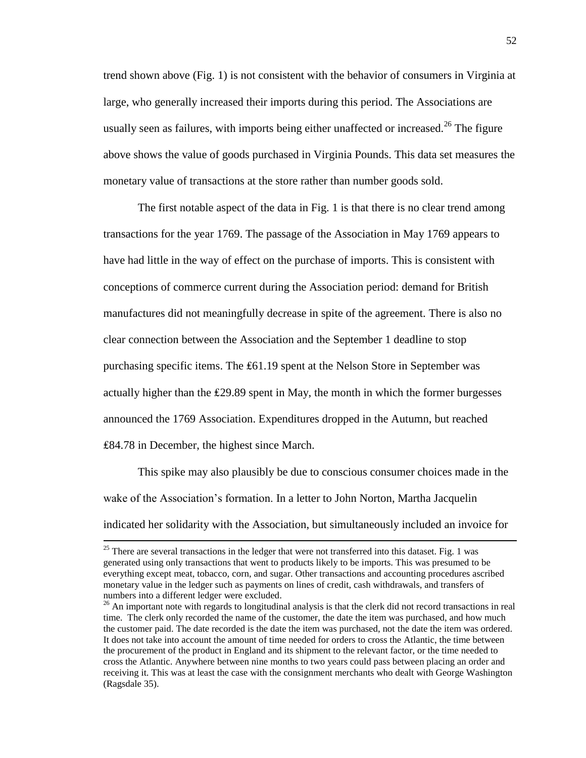trend shown above (Fig. 1) is not consistent with the behavior of consumers in Virginia at large, who generally increased their imports during this period. The Associations are usually seen as failures, with imports being either unaffected or increased.[26] The figure above shows the value of goods purchased in Virginia Pounds. This data set measures the monetary value of transactions at the store rather than number goods sold.

The first notable aspect of the data in Fig. 1 is that there is no clear trend among transactions for the year 1769. The passage of the Association in May 1769 appears to have had little in the way of effect on the purchase of imports. This is consistent with conceptions of commerce current during the Association period: demand for British manufactures did not meaningfully decrease in spite of the agreement. There is also no clear connection between the Association and the September 1 deadline to stop purchasing specific items. The ₤61.19 spent at the Nelson Store in September was actually higher than the ₤29.89 spent in May, the month in which the former burgesses announced the 1769 Association. Expenditures dropped in the Autumn, but reached ₤84.78 in December, the highest since March.

This spike may also plausibly be due to conscious consumer choices made in the wake of the Association's formation. In a letter to John Norton, Martha Jacquelin indicated her solidarity with the Association, but simultaneously included an invoice for

---

[25] There are several transactions in the ledger that were not transferred into this dataset. Fig. 1 was generated using only transactions that went to products likely to be imports. This was presumed to be everything except meat, tobacco, corn, and sugar. Other transactions and accounting procedures ascribed monetary value in the ledger such as payments on lines of credit, cash withdrawals, and transfers of numbers into a different ledger were excluded.

[26] An important note with regards to longitudinal analysis is that the clerk did not record transactions in real time. The clerk only recorded the name of the customer, the date the item was purchased, and how much the customer paid. The date recorded is the date the item was purchased, not the date the item was ordered. It does not take into account the amount of time needed for orders to cross the Atlantic, the time between the procurement of the product in England and its shipment to the relevant factor, or the time needed to cross the Atlantic. Anywhere between nine months to two years could pass between placing an order and receiving it. This was at least the case with the consignment merchants who dealt with George Washington (Ragsdale 35).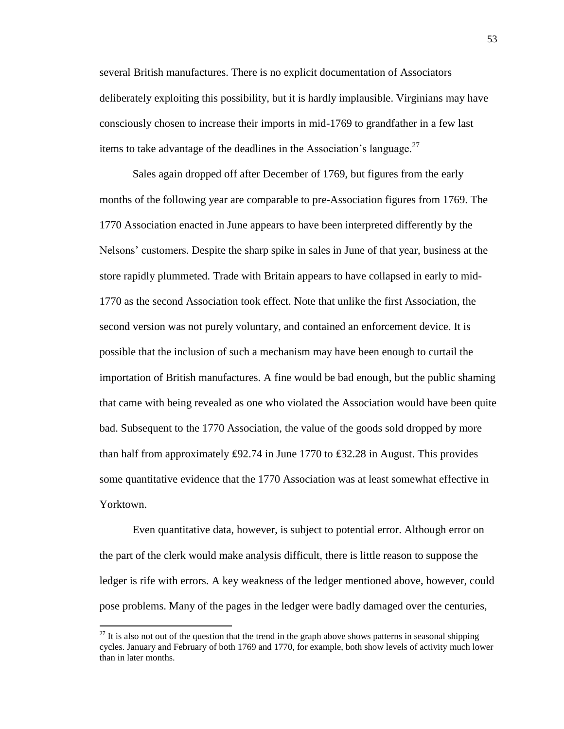several British manufactures. There is no explicit documentation of Associators deliberately exploiting this possibility, but it is hardly implausible. Virginians may have consciously chosen to increase their imports in mid-1769 to grandfather in a few last items to take advantage of the deadlines in the Association's language.[27]

Sales again dropped off after December of 1769, but figures from the early months of the following year are comparable to pre-Association figures from 1769. The 1770 Association enacted in June appears to have been interpreted differently by the Nelsons' customers. Despite the sharp spike in sales in June of that year, business at the store rapidly plummeted. Trade with Britain appears to have collapsed in early to mid-1770 as the second Association took effect. Note that unlike the first Association, the second version was not purely voluntary, and contained an enforcement device. It is possible that the inclusion of such a mechanism may have been enough to curtail the importation of British manufactures. A fine would be bad enough, but the public shaming that came with being revealed as one who violated the Association would have been quite bad. Subsequent to the 1770 Association, the value of the goods sold dropped by more than half from approximately ₤92.74 in June 1770 to ₤32.28 in August. This provides some quantitative evidence that the 1770 Association was at least somewhat effective in Yorktown.

Even quantitative data, however, is subject to potential error. Although error on the part of the clerk would make analysis difficult, there is little reason to suppose the ledger is rife with errors. A key weakness of the ledger mentioned above, however, could pose problems. Many of the pages in the ledger were badly damaged over the centuries,

[27] It is also not out of the question that the trend in the graph above shows patterns in seasonal shipping cycles. January and February of both 1769 and 1770, for example, both show levels of activity much lower than in later months.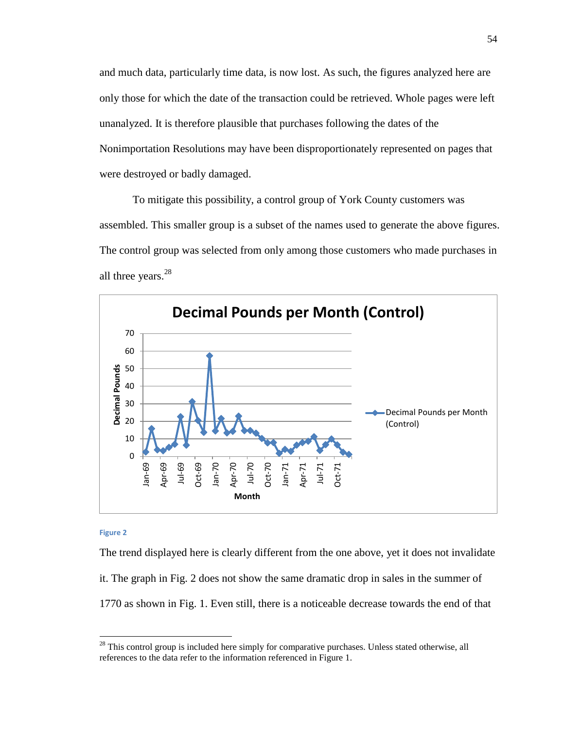and much data, particularly time data, is now lost. As such, the figures analyzed here are only those for which the date of the transaction could be retrieved. Whole pages were left unanalyzed. It is therefore plausible that purchases following the dates of the Nonimportation Resolutions may have been disproportionately represented on pages that were destroyed or badly damaged.

To mitigate this possibility, a control group of York County customers was assembled. This smaller group is a subset of the names used to generate the above figures. The control group was selected from only among those customers who made purchases in all three years.[28]

Figure 2

The trend displayed here is clearly different from the one above, yet it does not invalidate it. The graph in Fig. 2 does not show the same dramatic drop in sales in the summer of 1770 as shown in Fig. 1. Even still, there is a noticeable decrease towards the end of that

[28] This control group is included here simply for comparative purchases. Unless stated otherwise, all references to the data refer to the information referenced in Figure 1.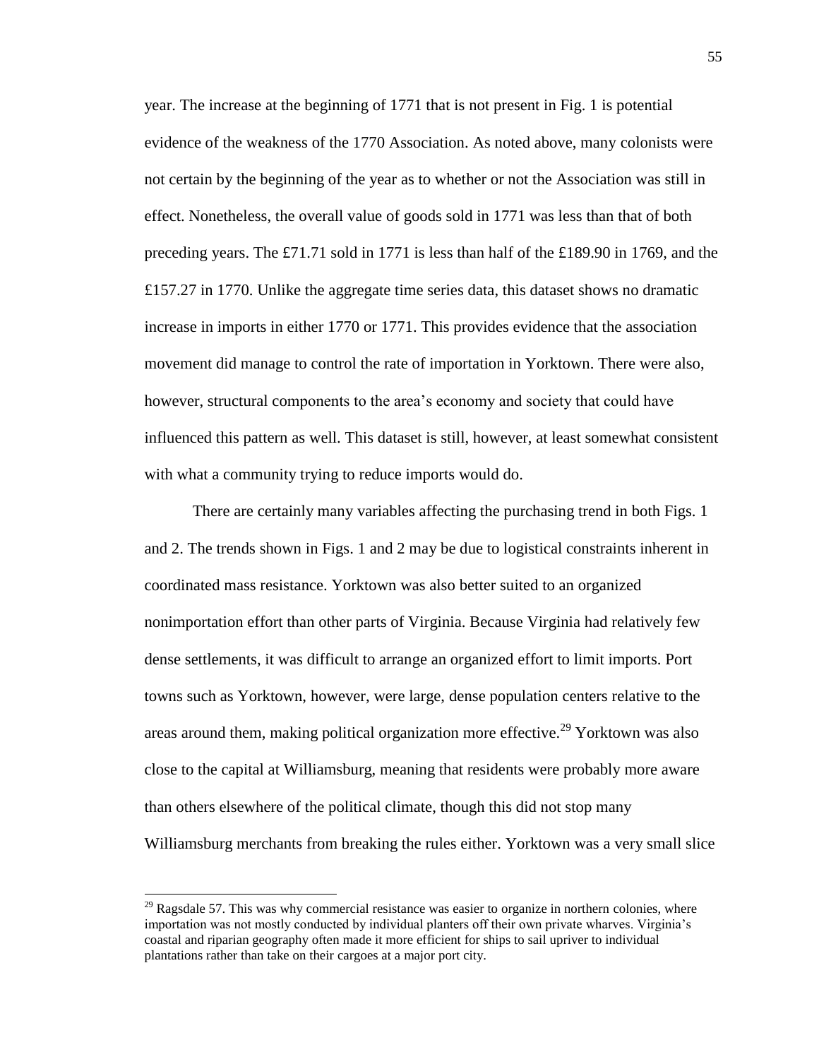year. The increase at the beginning of 1771 that is not present in Fig. 1 is potential evidence of the weakness of the 1770 Association. As noted above, many colonists were not certain by the beginning of the year as to whether or not the Association was still in effect. Nonetheless, the overall value of goods sold in 1771 was less than that of both preceding years. The £71.71 sold in 1771 is less than half of the £189.90 in 1769, and the £157.27 in 1770. Unlike the aggregate time series data, this dataset shows no dramatic increase in imports in either 1770 or 1771. This provides evidence that the association movement did manage to control the rate of importation in Yorktown. There were also, however, structural components to the area's economy and society that could have influenced this pattern as well. This dataset is still, however, at least somewhat consistent with what a community trying to reduce imports would do.

There are certainly many variables affecting the purchasing trend in both Figs. 1 and 2. The trends shown in Figs. 1 and 2 may be due to logistical constraints inherent in coordinated mass resistance. Yorktown was also better suited to an organized nonimportation effort than other parts of Virginia. Because Virginia had relatively few dense settlements, it was difficult to arrange an organized effort to limit imports. Port towns such as Yorktown, however, were large, dense population centers relative to the areas around them, making political organization more effective.[29] Yorktown was also close to the capital at Williamsburg, meaning that residents were probably more aware than others elsewhere of the political climate, though this did not stop many Williamsburg merchants from breaking the rules either. Yorktown was a very small slice

[29] Ragsdale 57. This was why commercial resistance was easier to organize in northern colonies, where importation was not mostly conducted by individual planters off their own private wharves. Virginia's coastal and riparian geography often made it more efficient for ships to sail upriver to individual plantations rather than take on their cargoes at a major port city.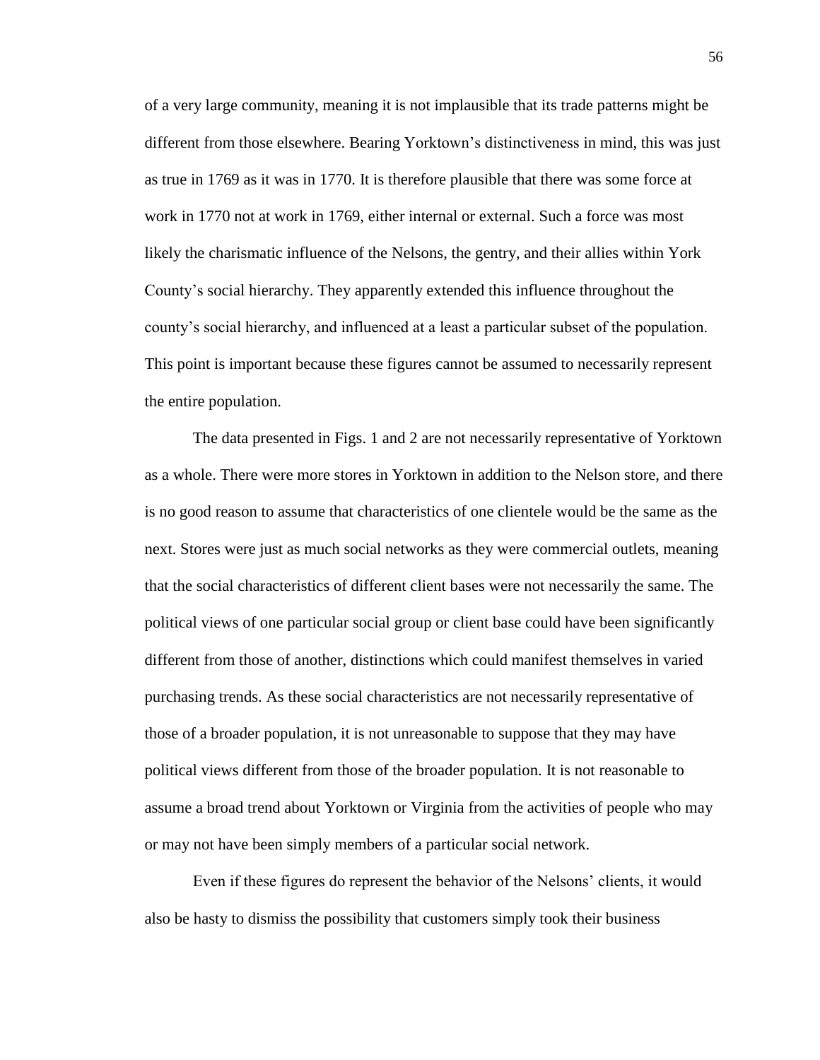of a very large community, meaning it is not implausible that its trade patterns might be different from those elsewhere. Bearing Yorktown's distinctiveness in mind, this was just as true in 1769 as it was in 1770. It is therefore plausible that there was some force at work in 1770 not at work in 1769, either internal or external. Such a force was most likely the charismatic influence of the Nelsons, the gentry, and their allies within York County's social hierarchy. They apparently extended this influence throughout the county's social hierarchy, and influenced at a least a particular subset of the population. This point is important because these figures cannot be assumed to necessarily represent the entire population.

The data presented in Figs. 1 and 2 are not necessarily representative of Yorktown as a whole. There were more stores in Yorktown in addition to the Nelson store, and there is no good reason to assume that characteristics of one clientele would be the same as the next. Stores were just as much social networks as they were commercial outlets, meaning that the social characteristics of different client bases were not necessarily the same. The political views of one particular social group or client base could have been significantly different from those of another, distinctions which could manifest themselves in varied purchasing trends. As these social characteristics are not necessarily representative of those of a broader population, it is not unreasonable to suppose that they may have political views different from those of the broader population. It is not reasonable to assume a broad trend about Yorktown or Virginia from the activities of people who may or may not have been simply members of a particular social network.

Even if these figures do represent the behavior of the Nelsons' clients, it would also be hasty to dismiss the possibility that customers simply took their business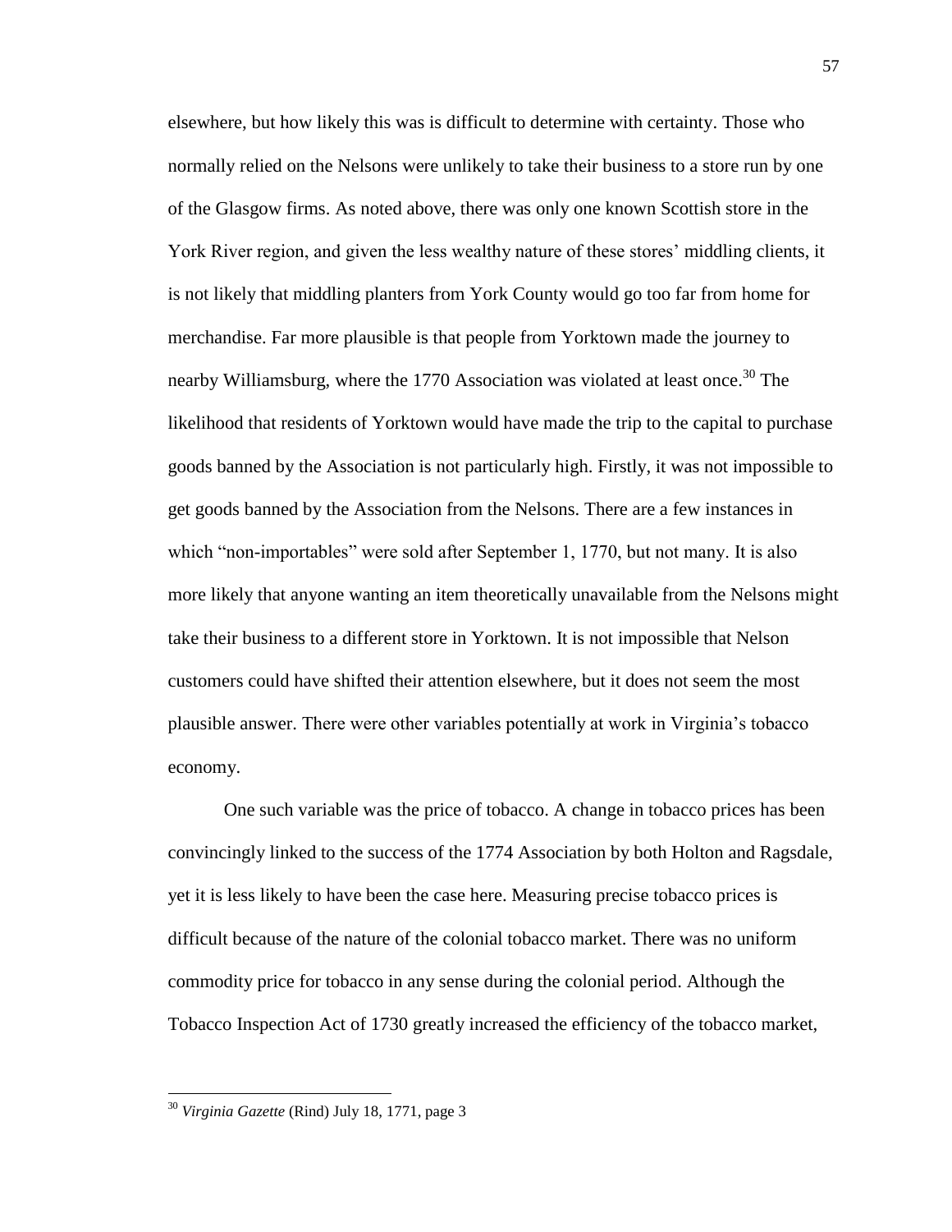elsewhere, but how likely this was is difficult to determine with certainty. Those who normally relied on the Nelsons were unlikely to take their business to a store run by one of the Glasgow firms. As noted above, there was only one known Scottish store in the York River region, and given the less wealthy nature of these stores' middling clients, it is not likely that middling planters from York County would go too far from home for merchandise. Far more plausible is that people from Yorktown made the journey to nearby Williamsburg, where the 1770 Association was violated at least once.[30] The likelihood that residents of Yorktown would have made the trip to the capital to purchase goods banned by the Association is not particularly high. Firstly, it was not impossible to get goods banned by the Association from the Nelsons. There are a few instances in which "non-importables" were sold after September 1, 1770, but not many. It is also more likely that anyone wanting an item theoretically unavailable from the Nelsons might take their business to a different store in Yorktown. It is not impossible that Nelson customers could have shifted their attention elsewhere, but it does not seem the most plausible answer. There were other variables potentially at work in Virginia's tobacco economy.

One such variable was the price of tobacco. A change in tobacco prices has been convincingly linked to the success of the 1774 Association by both Holton and Ragsdale, yet it is less likely to have been the case here. Measuring precise tobacco prices is difficult because of the nature of the colonial tobacco market. There was no uniform commodity price for tobacco in any sense during the colonial period. Although the Tobacco Inspection Act of 1730 greatly increased the efficiency of the tobacco market,

[30] *Virginia Gazette* (Rind) July 18, 1771, page 3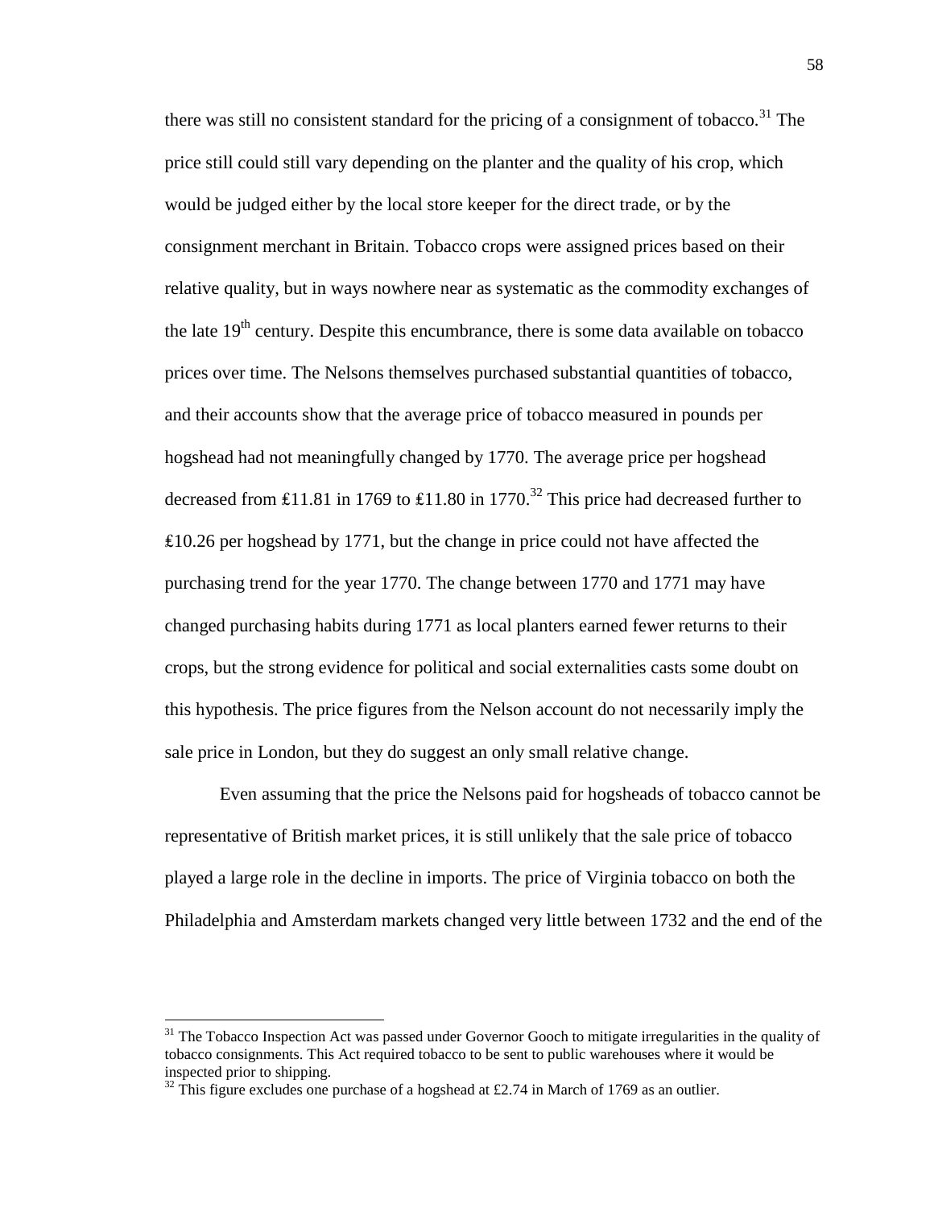there was still no consistent standard for the pricing of a consignment of tobacco.[31] The price still could still vary depending on the planter and the quality of his crop, which would be judged either by the local store keeper for the direct trade, or by the consignment merchant in Britain. Tobacco crops were assigned prices based on their relative quality, but in ways nowhere near as systematic as the commodity exchanges of the late 19th century. Despite this encumbrance, there is some data available on tobacco prices over time. The Nelsons themselves purchased substantial quantities of tobacco, and their accounts show that the average price of tobacco measured in pounds per hogshead had not meaningfully changed by 1770. The average price per hogshead decreased from ₤11.81 in 1769 to ₤11.80 in 1770.[32] This price had decreased further to ₤10.26 per hogshead by 1771, but the change in price could not have affected the purchasing trend for the year 1770. The change between 1770 and 1771 may have changed purchasing habits during 1771 as local planters earned fewer returns to their crops, but the strong evidence for political and social externalities casts some doubt on this hypothesis. The price figures from the Nelson account do not necessarily imply the sale price in London, but they do suggest an only small relative change.

Even assuming that the price the Nelsons paid for hogsheads of tobacco cannot be representative of British market prices, it is still unlikely that the sale price of tobacco played a large role in the decline in imports. The price of Virginia tobacco on both the Philadelphia and Amsterdam markets changed very little between 1732 and the end of the

[31] The Tobacco Inspection Act was passed under Governor Gooch to mitigate irregularities in the quality of tobacco consignments. This Act required tobacco to be sent to public warehouses where it would be inspected prior to shipping.

[32] This figure excludes one purchase of a hogshead at £2.74 in March of 1769 as an outlier.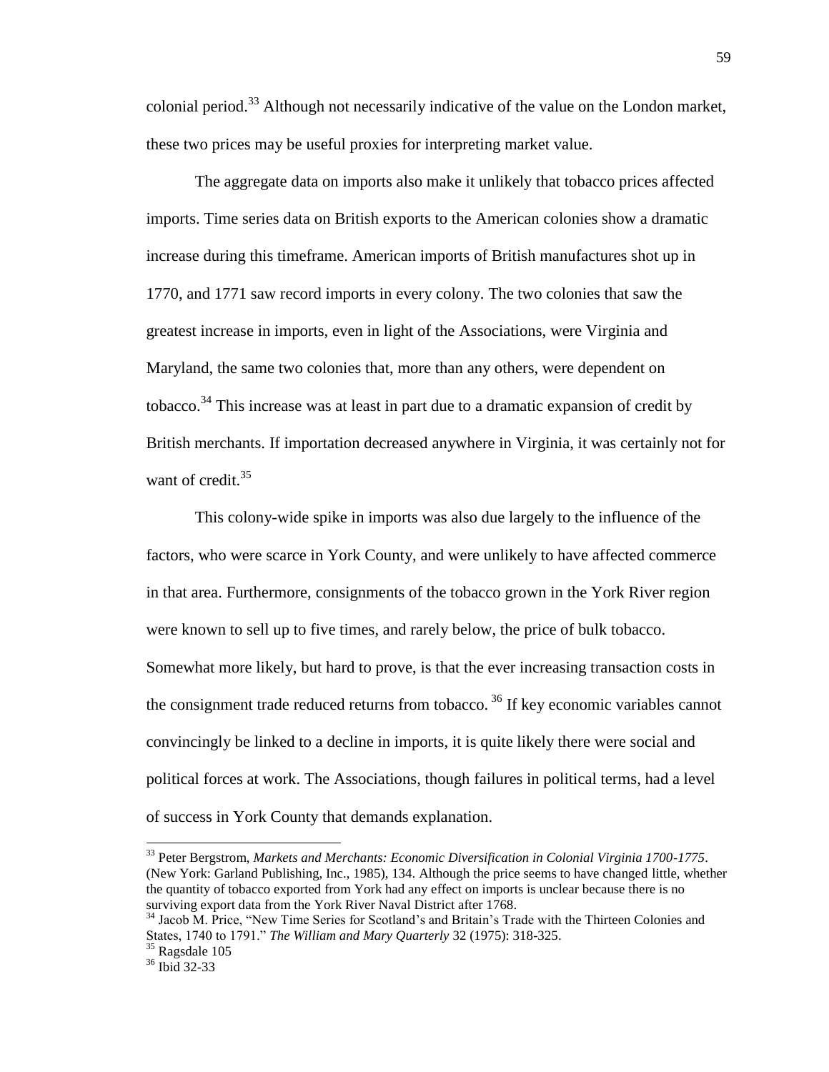colonial period.[33] Although not necessarily indicative of the value on the London market, these two prices may be useful proxies for interpreting market value.

The aggregate data on imports also make it unlikely that tobacco prices affected imports. Time series data on British exports to the American colonies show a dramatic increase during this timeframe. American imports of British manufactures shot up in 1770, and 1771 saw record imports in every colony. The two colonies that saw the greatest increase in imports, even in light of the Associations, were Virginia and Maryland, the same two colonies that, more than any others, were dependent on tobacco.[34] This increase was at least in part due to a dramatic expansion of credit by British merchants. If importation decreased anywhere in Virginia, it was certainly not for want of credit.[35]

This colony-wide spike in imports was also due largely to the influence of the factors, who were scarce in York County, and were unlikely to have affected commerce in that area. Furthermore, consignments of the tobacco grown in the York River region were known to sell up to five times, and rarely below, the price of bulk tobacco. Somewhat more likely, but hard to prove, is that the ever increasing transaction costs in the consignment trade reduced returns from tobacco.[36] If key economic variables cannot convincingly be linked to a decline in imports, it is quite likely there were social and political forces at work. The Associations, though failures in political terms, had a level of success in York County that demands explanation.

---

[33] Peter Bergstrom, *Markets and Merchants: Economic Diversification in Colonial Virginia 1700-1775*. (New York: Garland Publishing, Inc., 1985), 134. Although the price seems to have changed little, whether the quantity of tobacco exported from York had any effect on imports is unclear because there is no surviving export data from the York River Naval District after 1768.

[34] Jacob M. Price, "New Time Series for Scotland's and Britain's Trade with the Thirteen Colonies and States, 1740 to 1791." *The William and Mary Quarterly* 32 (1975): 318-325.

[35] Ragsdale 105

[36] Ibid 32-33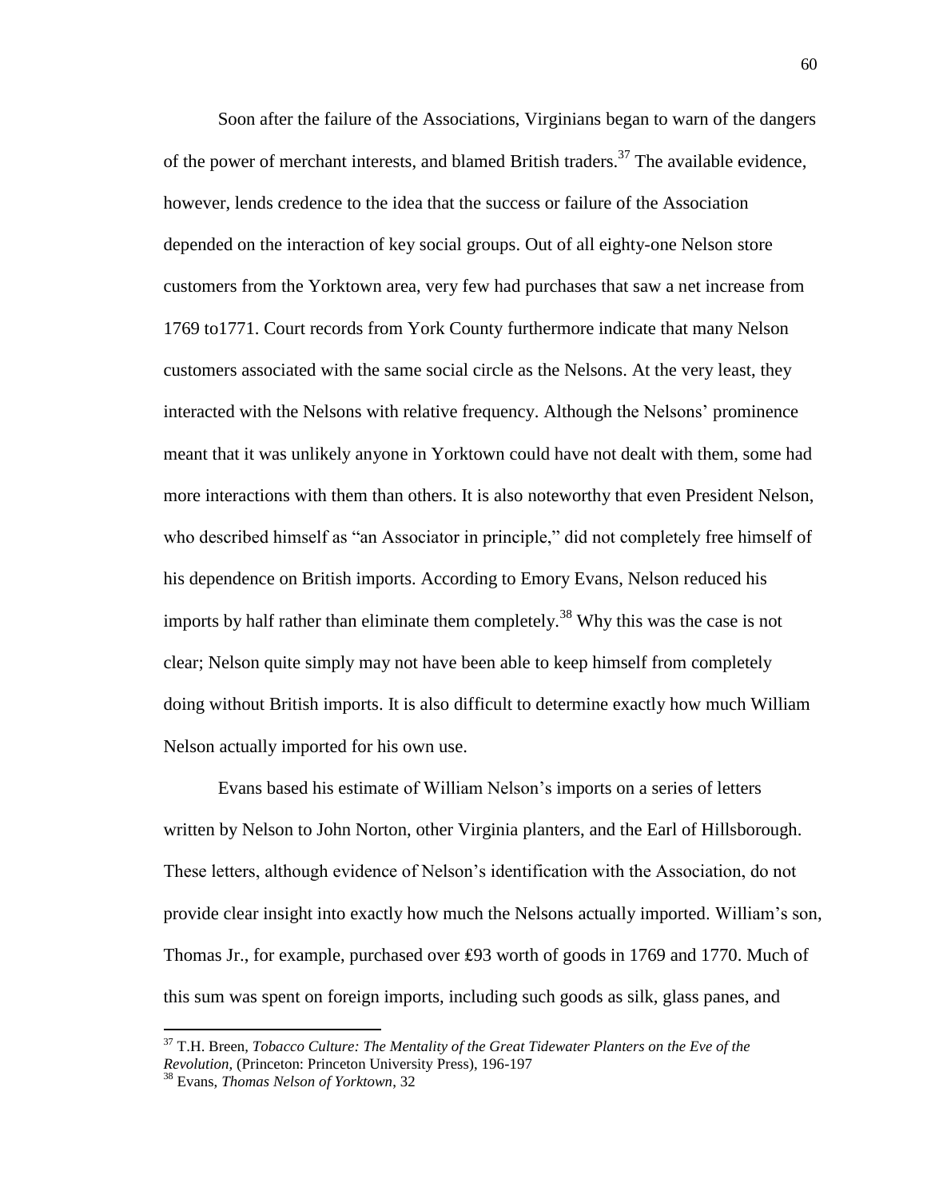Soon after the failure of the Associations, Virginians began to warn of the dangers of the power of merchant interests, and blamed British traders.[37] The available evidence, however, lends credence to the idea that the success or failure of the Association depended on the interaction of key social groups. Out of all eighty-one Nelson store customers from the Yorktown area, very few had purchases that saw a net increase from 1769 to1771. Court records from York County furthermore indicate that many Nelson customers associated with the same social circle as the Nelsons. At the very least, they interacted with the Nelsons with relative frequency. Although the Nelsons' prominence meant that it was unlikely anyone in Yorktown could have not dealt with them, some had more interactions with them than others. It is also noteworthy that even President Nelson, who described himself as "an Associator in principle," did not completely free himself of his dependence on British imports. According to Emory Evans, Nelson reduced his imports by half rather than eliminate them completely.[38] Why this was the case is not clear; Nelson quite simply may not have been able to keep himself from completely doing without British imports. It is also difficult to determine exactly how much William Nelson actually imported for his own use.

Evans based his estimate of William Nelson's imports on a series of letters written by Nelson to John Norton, other Virginia planters, and the Earl of Hillsborough. These letters, although evidence of Nelson's identification with the Association, do not provide clear insight into exactly how much the Nelsons actually imported. William's son, Thomas Jr., for example, purchased over ₤93 worth of goods in 1769 and 1770. Much of this sum was spent on foreign imports, including such goods as silk, glass panes, and

---

[37] T.H. Breen, *Tobacco Culture: The Mentality of the Great Tidewater Planters on the Eve of the Revolution*, (Princeton: Princeton University Press), 196-197

[38] Evans, *Thomas Nelson of Yorktown*, 32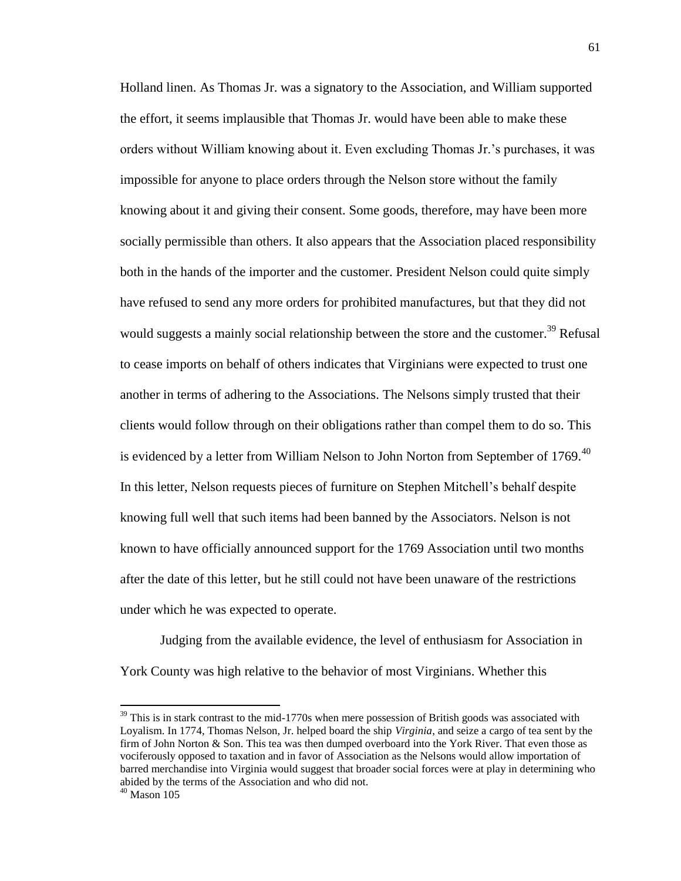Holland linen. As Thomas Jr. was a signatory to the Association, and William supported the effort, it seems implausible that Thomas Jr. would have been able to make these orders without William knowing about it. Even excluding Thomas Jr.'s purchases, it was impossible for anyone to place orders through the Nelson store without the family knowing about it and giving their consent. Some goods, therefore, may have been more socially permissible than others. It also appears that the Association placed responsibility both in the hands of the importer and the customer. President Nelson could quite simply have refused to send any more orders for prohibited manufactures, but that they did not would suggests a mainly social relationship between the store and the customer.[39] Refusal to cease imports on behalf of others indicates that Virginians were expected to trust one another in terms of adhering to the Associations. The Nelsons simply trusted that their clients would follow through on their obligations rather than compel them to do so. This is evidenced by a letter from William Nelson to John Norton from September of 1769.[40] In this letter, Nelson requests pieces of furniture on Stephen Mitchell's behalf despite knowing full well that such items had been banned by the Associators. Nelson is not known to have officially announced support for the 1769 Association until two months after the date of this letter, but he still could not have been unaware of the restrictions under which he was expected to operate.

Judging from the available evidence, the level of enthusiasm for Association in York County was high relative to the behavior of most Virginians. Whether this

---

[39] This is in stark contrast to the mid-1770s when mere possession of British goods was associated with Loyalism. In 1774, Thomas Nelson, Jr. helped board the ship *Virginia*, and seize a cargo of tea sent by the firm of John Norton & Son. This tea was then dumped overboard into the York River. That even those as vociferously opposed to taxation and in favor of Association as the Nelsons would allow importation of barred merchandise into Virginia would suggest that broader social forces were at play in determining who abided by the terms of the Association and who did not.

[40] Mason 105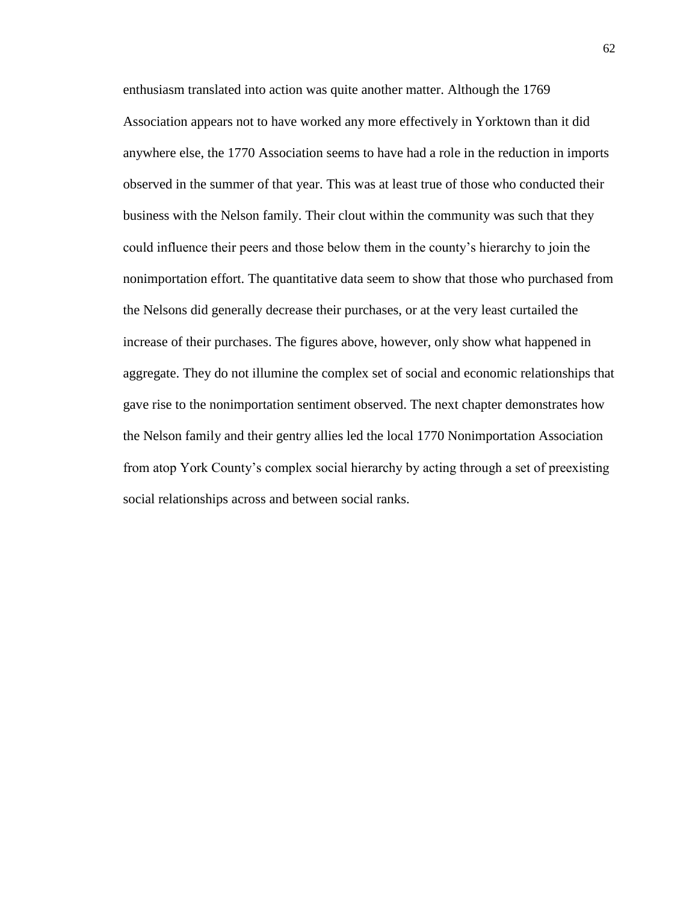enthusiasm translated into action was quite another matter. Although the 1769 Association appears not to have worked any more effectively in Yorktown than it did anywhere else, the 1770 Association seems to have had a role in the reduction in imports observed in the summer of that year. This was at least true of those who conducted their business with the Nelson family. Their clout within the community was such that they could influence their peers and those below them in the county's hierarchy to join the nonimportation effort. The quantitative data seem to show that those who purchased from the Nelsons did generally decrease their purchases, or at the very least curtailed the increase of their purchases. The figures above, however, only show what happened in aggregate. They do not illumine the complex set of social and economic relationships that gave rise to the nonimportation sentiment observed. The next chapter demonstrates how the Nelson family and their gentry allies led the local 1770 Nonimportation Association from atop York County's complex social hierarchy by acting through a set of preexisting social relationships across and between social ranks.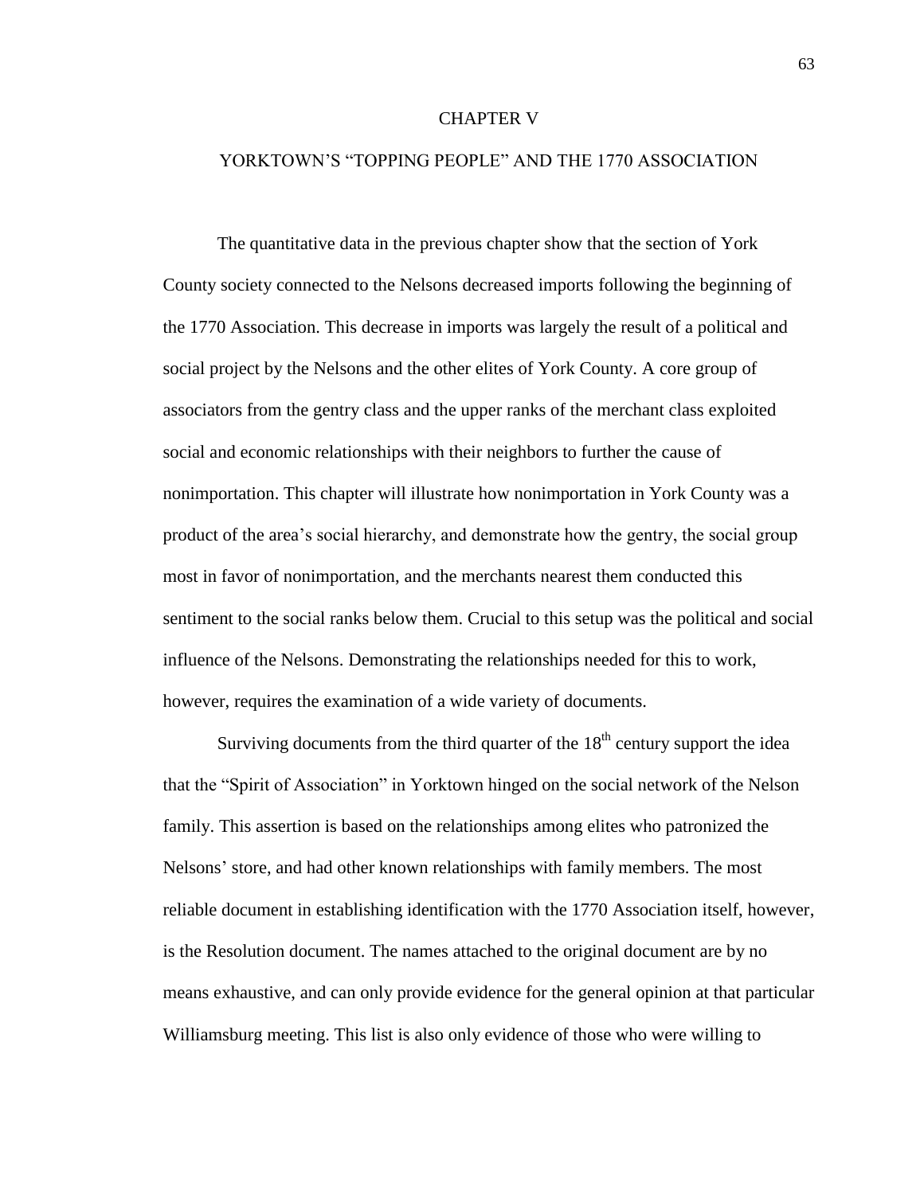# CHAPTER V

## YORKTOWN'S "TOPPING PEOPLE" AND THE 1770 ASSOCIATION

The quantitative data in the previous chapter show that the section of York County society connected to the Nelsons decreased imports following the beginning of the 1770 Association. This decrease in imports was largely the result of a political and social project by the Nelsons and the other elites of York County. A core group of associators from the gentry class and the upper ranks of the merchant class exploited social and economic relationships with their neighbors to further the cause of nonimportation. This chapter will illustrate how nonimportation in York County was a product of the area's social hierarchy, and demonstrate how the gentry, the social group most in favor of nonimportation, and the merchants nearest them conducted this sentiment to the social ranks below them. Crucial to this setup was the political and social influence of the Nelsons. Demonstrating the relationships needed for this to work, however, requires the examination of a wide variety of documents.

Surviving documents from the third quarter of the 18th century support the idea that the "Spirit of Association" in Yorktown hinged on the social network of the Nelson family. This assertion is based on the relationships among elites who patronized the Nelsons' store, and had other known relationships with family members. The most reliable document in establishing identification with the 1770 Association itself, however, is the Resolution document. The names attached to the original document are by no means exhaustive, and can only provide evidence for the general opinion at that particular Williamsburg meeting. This list is also only evidence of those who were willing to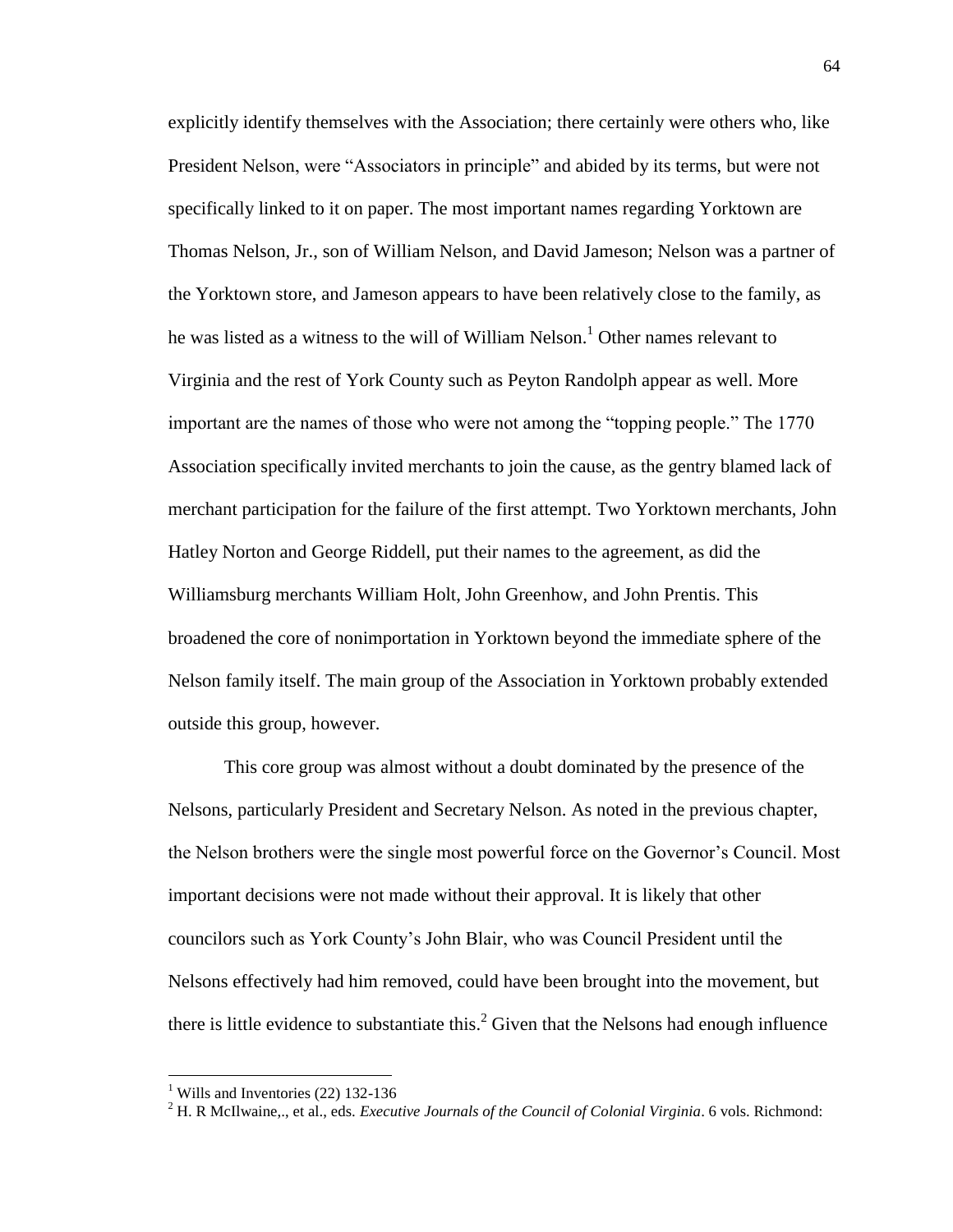explicitly identify themselves with the Association; there certainly were others who, like President Nelson, were "Associators in principle" and abided by its terms, but were not specifically linked to it on paper. The most important names regarding Yorktown are Thomas Nelson, Jr., son of William Nelson, and David Jameson; Nelson was a partner of the Yorktown store, and Jameson appears to have been relatively close to the family, as he was listed as a witness to the will of William Nelson.[1] Other names relevant to Virginia and the rest of York County such as Peyton Randolph appear as well. More important are the names of those who were not among the "topping people." The 1770 Association specifically invited merchants to join the cause, as the gentry blamed lack of merchant participation for the failure of the first attempt. Two Yorktown merchants, John Hatley Norton and George Riddell, put their names to the agreement, as did the Williamsburg merchants William Holt, John Greenhow, and John Prentis. This broadened the core of nonimportation in Yorktown beyond the immediate sphere of the Nelson family itself. The main group of the Association in Yorktown probably extended outside this group, however.

This core group was almost without a doubt dominated by the presence of the Nelsons, particularly President and Secretary Nelson. As noted in the previous chapter, the Nelson brothers were the single most powerful force on the Governor's Council. Most important decisions were not made without their approval. It is likely that other councilors such as York County's John Blair, who was Council President until the Nelsons effectively had him removed, could have been brought into the movement, but there is little evidence to substantiate this.[2] Given that the Nelsons had enough influence

---

[1] Wills and Inventories (22) 132-136

[2] H. R McIlwaine,., et al., eds. *Executive Journals of the Council of Colonial Virginia*. 6 vols. Richmond: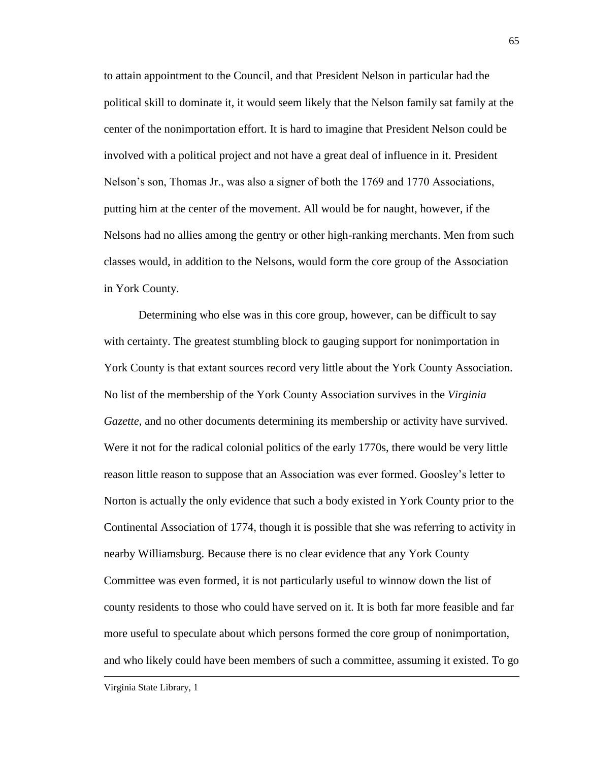to attain appointment to the Council, and that President Nelson in particular had the political skill to dominate it, it would seem likely that the Nelson family sat family at the center of the nonimportation effort. It is hard to imagine that President Nelson could be involved with a political project and not have a great deal of influence in it. President Nelson's son, Thomas Jr., was also a signer of both the 1769 and 1770 Associations, putting him at the center of the movement. All would be for naught, however, if the Nelsons had no allies among the gentry or other high-ranking merchants. Men from such classes would, in addition to the Nelsons, would form the core group of the Association in York County.

Determining who else was in this core group, however, can be difficult to say with certainty. The greatest stumbling block to gauging support for nonimportation in York County is that extant sources record very little about the York County Association. No list of the membership of the York County Association survives in the *Virginia Gazette*, and no other documents determining its membership or activity have survived. Were it not for the radical colonial politics of the early 1770s, there would be very little reason little reason to suppose that an Association was ever formed. Goosley's letter to Norton is actually the only evidence that such a body existed in York County prior to the Continental Association of 1774, though it is possible that she was referring to activity in nearby Williamsburg. Because there is no clear evidence that any York County Committee was even formed, it is not particularly useful to winnow down the list of county residents to those who could have served on it. It is both far more feasible and far more useful to speculate about which persons formed the core group of nonimportation, and who likely could have been members of such a committee, assuming it existed. To go

---

Virginia State Library, 1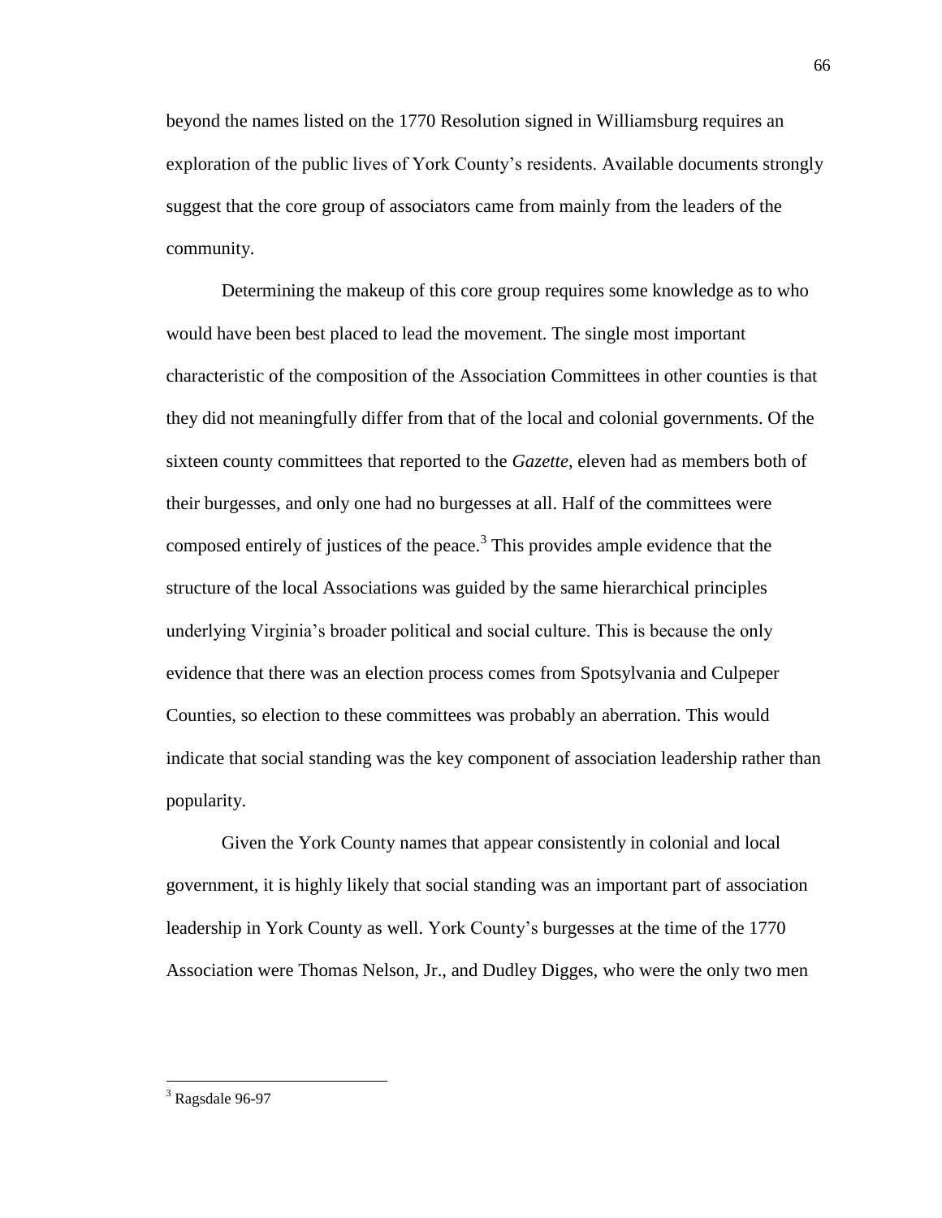beyond the names listed on the 1770 Resolution signed in Williamsburg requires an exploration of the public lives of York County's residents. Available documents strongly suggest that the core group of associators came from mainly from the leaders of the community.

Determining the makeup of this core group requires some knowledge as to who would have been best placed to lead the movement. The single most important characteristic of the composition of the Association Committees in other counties is that they did not meaningfully differ from that of the local and colonial governments. Of the sixteen county committees that reported to the *Gazette*, eleven had as members both of their burgesses, and only one had no burgesses at all. Half of the committees were composed entirely of justices of the peace.[3] This provides ample evidence that the structure of the local Associations was guided by the same hierarchical principles underlying Virginia's broader political and social culture. This is because the only evidence that there was an election process comes from Spotsylvania and Culpeper Counties, so election to these committees was probably an aberration. This would indicate that social standing was the key component of association leadership rather than popularity.

Given the York County names that appear consistently in colonial and local government, it is highly likely that social standing was an important part of association leadership in York County as well. York County's burgesses at the time of the 1770 Association were Thomas Nelson, Jr., and Dudley Digges, who were the only two men

[3] Ragsdale 96-97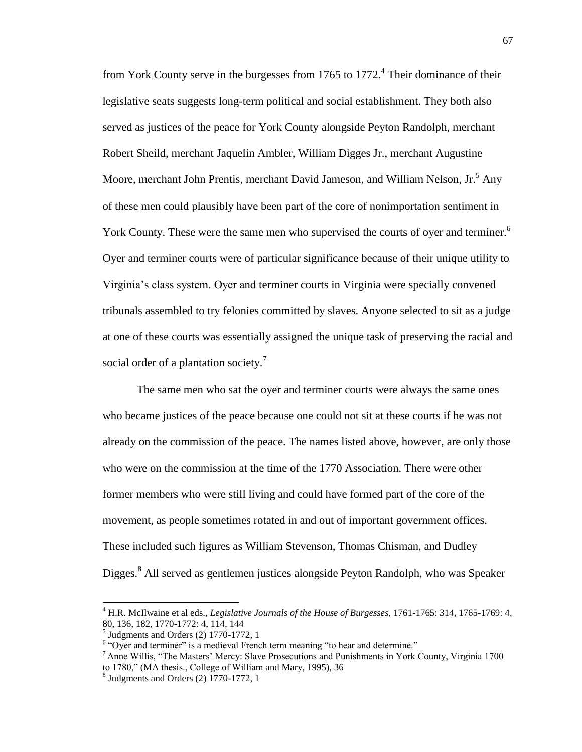from York County serve in the burgesses from 1765 to 1772.[4] Their dominance of their legislative seats suggests long-term political and social establishment. They both also served as justices of the peace for York County alongside Peyton Randolph, merchant Robert Sheild, merchant Jaquelin Ambler, William Digges Jr., merchant Augustine Moore, merchant John Prentis, merchant David Jameson, and William Nelson, Jr.[5] Any of these men could plausibly have been part of the core of nonimportation sentiment in York County. These were the same men who supervised the courts of oyer and terminer.[6] Oyer and terminer courts were of particular significance because of their unique utility to Virginia's class system. Oyer and terminer courts in Virginia were specially convened tribunals assembled to try felonies committed by slaves. Anyone selected to sit as a judge at one of these courts was essentially assigned the unique task of preserving the racial and social order of a plantation society.[7]

The same men who sat the oyer and terminer courts were always the same ones who became justices of the peace because one could not sit at these courts if he was not already on the commission of the peace. The names listed above, however, are only those who were on the commission at the time of the 1770 Association. There were other former members who were still living and could have formed part of the core of the movement, as people sometimes rotated in and out of important government offices. These included such figures as William Stevenson, Thomas Chisman, and Dudley Digges.[8] All served as gentlemen justices alongside Peyton Randolph, who was Speaker

---

[4] H.R. McIlwaine et al eds., *Legislative Journals of the House of Burgesses*, 1761-1765: 314, 1765-1769: 4, 80, 136, 182, 1770-1772: 4, 114, 144

[5] Judgments and Orders (2) 1770-1772, 1

[6] "Oyer and terminer" is a medieval French term meaning "to hear and determine."

[7] Anne Willis, "The Masters' Mercy: Slave Prosecutions and Punishments in York County, Virginia 1700 to 1780," (MA thesis., College of William and Mary, 1995), 36

[8] Judgments and Orders (2) 1770-1772, 1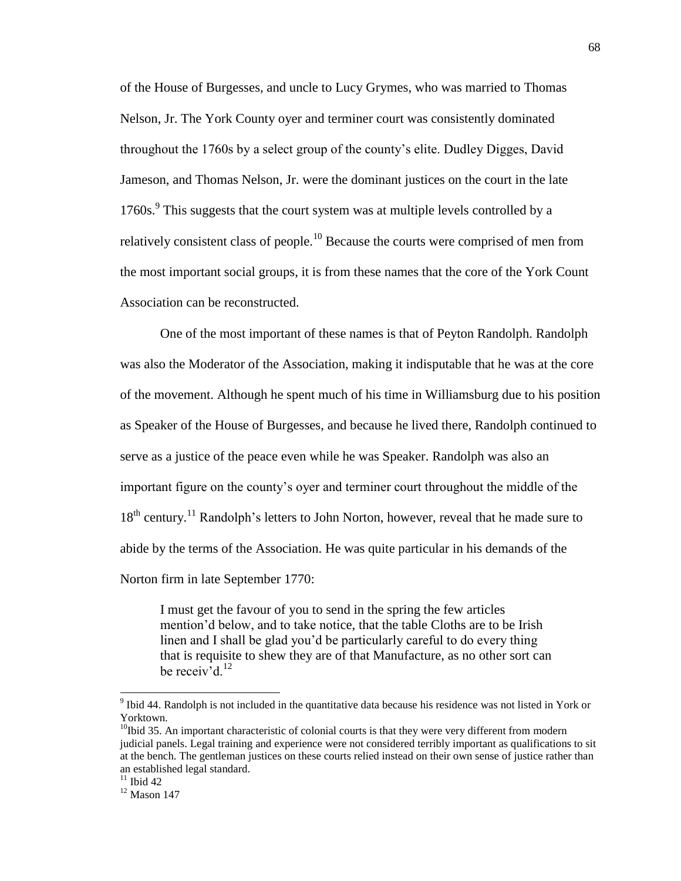of the House of Burgesses, and uncle to Lucy Grymes, who was married to Thomas Nelson, Jr. The York County oyer and terminer court was consistently dominated throughout the 1760s by a select group of the county's elite. Dudley Digges, David Jameson, and Thomas Nelson, Jr. were the dominant justices on the court in the late 1760s.[9] This suggests that the court system was at multiple levels controlled by a relatively consistent class of people.[10] Because the courts were comprised of men from the most important social groups, it is from these names that the core of the York Count Association can be reconstructed.

One of the most important of these names is that of Peyton Randolph. Randolph was also the Moderator of the Association, making it indisputable that he was at the core of the movement. Although he spent much of his time in Williamsburg due to his position as Speaker of the House of Burgesses, and because he lived there, Randolph continued to serve as a justice of the peace even while he was Speaker. Randolph was also an important figure on the county's oyer and terminer court throughout the middle of the 18th century.[11] Randolph's letters to John Norton, however, reveal that he made sure to abide by the terms of the Association. He was quite particular in his demands of the Norton firm in late September 1770:

> I must get the favour of you to send in the spring the few articles mention'd below, and to take notice, that the table Cloths are to be Irish linen and I shall be glad you'd be particularly careful to do every thing that is requisite to shew they are of that Manufacture, as no other sort can be receiv'd.[12]

---

[9] Ibid 44. Randolph is not included in the quantitative data because his residence was not listed in York or Yorktown.

[10] Ibid 35. An important characteristic of colonial courts is that they were very different from modern judicial panels. Legal training and experience were not considered terribly important as qualifications to sit at the bench. The gentleman justices on these courts relied instead on their own sense of justice rather than an established legal standard.

[11] Ibid 42

[12] Mason 147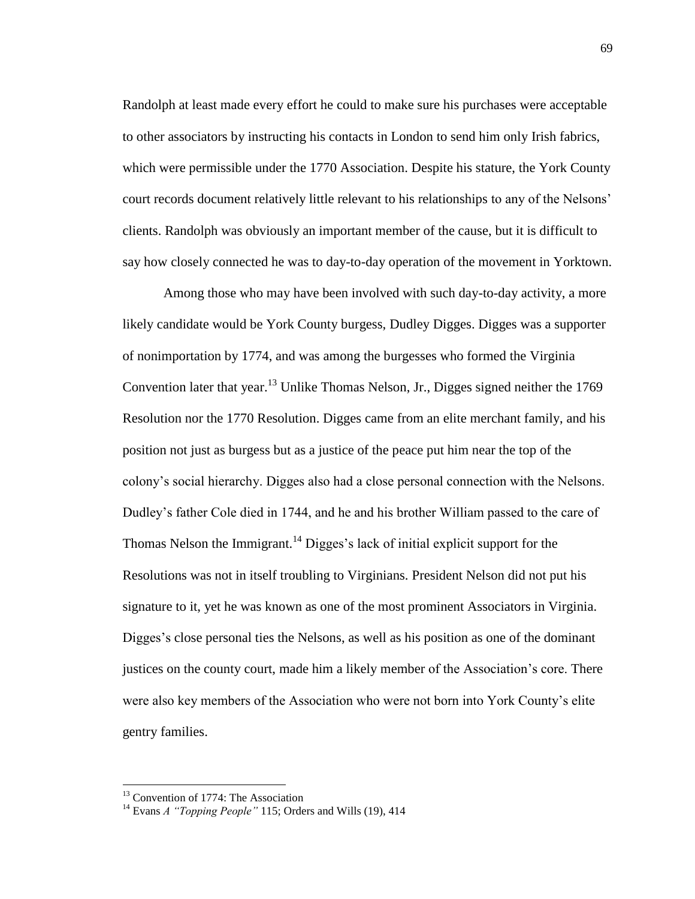Randolph at least made every effort he could to make sure his purchases were acceptable to other associators by instructing his contacts in London to send him only Irish fabrics, which were permissible under the 1770 Association. Despite his stature, the York County court records document relatively little relevant to his relationships to any of the Nelsons' clients. Randolph was obviously an important member of the cause, but it is difficult to say how closely connected he was to day-to-day operation of the movement in Yorktown.

Among those who may have been involved with such day-to-day activity, a more likely candidate would be York County burgess, Dudley Digges. Digges was a supporter of nonimportation by 1774, and was among the burgesses who formed the Virginia Convention later that year.[13] Unlike Thomas Nelson, Jr., Digges signed neither the 1769 Resolution nor the 1770 Resolution. Digges came from an elite merchant family, and his position not just as burgess but as a justice of the peace put him near the top of the colony's social hierarchy. Digges also had a close personal connection with the Nelsons. Dudley's father Cole died in 1744, and he and his brother William passed to the care of Thomas Nelson the Immigrant.[14] Digges's lack of initial explicit support for the Resolutions was not in itself troubling to Virginians. President Nelson did not put his signature to it, yet he was known as one of the most prominent Associators in Virginia. Digges's close personal ties the Nelsons, as well as his position as one of the dominant justices on the county court, made him a likely member of the Association's core. There were also key members of the Association who were not born into York County's elite gentry families.

---

[13] Convention of 1774: The Association

[14] Evans *A "Topping People"* 115; Orders and Wills (19), 414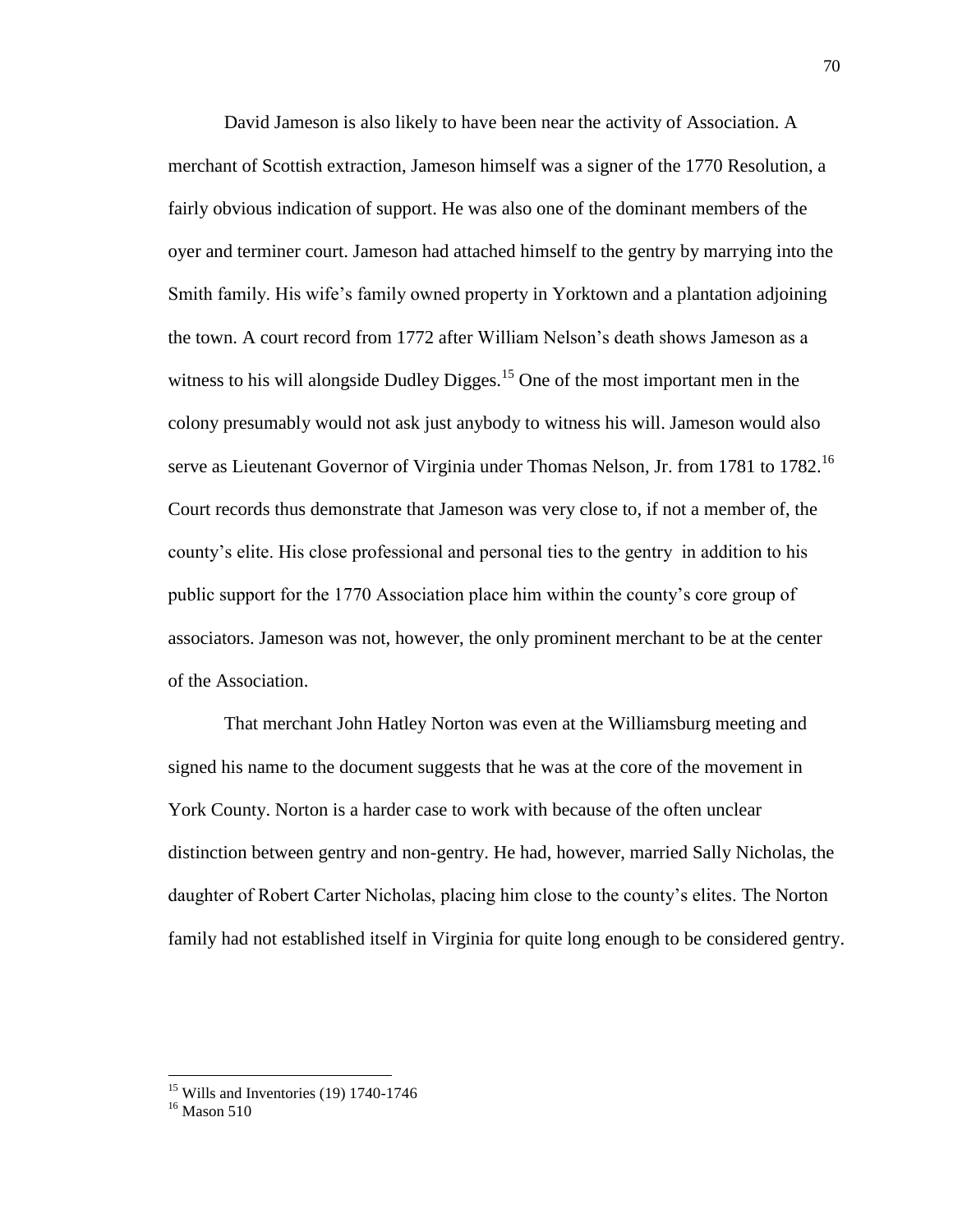David Jameson is also likely to have been near the activity of Association. A merchant of Scottish extraction, Jameson himself was a signer of the 1770 Resolution, a fairly obvious indication of support. He was also one of the dominant members of the oyer and terminer court. Jameson had attached himself to the gentry by marrying into the Smith family. His wife's family owned property in Yorktown and a plantation adjoining the town. A court record from 1772 after William Nelson's death shows Jameson as a witness to his will alongside Dudley Digges.[15] One of the most important men in the colony presumably would not ask just anybody to witness his will. Jameson would also serve as Lieutenant Governor of Virginia under Thomas Nelson, Jr. from 1781 to 1782.[16] Court records thus demonstrate that Jameson was very close to, if not a member of, the county's elite. His close professional and personal ties to the gentry in addition to his public support for the 1770 Association place him within the county's core group of associators. Jameson was not, however, the only prominent merchant to be at the center of the Association.

That merchant John Hatley Norton was even at the Williamsburg meeting and signed his name to the document suggests that he was at the core of the movement in York County. Norton is a harder case to work with because of the often unclear distinction between gentry and non-gentry. He had, however, married Sally Nicholas, the daughter of Robert Carter Nicholas, placing him close to the county's elites. The Norton family had not established itself in Virginia for quite long enough to be considered gentry.

---

[15] Wills and Inventories (19) 1740-1746

[16] Mason 510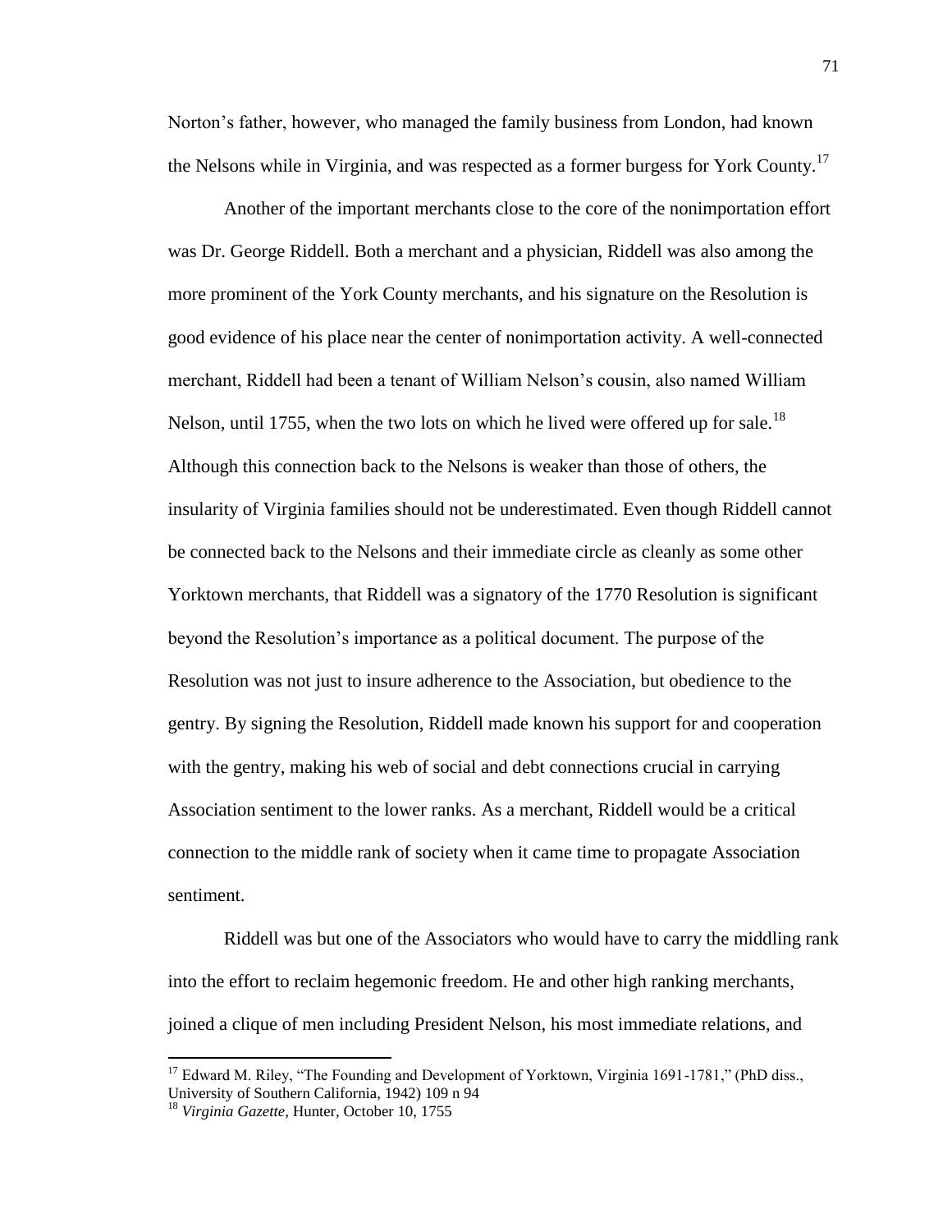Norton's father, however, who managed the family business from London, had known the Nelsons while in Virginia, and was respected as a former burgess for York County.[17]

Another of the important merchants close to the core of the nonimportation effort was Dr. George Riddell. Both a merchant and a physician, Riddell was also among the more prominent of the York County merchants, and his signature on the Resolution is good evidence of his place near the center of nonimportation activity. A well-connected merchant, Riddell had been a tenant of William Nelson's cousin, also named William Nelson, until 1755, when the two lots on which he lived were offered up for sale.[18] Although this connection back to the Nelsons is weaker than those of others, the insularity of Virginia families should not be underestimated. Even though Riddell cannot be connected back to the Nelsons and their immediate circle as cleanly as some other Yorktown merchants, that Riddell was a signatory of the 1770 Resolution is significant beyond the Resolution's importance as a political document. The purpose of the Resolution was not just to insure adherence to the Association, but obedience to the gentry. By signing the Resolution, Riddell made known his support for and cooperation with the gentry, making his web of social and debt connections crucial in carrying Association sentiment to the lower ranks. As a merchant, Riddell would be a critical connection to the middle rank of society when it came time to propagate Association sentiment.

Riddell was but one of the Associators who would have to carry the middling rank into the effort to reclaim hegemonic freedom. He and other high ranking merchants, joined a clique of men including President Nelson, his most immediate relations, and

---

[17] Edward M. Riley, "The Founding and Development of Yorktown, Virginia 1691-1781," (PhD diss., University of Southern California, 1942) 109 n 94

[18] *Virginia Gazette*, Hunter, October 10, 1755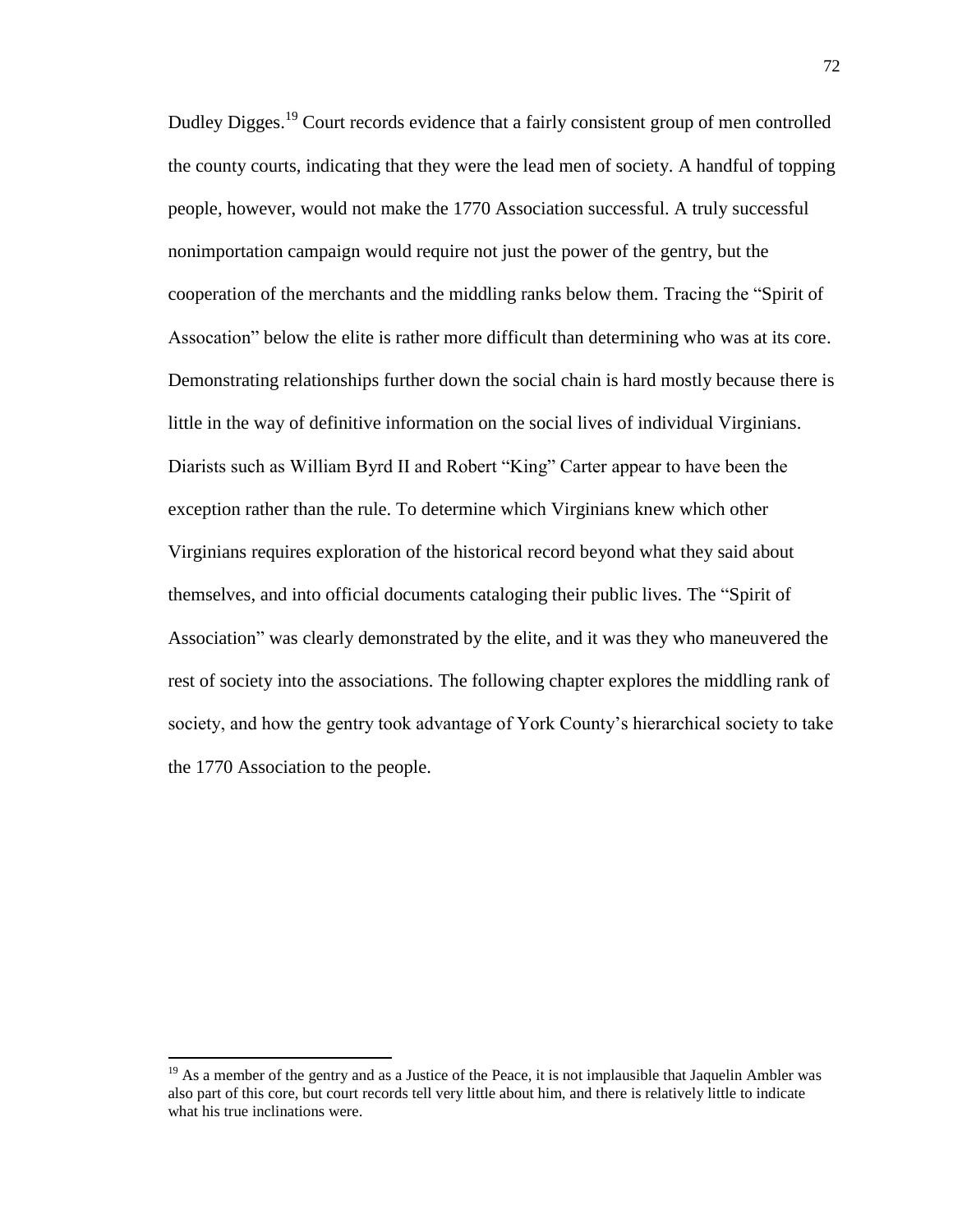Dudley Digges.[19] Court records evidence that a fairly consistent group of men controlled the county courts, indicating that they were the lead men of society. A handful of topping people, however, would not make the 1770 Association successful. A truly successful nonimportation campaign would require not just the power of the gentry, but the cooperation of the merchants and the middling ranks below them. Tracing the "Spirit of Assocation" below the elite is rather more difficult than determining who was at its core. Demonstrating relationships further down the social chain is hard mostly because there is little in the way of definitive information on the social lives of individual Virginians. Diarists such as William Byrd II and Robert "King" Carter appear to have been the exception rather than the rule. To determine which Virginians knew which other Virginians requires exploration of the historical record beyond what they said about themselves, and into official documents cataloging their public lives. The "Spirit of Association" was clearly demonstrated by the elite, and it was they who maneuvered the rest of society into the associations. The following chapter explores the middling rank of society, and how the gentry took advantage of York County's hierarchical society to take the 1770 Association to the people.

---

[19] As a member of the gentry and as a Justice of the Peace, it is not implausible that Jaquelin Ambler was also part of this core, but court records tell very little about him, and there is relatively little to indicate what his true inclinations were.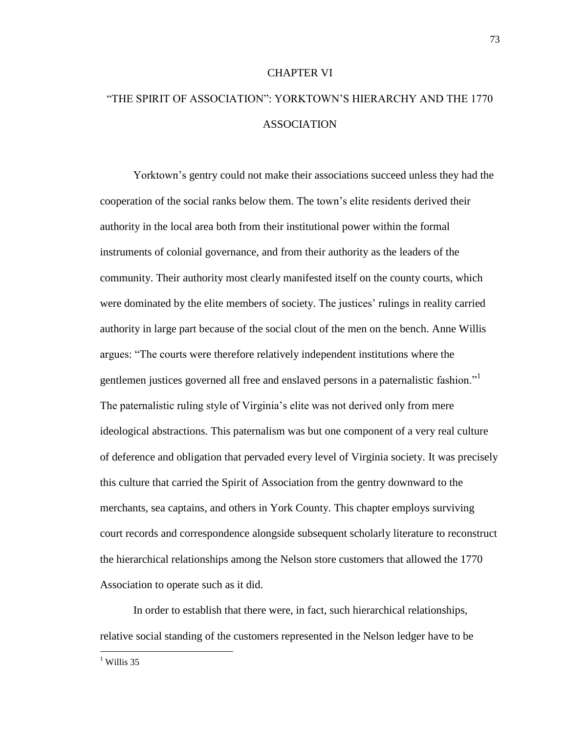# CHAPTER VI

# "THE SPIRIT OF ASSOCIATION": YORKTOWN'S HIERARCHY AND THE 1770 ASSOCIATION

Yorktown's gentry could not make their associations succeed unless they had the cooperation of the social ranks below them. The town's elite residents derived their authority in the local area both from their institutional power within the formal instruments of colonial governance, and from their authority as the leaders of the community. Their authority most clearly manifested itself on the county courts, which were dominated by the elite members of society. The justices' rulings in reality carried authority in large part because of the social clout of the men on the bench. Anne Willis argues: "The courts were therefore relatively independent institutions where the gentlemen justices governed all free and enslaved persons in a paternalistic fashion."[1] The paternalistic ruling style of Virginia's elite was not derived only from mere ideological abstractions. This paternalism was but one component of a very real culture of deference and obligation that pervaded every level of Virginia society. It was precisely this culture that carried the Spirit of Association from the gentry downward to the merchants, sea captains, and others in York County. This chapter employs surviving court records and correspondence alongside subsequent scholarly literature to reconstruct the hierarchical relationships among the Nelson store customers that allowed the 1770 Association to operate such as it did.

In order to establish that there were, in fact, such hierarchical relationships, relative social standing of the customers represented in the Nelson ledger have to be

[1] Willis 35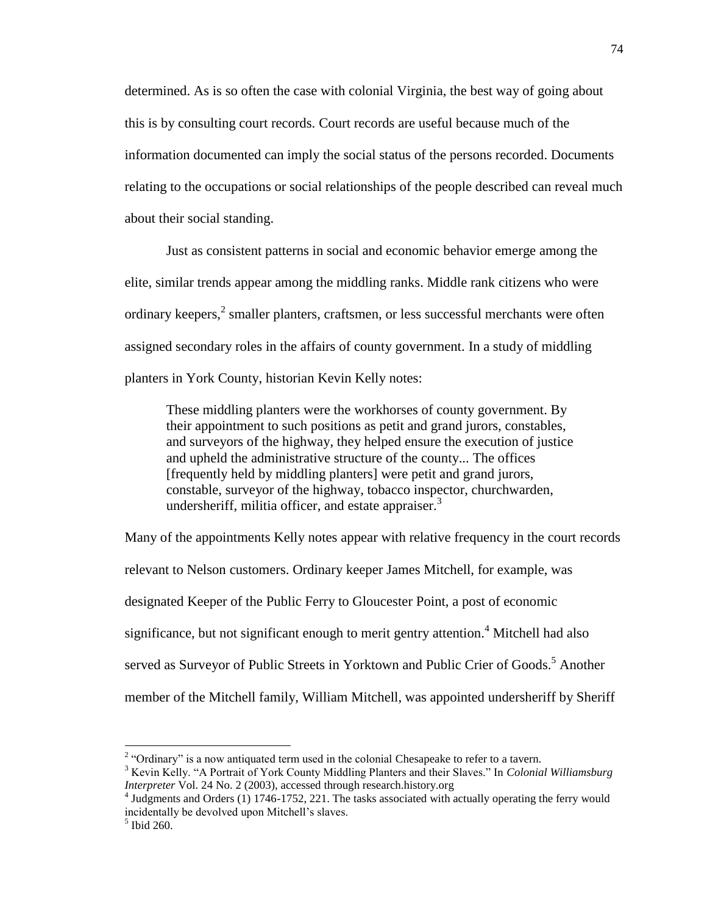determined. As is so often the case with colonial Virginia, the best way of going about this is by consulting court records. Court records are useful because much of the information documented can imply the social status of the persons recorded. Documents relating to the occupations or social relationships of the people described can reveal much about their social standing.

Just as consistent patterns in social and economic behavior emerge among the elite, similar trends appear among the middling ranks. Middle rank citizens who were ordinary keepers,[2] smaller planters, craftsmen, or less successful merchants were often assigned secondary roles in the affairs of county government. In a study of middling planters in York County, historian Kevin Kelly notes:

> These middling planters were the workhorses of county government. By their appointment to such positions as petit and grand jurors, constables, and surveyors of the highway, they helped ensure the execution of justice and upheld the administrative structure of the county... The offices [frequently held by middling planters] were petit and grand jurors, constable, surveyor of the highway, tobacco inspector, churchwarden, undersheriff, militia officer, and estate appraiser.[3]

Many of the appointments Kelly notes appear with relative frequency in the court records relevant to Nelson customers. Ordinary keeper James Mitchell, for example, was designated Keeper of the Public Ferry to Gloucester Point, a post of economic significance, but not significant enough to merit gentry attention.[4] Mitchell had also served as Surveyor of Public Streets in Yorktown and Public Crier of Goods.[5] Another member of the Mitchell family, William Mitchell, was appointed undersheriff by Sheriff

---

[2] "Ordinary" is a now antiquated term used in the colonial Chesapeake to refer to a tavern.

[3] Kevin Kelly. "A Portrait of York County Middling Planters and their Slaves." In *Colonial Williamsburg Interpreter* Vol. 24 No. 2 (2003), accessed through research.history.org

[4] Judgments and Orders (1) 1746-1752, 221. The tasks associated with actually operating the ferry would incidentally be devolved upon Mitchell's slaves.

[5] Ibid 260.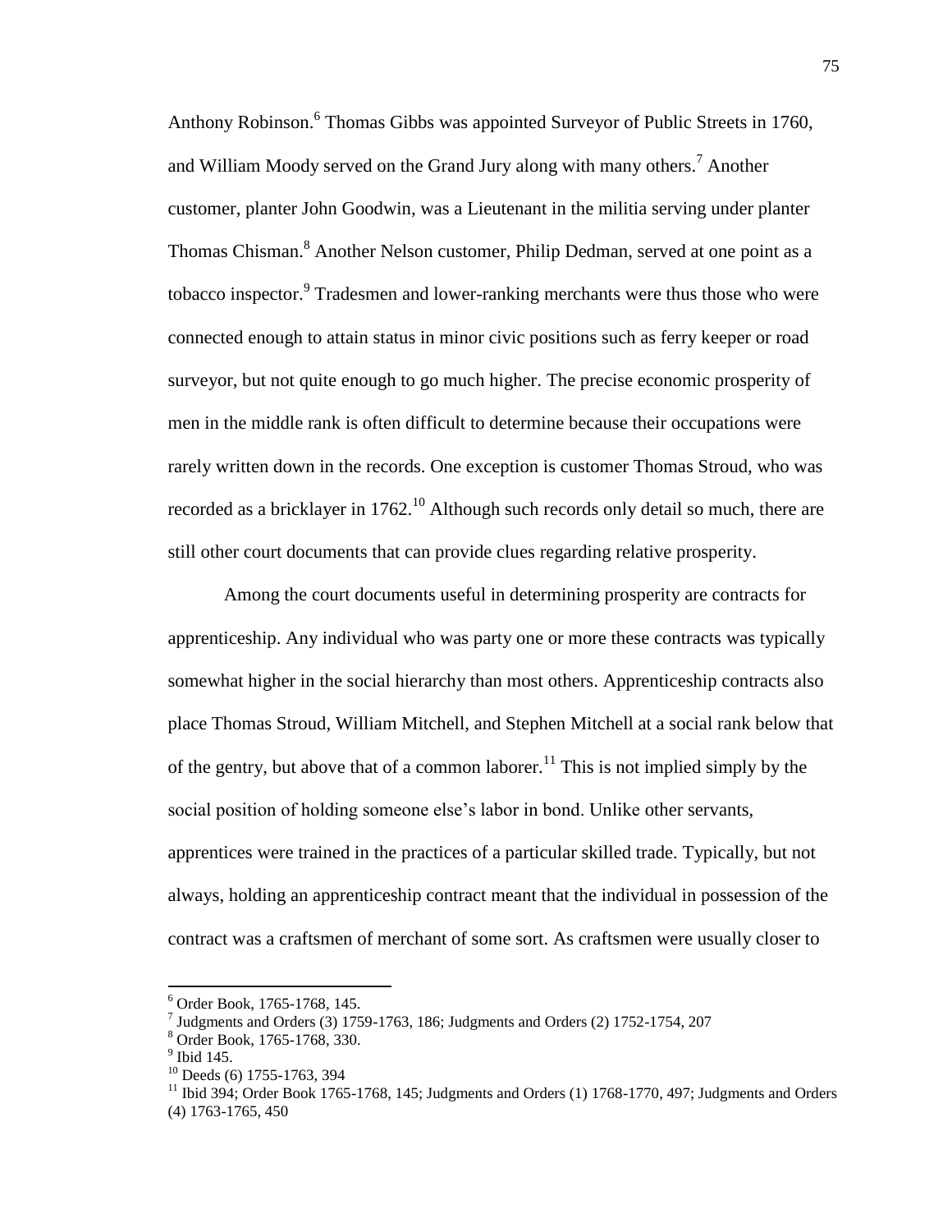Anthony Robinson.[6] Thomas Gibbs was appointed Surveyor of Public Streets in 1760, and William Moody served on the Grand Jury along with many others.[7] Another customer, planter John Goodwin, was a Lieutenant in the militia serving under planter Thomas Chisman.[8] Another Nelson customer, Philip Dedman, served at one point as a tobacco inspector.[9] Tradesmen and lower-ranking merchants were thus those who were connected enough to attain status in minor civic positions such as ferry keeper or road surveyor, but not quite enough to go much higher. The precise economic prosperity of men in the middle rank is often difficult to determine because their occupations were rarely written down in the records. One exception is customer Thomas Stroud, who was recorded as a bricklayer in 1762.[10] Although such records only detail so much, there are still other court documents that can provide clues regarding relative prosperity.

Among the court documents useful in determining prosperity are contracts for apprenticeship. Any individual who was party one or more these contracts was typically somewhat higher in the social hierarchy than most others. Apprenticeship contracts also place Thomas Stroud, William Mitchell, and Stephen Mitchell at a social rank below that of the gentry, but above that of a common laborer.[11] This is not implied simply by the social position of holding someone else's labor in bond. Unlike other servants, apprentices were trained in the practices of a particular skilled trade. Typically, but not always, holding an apprenticeship contract meant that the individual in possession of the contract was a craftsmen of merchant of some sort. As craftsmen were usually closer to

---

[6] Order Book, 1765-1768, 145.

[7] Judgments and Orders (3) 1759-1763, 186; Judgments and Orders (2) 1752-1754, 207

[8] Order Book, 1765-1768, 330.

[9] Ibid 145.

[10] Deeds (6) 1755-1763, 394

[11] Ibid 394; Order Book 1765-1768, 145; Judgments and Orders (1) 1768-1770, 497; Judgments and Orders (4) 1763-1765, 450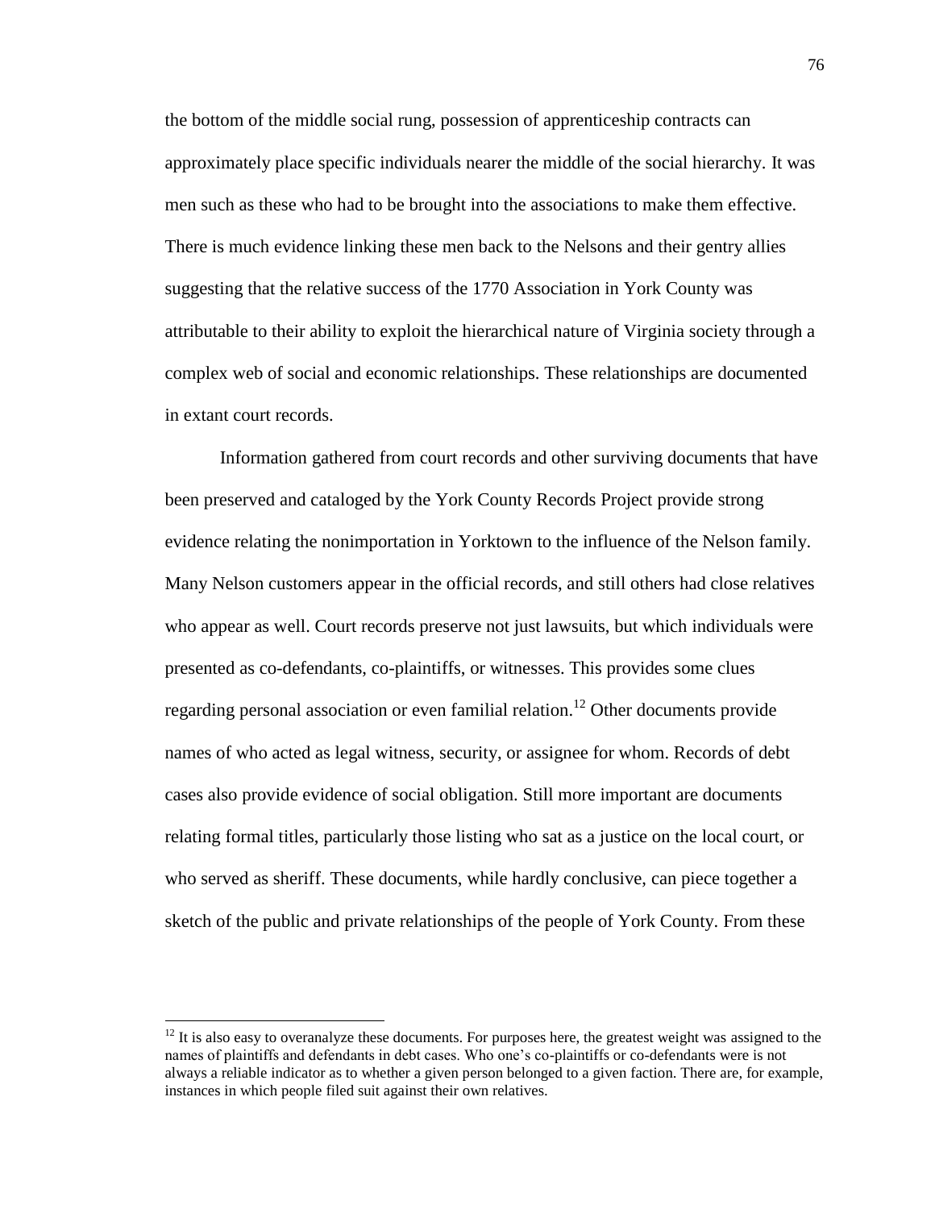the bottom of the middle social rung, possession of apprenticeship contracts can approximately place specific individuals nearer the middle of the social hierarchy. It was men such as these who had to be brought into the associations to make them effective. There is much evidence linking these men back to the Nelsons and their gentry allies suggesting that the relative success of the 1770 Association in York County was attributable to their ability to exploit the hierarchical nature of Virginia society through a complex web of social and economic relationships. These relationships are documented in extant court records.

Information gathered from court records and other surviving documents that have been preserved and cataloged by the York County Records Project provide strong evidence relating the nonimportation in Yorktown to the influence of the Nelson family. Many Nelson customers appear in the official records, and still others had close relatives who appear as well. Court records preserve not just lawsuits, but which individuals were presented as co-defendants, co-plaintiffs, or witnesses. This provides some clues regarding personal association or even familial relation.[12] Other documents provide names of who acted as legal witness, security, or assignee for whom. Records of debt cases also provide evidence of social obligation. Still more important are documents relating formal titles, particularly those listing who sat as a justice on the local court, or who served as sheriff. These documents, while hardly conclusive, can piece together a sketch of the public and private relationships of the people of York County. From these

[12] It is also easy to overanalyze these documents. For purposes here, the greatest weight was assigned to the names of plaintiffs and defendants in debt cases. Who one's co-plaintiffs or co-defendants were is not always a reliable indicator as to whether a given person belonged to a given faction. There are, for example, instances in which people filed suit against their own relatives.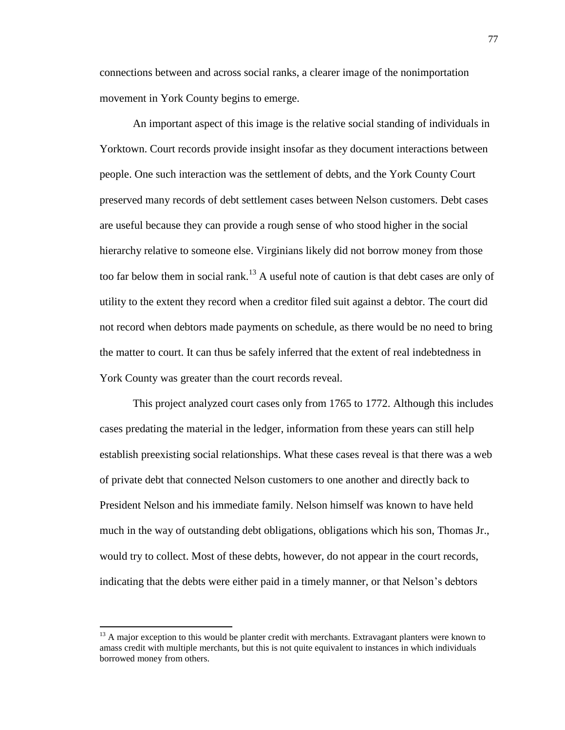connections between and across social ranks, a clearer image of the nonimportation movement in York County begins to emerge.

An important aspect of this image is the relative social standing of individuals in Yorktown. Court records provide insight insofar as they document interactions between people. One such interaction was the settlement of debts, and the York County Court preserved many records of debt settlement cases between Nelson customers. Debt cases are useful because they can provide a rough sense of who stood higher in the social hierarchy relative to someone else. Virginians likely did not borrow money from those too far below them in social rank.[13] A useful note of caution is that debt cases are only of utility to the extent they record when a creditor filed suit against a debtor. The court did not record when debtors made payments on schedule, as there would be no need to bring the matter to court. It can thus be safely inferred that the extent of real indebtedness in York County was greater than the court records reveal.

This project analyzed court cases only from 1765 to 1772. Although this includes cases predating the material in the ledger, information from these years can still help establish preexisting social relationships. What these cases reveal is that there was a web of private debt that connected Nelson customers to one another and directly back to President Nelson and his immediate family. Nelson himself was known to have held much in the way of outstanding debt obligations, obligations which his son, Thomas Jr., would try to collect. Most of these debts, however, do not appear in the court records, indicating that the debts were either paid in a timely manner, or that Nelson's debtors

[13] A major exception to this would be planter credit with merchants. Extravagant planters were known to amass credit with multiple merchants, but this is not quite equivalent to instances in which individuals borrowed money from others.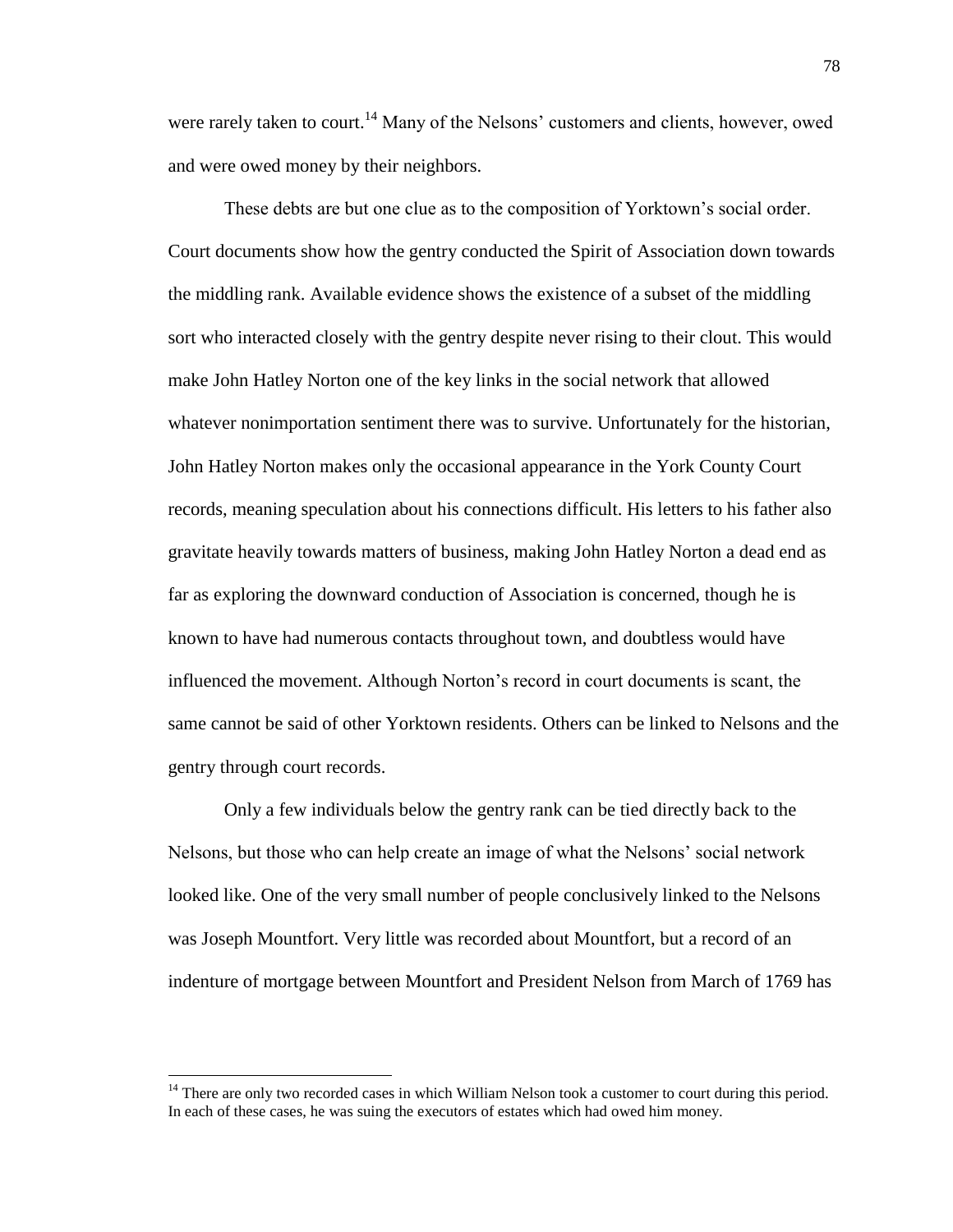were rarely taken to court.[14] Many of the Nelsons' customers and clients, however, owed and were owed money by their neighbors.

These debts are but one clue as to the composition of Yorktown's social order. Court documents show how the gentry conducted the Spirit of Association down towards the middling rank. Available evidence shows the existence of a subset of the middling sort who interacted closely with the gentry despite never rising to their clout. This would make John Hatley Norton one of the key links in the social network that allowed whatever nonimportation sentiment there was to survive. Unfortunately for the historian, John Hatley Norton makes only the occasional appearance in the York County Court records, meaning speculation about his connections difficult. His letters to his father also gravitate heavily towards matters of business, making John Hatley Norton a dead end as far as exploring the downward conduction of Association is concerned, though he is known to have had numerous contacts throughout town, and doubtless would have influenced the movement. Although Norton's record in court documents is scant, the same cannot be said of other Yorktown residents. Others can be linked to Nelsons and the gentry through court records.

Only a few individuals below the gentry rank can be tied directly back to the Nelsons, but those who can help create an image of what the Nelsons' social network looked like. One of the very small number of people conclusively linked to the Nelsons was Joseph Mountfort. Very little was recorded about Mountfort, but a record of an indenture of mortgage between Mountfort and President Nelson from March of 1769 has

---

[14] There are only two recorded cases in which William Nelson took a customer to court during this period. In each of these cases, he was suing the executors of estates which had owed him money.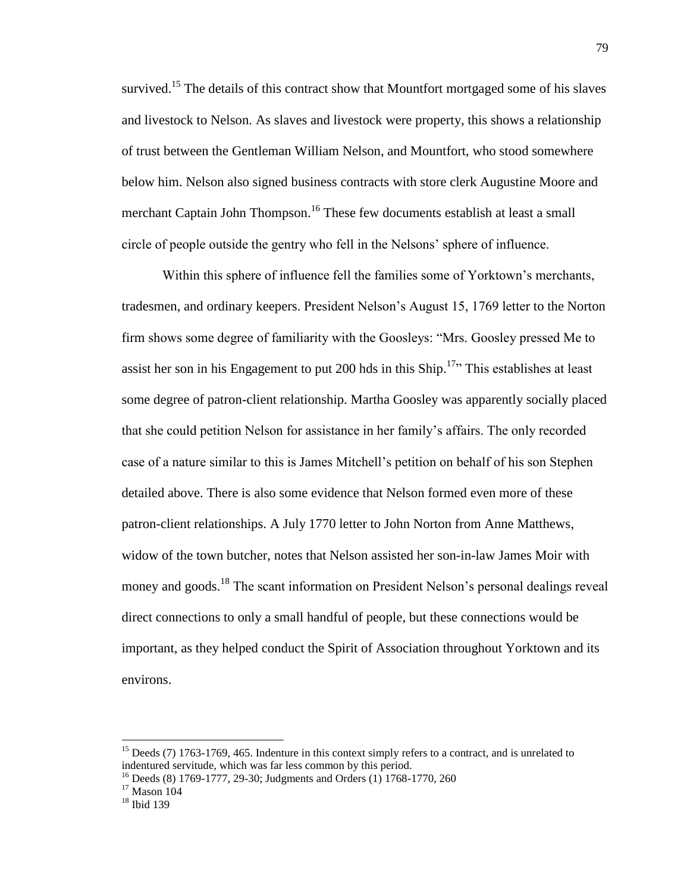survived.[15] The details of this contract show that Mountfort mortgaged some of his slaves and livestock to Nelson. As slaves and livestock were property, this shows a relationship of trust between the Gentleman William Nelson, and Mountfort, who stood somewhere below him. Nelson also signed business contracts with store clerk Augustine Moore and merchant Captain John Thompson.[16] These few documents establish at least a small circle of people outside the gentry who fell in the Nelsons' sphere of influence.

Within this sphere of influence fell the families some of Yorktown's merchants, tradesmen, and ordinary keepers. President Nelson's August 15, 1769 letter to the Norton firm shows some degree of familiarity with the Goosleys: "Mrs. Goosley pressed Me to assist her son in his Engagement to put 200 hds in this Ship.[17]" This establishes at least some degree of patron-client relationship. Martha Goosley was apparently socially placed that she could petition Nelson for assistance in her family's affairs. The only recorded case of a nature similar to this is James Mitchell's petition on behalf of his son Stephen detailed above. There is also some evidence that Nelson formed even more of these patron-client relationships. A July 1770 letter to John Norton from Anne Matthews, widow of the town butcher, notes that Nelson assisted her son-in-law James Moir with money and goods.[18] The scant information on President Nelson's personal dealings reveal direct connections to only a small handful of people, but these connections would be important, as they helped conduct the Spirit of Association throughout Yorktown and its environs.

---

[15] Deeds (7) 1763-1769, 465. Indenture in this context simply refers to a contract, and is unrelated to indentured servitude, which was far less common by this period.

[16] Deeds (8) 1769-1777, 29-30; Judgments and Orders (1) 1768-1770, 260

[17] Mason 104

[18] Ibid 139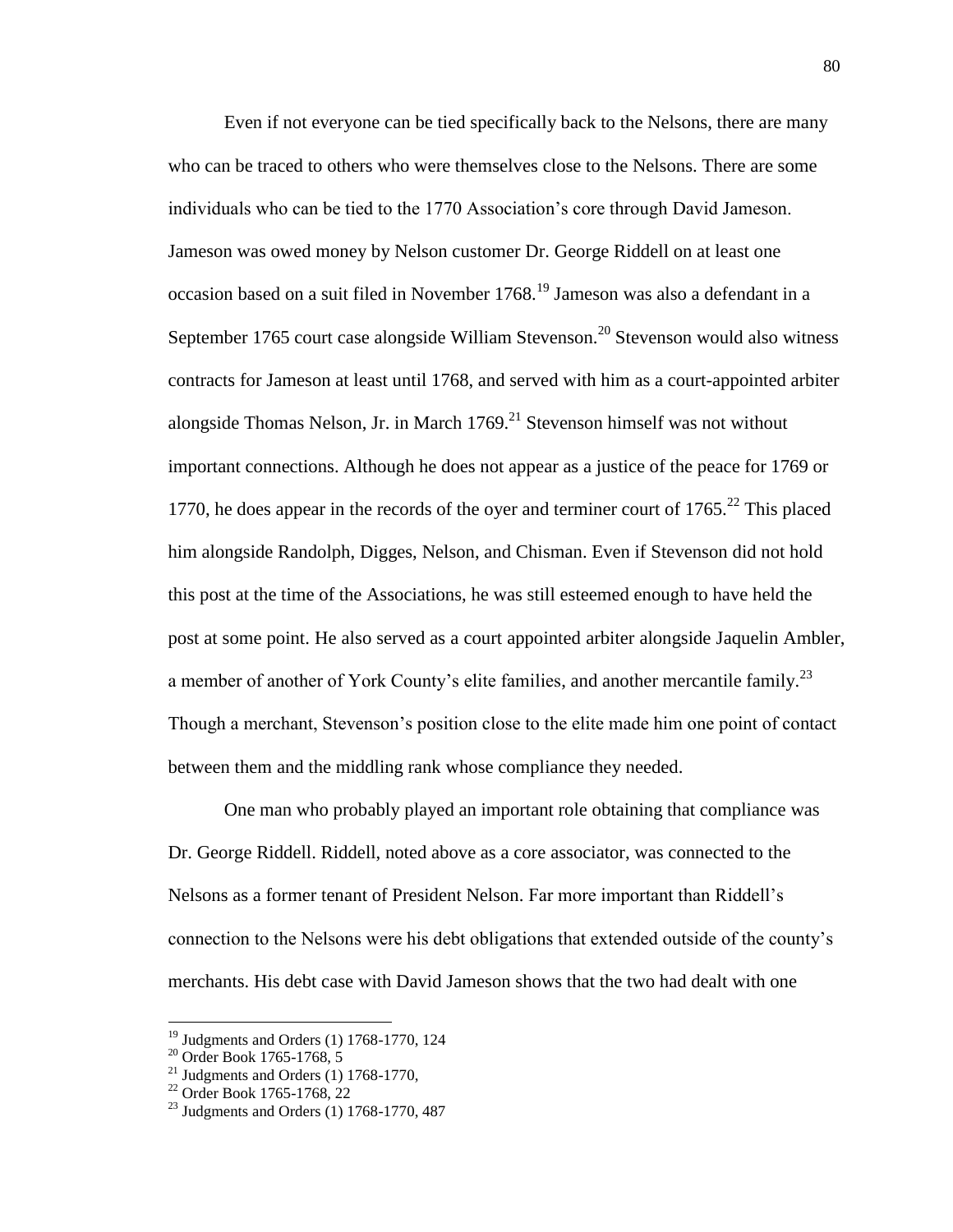Even if not everyone can be tied specifically back to the Nelsons, there are many who can be traced to others who were themselves close to the Nelsons. There are some individuals who can be tied to the 1770 Association's core through David Jameson. Jameson was owed money by Nelson customer Dr. George Riddell on at least one occasion based on a suit filed in November 1768.[19] Jameson was also a defendant in a September 1765 court case alongside William Stevenson.[20] Stevenson would also witness contracts for Jameson at least until 1768, and served with him as a court-appointed arbiter alongside Thomas Nelson, Jr. in March 1769.[21] Stevenson himself was not without important connections. Although he does not appear as a justice of the peace for 1769 or 1770, he does appear in the records of the oyer and terminer court of 1765.[22] This placed him alongside Randolph, Digges, Nelson, and Chisman. Even if Stevenson did not hold this post at the time of the Associations, he was still esteemed enough to have held the post at some point. He also served as a court appointed arbiter alongside Jaquelin Ambler, a member of another of York County's elite families, and another mercantile family.[23] Though a merchant, Stevenson's position close to the elite made him one point of contact between them and the middling rank whose compliance they needed.

One man who probably played an important role obtaining that compliance was Dr. George Riddell. Riddell, noted above as a core associator, was connected to the Nelsons as a former tenant of President Nelson. Far more important than Riddell's connection to the Nelsons were his debt obligations that extended outside of the county's merchants. His debt case with David Jameson shows that the two had dealt with one

---

[19] Judgments and Orders (1) 1768-1770, 124

[20] Order Book 1765-1768, 5

[21] Judgments and Orders (1) 1768-1770,

[22] Order Book 1765-1768, 22

[23] Judgments and Orders (1) 1768-1770, 487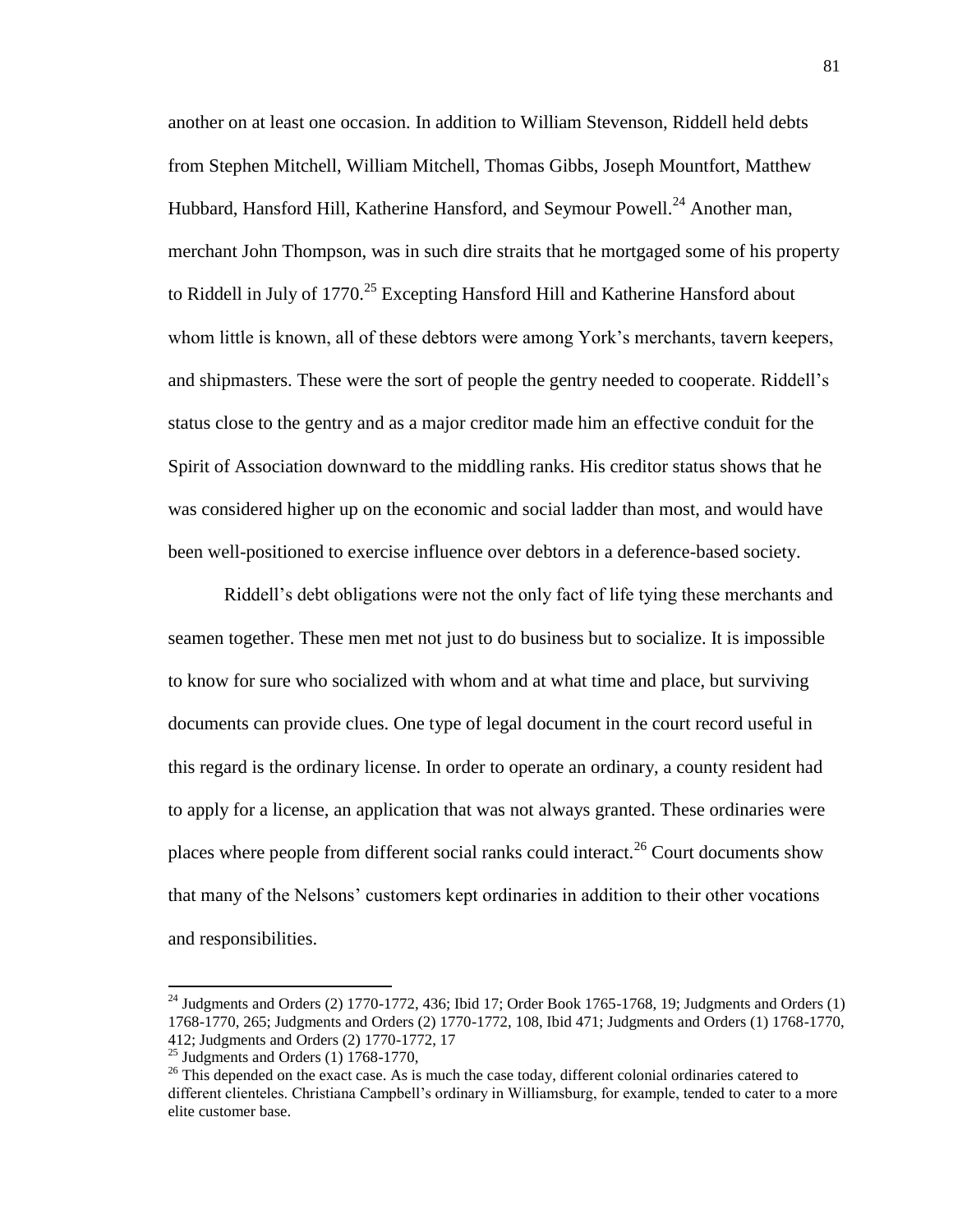another on at least one occasion. In addition to William Stevenson, Riddell held debts from Stephen Mitchell, William Mitchell, Thomas Gibbs, Joseph Mountfort, Matthew Hubbard, Hansford Hill, Katherine Hansford, and Seymour Powell.[24] Another man, merchant John Thompson, was in such dire straits that he mortgaged some of his property to Riddell in July of 1770.[25] Excepting Hansford Hill and Katherine Hansford about whom little is known, all of these debtors were among York's merchants, tavern keepers, and shipmasters. These were the sort of people the gentry needed to cooperate. Riddell's status close to the gentry and as a major creditor made him an effective conduit for the Spirit of Association downward to the middling ranks. His creditor status shows that he was considered higher up on the economic and social ladder than most, and would have been well-positioned to exercise influence over debtors in a deference-based society.

Riddell's debt obligations were not the only fact of life tying these merchants and seamen together. These men met not just to do business but to socialize. It is impossible to know for sure who socialized with whom and at what time and place, but surviving documents can provide clues. One type of legal document in the court record useful in this regard is the ordinary license. In order to operate an ordinary, a county resident had to apply for a license, an application that was not always granted. These ordinaries were places where people from different social ranks could interact.[26] Court documents show that many of the Nelsons' customers kept ordinaries in addition to their other vocations and responsibilities.

---

[24] Judgments and Orders (2) 1770-1772, 436; Ibid 17; Order Book 1765-1768, 19; Judgments and Orders (1) 1768-1770, 265; Judgments and Orders (2) 1770-1772, 108, Ibid 471; Judgments and Orders (1) 1768-1770, 412; Judgments and Orders (2) 1770-1772, 17

[25] Judgments and Orders (1) 1768-1770,

[26] This depended on the exact case. As is much the case today, different colonial ordinaries catered to different clienteles. Christiana Campbell's ordinary in Williamsburg, for example, tended to cater to a more elite customer base.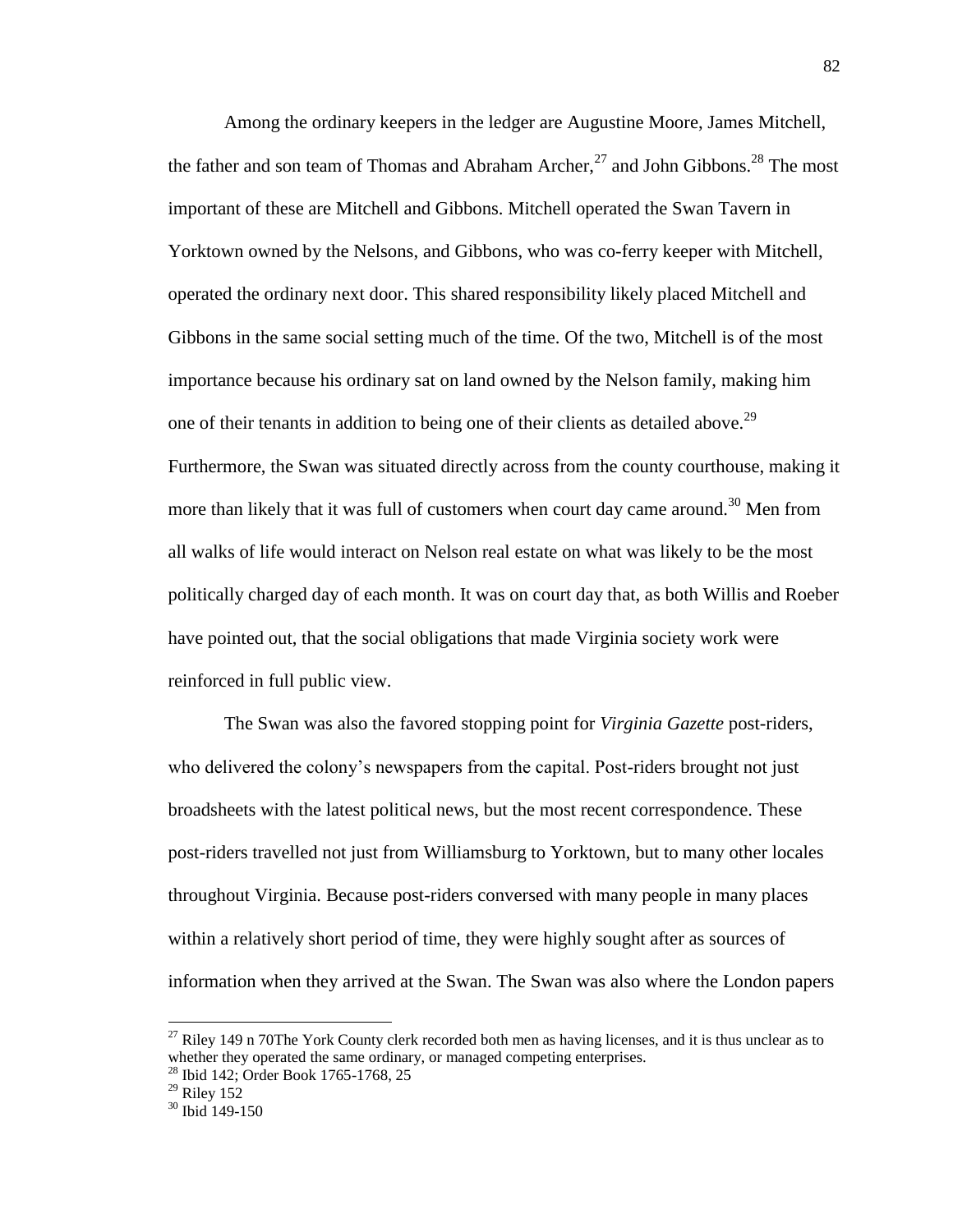Among the ordinary keepers in the ledger are Augustine Moore, James Mitchell, the father and son team of Thomas and Abraham Archer,[27] and John Gibbons.[28] The most important of these are Mitchell and Gibbons. Mitchell operated the Swan Tavern in Yorktown owned by the Nelsons, and Gibbons, who was co-ferry keeper with Mitchell, operated the ordinary next door. This shared responsibility likely placed Mitchell and Gibbons in the same social setting much of the time. Of the two, Mitchell is of the most importance because his ordinary sat on land owned by the Nelson family, making him one of their tenants in addition to being one of their clients as detailed above.[29] Furthermore, the Swan was situated directly across from the county courthouse, making it more than likely that it was full of customers when court day came around.[30] Men from all walks of life would interact on Nelson real estate on what was likely to be the most politically charged day of each month. It was on court day that, as both Willis and Roeber have pointed out, that the social obligations that made Virginia society work were reinforced in full public view.

The Swan was also the favored stopping point for *Virginia Gazette* post-riders, who delivered the colony's newspapers from the capital. Post-riders brought not just broadsheets with the latest political news, but the most recent correspondence. These post-riders travelled not just from Williamsburg to Yorktown, but to many other locales throughout Virginia. Because post-riders conversed with many people in many places within a relatively short period of time, they were highly sought after as sources of information when they arrived at the Swan. The Swan was also where the London papers

---

[27] Riley 149 n 70The York County clerk recorded both men as having licenses, and it is thus unclear as to whether they operated the same ordinary, or managed competing enterprises.

[28] Ibid 142; Order Book 1765-1768, 25

[29] Riley 152

[30] Ibid 149-150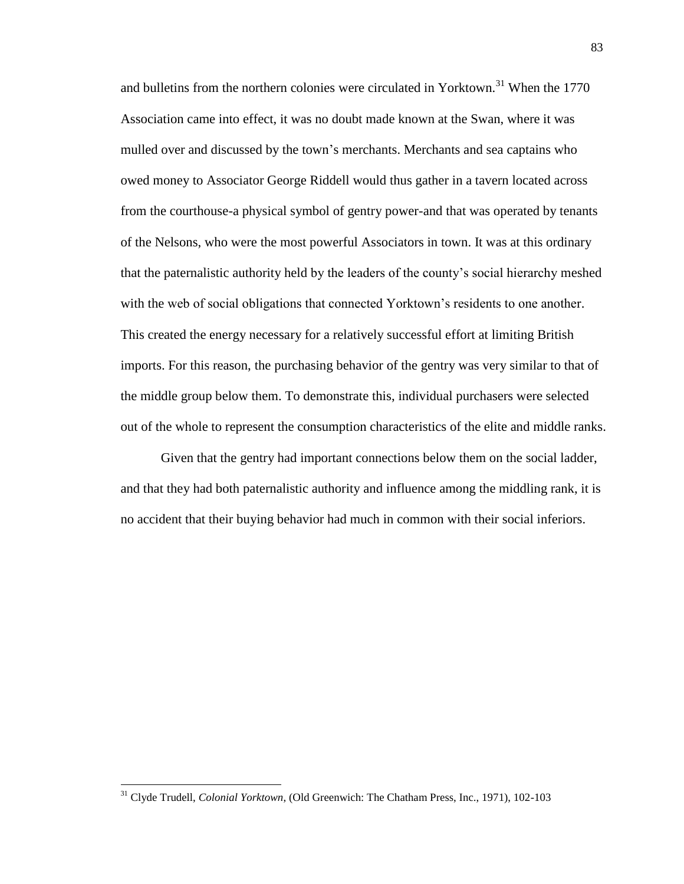and bulletins from the northern colonies were circulated in Yorktown.[31] When the 1770 Association came into effect, it was no doubt made known at the Swan, where it was mulled over and discussed by the town's merchants. Merchants and sea captains who owed money to Associator George Riddell would thus gather in a tavern located across from the courthouse-a physical symbol of gentry power-and that was operated by tenants of the Nelsons, who were the most powerful Associators in town. It was at this ordinary that the paternalistic authority held by the leaders of the county's social hierarchy meshed with the web of social obligations that connected Yorktown's residents to one another. This created the energy necessary for a relatively successful effort at limiting British imports. For this reason, the purchasing behavior of the gentry was very similar to that of the middle group below them. To demonstrate this, individual purchasers were selected out of the whole to represent the consumption characteristics of the elite and middle ranks.

Given that the gentry had important connections below them on the social ladder, and that they had both paternalistic authority and influence among the middling rank, it is no accident that their buying behavior had much in common with their social inferiors.

---

[31] Clyde Trudell, *Colonial Yorktown*, (Old Greenwich: The Chatham Press, Inc., 1971), 102-103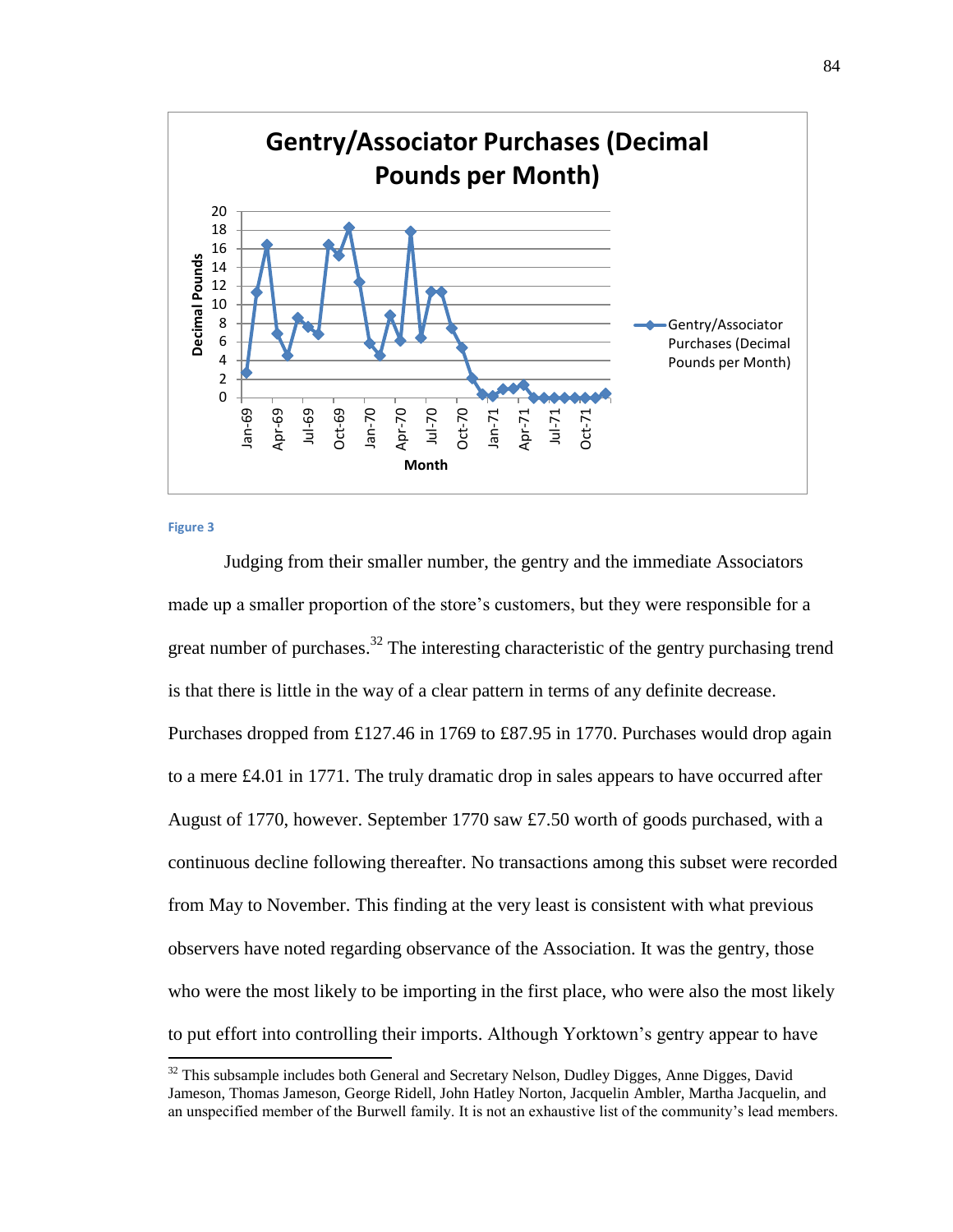Figure 3

Judging from their smaller number, the gentry and the immediate Associators made up a smaller proportion of the store's customers, but they were responsible for a great number of purchases.[32] The interesting characteristic of the gentry purchasing trend is that there is little in the way of a clear pattern in terms of any definite decrease. Purchases dropped from £127.46 in 1769 to £87.95 in 1770. Purchases would drop again to a mere £4.01 in 1771. The truly dramatic drop in sales appears to have occurred after August of 1770, however. September 1770 saw £7.50 worth of goods purchased, with a continuous decline following thereafter. No transactions among this subset were recorded from May to November. This finding at the very least is consistent with what previous observers have noted regarding observance of the Association. It was the gentry, those who were the most likely to be importing in the first place, who were also the most likely to put effort into controlling their imports. Although Yorktown's gentry appear to have

[32] This subsample includes both General and Secretary Nelson, Dudley Digges, Anne Digges, David Jameson, Thomas Jameson, George Ridell, John Hatley Norton, Jacquelin Ambler, Martha Jacquelin, and an unspecified member of the Burwell family. It is not an exhaustive list of the community's lead members.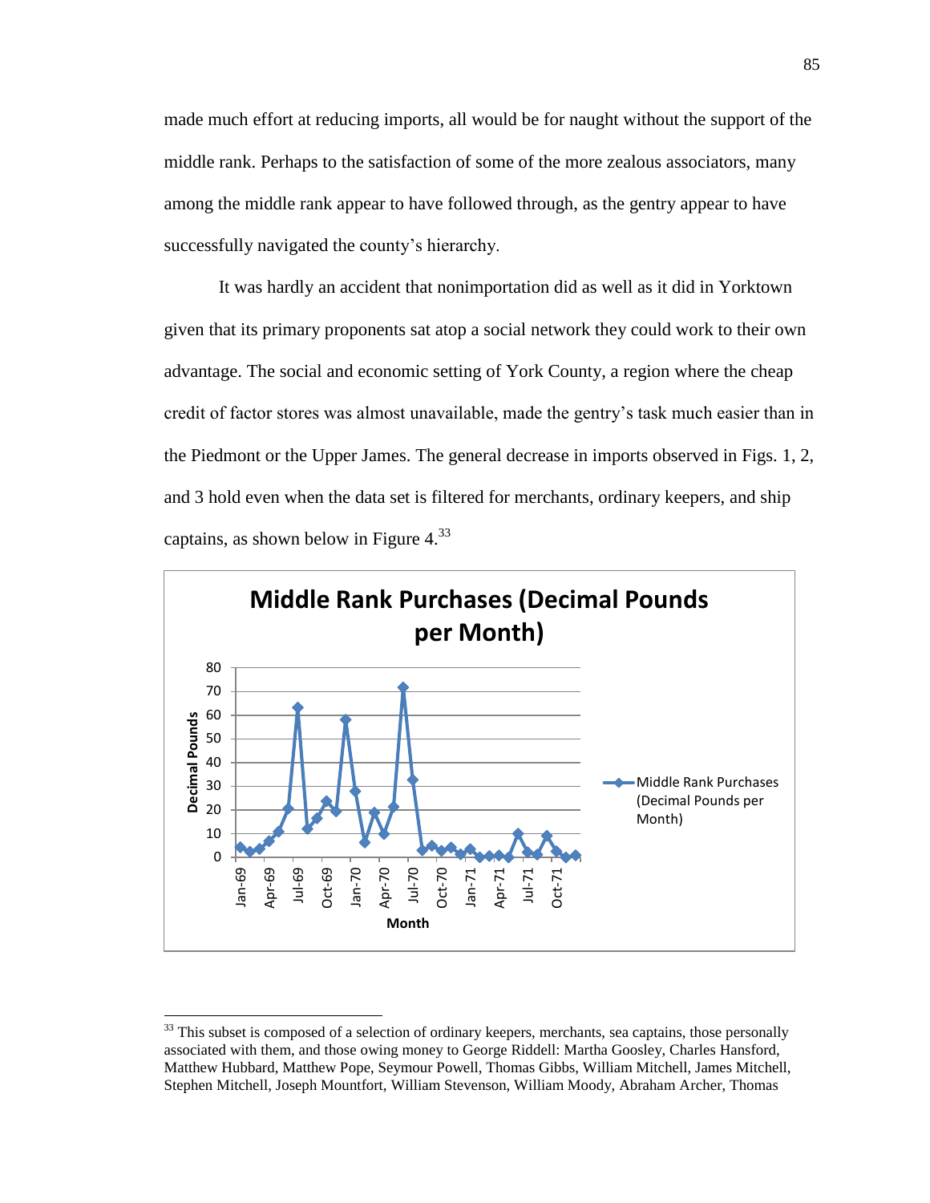made much effort at reducing imports, all would be for naught without the support of the middle rank. Perhaps to the satisfaction of some of the more zealous associators, many among the middle rank appear to have followed through, as the gentry appear to have successfully navigated the county's hierarchy.

It was hardly an accident that nonimportation did as well as it did in Yorktown given that its primary proponents sat atop a social network they could work to their own advantage. The social and economic setting of York County, a region where the cheap credit of factor stores was almost unavailable, made the gentry's task much easier than in the Piedmont or the Upper James. The general decrease in imports observed in Figs. 1, 2, and 3 hold even when the data set is filtered for merchants, ordinary keepers, and ship captains, as shown below in Figure 4.[33]

**Middle Rank Purchases (Decimal Pounds per Month)**

[33] This subset is composed of a selection of ordinary keepers, merchants, sea captains, those personally associated with them, and those owing money to George Riddell: Martha Goosley, Charles Hansford, Matthew Hubbard, Matthew Pope, Seymour Powell, Thomas Gibbs, William Mitchell, James Mitchell, Stephen Mitchell, Joseph Mountfort, William Stevenson, William Moody, Abraham Archer, Thomas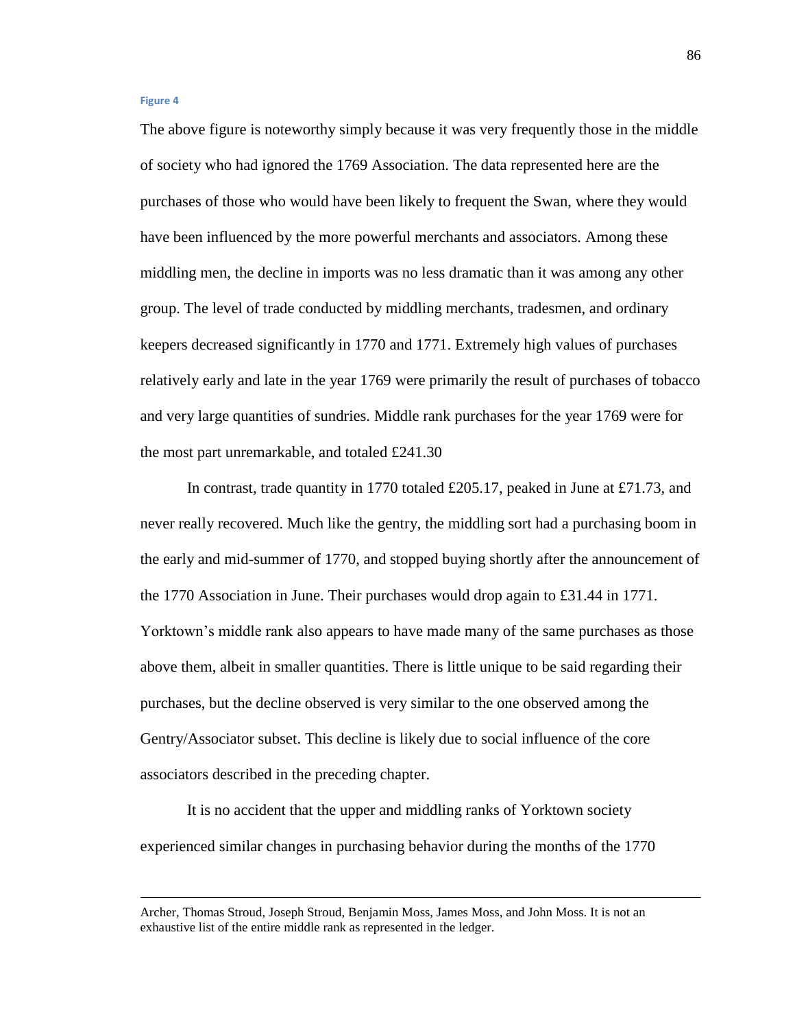**Figure 4**

The above figure is noteworthy simply because it was very frequently those in the middle of society who had ignored the 1769 Association. The data represented here are the purchases of those who would have been likely to frequent the Swan, where they would have been influenced by the more powerful merchants and associators. Among these middling men, the decline in imports was no less dramatic than it was among any other group. The level of trade conducted by middling merchants, tradesmen, and ordinary keepers decreased significantly in 1770 and 1771. Extremely high values of purchases relatively early and late in the year 1769 were primarily the result of purchases of tobacco and very large quantities of sundries. Middle rank purchases for the year 1769 were for the most part unremarkable, and totaled £241.30

In contrast, trade quantity in 1770 totaled £205.17, peaked in June at £71.73, and never really recovered. Much like the gentry, the middling sort had a purchasing boom in the early and mid-summer of 1770, and stopped buying shortly after the announcement of the 1770 Association in June. Their purchases would drop again to £31.44 in 1771. Yorktown's middle rank also appears to have made many of the same purchases as those above them, albeit in smaller quantities. There is little unique to be said regarding their purchases, but the decline observed is very similar to the one observed among the Gentry/Associator subset. This decline is likely due to social influence of the core associators described in the preceding chapter.

It is no accident that the upper and middling ranks of Yorktown society experienced similar changes in purchasing behavior during the months of the 1770

---

Archer, Thomas Stroud, Joseph Stroud, Benjamin Moss, James Moss, and John Moss. It is not an exhaustive list of the entire middle rank as represented in the ledger.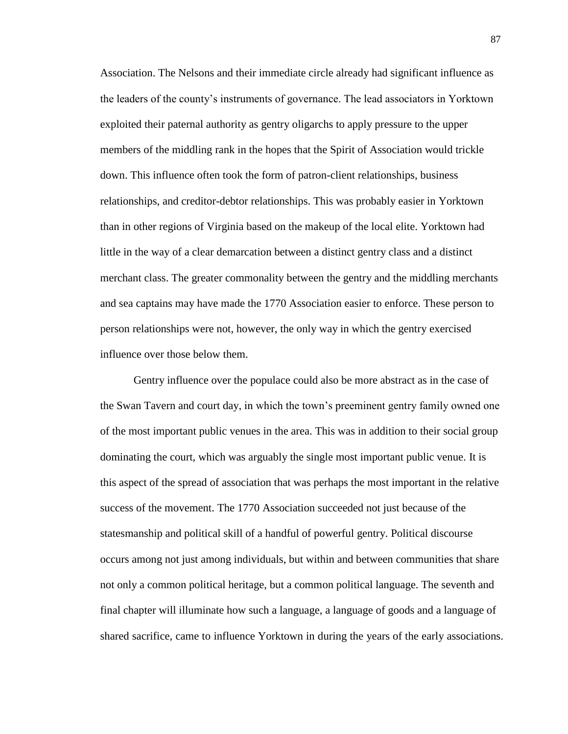Association. The Nelsons and their immediate circle already had significant influence as the leaders of the county's instruments of governance. The lead associators in Yorktown exploited their paternal authority as gentry oligarchs to apply pressure to the upper members of the middling rank in the hopes that the Spirit of Association would trickle down. This influence often took the form of patron-client relationships, business relationships, and creditor-debtor relationships. This was probably easier in Yorktown than in other regions of Virginia based on the makeup of the local elite. Yorktown had little in the way of a clear demarcation between a distinct gentry class and a distinct merchant class. The greater commonality between the gentry and the middling merchants and sea captains may have made the 1770 Association easier to enforce. These person to person relationships were not, however, the only way in which the gentry exercised influence over those below them.

Gentry influence over the populace could also be more abstract as in the case of the Swan Tavern and court day, in which the town's preeminent gentry family owned one of the most important public venues in the area. This was in addition to their social group dominating the court, which was arguably the single most important public venue. It is this aspect of the spread of association that was perhaps the most important in the relative success of the movement. The 1770 Association succeeded not just because of the statesmanship and political skill of a handful of powerful gentry. Political discourse occurs among not just among individuals, but within and between communities that share not only a common political heritage, but a common political language. The seventh and final chapter will illuminate how such a language, a language of goods and a language of shared sacrifice, came to influence Yorktown in during the years of the early associations.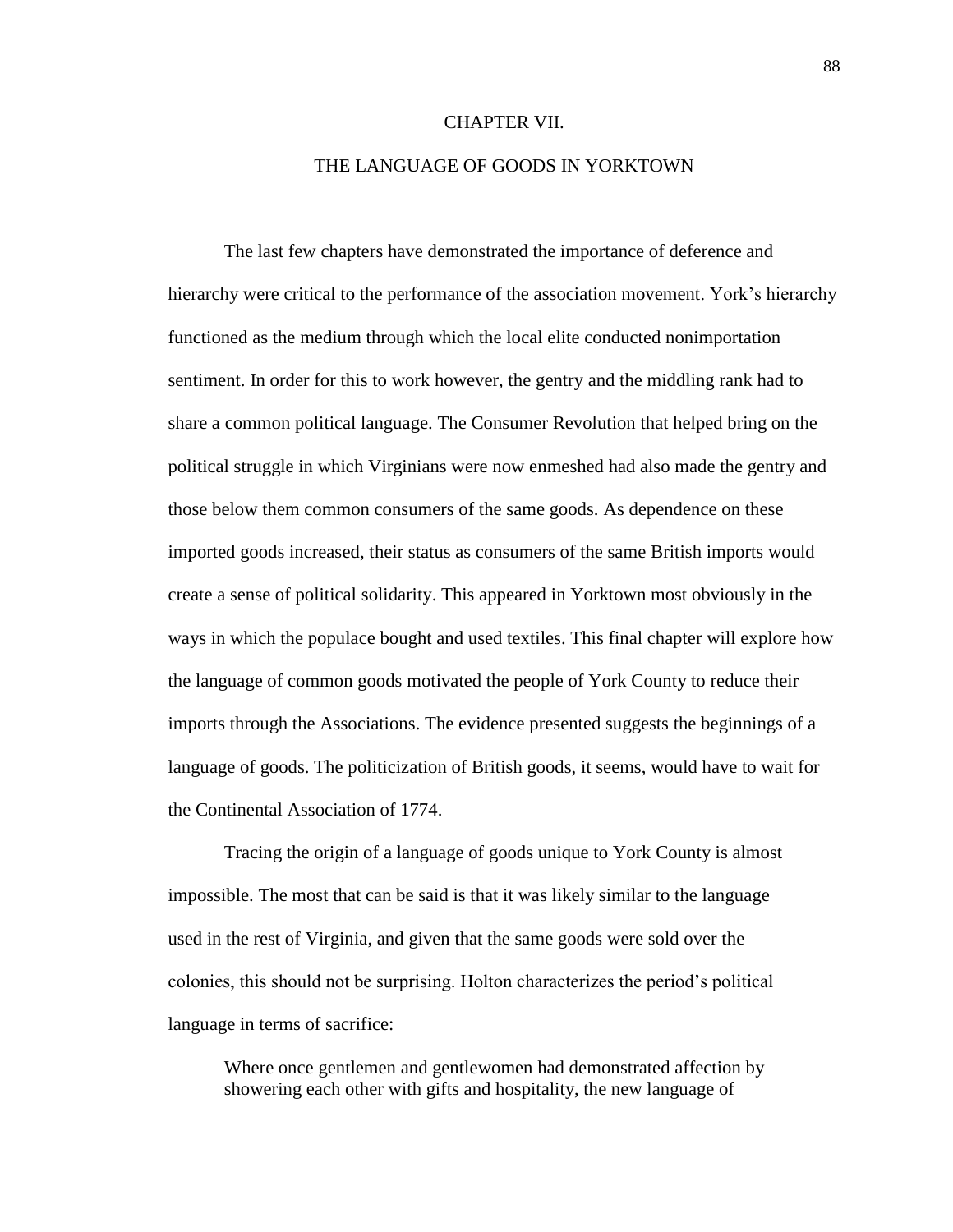# CHAPTER VII.

# THE LANGUAGE OF GOODS IN YORKTOWN

The last few chapters have demonstrated the importance of deference and hierarchy were critical to the performance of the association movement. York's hierarchy functioned as the medium through which the local elite conducted nonimportation sentiment. In order for this to work however, the gentry and the middling rank had to share a common political language. The Consumer Revolution that helped bring on the political struggle in which Virginians were now enmeshed had also made the gentry and those below them common consumers of the same goods. As dependence on these imported goods increased, their status as consumers of the same British imports would create a sense of political solidarity. This appeared in Yorktown most obviously in the ways in which the populace bought and used textiles. This final chapter will explore how the language of common goods motivated the people of York County to reduce their imports through the Associations. The evidence presented suggests the beginnings of a language of goods. The politicization of British goods, it seems, would have to wait for the Continental Association of 1774.

Tracing the origin of a language of goods unique to York County is almost impossible. The most that can be said is that it was likely similar to the language used in the rest of Virginia, and given that the same goods were sold over the colonies, this should not be surprising. Holton characterizes the period's political language in terms of sacrifice:

> Where once gentlemen and gentlewomen had demonstrated affection by showering each other with gifts and hospitality, the new language of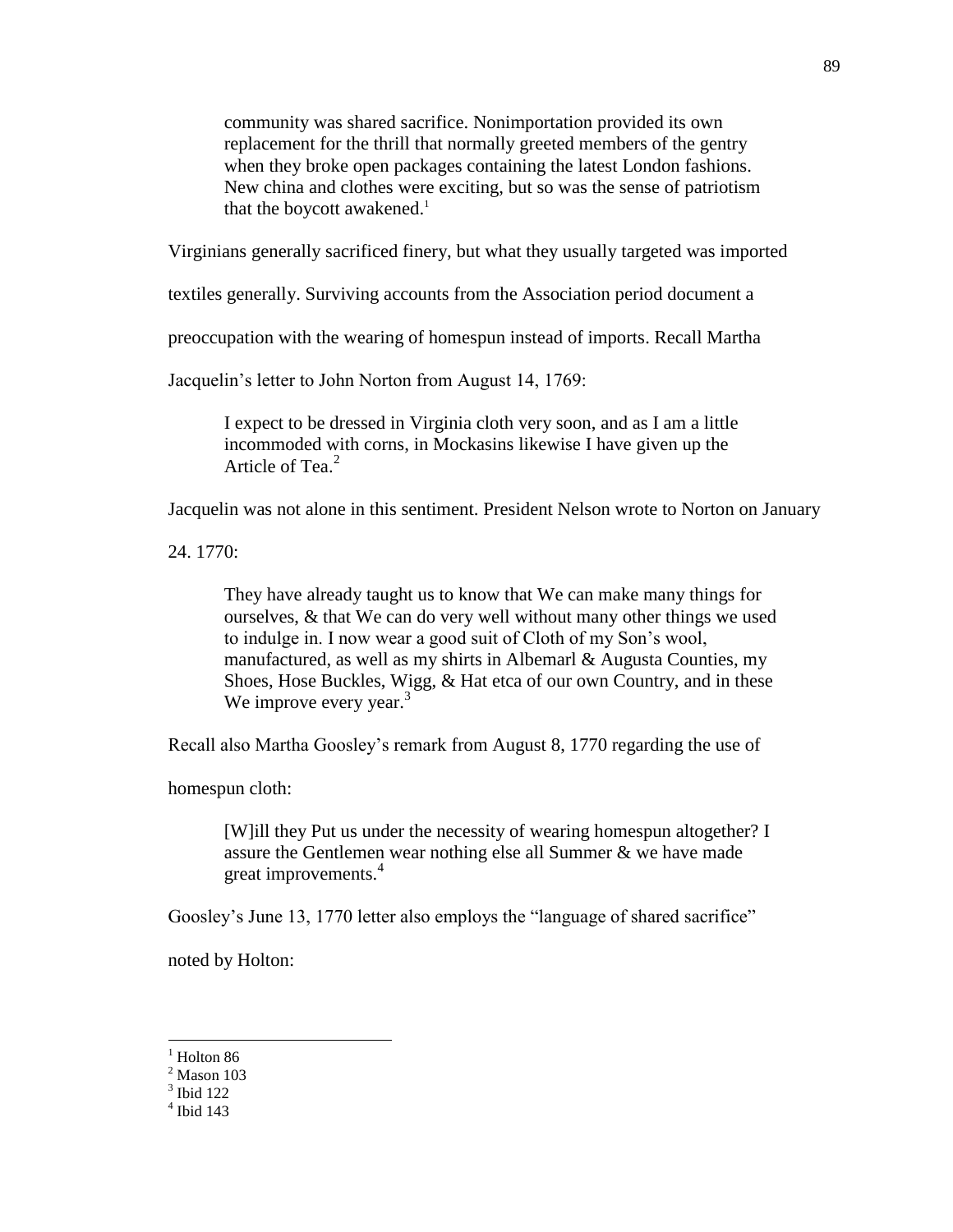> community was shared sacrifice. Nonimportation provided its own replacement for the thrill that normally greeted members of the gentry when they broke open packages containing the latest London fashions. New china and clothes were exciting, but so was the sense of patriotism that the boycott awakened.[1]

Virginians generally sacrificed finery, but what they usually targeted was imported textiles generally. Surviving accounts from the Association period document a preoccupation with the wearing of homespun instead of imports. Recall Martha Jacquelin's letter to John Norton from August 14, 1769:

> I expect to be dressed in Virginia cloth very soon, and as I am a little incommoded with corns, in Mockasins likewise I have given up the Article of Tea.[2]

Jacquelin was not alone in this sentiment. President Nelson wrote to Norton on January 24. 1770:

> They have already taught us to know that We can make many things for ourselves, & that We can do very well without many other things we used to indulge in. I now wear a good suit of Cloth of my Son's wool, manufactured, as well as my shirts in Albemarl & Augusta Counties, my Shoes, Hose Buckles, Wigg, & Hat etca of our own Country, and in these We improve every year.[3]

Recall also Martha Goosley's remark from August 8, 1770 regarding the use of homespun cloth:

> [W]ill they Put us under the necessity of wearing homespun altogether? I assure the Gentlemen wear nothing else all Summer & we have made great improvements.[4]

Goosley's June 13, 1770 letter also employs the "language of shared sacrifice" noted by Holton:

---

[1] Holton 86

[2] Mason 103

[3] Ibid 122

[4] Ibid 143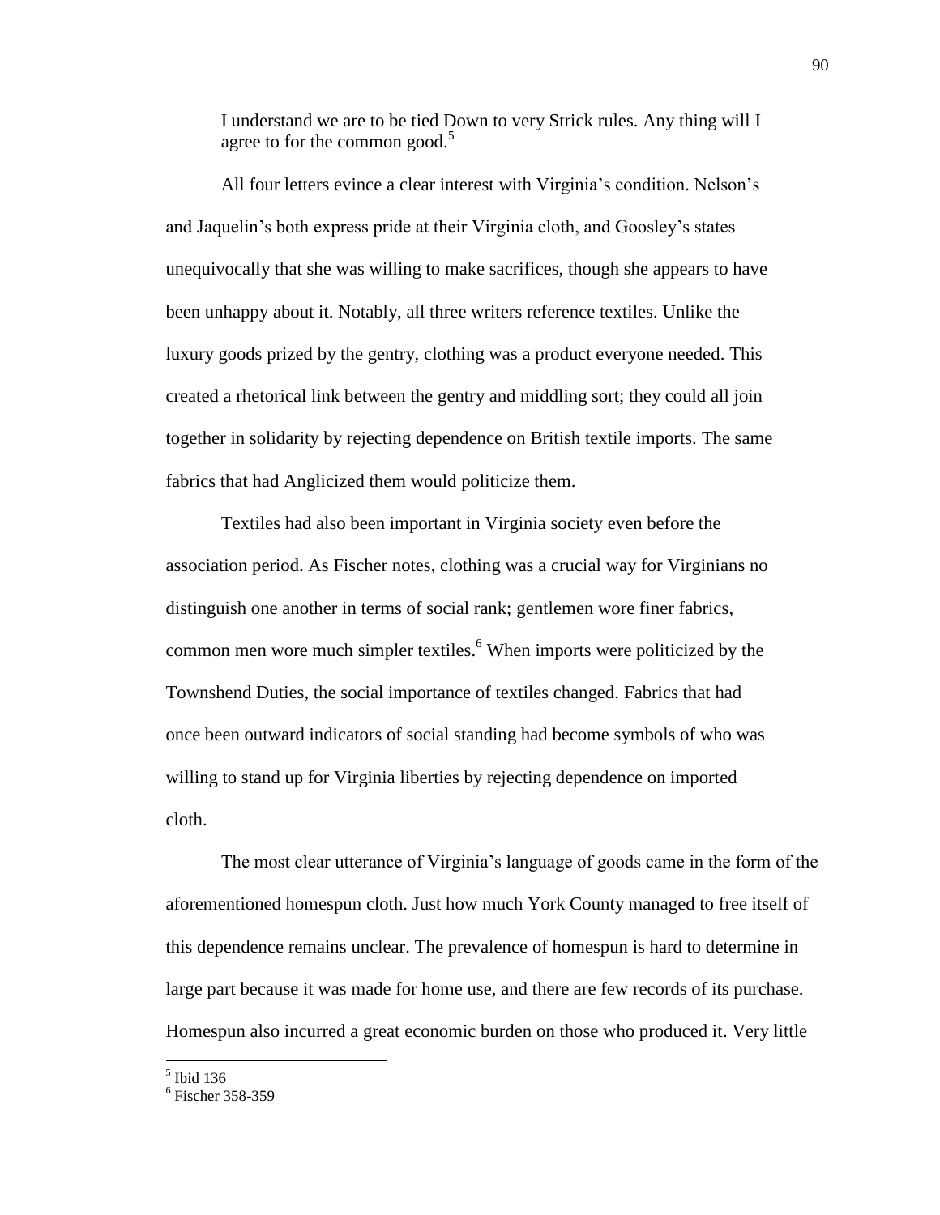> I understand we are to be tied Down to very Strick rules. Any thing will I agree to for the common good.[5]

All four letters evince a clear interest with Virginia's condition. Nelson's and Jaquelin's both express pride at their Virginia cloth, and Goosley's states unequivocally that she was willing to make sacrifices, though she appears to have been unhappy about it. Notably, all three writers reference textiles. Unlike the luxury goods prized by the gentry, clothing was a product everyone needed. This created a rhetorical link between the gentry and middling sort; they could all join together in solidarity by rejecting dependence on British textile imports. The same fabrics that had Anglicized them would politicize them.

Textiles had also been important in Virginia society even before the association period. As Fischer notes, clothing was a crucial way for Virginians no distinguish one another in terms of social rank; gentlemen wore finer fabrics, common men wore much simpler textiles.[6] When imports were politicized by the Townshend Duties, the social importance of textiles changed. Fabrics that had once been outward indicators of social standing had become symbols of who was willing to stand up for Virginia liberties by rejecting dependence on imported cloth.

The most clear utterance of Virginia's language of goods came in the form of the aforementioned homespun cloth. Just how much York County managed to free itself of this dependence remains unclear. The prevalence of homespun is hard to determine in large part because it was made for home use, and there are few records of its purchase. Homespun also incurred a great economic burden on those who produced it. Very little

---

[5] Ibid 136

[6] Fischer 358-359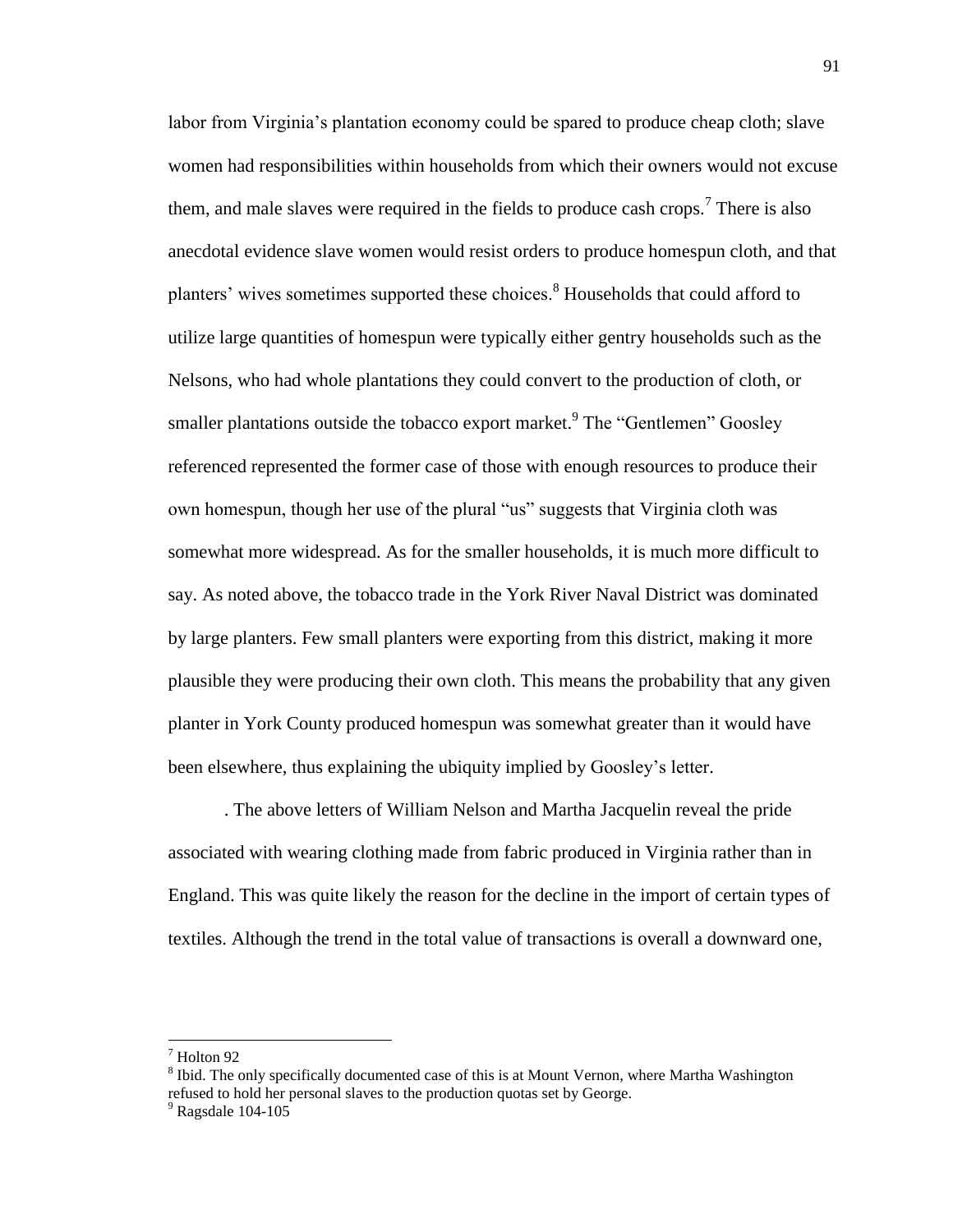labor from Virginia's plantation economy could be spared to produce cheap cloth; slave women had responsibilities within households from which their owners would not excuse them, and male slaves were required in the fields to produce cash crops.[7] There is also anecdotal evidence slave women would resist orders to produce homespun cloth, and that planters' wives sometimes supported these choices.[8] Households that could afford to utilize large quantities of homespun were typically either gentry households such as the Nelsons, who had whole plantations they could convert to the production of cloth, or smaller plantations outside the tobacco export market.[9] The "Gentlemen" Goosley referenced represented the former case of those with enough resources to produce their own homespun, though her use of the plural "us" suggests that Virginia cloth was somewhat more widespread. As for the smaller households, it is much more difficult to say. As noted above, the tobacco trade in the York River Naval District was dominated by large planters. Few small planters were exporting from this district, making it more plausible they were producing their own cloth. This means the probability that any given planter in York County produced homespun was somewhat greater than it would have been elsewhere, thus explaining the ubiquity implied by Goosley's letter.

. The above letters of William Nelson and Martha Jacquelin reveal the pride associated with wearing clothing made from fabric produced in Virginia rather than in England. This was quite likely the reason for the decline in the import of certain types of textiles. Although the trend in the total value of transactions is overall a downward one,

---

[7] Holton 92

[8] Ibid. The only specifically documented case of this is at Mount Vernon, where Martha Washington refused to hold her personal slaves to the production quotas set by George.

[9] Ragsdale 104-105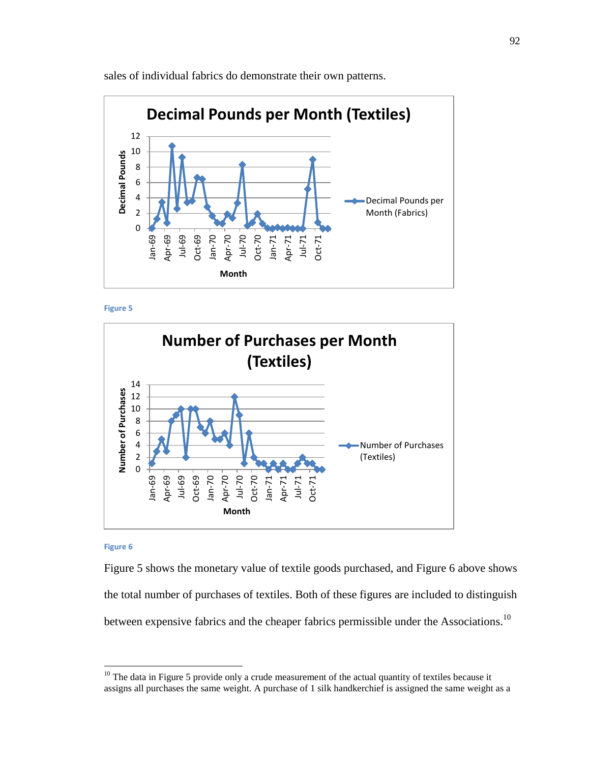sales of individual fabrics do demonstrate their own patterns.

Figure 5

Figure 6

Figure 5 shows the monetary value of textile goods purchased, and Figure 6 above shows the total number of purchases of textiles. Both of these figures are included to distinguish between expensive fabrics and the cheaper fabrics permissible under the Associations.[10]

[10] The data in Figure 5 provide only a crude measurement of the actual quantity of textiles because it assigns all purchases the same weight. A purchase of 1 silk handkerchief is assigned the same weight as a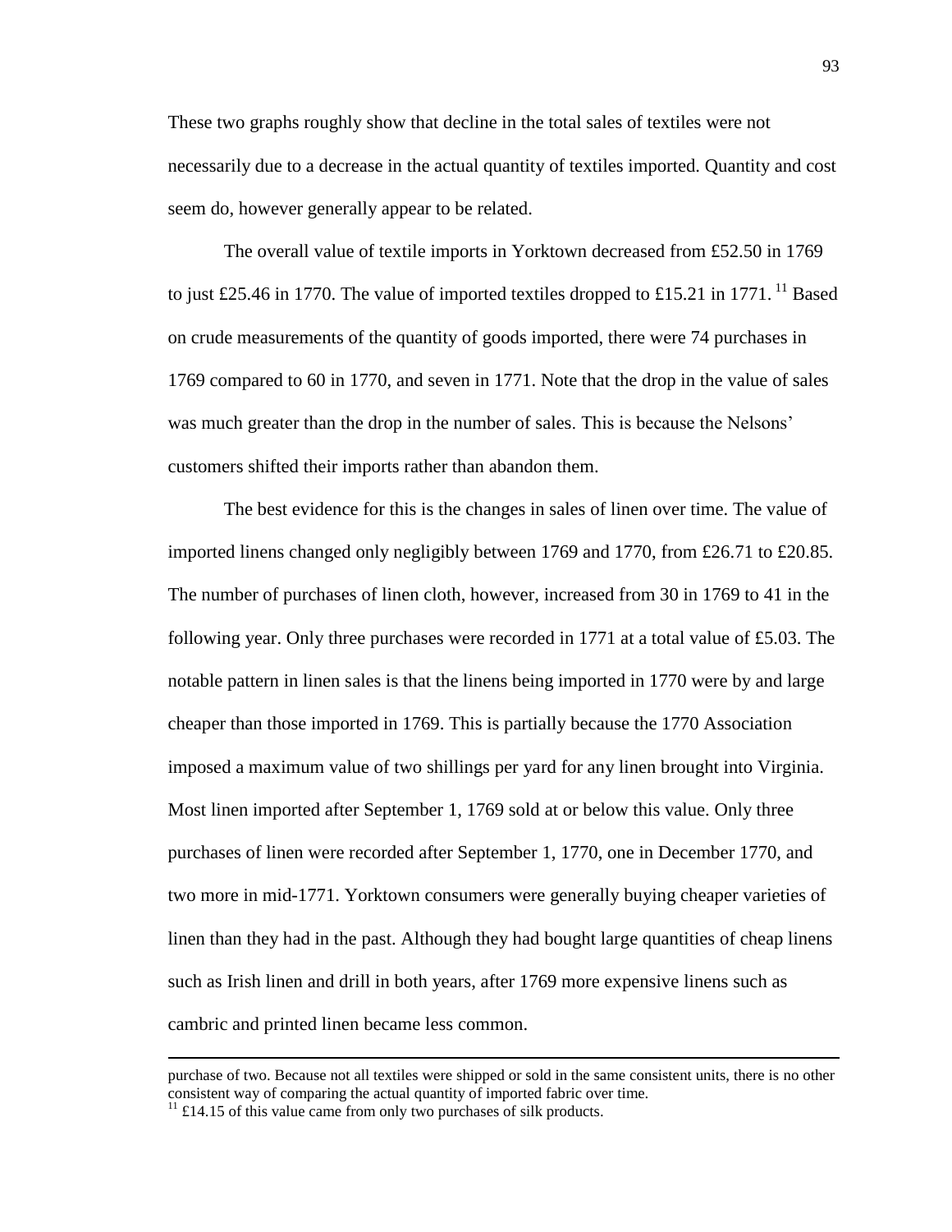These two graphs roughly show that decline in the total sales of textiles were not necessarily due to a decrease in the actual quantity of textiles imported. Quantity and cost seem do, however generally appear to be related.

The overall value of textile imports in Yorktown decreased from £52.50 in 1769 to just £25.46 in 1770. The value of imported textiles dropped to £15.21 in 1771.[11] Based on crude measurements of the quantity of goods imported, there were 74 purchases in 1769 compared to 60 in 1770, and seven in 1771. Note that the drop in the value of sales was much greater than the drop in the number of sales. This is because the Nelsons' customers shifted their imports rather than abandon them.

The best evidence for this is the changes in sales of linen over time. The value of imported linens changed only negligibly between 1769 and 1770, from £26.71 to £20.85. The number of purchases of linen cloth, however, increased from 30 in 1769 to 41 in the following year. Only three purchases were recorded in 1771 at a total value of £5.03. The notable pattern in linen sales is that the linens being imported in 1770 were by and large cheaper than those imported in 1769. This is partially because the 1770 Association imposed a maximum value of two shillings per yard for any linen brought into Virginia. Most linen imported after September 1, 1769 sold at or below this value. Only three purchases of linen were recorded after September 1, 1770, one in December 1770, and two more in mid-1771. Yorktown consumers were generally buying cheaper varieties of linen than they had in the past. Although they had bought large quantities of cheap linens such as Irish linen and drill in both years, after 1769 more expensive linens such as cambric and printed linen became less common.

---

purchase of two. Because not all textiles were shipped or sold in the same consistent units, there is no other consistent way of comparing the actual quantity of imported fabric over time.

[11] £14.15 of this value came from only two purchases of silk products.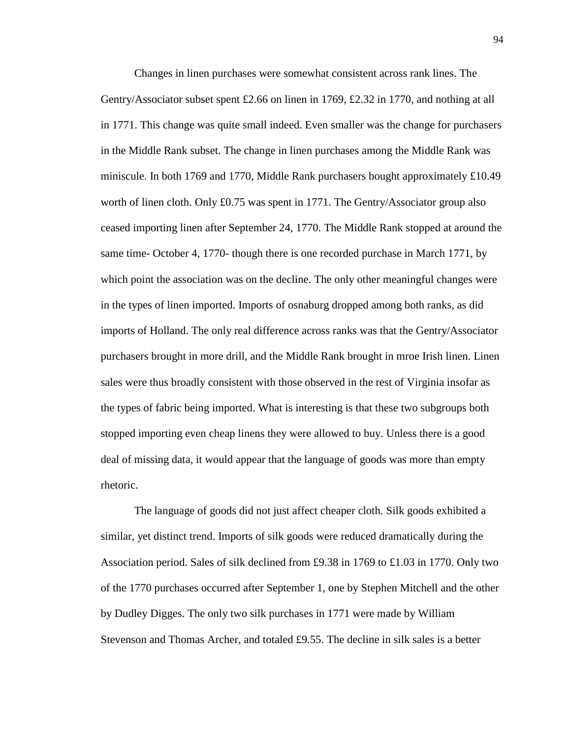Changes in linen purchases were somewhat consistent across rank lines. The Gentry/Associator subset spent £2.66 on linen in 1769, £2.32 in 1770, and nothing at all in 1771. This change was quite small indeed. Even smaller was the change for purchasers in the Middle Rank subset. The change in linen purchases among the Middle Rank was miniscule. In both 1769 and 1770, Middle Rank purchasers bought approximately £10.49 worth of linen cloth. Only £0.75 was spent in 1771. The Gentry/Associator group also ceased importing linen after September 24, 1770. The Middle Rank stopped at around the same time- October 4, 1770- though there is one recorded purchase in March 1771, by which point the association was on the decline. The only other meaningful changes were in the types of linen imported. Imports of osnaburg dropped among both ranks, as did imports of Holland. The only real difference across ranks was that the Gentry/Associator purchasers brought in more drill, and the Middle Rank brought in mroe Irish linen. Linen sales were thus broadly consistent with those observed in the rest of Virginia insofar as the types of fabric being imported. What is interesting is that these two subgroups both stopped importing even cheap linens they were allowed to buy. Unless there is a good deal of missing data, it would appear that the language of goods was more than empty rhetoric.

The language of goods did not just affect cheaper cloth. Silk goods exhibited a similar, yet distinct trend. Imports of silk goods were reduced dramatically during the Association period. Sales of silk declined from £9.38 in 1769 to £1.03 in 1770. Only two of the 1770 purchases occurred after September 1, one by Stephen Mitchell and the other by Dudley Digges. The only two silk purchases in 1771 were made by William Stevenson and Thomas Archer, and totaled £9.55. The decline in silk sales is a better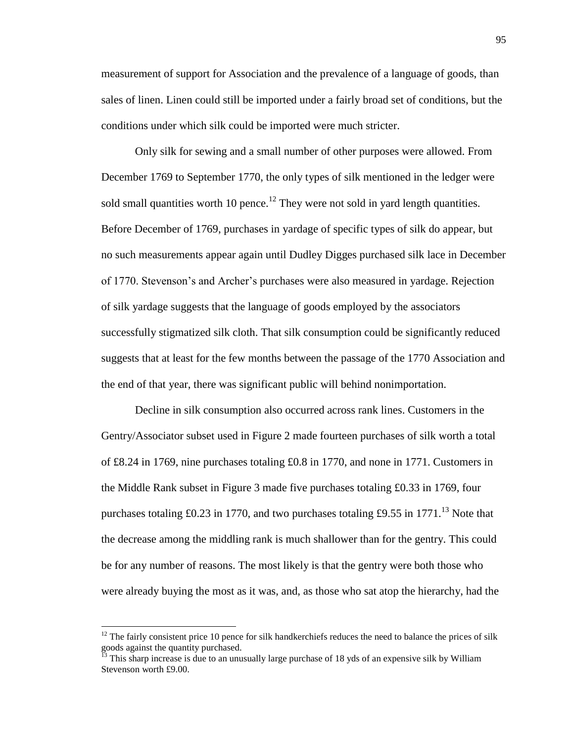measurement of support for Association and the prevalence of a language of goods, than sales of linen. Linen could still be imported under a fairly broad set of conditions, but the conditions under which silk could be imported were much stricter.

Only silk for sewing and a small number of other purposes were allowed. From December 1769 to September 1770, the only types of silk mentioned in the ledger were sold small quantities worth 10 pence.[12] They were not sold in yard length quantities. Before December of 1769, purchases in yardage of specific types of silk do appear, but no such measurements appear again until Dudley Digges purchased silk lace in December of 1770. Stevenson's and Archer's purchases were also measured in yardage. Rejection of silk yardage suggests that the language of goods employed by the associators successfully stigmatized silk cloth. That silk consumption could be significantly reduced suggests that at least for the few months between the passage of the 1770 Association and the end of that year, there was significant public will behind nonimportation.

Decline in silk consumption also occurred across rank lines. Customers in the Gentry/Associator subset used in Figure 2 made fourteen purchases of silk worth a total of £8.24 in 1769, nine purchases totaling £0.8 in 1770, and none in 1771. Customers in the Middle Rank subset in Figure 3 made five purchases totaling £0.33 in 1769, four purchases totaling £0.23 in 1770, and two purchases totaling £9.55 in 1771.[13] Note that the decrease among the middling rank is much shallower than for the gentry. This could be for any number of reasons. The most likely is that the gentry were both those who were already buying the most as it was, and, as those who sat atop the hierarchy, had the

---

[12] The fairly consistent price 10 pence for silk handkerchiefs reduces the need to balance the prices of silk goods against the quantity purchased.

[13] This sharp increase is due to an unusually large purchase of 18 yds of an expensive silk by William Stevenson worth £9.00.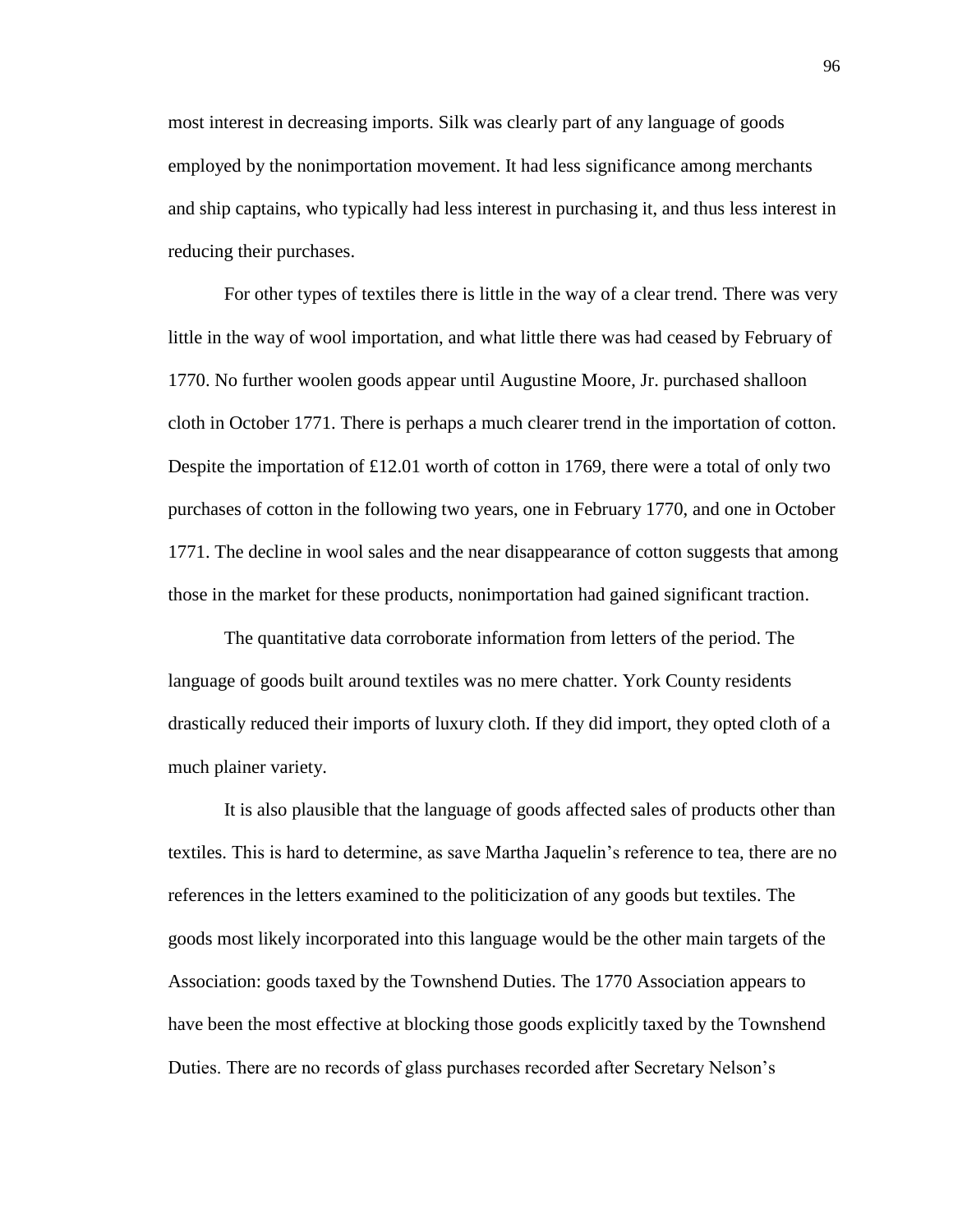most interest in decreasing imports. Silk was clearly part of any language of goods employed by the nonimportation movement. It had less significance among merchants and ship captains, who typically had less interest in purchasing it, and thus less interest in reducing their purchases.

For other types of textiles there is little in the way of a clear trend. There was very little in the way of wool importation, and what little there was had ceased by February of 1770. No further woolen goods appear until Augustine Moore, Jr. purchased shalloon cloth in October 1771. There is perhaps a much clearer trend in the importation of cotton. Despite the importation of £12.01 worth of cotton in 1769, there were a total of only two purchases of cotton in the following two years, one in February 1770, and one in October 1771. The decline in wool sales and the near disappearance of cotton suggests that among those in the market for these products, nonimportation had gained significant traction.

The quantitative data corroborate information from letters of the period. The language of goods built around textiles was no mere chatter. York County residents drastically reduced their imports of luxury cloth. If they did import, they opted cloth of a much plainer variety.

It is also plausible that the language of goods affected sales of products other than textiles. This is hard to determine, as save Martha Jaquelin's reference to tea, there are no references in the letters examined to the politicization of any goods but textiles. The goods most likely incorporated into this language would be the other main targets of the Association: goods taxed by the Townshend Duties. The 1770 Association appears to have been the most effective at blocking those goods explicitly taxed by the Townshend Duties. There are no records of glass purchases recorded after Secretary Nelson's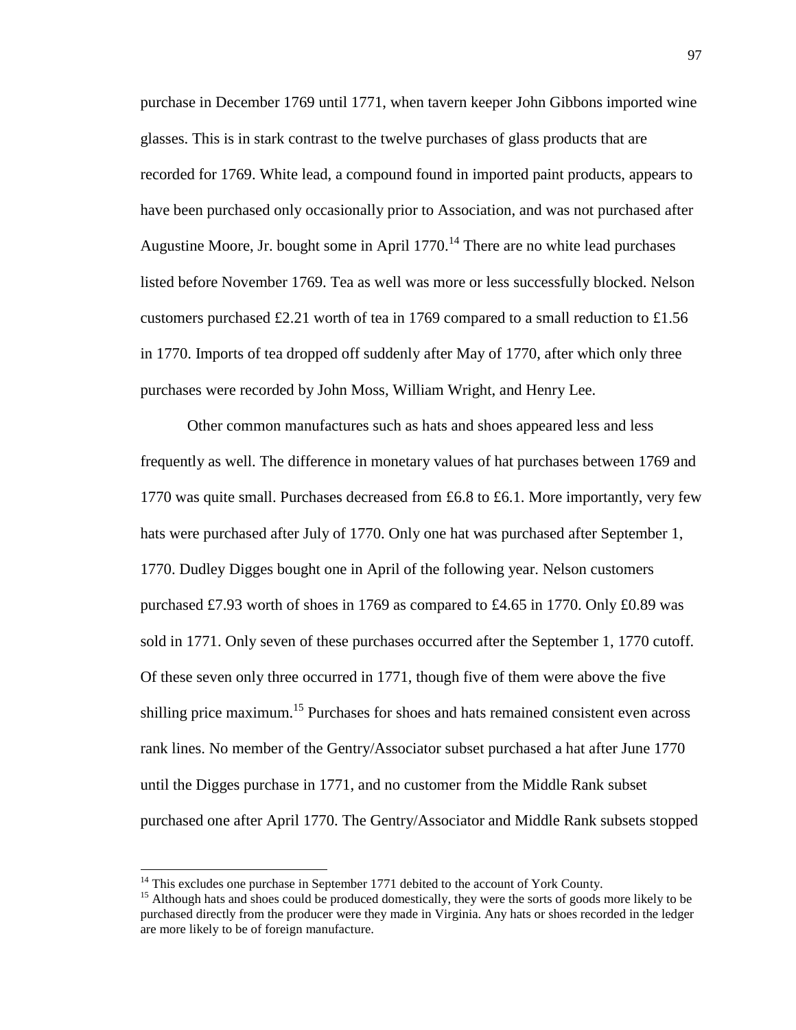purchase in December 1769 until 1771, when tavern keeper John Gibbons imported wine glasses. This is in stark contrast to the twelve purchases of glass products that are recorded for 1769. White lead, a compound found in imported paint products, appears to have been purchased only occasionally prior to Association, and was not purchased after Augustine Moore, Jr. bought some in April 1770.[14] There are no white lead purchases listed before November 1769. Tea as well was more or less successfully blocked. Nelson customers purchased £2.21 worth of tea in 1769 compared to a small reduction to £1.56 in 1770. Imports of tea dropped off suddenly after May of 1770, after which only three purchases were recorded by John Moss, William Wright, and Henry Lee.

Other common manufactures such as hats and shoes appeared less and less frequently as well. The difference in monetary values of hat purchases between 1769 and 1770 was quite small. Purchases decreased from £6.8 to £6.1. More importantly, very few hats were purchased after July of 1770. Only one hat was purchased after September 1, 1770. Dudley Digges bought one in April of the following year. Nelson customers purchased £7.93 worth of shoes in 1769 as compared to £4.65 in 1770. Only £0.89 was sold in 1771. Only seven of these purchases occurred after the September 1, 1770 cutoff. Of these seven only three occurred in 1771, though five of them were above the five shilling price maximum.[15] Purchases for shoes and hats remained consistent even across rank lines. No member of the Gentry/Associator subset purchased a hat after June 1770 until the Digges purchase in 1771, and no customer from the Middle Rank subset purchased one after April 1770. The Gentry/Associator and Middle Rank subsets stopped

[14] This excludes one purchase in September 1771 debited to the account of York County.

[15] Although hats and shoes could be produced domestically, they were the sorts of goods more likely to be purchased directly from the producer were they made in Virginia. Any hats or shoes recorded in the ledger are more likely to be of foreign manufacture.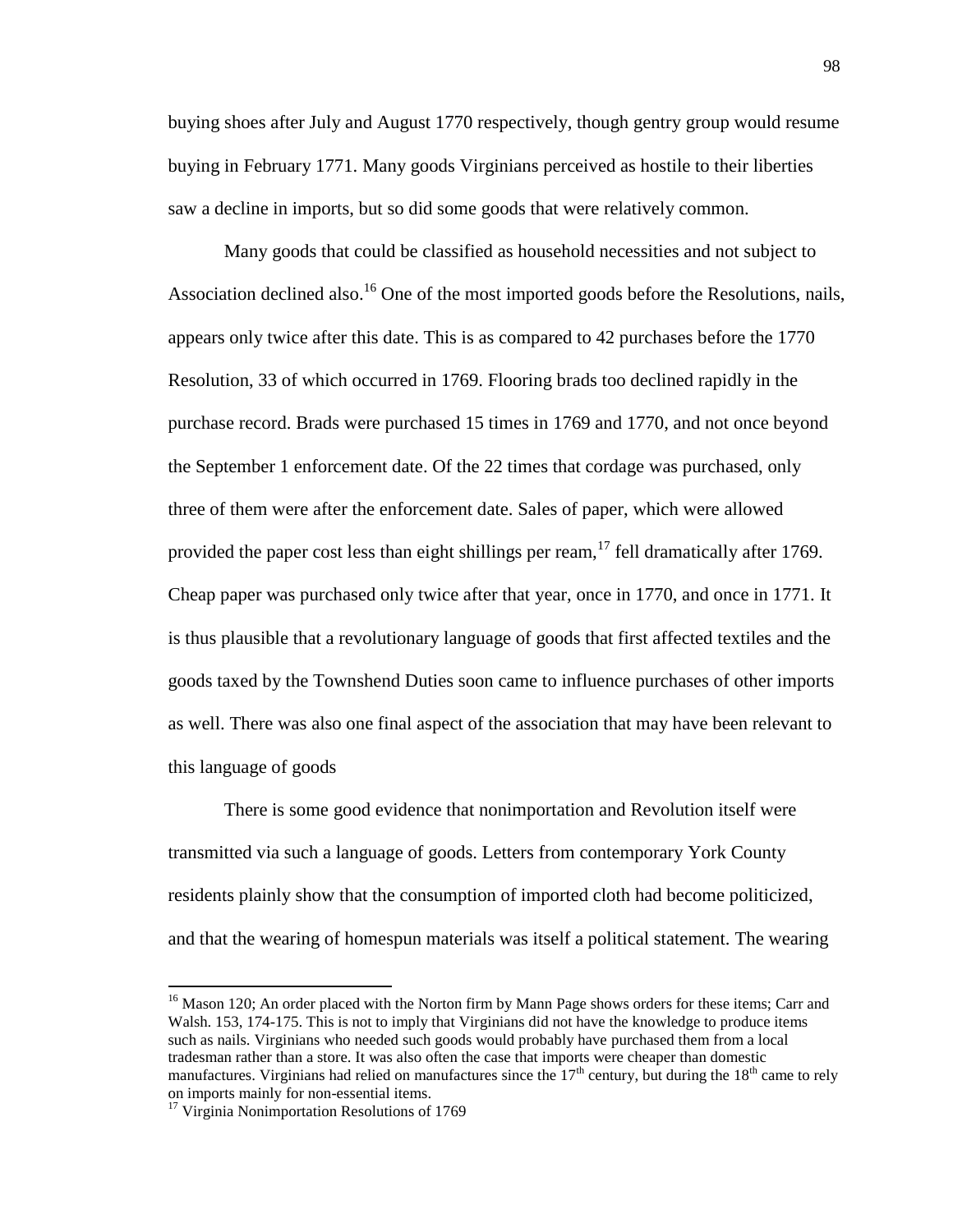buying shoes after July and August 1770 respectively, though gentry group would resume buying in February 1771. Many goods Virginians perceived as hostile to their liberties saw a decline in imports, but so did some goods that were relatively common.

Many goods that could be classified as household necessities and not subject to Association declined also.[16] One of the most imported goods before the Resolutions, nails, appears only twice after this date. This is as compared to 42 purchases before the 1770 Resolution, 33 of which occurred in 1769. Flooring brads too declined rapidly in the purchase record. Brads were purchased 15 times in 1769 and 1770, and not once beyond the September 1 enforcement date. Of the 22 times that cordage was purchased, only three of them were after the enforcement date. Sales of paper, which were allowed provided the paper cost less than eight shillings per ream,[17] fell dramatically after 1769. Cheap paper was purchased only twice after that year, once in 1770, and once in 1771. It is thus plausible that a revolutionary language of goods that first affected textiles and the goods taxed by the Townshend Duties soon came to influence purchases of other imports as well. There was also one final aspect of the association that may have been relevant to this language of goods

There is some good evidence that nonimportation and Revolution itself were transmitted via such a language of goods. Letters from contemporary York County residents plainly show that the consumption of imported cloth had become politicized, and that the wearing of homespun materials was itself a political statement. The wearing

---

[16] Mason 120; An order placed with the Norton firm by Mann Page shows orders for these items; Carr and Walsh. 153, 174-175. This is not to imply that Virginians did not have the knowledge to produce items such as nails. Virginians who needed such goods would probably have purchased them from a local tradesman rather than a store. It was also often the case that imports were cheaper than domestic manufactures. Virginians had relied on manufactures since the 17th century, but during the 18th came to rely on imports mainly for non-essential items.

[17] Virginia Nonimportation Resolutions of 1769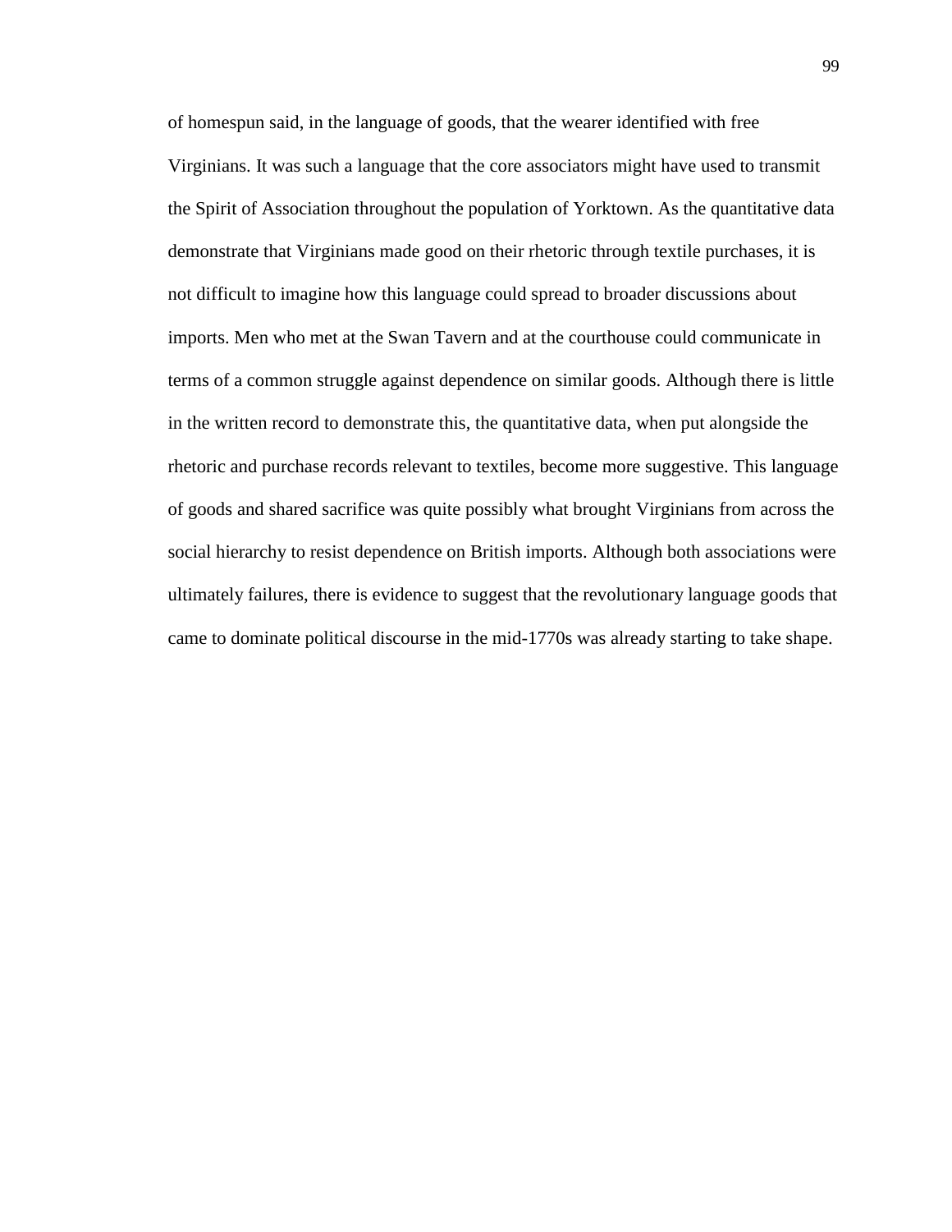of homespun said, in the language of goods, that the wearer identified with free Virginians. It was such a language that the core associators might have used to transmit the Spirit of Association throughout the population of Yorktown. As the quantitative data demonstrate that Virginians made good on their rhetoric through textile purchases, it is not difficult to imagine how this language could spread to broader discussions about imports. Men who met at the Swan Tavern and at the courthouse could communicate in terms of a common struggle against dependence on similar goods. Although there is little in the written record to demonstrate this, the quantitative data, when put alongside the rhetoric and purchase records relevant to textiles, become more suggestive. This language of goods and shared sacrifice was quite possibly what brought Virginians from across the social hierarchy to resist dependence on British imports. Although both associations were ultimately failures, there is evidence to suggest that the revolutionary language goods that came to dominate political discourse in the mid-1770s was already starting to take shape.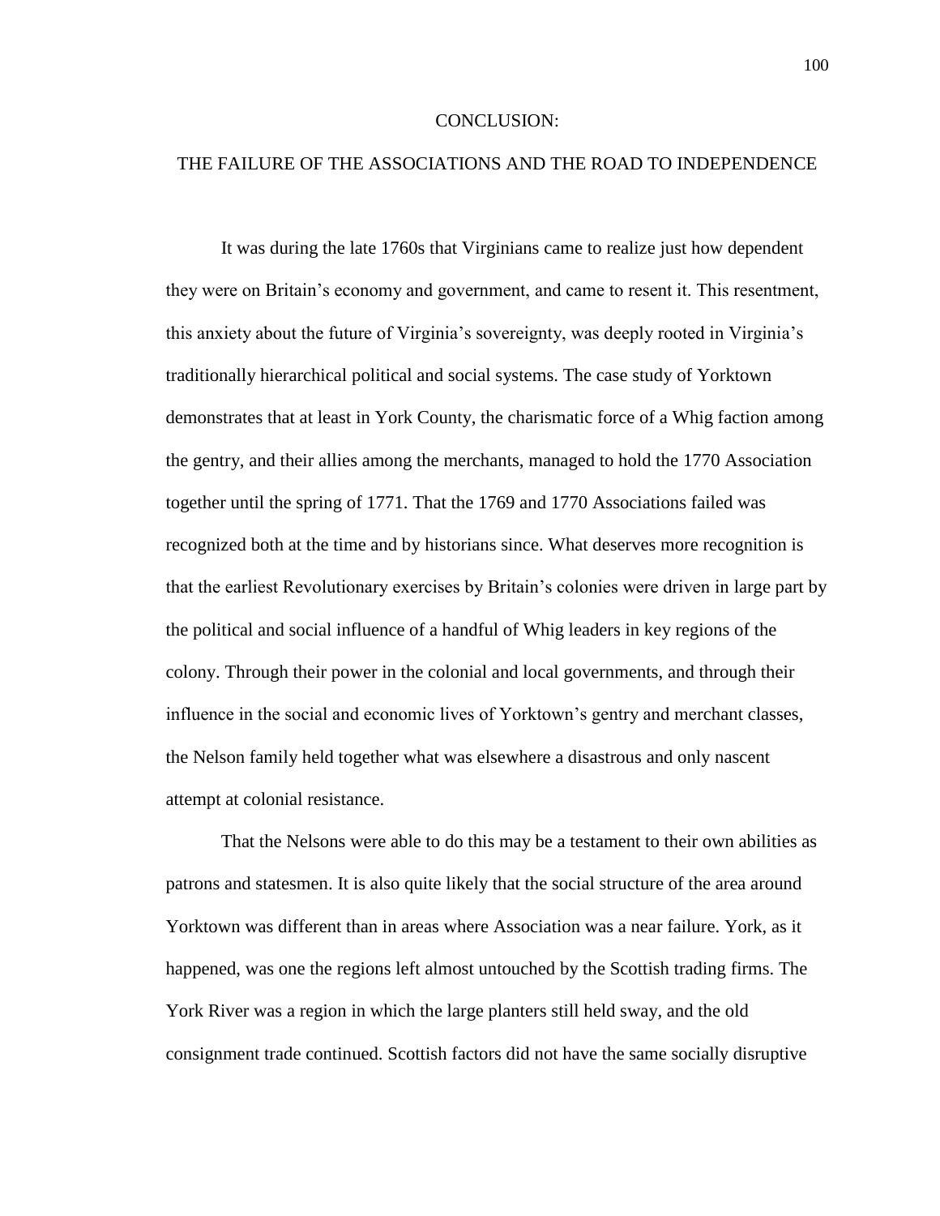# CONCLUSION:

# THE FAILURE OF THE ASSOCIATIONS AND THE ROAD TO INDEPENDENCE

It was during the late 1760s that Virginians came to realize just how dependent they were on Britain's economy and government, and came to resent it. This resentment, this anxiety about the future of Virginia's sovereignty, was deeply rooted in Virginia's traditionally hierarchical political and social systems. The case study of Yorktown demonstrates that at least in York County, the charismatic force of a Whig faction among the gentry, and their allies among the merchants, managed to hold the 1770 Association together until the spring of 1771. That the 1769 and 1770 Associations failed was recognized both at the time and by historians since. What deserves more recognition is that the earliest Revolutionary exercises by Britain's colonies were driven in large part by the political and social influence of a handful of Whig leaders in key regions of the colony. Through their power in the colonial and local governments, and through their influence in the social and economic lives of Yorktown's gentry and merchant classes, the Nelson family held together what was elsewhere a disastrous and only nascent attempt at colonial resistance.

That the Nelsons were able to do this may be a testament to their own abilities as patrons and statesmen. It is also quite likely that the social structure of the area around Yorktown was different than in areas where Association was a near failure. York, as it happened, was one the regions left almost untouched by the Scottish trading firms. The York River was a region in which the large planters still held sway, and the old consignment trade continued. Scottish factors did not have the same socially disruptive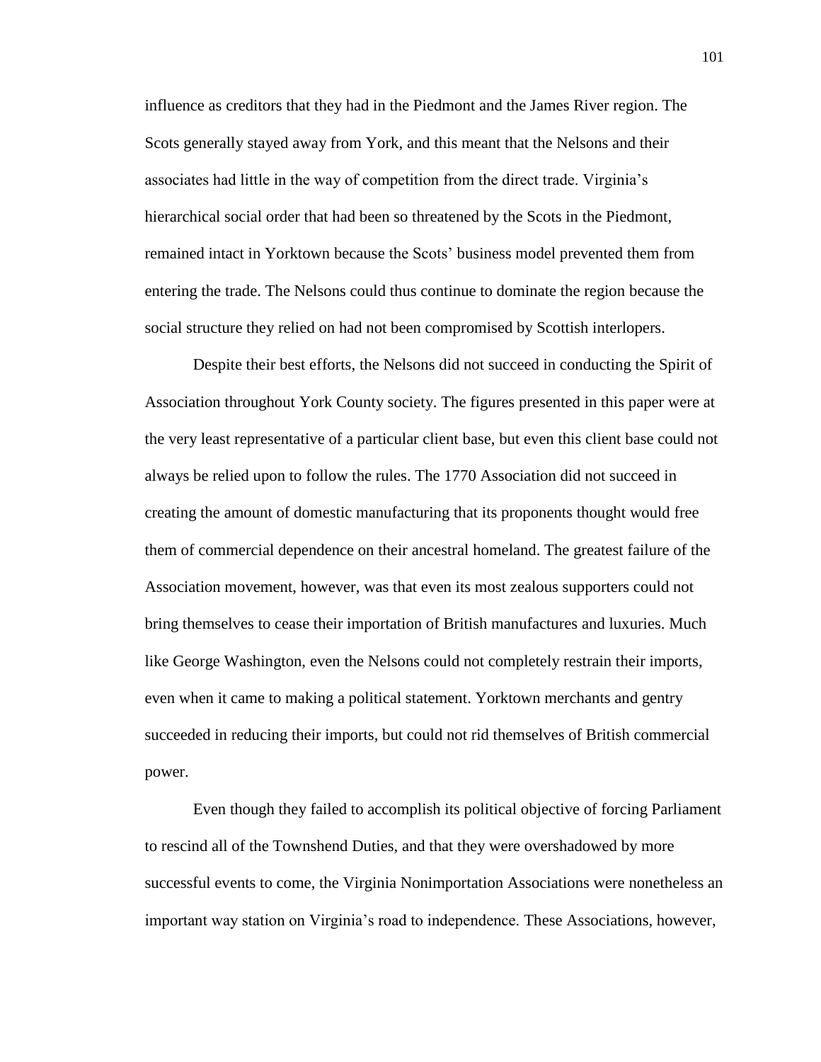influence as creditors that they had in the Piedmont and the James River region. The Scots generally stayed away from York, and this meant that the Nelsons and their associates had little in the way of competition from the direct trade. Virginia's hierarchical social order that had been so threatened by the Scots in the Piedmont, remained intact in Yorktown because the Scots' business model prevented them from entering the trade. The Nelsons could thus continue to dominate the region because the social structure they relied on had not been compromised by Scottish interlopers.

Despite their best efforts, the Nelsons did not succeed in conducting the Spirit of Association throughout York County society. The figures presented in this paper were at the very least representative of a particular client base, but even this client base could not always be relied upon to follow the rules. The 1770 Association did not succeed in creating the amount of domestic manufacturing that its proponents thought would free them of commercial dependence on their ancestral homeland. The greatest failure of the Association movement, however, was that even its most zealous supporters could not bring themselves to cease their importation of British manufactures and luxuries. Much like George Washington, even the Nelsons could not completely restrain their imports, even when it came to making a political statement. Yorktown merchants and gentry succeeded in reducing their imports, but could not rid themselves of British commercial power.

Even though they failed to accomplish its political objective of forcing Parliament to rescind all of the Townshend Duties, and that they were overshadowed by more successful events to come, the Virginia Nonimportation Associations were nonetheless an important way station on Virginia's road to independence. These Associations, however,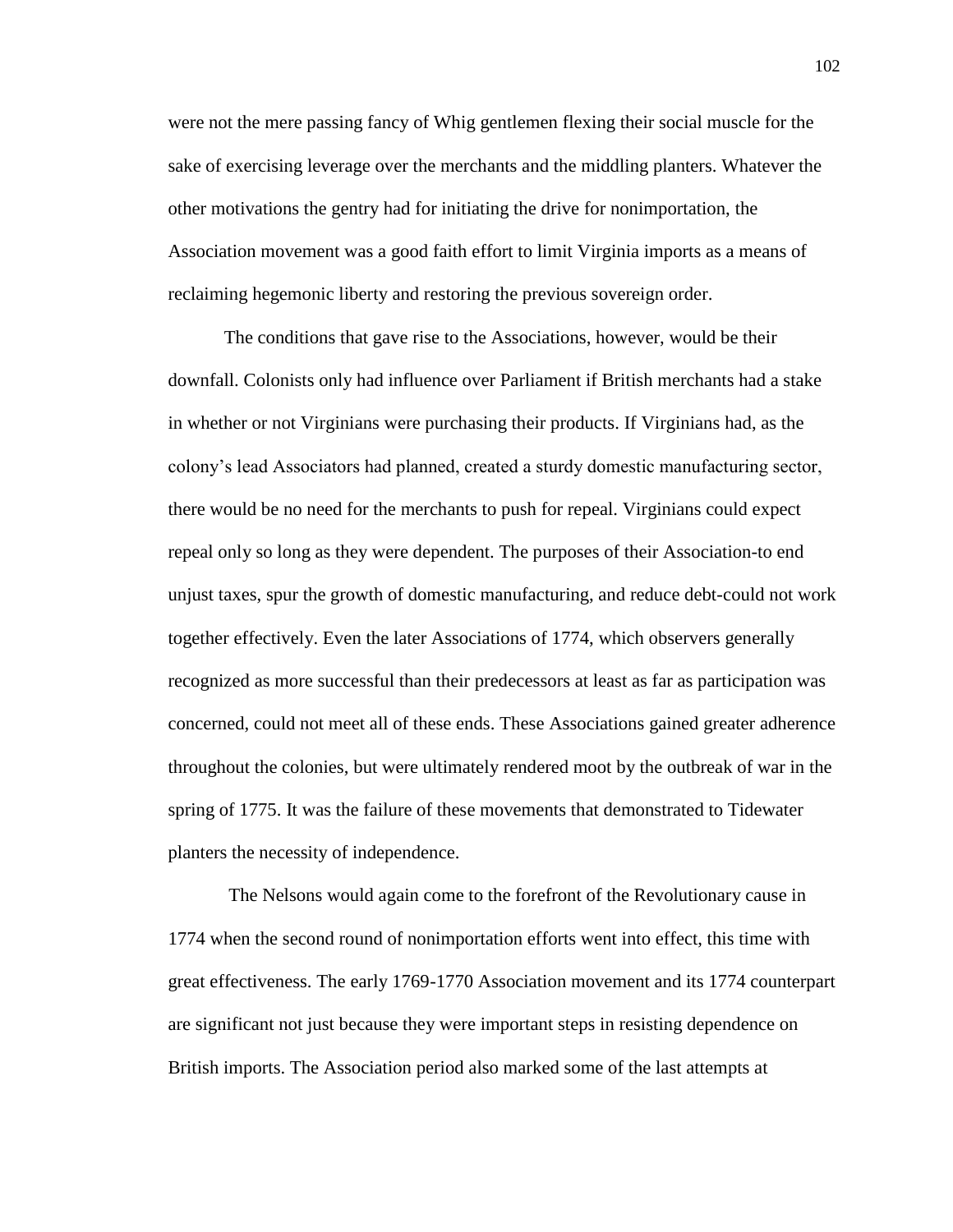were not the mere passing fancy of Whig gentlemen flexing their social muscle for the sake of exercising leverage over the merchants and the middling planters. Whatever the other motivations the gentry had for initiating the drive for nonimportation, the Association movement was a good faith effort to limit Virginia imports as a means of reclaiming hegemonic liberty and restoring the previous sovereign order.

The conditions that gave rise to the Associations, however, would be their downfall. Colonists only had influence over Parliament if British merchants had a stake in whether or not Virginians were purchasing their products. If Virginians had, as the colony's lead Associators had planned, created a sturdy domestic manufacturing sector, there would be no need for the merchants to push for repeal. Virginians could expect repeal only so long as they were dependent. The purposes of their Association-to end unjust taxes, spur the growth of domestic manufacturing, and reduce debt-could not work together effectively. Even the later Associations of 1774, which observers generally recognized as more successful than their predecessors at least as far as participation was concerned, could not meet all of these ends. These Associations gained greater adherence throughout the colonies, but were ultimately rendered moot by the outbreak of war in the spring of 1775. It was the failure of these movements that demonstrated to Tidewater planters the necessity of independence.

The Nelsons would again come to the forefront of the Revolutionary cause in 1774 when the second round of nonimportation efforts went into effect, this time with great effectiveness. The early 1769-1770 Association movement and its 1774 counterpart are significant not just because they were important steps in resisting dependence on British imports. The Association period also marked some of the last attempts at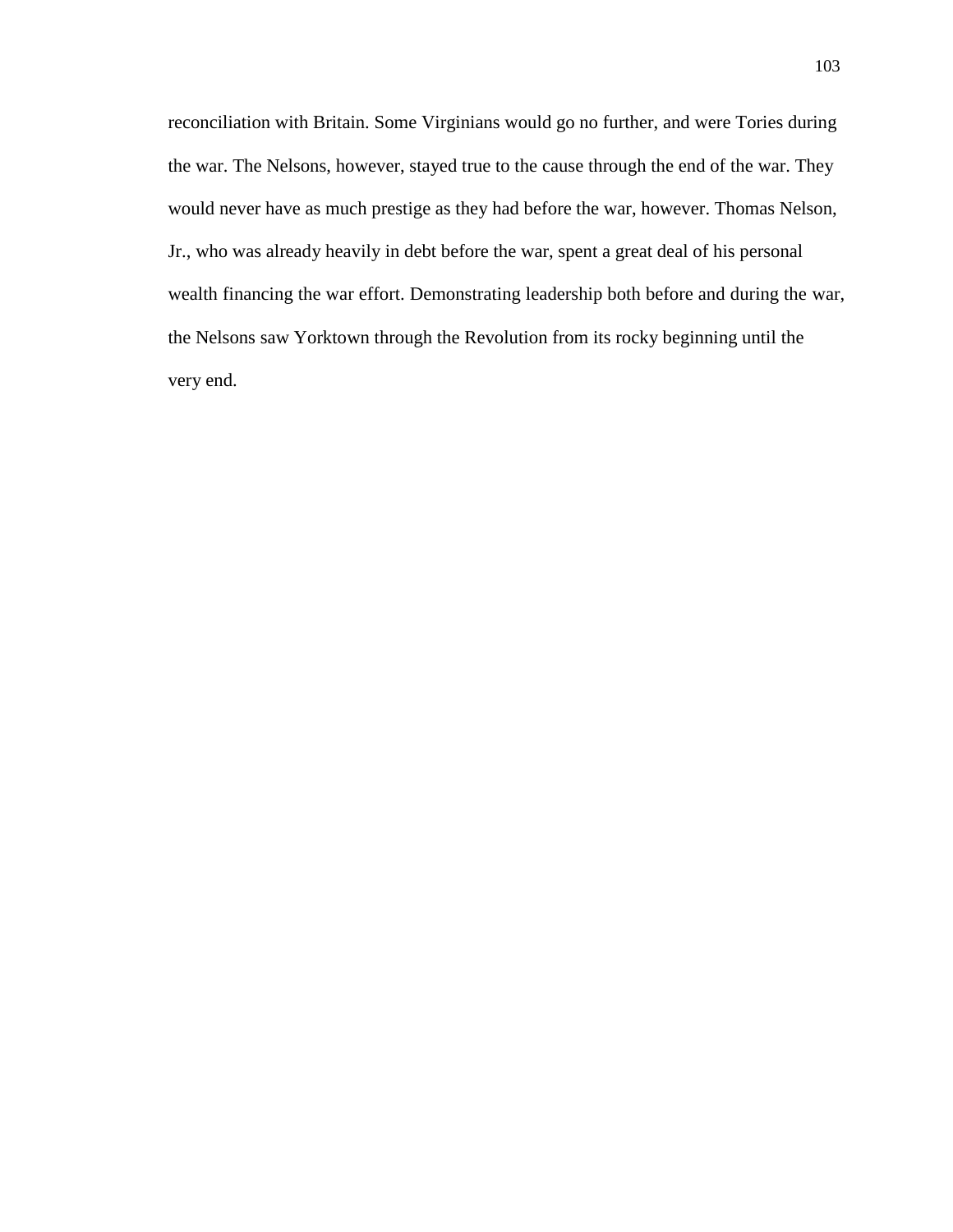reconciliation with Britain. Some Virginians would go no further, and were Tories during the war. The Nelsons, however, stayed true to the cause through the end of the war. They would never have as much prestige as they had before the war, however. Thomas Nelson, Jr., who was already heavily in debt before the war, spent a great deal of his personal wealth financing the war effort. Demonstrating leadership both before and during the war, the Nelsons saw Yorktown through the Revolution from its rocky beginning until the very end.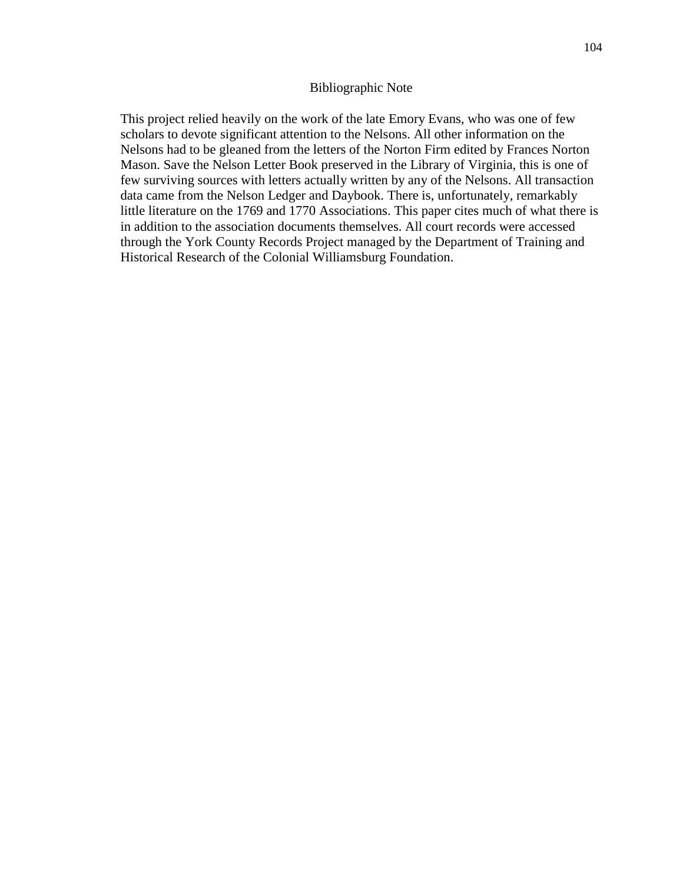# Bibliographic Note

This project relied heavily on the work of the late Emory Evans, who was one of few scholars to devote significant attention to the Nelsons. All other information on the Nelsons had to be gleaned from the letters of the Norton Firm edited by Frances Norton Mason. Save the Nelson Letter Book preserved in the Library of Virginia, this is one of few surviving sources with letters actually written by any of the Nelsons. All transaction data came from the Nelson Ledger and Daybook. There is, unfortunately, remarkably little literature on the 1769 and 1770 Associations. This paper cites much of what there is in addition to the association documents themselves. All court records were accessed through the York County Records Project managed by the Department of Training and Historical Research of the Colonial Williamsburg Foundation.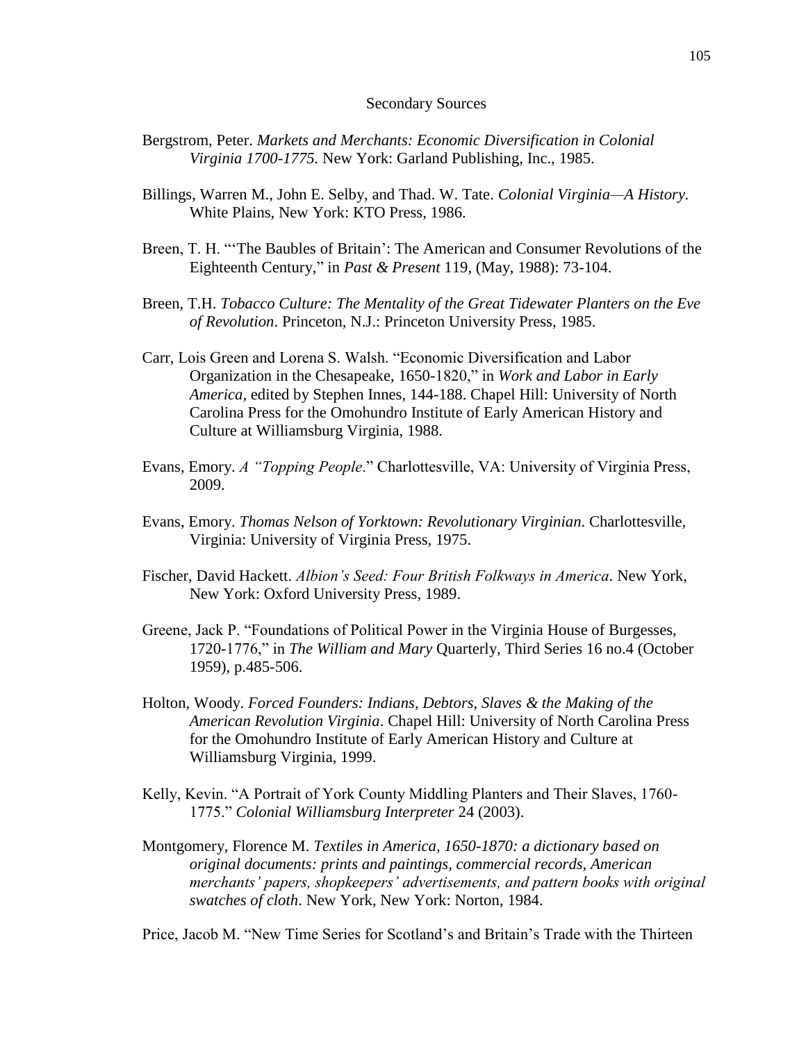## Secondary Sources

Bergstrom, Peter. *Markets and Merchants: Economic Diversification in Colonial Virginia 1700-1775.* New York: Garland Publishing, Inc., 1985.

Billings, Warren M., John E. Selby, and Thad. W. Tate. *Colonial Virginia—A History.* White Plains, New York: KTO Press, 1986.

Breen, T. H. "'The Baubles of Britain': The American and Consumer Revolutions of the Eighteenth Century," in *Past & Present* 119, (May, 1988): 73-104.

Breen, T.H. *Tobacco Culture: The Mentality of the Great Tidewater Planters on the Eve of Revolution*. Princeton, N.J.: Princeton University Press, 1985.

Carr, Lois Green and Lorena S. Walsh. "Economic Diversification and Labor Organization in the Chesapeake, 1650-1820," in *Work and Labor in Early America*, edited by Stephen Innes, 144-188. Chapel Hill: University of North Carolina Press for the Omohundro Institute of Early American History and Culture at Williamsburg Virginia, 1988.

Evans, Emory. *A "Topping People*." Charlottesville, VA: University of Virginia Press, 2009.

Evans, Emory. *Thomas Nelson of Yorktown: Revolutionary Virginian*. Charlottesville, Virginia: University of Virginia Press, 1975.

Fischer, David Hackett. *Albion's Seed: Four British Folkways in America*. New York, New York: Oxford University Press, 1989.

Greene, Jack P. "Foundations of Political Power in the Virginia House of Burgesses, 1720-1776," in *The William and Mary* Quarterly, Third Series 16 no.4 (October 1959), p.485-506.

Holton, Woody. *Forced Founders: Indians, Debtors, Slaves & the Making of the American Revolution Virginia*. Chapel Hill: University of North Carolina Press for the Omohundro Institute of Early American History and Culture at Williamsburg Virginia, 1999.

Kelly, Kevin. "A Portrait of York County Middling Planters and Their Slaves, 1760-1775." *Colonial Williamsburg Interpreter* 24 (2003).

Montgomery, Florence M. *Textiles in America, 1650-1870: a dictionary based on original documents: prints and paintings, commercial records, American merchants' papers, shopkeepers' advertisements, and pattern books with original swatches of cloth*. New York, New York: Norton, 1984.

Price, Jacob M. "New Time Series for Scotland's and Britain's Trade with the Thirteen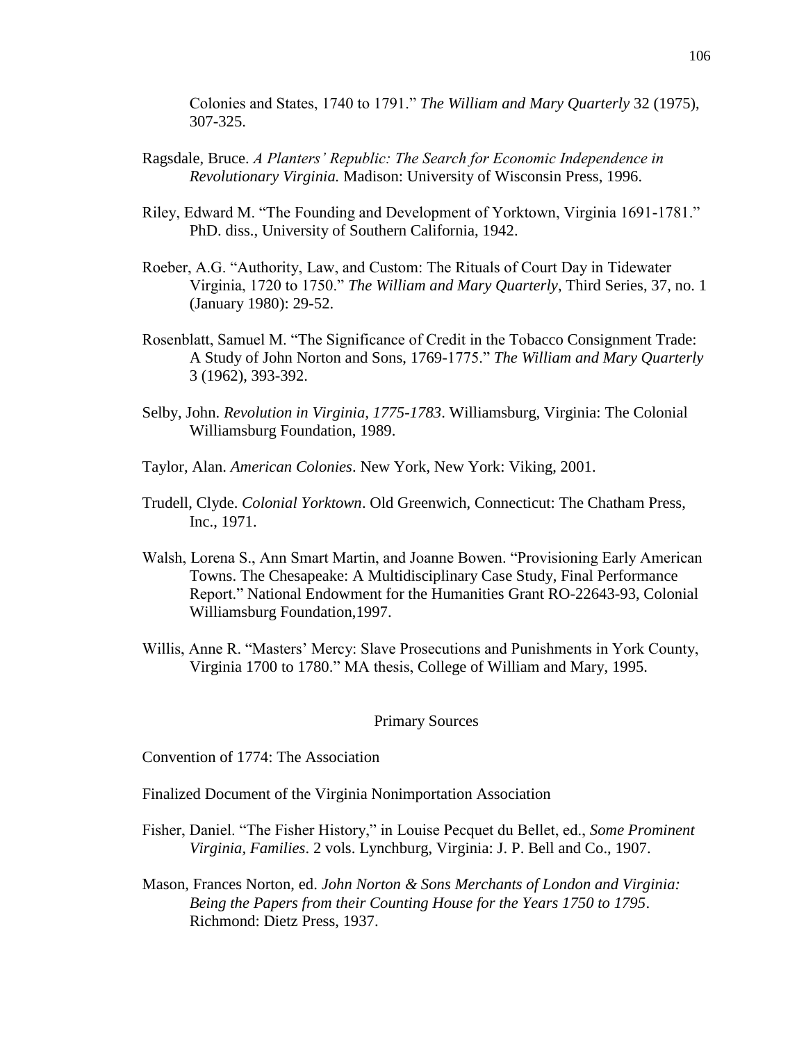Colonies and States, 1740 to 1791." *The William and Mary Quarterly* 32 (1975), 307-325.

Ragsdale, Bruce. *A Planters' Republic: The Search for Economic Independence in Revolutionary Virginia.* Madison: University of Wisconsin Press, 1996.

Riley, Edward M. "The Founding and Development of Yorktown, Virginia 1691-1781." PhD. diss., University of Southern California, 1942.

Roeber, A.G. "Authority, Law, and Custom: The Rituals of Court Day in Tidewater Virginia, 1720 to 1750." *The William and Mary Quarterly*, Third Series, 37, no. 1 (January 1980): 29-52.

Rosenblatt, Samuel M. "The Significance of Credit in the Tobacco Consignment Trade: A Study of John Norton and Sons, 1769-1775." *The William and Mary Quarterly* 3 (1962), 393-392.

Selby, John. *Revolution in Virginia, 1775-1783*. Williamsburg, Virginia: The Colonial Williamsburg Foundation, 1989.

Taylor, Alan. *American Colonies*. New York, New York: Viking, 2001.

Trudell, Clyde. *Colonial Yorktown*. Old Greenwich, Connecticut: The Chatham Press, Inc., 1971.

Walsh, Lorena S., Ann Smart Martin, and Joanne Bowen. "Provisioning Early American Towns. The Chesapeake: A Multidisciplinary Case Study, Final Performance Report." National Endowment for the Humanities Grant RO-22643-93, Colonial Williamsburg Foundation,1997.

Willis, Anne R. "Masters' Mercy: Slave Prosecutions and Punishments in York County, Virginia 1700 to 1780." MA thesis, College of William and Mary, 1995.

## Primary Sources

Convention of 1774: The Association

Finalized Document of the Virginia Nonimportation Association

Fisher, Daniel. "The Fisher History," in Louise Pecquet du Bellet, ed., *Some Prominent Virginia, Families*. 2 vols. Lynchburg, Virginia: J. P. Bell and Co., 1907.

Mason, Frances Norton, ed. *John Norton & Sons Merchants of London and Virginia: Being the Papers from their Counting House for the Years 1750 to 1795*. Richmond: Dietz Press, 1937.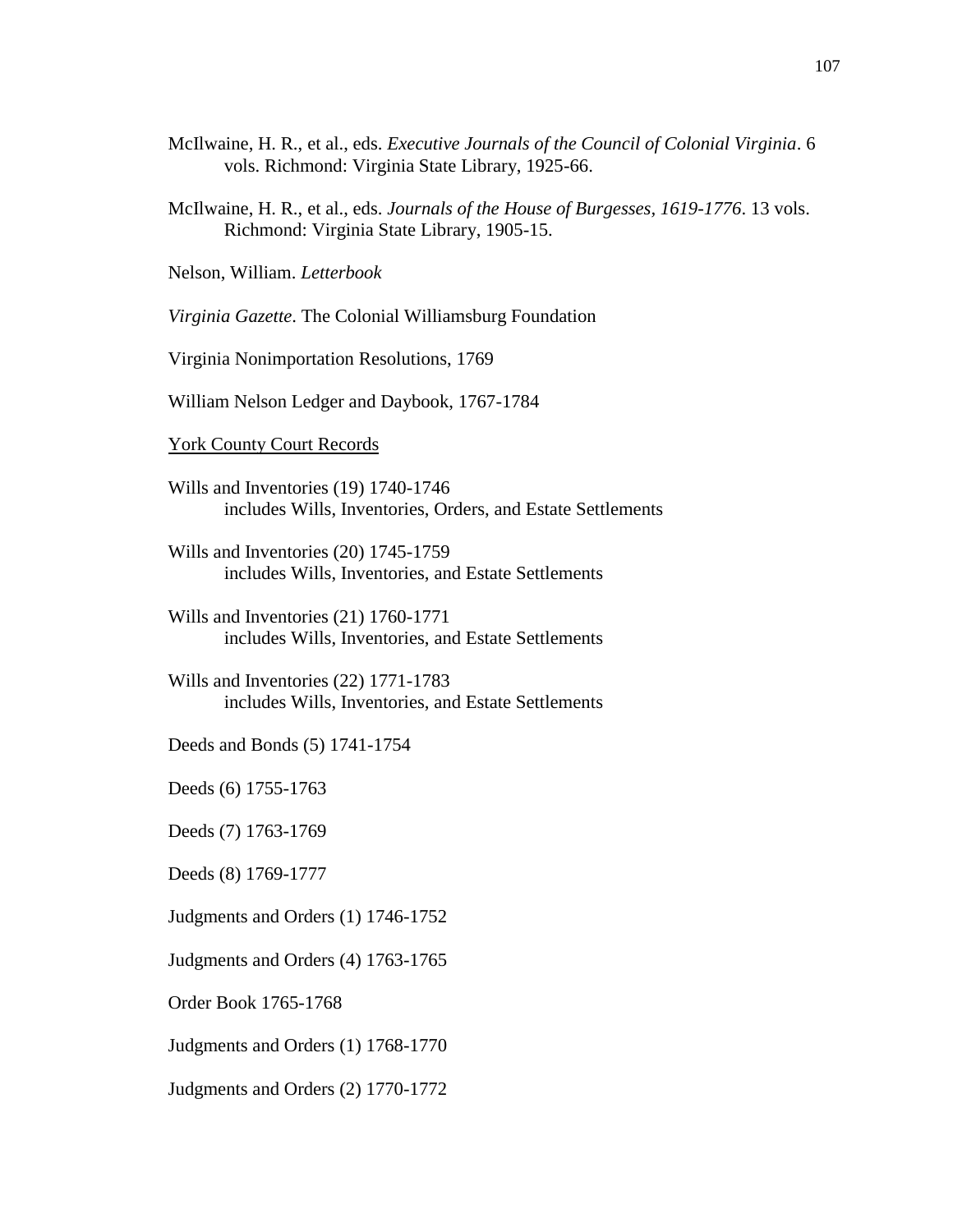McIlwaine, H. R., et al., eds. *Executive Journals of the Council of Colonial Virginia*. 6 vols. Richmond: Virginia State Library, 1925-66.

McIlwaine, H. R., et al., eds. *Journals of the House of Burgesses, 1619-1776*. 13 vols. Richmond: Virginia State Library, 1905-15.

Nelson, William. *Letterbook*

*Virginia Gazette*. The Colonial Williamsburg Foundation

Virginia Nonimportation Resolutions, 1769

William Nelson Ledger and Daybook, 1767-1784

<u>York County Court Records</u>

Wills and Inventories (19) 1740-1746
includes Wills, Inventories, Orders, and Estate Settlements

Wills and Inventories (20) 1745-1759
includes Wills, Inventories, and Estate Settlements

Wills and Inventories (21) 1760-1771
includes Wills, Inventories, and Estate Settlements

Wills and Inventories (22) 1771-1783
includes Wills, Inventories, and Estate Settlements

Deeds and Bonds (5) 1741-1754

Deeds (6) 1755-1763

Deeds (7) 1763-1769

Deeds (8) 1769-1777

Judgments and Orders (1) 1746-1752

Judgments and Orders (4) 1763-1765

Order Book 1765-1768

Judgments and Orders (1) 1768-1770

Judgments and Orders (2) 1770-1772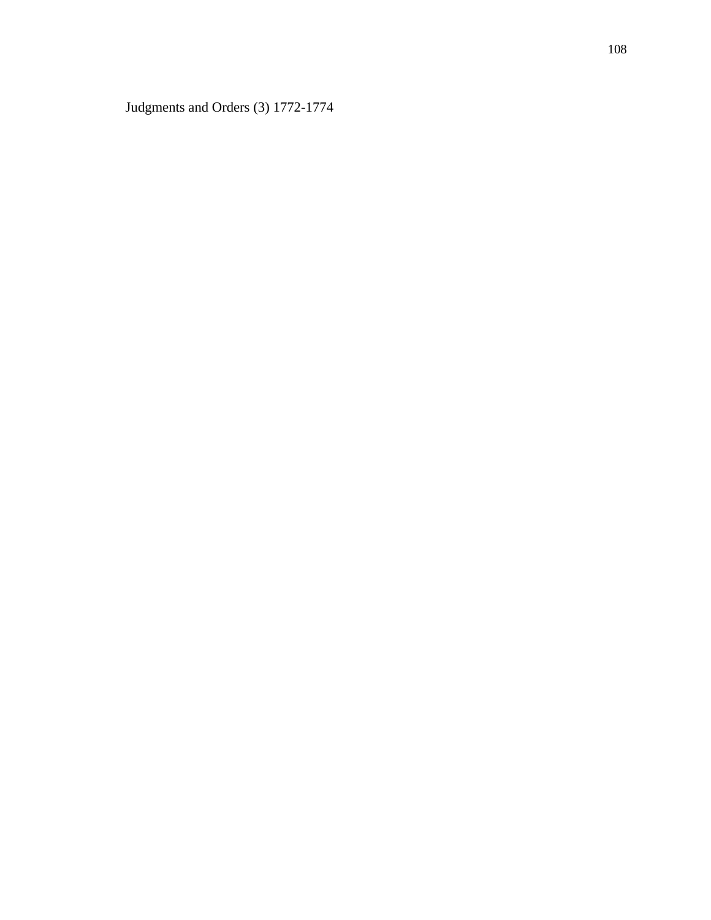Judgments and Orders (3) 1772-1774